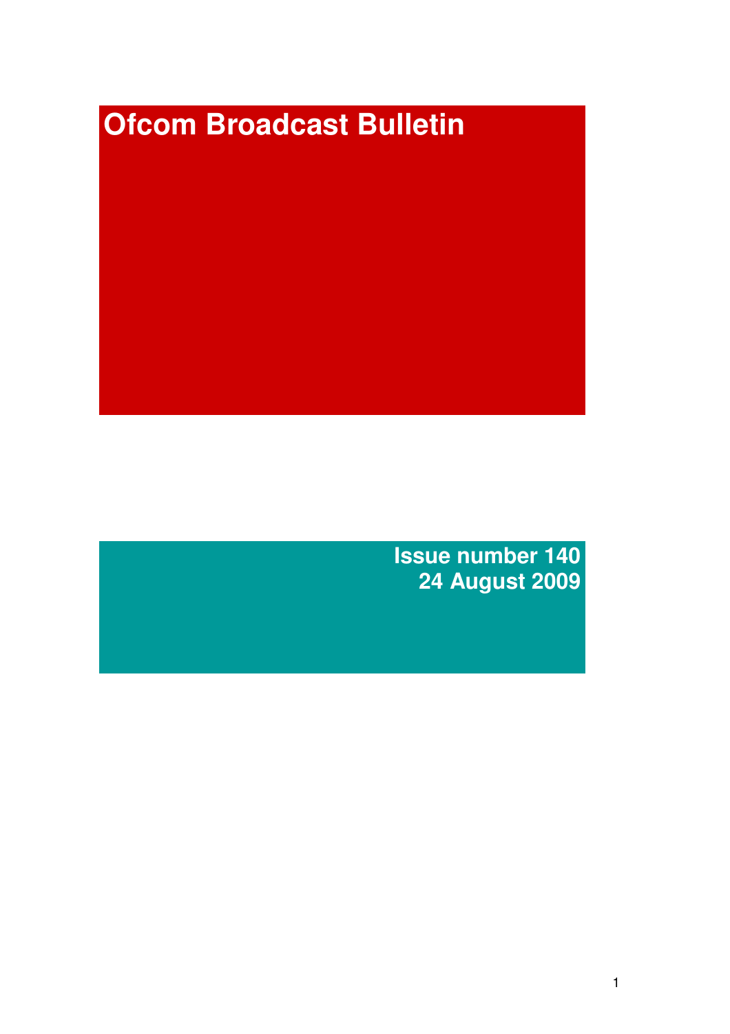# Ofcom Broadcast Bulletin

**Issue number 140**
**24 August 2009**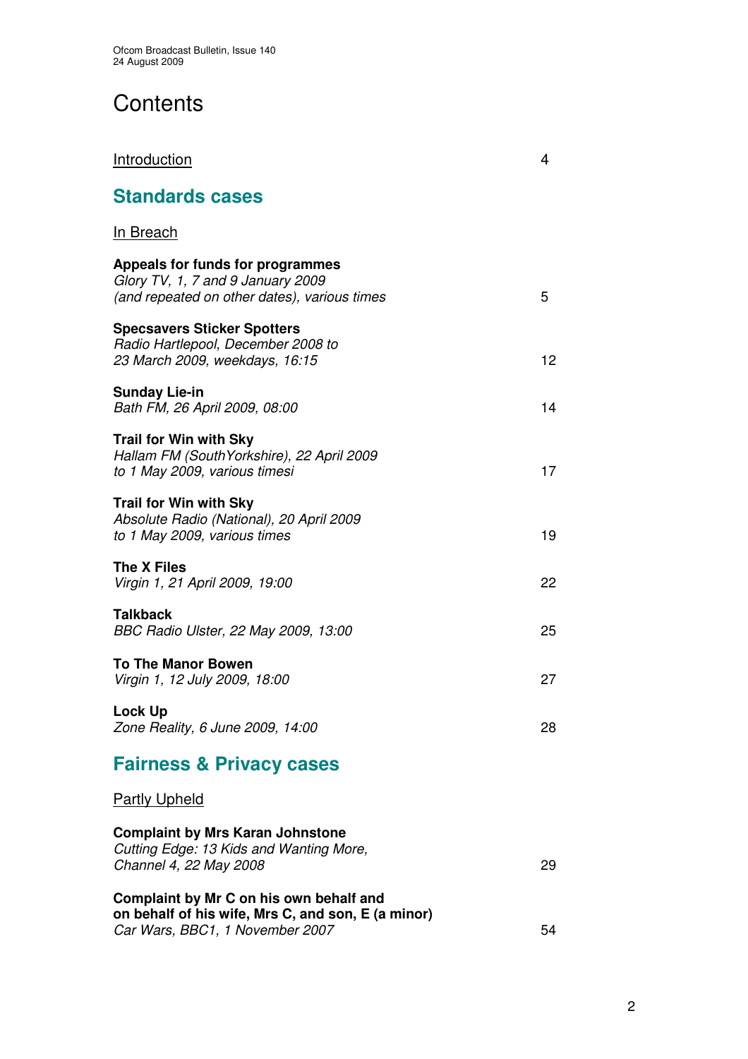# Contents

| | |
|---|---|
| Introduction | 4 |

## Standards cases

In Breach

| | |
|---|---|
| **Appeals for funds for programmes**<br>*Glory TV, 1, 7 and 9 January 2009 (and repeated on other dates), various times* | 5 |
| **Specsavers Sticker Spotters**<br>*Radio Hartlepool, December 2008 to 23 March 2009, weekdays, 16:15* | 12 |
| **Sunday Lie-in**<br>*Bath FM, 26 April 2009, 08:00* | 14 |
| **Trail for Win with Sky**<br>*Hallam FM (SouthYorkshire), 22 April 2009 to 1 May 2009, various timesi* | 17 |
| **Trail for Win with Sky**<br>*Absolute Radio (National), 20 April 2009 to 1 May 2009, various times* | 19 |
| **The X Files**<br>*Virgin 1, 21 April 2009, 19:00* | 22 |
| **Talkback**<br>*BBC Radio Ulster, 22 May 2009, 13:00* | 25 |
| **To The Manor Bowen**<br>*Virgin 1, 12 July 2009, 18:00* | 27 |
| **Lock Up**<br>*Zone Reality, 6 June 2009, 14:00* | 28 |

## Fairness & Privacy cases

Partly Upheld

| | |
|---|---|
| **Complaint by Mrs Karan Johnstone**<br>*Cutting Edge: 13 Kids and Wanting More, Channel 4, 22 May 2008* | 29 |
| **Complaint by Mr C on his own behalf and on behalf of his wife, Mrs C, and son, E (a minor)**<br>*Car Wars, BBC1, 1 November 2007* | 54 |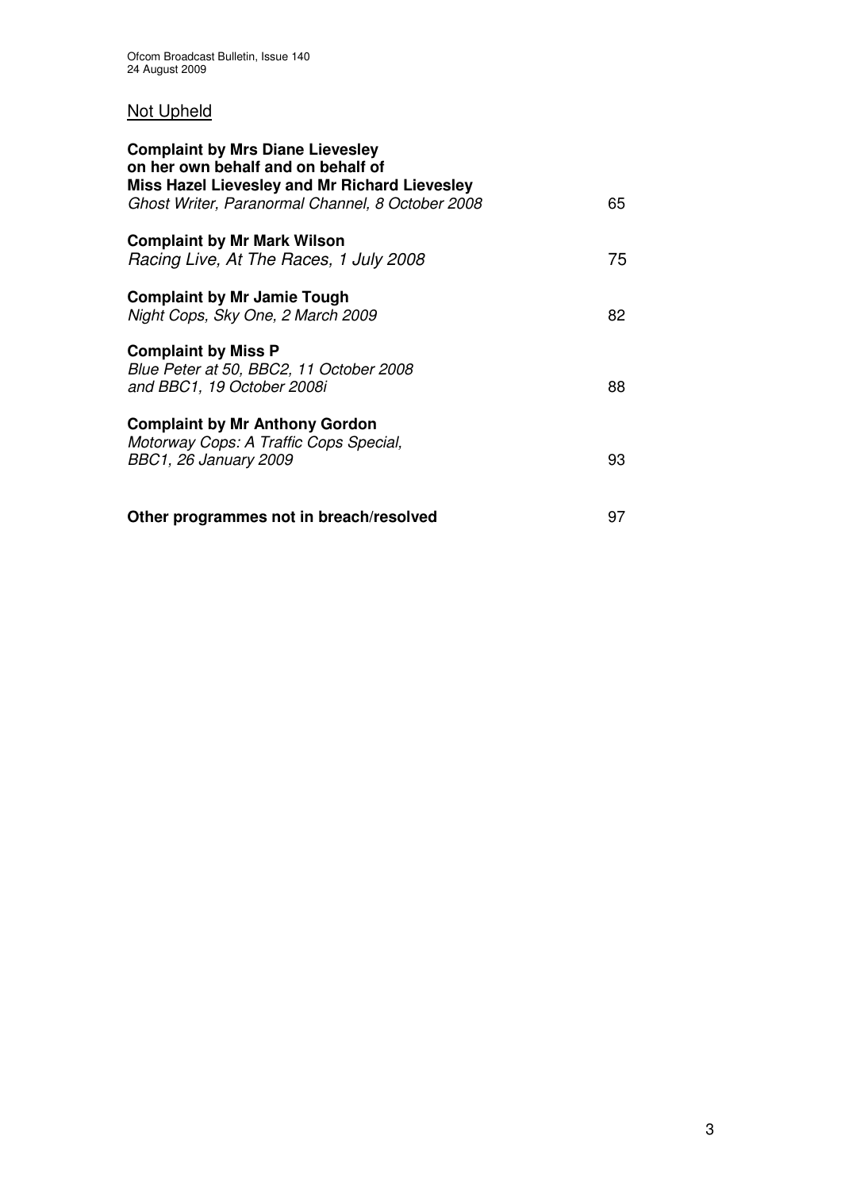Not Upheld

**Complaint by Mrs Diane Lievesley on her own behalf and on behalf of Miss Hazel Lievesley and Mr Richard Lievesley**
*Ghost Writer, Paranormal Channel, 8 October 2008* 65

**Complaint by Mr Mark Wilson**
*Racing Live, At The Races, 1 July 2008* 75

**Complaint by Mr Jamie Tough**
*Night Cops, Sky One, 2 March 2009* 82

**Complaint by Miss P**
*Blue Peter at 50, BBC2, 11 October 2008 and BBC1, 19 October 2008i* 88

**Complaint by Mr Anthony Gordon**
*Motorway Cops: A Traffic Cops Special, BBC1, 26 January 2009* 93

**Other programmes not in breach/resolved** 97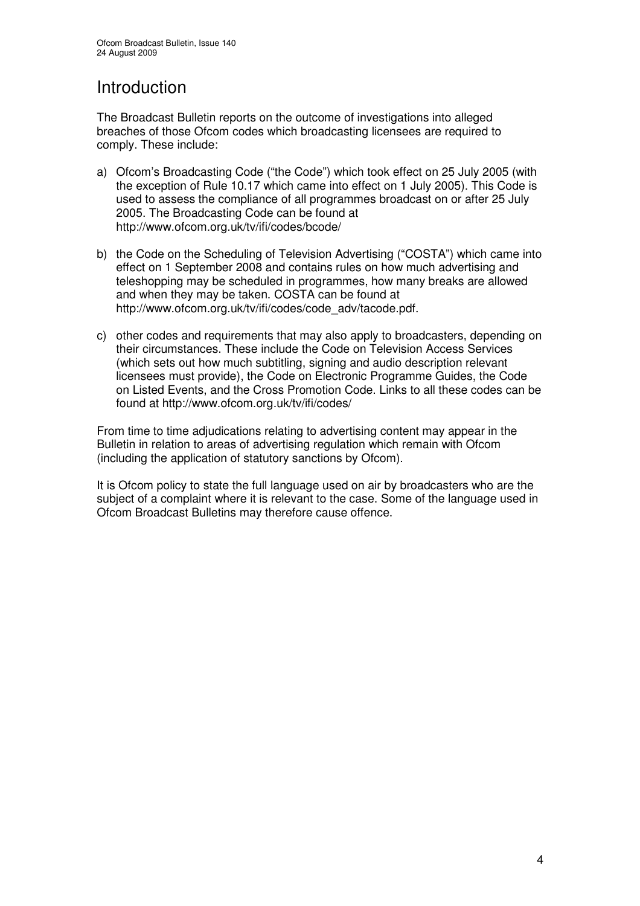# Introduction

The Broadcast Bulletin reports on the outcome of investigations into alleged breaches of those Ofcom codes which broadcasting licensees are required to comply. These include:

a) Ofcom's Broadcasting Code ("the Code") which took effect on 25 July 2005 (with the exception of Rule 10.17 which came into effect on 1 July 2005). This Code is used to assess the compliance of all programmes broadcast on or after 25 July 2005. The Broadcasting Code can be found at http://www.ofcom.org.uk/tv/ifi/codes/bcode/

b) the Code on the Scheduling of Television Advertising ("COSTA") which came into effect on 1 September 2008 and contains rules on how much advertising and teleshopping may be scheduled in programmes, how many breaks are allowed and when they may be taken. COSTA can be found at http://www.ofcom.org.uk/tv/ifi/codes/code_adv/tacode.pdf.

c) other codes and requirements that may also apply to broadcasters, depending on their circumstances. These include the Code on Television Access Services (which sets out how much subtitling, signing and audio description relevant licensees must provide), the Code on Electronic Programme Guides, the Code on Listed Events, and the Cross Promotion Code. Links to all these codes can be found at http://www.ofcom.org.uk/tv/ifi/codes/

From time to time adjudications relating to advertising content may appear in the Bulletin in relation to areas of advertising regulation which remain with Ofcom (including the application of statutory sanctions by Ofcom).

It is Ofcom policy to state the full language used on air by broadcasters who are the subject of a complaint where it is relevant to the case. Some of the language used in Ofcom Broadcast Bulletins may therefore cause offence.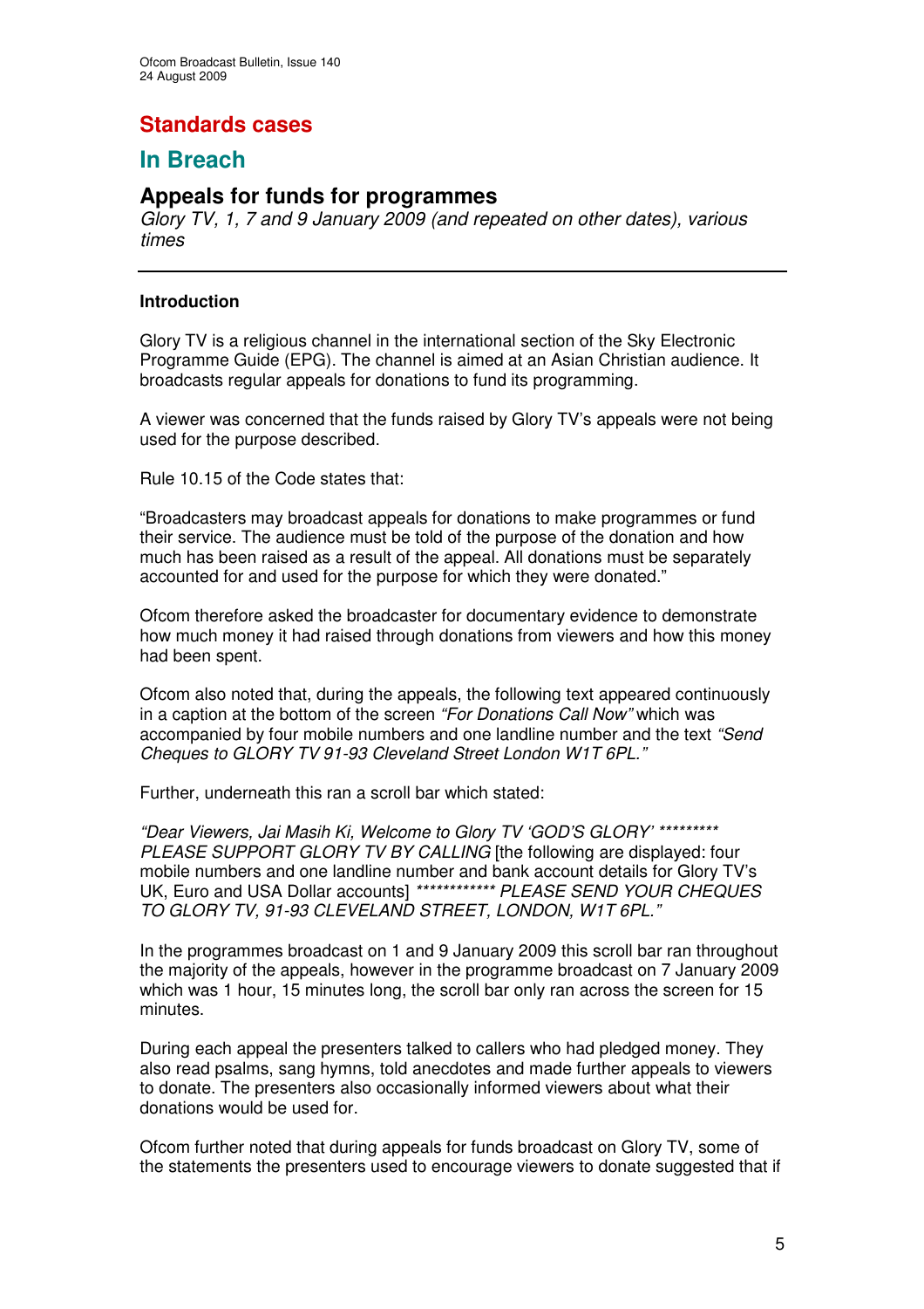# Standards cases

## In Breach

### Appeals for funds for programmes

*Glory TV, 1, 7 and 9 January 2009 (and repeated on other dates), various times*

---

**Introduction**

Glory TV is a religious channel in the international section of the Sky Electronic Programme Guide (EPG). The channel is aimed at an Asian Christian audience. It broadcasts regular appeals for donations to fund its programming.

A viewer was concerned that the funds raised by Glory TV's appeals were not being used for the purpose described.

Rule 10.15 of the Code states that:

"Broadcasters may broadcast appeals for donations to make programmes or fund their service. The audience must be told of the purpose of the donation and how much has been raised as a result of the appeal. All donations must be separately accounted for and used for the purpose for which they were donated."

Ofcom therefore asked the broadcaster for documentary evidence to demonstrate how much money it had raised through donations from viewers and how this money had been spent.

Ofcom also noted that, during the appeals, the following text appeared continuously in a caption at the bottom of the screen *"For Donations Call Now"* which was accompanied by four mobile numbers and one landline number and the text *"Send Cheques to GLORY TV 91-93 Cleveland Street London W1T 6PL."*

Further, underneath this ran a scroll bar which stated:

*"Dear Viewers, Jai Masih Ki, Welcome to Glory TV 'GOD'S GLORY' ********* PLEASE SUPPORT GLORY TV BY CALLING* [the following are displayed: four mobile numbers and one landline number and bank account details for Glory TV's UK, Euro and USA Dollar accounts] *************** PLEASE SEND YOUR CHEQUES TO GLORY TV, 91-93 CLEVELAND STREET, LONDON, W1T 6PL."*

In the programmes broadcast on 1 and 9 January 2009 this scroll bar ran throughout the majority of the appeals, however in the programme broadcast on 7 January 2009 which was 1 hour, 15 minutes long, the scroll bar only ran across the screen for 15 minutes.

During each appeal the presenters talked to callers who had pledged money. They also read psalms, sang hymns, told anecdotes and made further appeals to viewers to donate. The presenters also occasionally informed viewers about what their donations would be used for.

Ofcom further noted that during appeals for funds broadcast on Glory TV, some of the statements the presenters used to encourage viewers to donate suggested that if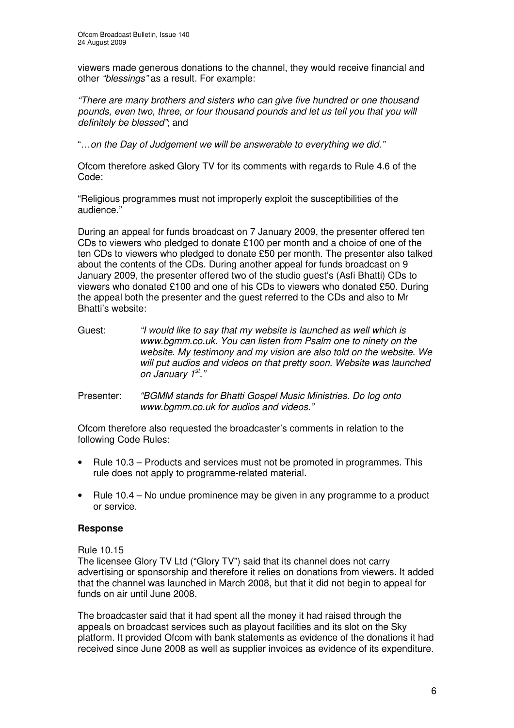viewers made generous donations to the channel, they would receive financial and other *"blessings"* as a result. For example:

*"There are many brothers and sisters who can give five hundred or one thousand pounds, even two, three, or four thousand pounds and let us tell you that you will definitely be blessed"*; and

"…*on the Day of Judgement we will be answerable to everything we did."*

Ofcom therefore asked Glory TV for its comments with regards to Rule 4.6 of the Code:

"Religious programmes must not improperly exploit the susceptibilities of the audience."

During an appeal for funds broadcast on 7 January 2009, the presenter offered ten CDs to viewers who pledged to donate £100 per month and a choice of one of the ten CDs to viewers who pledged to donate £50 per month. The presenter also talked about the contents of the CDs. During another appeal for funds broadcast on 9 January 2009, the presenter offered two of the studio guest's (Asfi Bhatti) CDs to viewers who donated £100 and one of his CDs to viewers who donated £50. During the appeal both the presenter and the guest referred to the CDs and also to Mr Bhatti's website:

Guest: *"I would like to say that my website is launched as well which is www.bgmm.co.uk. You can listen from Psalm one to ninety on the website. My testimony and my vision are also told on the website. We will put audios and videos on that pretty soon. Website was launched on January 1st."*

Presenter: *"BGMM stands for Bhatti Gospel Music Ministries. Do log onto www.bgmm.co.uk for audios and videos."*

Ofcom therefore also requested the broadcaster's comments in relation to the following Code Rules:

- Rule 10.3 – Products and services must not be promoted in programmes. This rule does not apply to programme-related material.
- Rule 10.4 – No undue prominence may be given in any programme to a product or service.

**Response**

Rule 10.15

The licensee Glory TV Ltd ("Glory TV") said that its channel does not carry advertising or sponsorship and therefore it relies on donations from viewers. It added that the channel was launched in March 2008, but that it did not begin to appeal for funds on air until June 2008.

The broadcaster said that it had spent all the money it had raised through the appeals on broadcast services such as playout facilities and its slot on the Sky platform. It provided Ofcom with bank statements as evidence of the donations it had received since June 2008 as well as supplier invoices as evidence of its expenditure.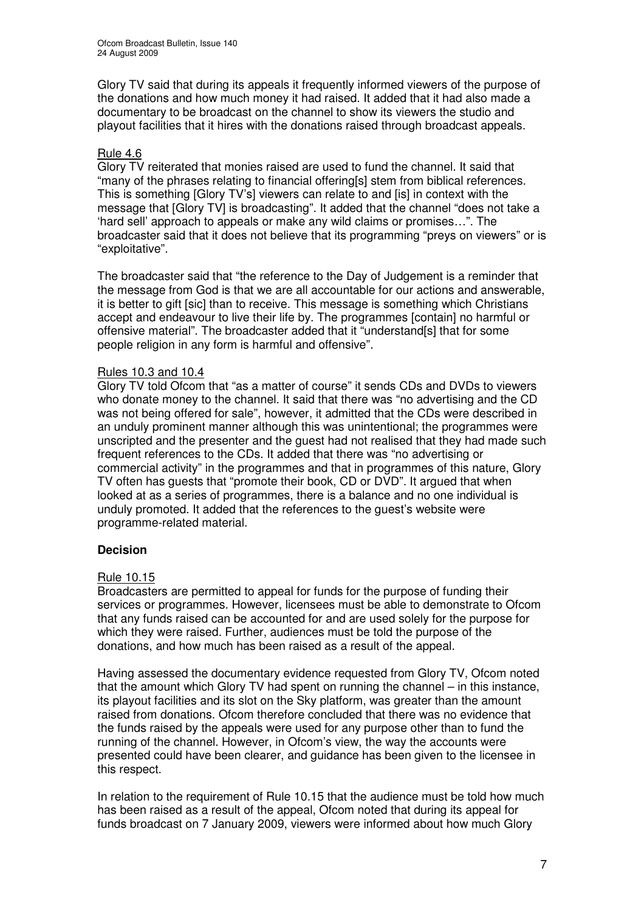Glory TV said that during its appeals it frequently informed viewers of the purpose of the donations and how much money it had raised. It added that it had also made a documentary to be broadcast on the channel to show its viewers the studio and playout facilities that it hires with the donations raised through broadcast appeals.

Rule 4.6

Glory TV reiterated that monies raised are used to fund the channel. It said that "many of the phrases relating to financial offering[s] stem from biblical references. This is something [Glory TV's] viewers can relate to and [is] in context with the message that [Glory TV] is broadcasting". It added that the channel "does not take a 'hard sell' approach to appeals or make any wild claims or promises…". The broadcaster said that it does not believe that its programming "preys on viewers" or is "exploitative".

The broadcaster said that "the reference to the Day of Judgement is a reminder that the message from God is that we are all accountable for our actions and answerable, it is better to gift [sic] than to receive. This message is something which Christians accept and endeavour to live their life by. The programmes [contain] no harmful or offensive material". The broadcaster added that it "understand[s] that for some people religion in any form is harmful and offensive".

Rules 10.3 and 10.4

Glory TV told Ofcom that "as a matter of course" it sends CDs and DVDs to viewers who donate money to the channel. It said that there was "no advertising and the CD was not being offered for sale", however, it admitted that the CDs were described in an unduly prominent manner although this was unintentional; the programmes were unscripted and the presenter and the guest had not realised that they had made such frequent references to the CDs. It added that there was "no advertising or commercial activity" in the programmes and that in programmes of this nature, Glory TV often has guests that "promote their book, CD or DVD". It argued that when looked at as a series of programmes, there is a balance and no one individual is unduly promoted. It added that the references to the guest's website were programme-related material.

**Decision**

Rule 10.15

Broadcasters are permitted to appeal for funds for the purpose of funding their services or programmes. However, licensees must be able to demonstrate to Ofcom that any funds raised can be accounted for and are used solely for the purpose for which they were raised. Further, audiences must be told the purpose of the donations, and how much has been raised as a result of the appeal.

Having assessed the documentary evidence requested from Glory TV, Ofcom noted that the amount which Glory TV had spent on running the channel – in this instance, its playout facilities and its slot on the Sky platform, was greater than the amount raised from donations. Ofcom therefore concluded that there was no evidence that the funds raised by the appeals were used for any purpose other than to fund the running of the channel. However, in Ofcom's view, the way the accounts were presented could have been clearer, and guidance has been given to the licensee in this respect.

In relation to the requirement of Rule 10.15 that the audience must be told how much has been raised as a result of the appeal, Ofcom noted that during its appeal for funds broadcast on 7 January 2009, viewers were informed about how much Glory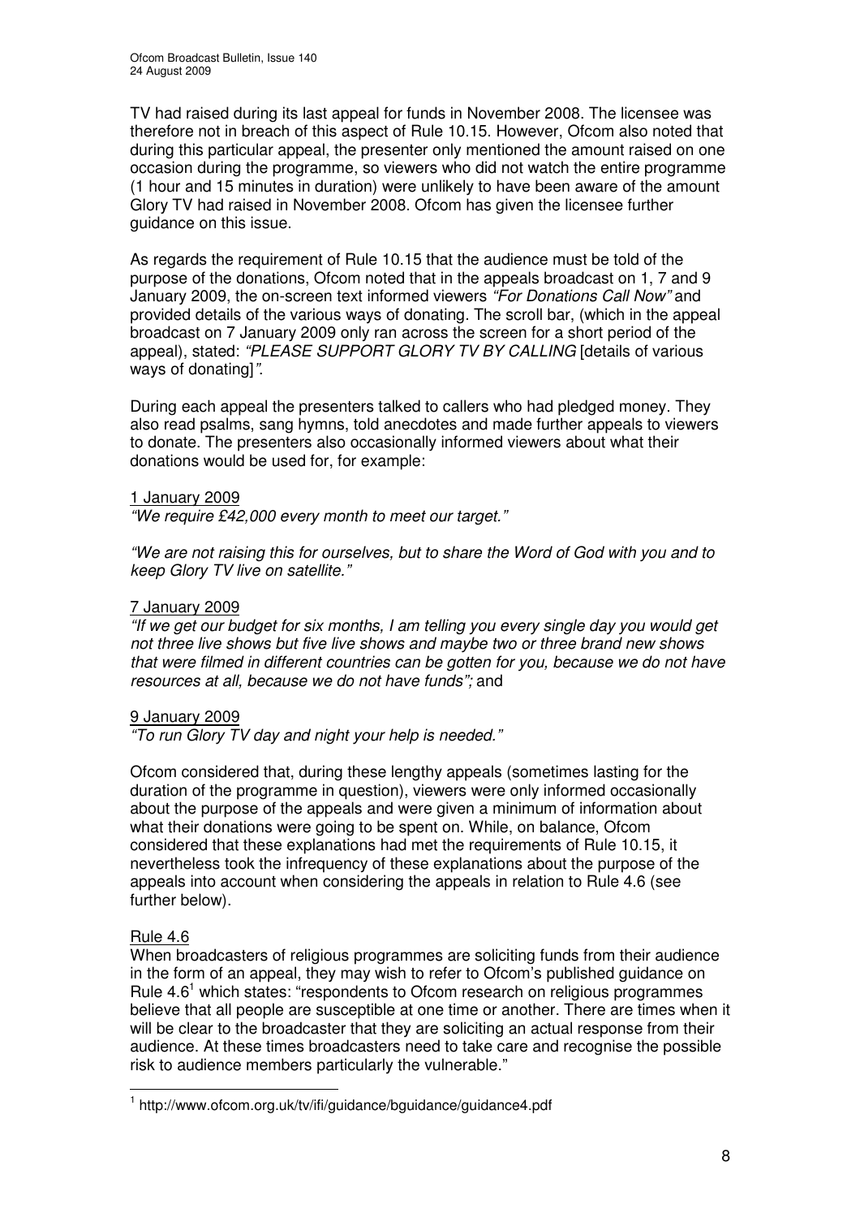TV had raised during its last appeal for funds in November 2008. The licensee was therefore not in breach of this aspect of Rule 10.15. However, Ofcom also noted that during this particular appeal, the presenter only mentioned the amount raised on one occasion during the programme, so viewers who did not watch the entire programme (1 hour and 15 minutes in duration) were unlikely to have been aware of the amount Glory TV had raised in November 2008. Ofcom has given the licensee further guidance on this issue.

As regards the requirement of Rule 10.15 that the audience must be told of the purpose of the donations, Ofcom noted that in the appeals broadcast on 1, 7 and 9 January 2009, the on-screen text informed viewers *"For Donations Call Now"* and provided details of the various ways of donating. The scroll bar, (which in the appeal broadcast on 7 January 2009 only ran across the screen for a short period of the appeal), stated: *"PLEASE SUPPORT GLORY TV BY CALLING* [details of various ways of donating]*"*.

During each appeal the presenters talked to callers who had pledged money. They also read psalms, sang hymns, told anecdotes and made further appeals to viewers to donate. The presenters also occasionally informed viewers about what their donations would be used for, for example:

<u>1 January 2009</u>
*"We require £42,000 every month to meet our target."*

*"We are not raising this for ourselves, but to share the Word of God with you and to keep Glory TV live on satellite."*

<u>7 January 2009</u>
*"If we get our budget for six months, I am telling you every single day you would get not three live shows but five live shows and maybe two or three brand new shows that were filmed in different countries can be gotten for you, because we do not have resources at all, because we do not have funds";* and

<u>9 January 2009</u>
*"To run Glory TV day and night your help is needed."*

Ofcom considered that, during these lengthy appeals (sometimes lasting for the duration of the programme in question), viewers were only informed occasionally about the purpose of the appeals and were given a minimum of information about what their donations were going to be spent on. While, on balance, Ofcom considered that these explanations had met the requirements of Rule 10.15, it nevertheless took the infrequency of these explanations about the purpose of the appeals into account when considering the appeals in relation to Rule 4.6 (see further below).

<u>Rule 4.6</u>
When broadcasters of religious programmes are soliciting funds from their audience in the form of an appeal, they may wish to refer to Ofcom's published guidance on Rule 4.6[1] which states: "respondents to Ofcom research on religious programmes believe that all people are susceptible at one time or another. There are times when it will be clear to the broadcaster that they are soliciting an actual response from their audience. At these times broadcasters need to take care and recognise the possible risk to audience members particularly the vulnerable."

[1] http://www.ofcom.org.uk/tv/ifi/guidance/bguidance/guidance4.pdf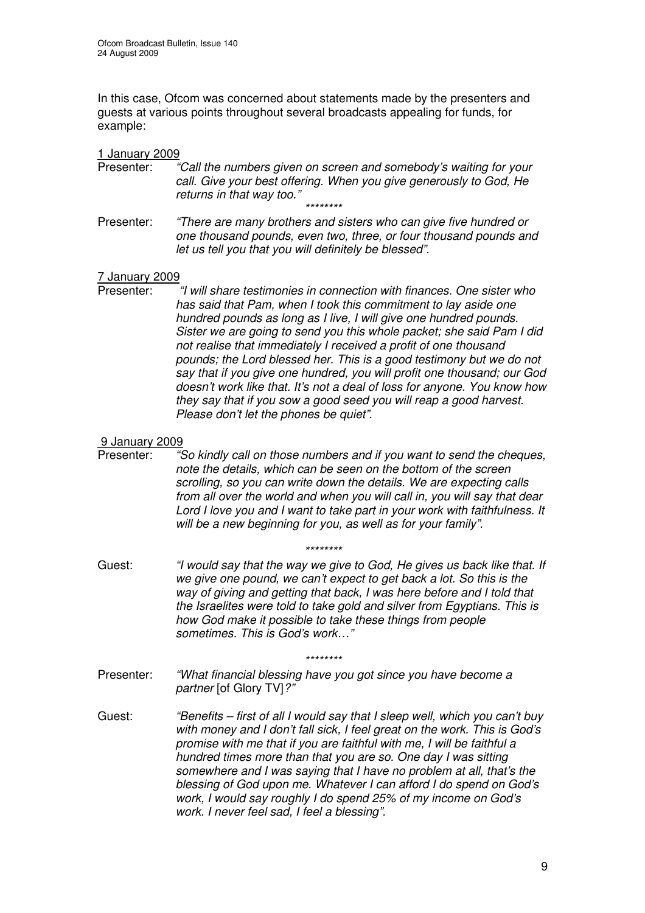In this case, Ofcom was concerned about statements made by the presenters and guests at various points throughout several broadcasts appealing for funds, for example:

1 January 2009

Presenter: *"Call the numbers given on screen and somebody's waiting for your call. Give your best offering. When you give generously to God, He returns in that way too."*

********

Presenter: *"There are many brothers and sisters who can give five hundred or one thousand pounds, even two, three, or four thousand pounds and let us tell you that you will definitely be blessed"*.

7 January 2009

Presenter: *"I will share testimonies in connection with finances. One sister who has said that Pam, when I took this commitment to lay aside one hundred pounds as long as I live, I will give one hundred pounds. Sister we are going to send you this whole packet; she said Pam I did not realise that immediately I received a profit of one thousand pounds; the Lord blessed her. This is a good testimony but we do not say that if you give one hundred, you will profit one thousand; our God doesn't work like that. It's not a deal of loss for anyone. You know how they say that if you sow a good seed you will reap a good harvest. Please don't let the phones be quiet"*.

9 January 2009

Presenter: *"So kindly call on those numbers and if you want to send the cheques, note the details, which can be seen on the bottom of the screen scrolling, so you can write down the details. We are expecting calls from all over the world and when you will call in, you will say that dear Lord I love you and I want to take part in your work with faithfulness. It will be a new beginning for you, as well as for your family"*.

********

Guest: *"I would say that the way we give to God, He gives us back like that. If we give one pound, we can't expect to get back a lot. So this is the way of giving and getting that back, I was here before and I told that the Israelites were told to take gold and silver from Egyptians. This is how God make it possible to take these things from people sometimes. This is God's work…"*

********

Presenter: *"What financial blessing have you got since you have become a partner* [of Glory TV]*?"*

Guest: *"Benefits – first of all I would say that I sleep well, which you can't buy with money and I don't fall sick, I feel great on the work. This is God's promise with me that if you are faithful with me, I will be faithful a hundred times more than that you are so. One day I was sitting somewhere and I was saying that I have no problem at all, that's the blessing of God upon me. Whatever I can afford I do spend on God's work, I would say roughly I do spend 25% of my income on God's work. I never feel sad, I feel a blessing"*.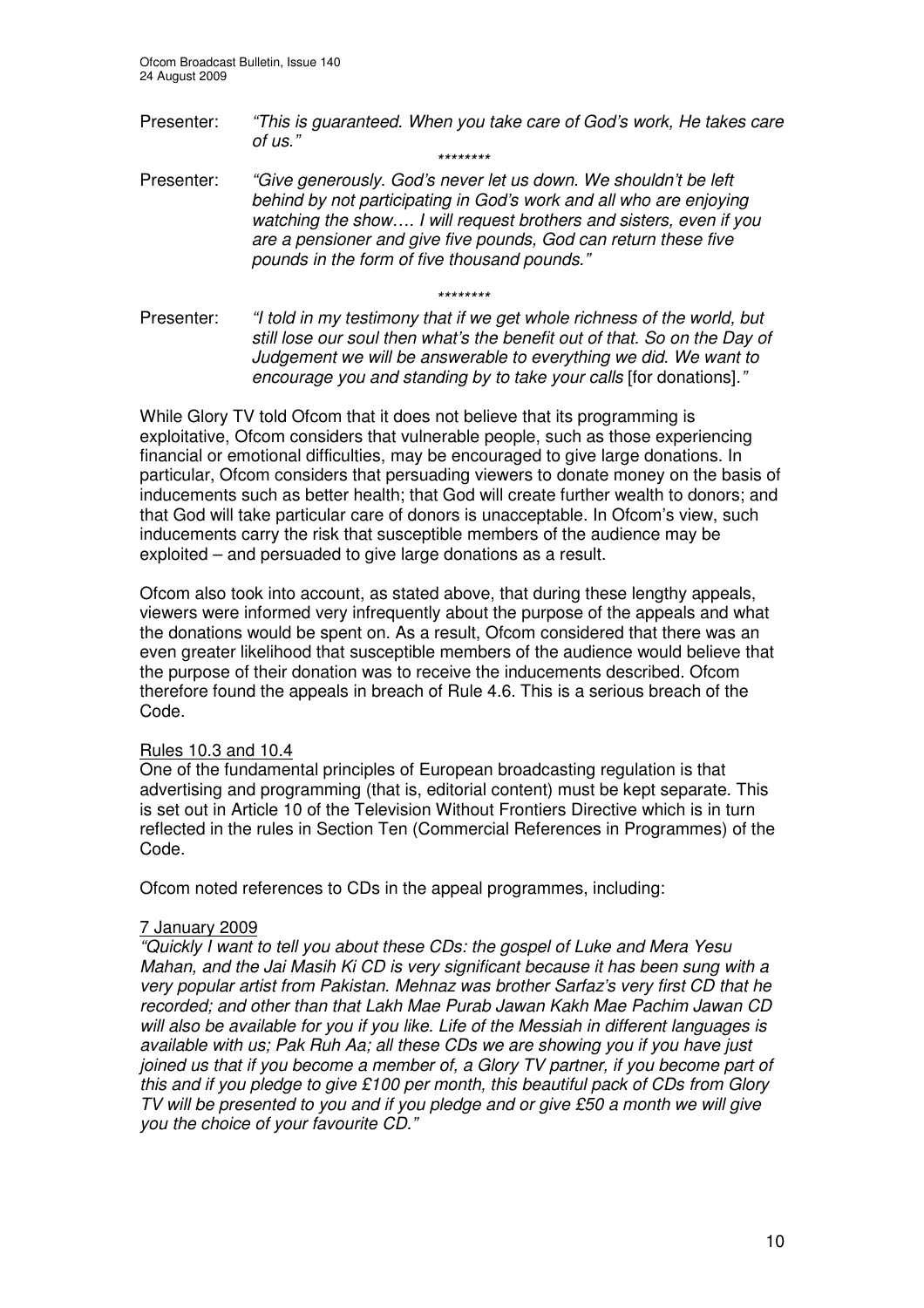Presenter: *"This is guaranteed. When you take care of God's work, He takes care of us."*

\*\*\*\*\*\*\*\*

Presenter: *"Give generously. God's never let us down. We shouldn't be left behind by not participating in God's work and all who are enjoying watching the show…. I will request brothers and sisters, even if you are a pensioner and give five pounds, God can return these five pounds in the form of five thousand pounds."*

\*\*\*\*\*\*\*\*

Presenter: *"I told in my testimony that if we get whole richness of the world, but still lose our soul then what's the benefit out of that. So on the Day of Judgement we will be answerable to everything we did. We want to encourage you and standing by to take your calls* [for donations]*."*

While Glory TV told Ofcom that it does not believe that its programming is exploitative, Ofcom considers that vulnerable people, such as those experiencing financial or emotional difficulties, may be encouraged to give large donations. In particular, Ofcom considers that persuading viewers to donate money on the basis of inducements such as better health; that God will create further wealth to donors; and that God will take particular care of donors is unacceptable. In Ofcom's view, such inducements carry the risk that susceptible members of the audience may be exploited – and persuaded to give large donations as a result.

Ofcom also took into account, as stated above, that during these lengthy appeals, viewers were informed very infrequently about the purpose of the appeals and what the donations would be spent on. As a result, Ofcom considered that there was an even greater likelihood that susceptible members of the audience would believe that the purpose of their donation was to receive the inducements described. Ofcom therefore found the appeals in breach of Rule 4.6. This is a serious breach of the Code.

<u>Rules 10.3 and 10.4</u>

One of the fundamental principles of European broadcasting regulation is that advertising and programming (that is, editorial content) must be kept separate. This is set out in Article 10 of the Television Without Frontiers Directive which is in turn reflected in the rules in Section Ten (Commercial References in Programmes) of the Code.

Ofcom noted references to CDs in the appeal programmes, including:

<u>7 January 2009</u>

*"Quickly I want to tell you about these CDs: the gospel of Luke and Mera Yesu Mahan, and the Jai Masih Ki CD is very significant because it has been sung with a very popular artist from Pakistan. Mehnaz was brother Sarfaz's very first CD that he recorded; and other than that Lakh Mae Purab Jawan Kakh Mae Pachim Jawan CD will also be available for you if you like. Life of the Messiah in different languages is available with us; Pak Ruh Aa; all these CDs we are showing you if you have just joined us that if you become a member of, a Glory TV partner, if you become part of this and if you pledge to give £100 per month, this beautiful pack of CDs from Glory TV will be presented to you and if you pledge and or give £50 a month we will give you the choice of your favourite CD."*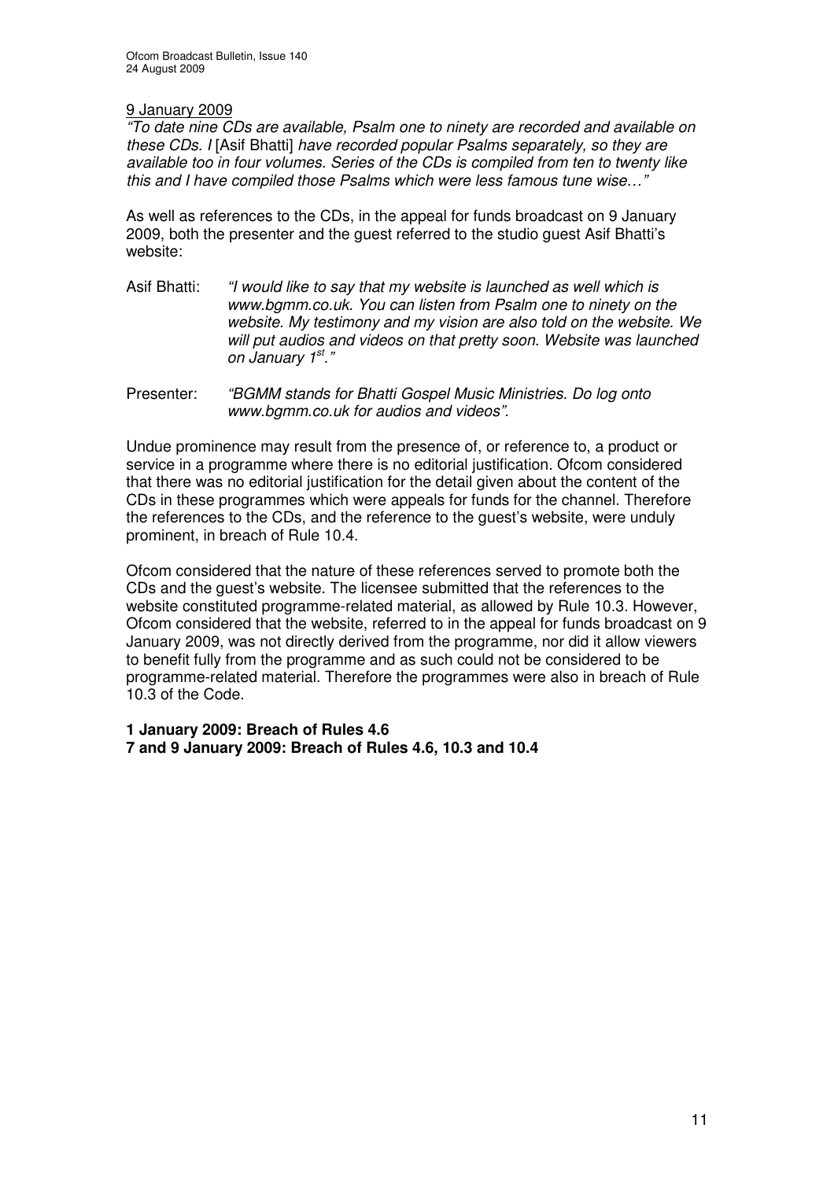9 January 2009

*"To date nine CDs are available, Psalm one to ninety are recorded and available on these CDs. I* [Asif Bhatti] *have recorded popular Psalms separately, so they are available too in four volumes. Series of the CDs is compiled from ten to twenty like this and I have compiled those Psalms which were less famous tune wise…"*

As well as references to the CDs, in the appeal for funds broadcast on 9 January 2009, both the presenter and the guest referred to the studio guest Asif Bhatti's website:

Asif Bhatti: *"I would like to say that my website is launched as well which is www.bgmm.co.uk. You can listen from Psalm one to ninety on the website. My testimony and my vision are also told on the website. We will put audios and videos on that pretty soon. Website was launched on January 1st."*

Presenter: *"BGMM stands for Bhatti Gospel Music Ministries. Do log onto www.bgmm.co.uk for audios and videos".*

Undue prominence may result from the presence of, or reference to, a product or service in a programme where there is no editorial justification. Ofcom considered that there was no editorial justification for the detail given about the content of the CDs in these programmes which were appeals for funds for the channel. Therefore the references to the CDs, and the reference to the guest's website, were unduly prominent, in breach of Rule 10.4.

Ofcom considered that the nature of these references served to promote both the CDs and the guest's website. The licensee submitted that the references to the website constituted programme-related material, as allowed by Rule 10.3. However, Ofcom considered that the website, referred to in the appeal for funds broadcast on 9 January 2009, was not directly derived from the programme, nor did it allow viewers to benefit fully from the programme and as such could not be considered to be programme-related material. Therefore the programmes were also in breach of Rule 10.3 of the Code.

**1 January 2009: Breach of Rules 4.6**
**7 and 9 January 2009: Breach of Rules 4.6, 10.3 and 10.4**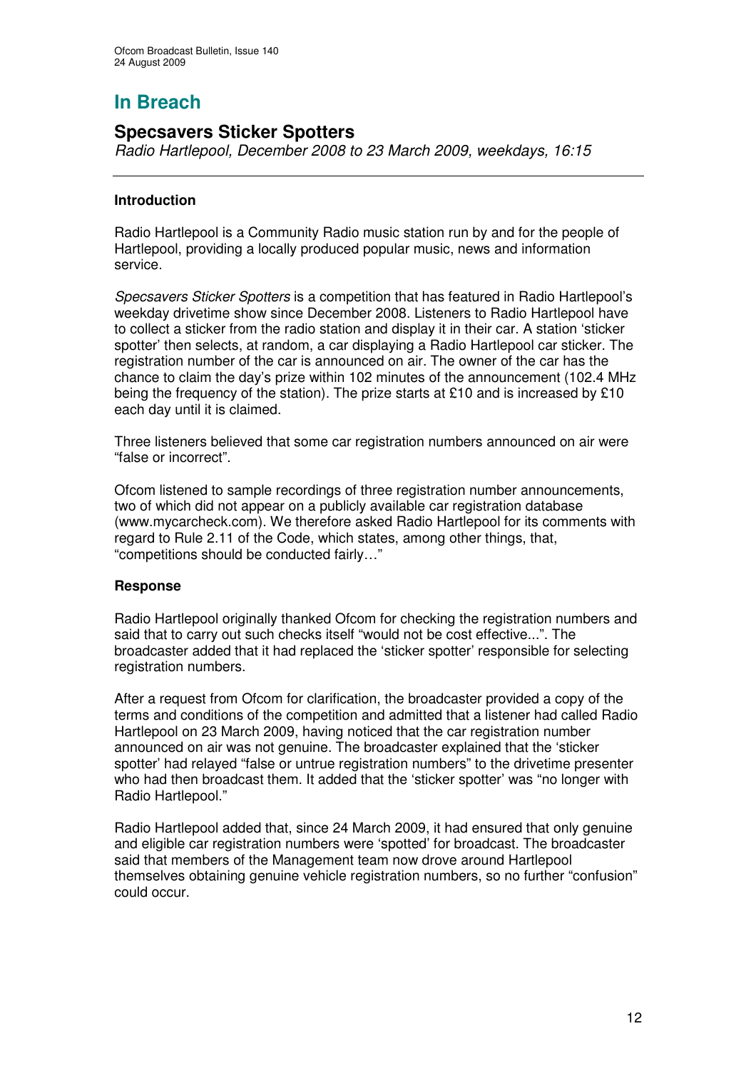# In Breach

## Specsavers Sticker Spotters

*Radio Hartlepool, December 2008 to 23 March 2009, weekdays, 16:15*

### Introduction

Radio Hartlepool is a Community Radio music station run by and for the people of Hartlepool, providing a locally produced popular music, news and information service.

*Specsavers Sticker Spotters* is a competition that has featured in Radio Hartlepool's weekday drivetime show since December 2008. Listeners to Radio Hartlepool have to collect a sticker from the radio station and display it in their car. A station 'sticker spotter' then selects, at random, a car displaying a Radio Hartlepool car sticker. The registration number of the car is announced on air. The owner of the car has the chance to claim the day's prize within 102 minutes of the announcement (102.4 MHz being the frequency of the station). The prize starts at £10 and is increased by £10 each day until it is claimed.

Three listeners believed that some car registration numbers announced on air were "false or incorrect".

Ofcom listened to sample recordings of three registration number announcements, two of which did not appear on a publicly available car registration database (www.mycarcheck.com). We therefore asked Radio Hartlepool for its comments with regard to Rule 2.11 of the Code, which states, among other things, that, "competitions should be conducted fairly…"

### Response

Radio Hartlepool originally thanked Ofcom for checking the registration numbers and said that to carry out such checks itself "would not be cost effective...". The broadcaster added that it had replaced the 'sticker spotter' responsible for selecting registration numbers.

After a request from Ofcom for clarification, the broadcaster provided a copy of the terms and conditions of the competition and admitted that a listener had called Radio Hartlepool on 23 March 2009, having noticed that the car registration number announced on air was not genuine. The broadcaster explained that the 'sticker spotter' had relayed "false or untrue registration numbers" to the drivetime presenter who had then broadcast them. It added that the 'sticker spotter' was "no longer with Radio Hartlepool."

Radio Hartlepool added that, since 24 March 2009, it had ensured that only genuine and eligible car registration numbers were 'spotted' for broadcast. The broadcaster said that members of the Management team now drove around Hartlepool themselves obtaining genuine vehicle registration numbers, so no further "confusion" could occur.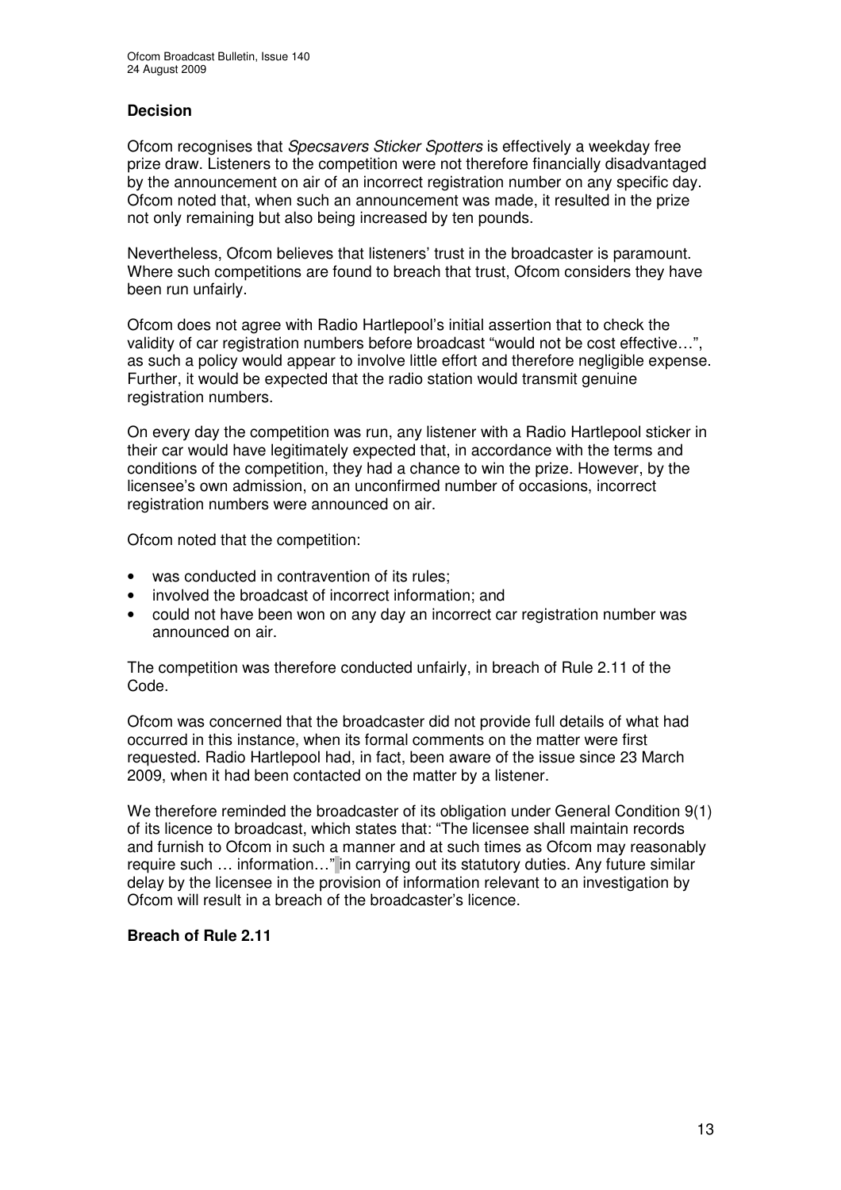### Decision

Ofcom recognises that *Specsavers Sticker Spotters* is effectively a weekday free prize draw. Listeners to the competition were not therefore financially disadvantaged by the announcement on air of an incorrect registration number on any specific day. Ofcom noted that, when such an announcement was made, it resulted in the prize not only remaining but also being increased by ten pounds.

Nevertheless, Ofcom believes that listeners' trust in the broadcaster is paramount. Where such competitions are found to breach that trust, Ofcom considers they have been run unfairly.

Ofcom does not agree with Radio Hartlepool's initial assertion that to check the validity of car registration numbers before broadcast "would not be cost effective…", as such a policy would appear to involve little effort and therefore negligible expense. Further, it would be expected that the radio station would transmit genuine registration numbers.

On every day the competition was run, any listener with a Radio Hartlepool sticker in their car would have legitimately expected that, in accordance with the terms and conditions of the competition, they had a chance to win the prize. However, by the licensee's own admission, on an unconfirmed number of occasions, incorrect registration numbers were announced on air.

Ofcom noted that the competition:

- was conducted in contravention of its rules;
- involved the broadcast of incorrect information; and
- could not have been won on any day an incorrect car registration number was announced on air.

The competition was therefore conducted unfairly, in breach of Rule 2.11 of the Code.

Ofcom was concerned that the broadcaster did not provide full details of what had occurred in this instance, when its formal comments on the matter were first requested. Radio Hartlepool had, in fact, been aware of the issue since 23 March 2009, when it had been contacted on the matter by a listener.

We therefore reminded the broadcaster of its obligation under General Condition 9(1) of its licence to broadcast, which states that: "The licensee shall maintain records and furnish to Ofcom in such a manner and at such times as Ofcom may reasonably require such … information…" in carrying out its statutory duties. Any future similar delay by the licensee in the provision of information relevant to an investigation by Ofcom will result in a breach of the broadcaster's licence.

**Breach of Rule 2.11**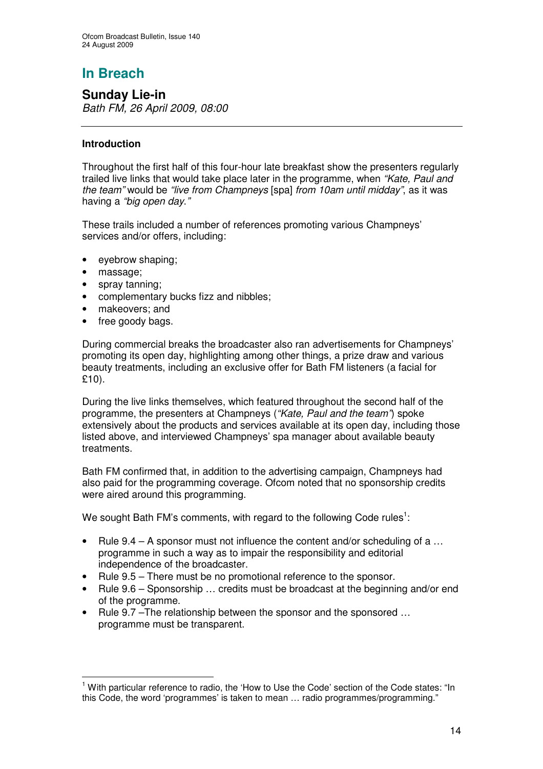# In Breach

## Sunday Lie-in

*Bath FM, 26 April 2009, 08:00*

---

### Introduction

Throughout the first half of this four-hour late breakfast show the presenters regularly trailed live links that would take place later in the programme, when *"Kate, Paul and the team"* would be *"live from Champneys* [spa] *from 10am until midday"*, as it was having a *"big open day."*

These trails included a number of references promoting various Champneys' services and/or offers, including:

- eyebrow shaping;
- massage;
- spray tanning;
- complementary bucks fizz and nibbles;
- makeovers; and
- free goody bags.

During commercial breaks the broadcaster also ran advertisements for Champneys' promoting its open day, highlighting among other things, a prize draw and various beauty treatments, including an exclusive offer for Bath FM listeners (a facial for £10).

During the live links themselves, which featured throughout the second half of the programme, the presenters at Champneys (*"Kate, Paul and the team"*) spoke extensively about the products and services available at its open day, including those listed above, and interviewed Champneys' spa manager about available beauty treatments.

Bath FM confirmed that, in addition to the advertising campaign, Champneys had also paid for the programming coverage. Ofcom noted that no sponsorship credits were aired around this programming.

We sought Bath FM's comments, with regard to the following Code rules[1]:

- Rule 9.4 – A sponsor must not influence the content and/or scheduling of a … programme in such a way as to impair the responsibility and editorial independence of the broadcaster.
- Rule 9.5 – There must be no promotional reference to the sponsor.
- Rule 9.6 – Sponsorship … credits must be broadcast at the beginning and/or end of the programme.
- Rule 9.7 –The relationship between the sponsor and the sponsored … programme must be transparent.

---

[1] With particular reference to radio, the 'How to Use the Code' section of the Code states: "In this Code, the word 'programmes' is taken to mean … radio programmes/programming."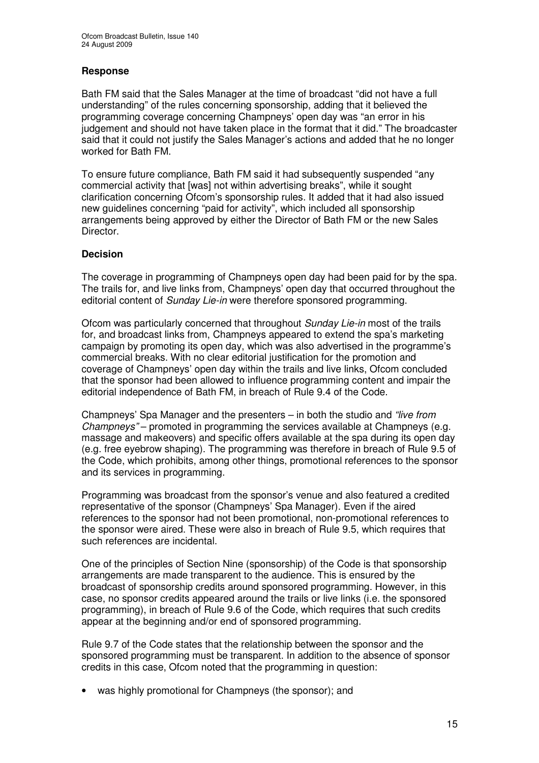### Response

Bath FM said that the Sales Manager at the time of broadcast "did not have a full understanding" of the rules concerning sponsorship, adding that it believed the programming coverage concerning Champneys' open day was "an error in his judgement and should not have taken place in the format that it did." The broadcaster said that it could not justify the Sales Manager's actions and added that he no longer worked for Bath FM.

To ensure future compliance, Bath FM said it had subsequently suspended "any commercial activity that [was] not within advertising breaks", while it sought clarification concerning Ofcom's sponsorship rules. It added that it had also issued new guidelines concerning "paid for activity", which included all sponsorship arrangements being approved by either the Director of Bath FM or the new Sales Director.

### Decision

The coverage in programming of Champneys open day had been paid for by the spa. The trails for, and live links from, Champneys' open day that occurred throughout the editorial content of *Sunday Lie-in* were therefore sponsored programming.

Ofcom was particularly concerned that throughout *Sunday Lie-in* most of the trails for, and broadcast links from, Champneys appeared to extend the spa's marketing campaign by promoting its open day, which was also advertised in the programme's commercial breaks. With no clear editorial justification for the promotion and coverage of Champneys' open day within the trails and live links, Ofcom concluded that the sponsor had been allowed to influence programming content and impair the editorial independence of Bath FM, in breach of Rule 9.4 of the Code.

Champneys' Spa Manager and the presenters – in both the studio and *"live from Champneys"* – promoted in programming the services available at Champneys (e.g. massage and makeovers) and specific offers available at the spa during its open day (e.g. free eyebrow shaping). The programming was therefore in breach of Rule 9.5 of the Code, which prohibits, among other things, promotional references to the sponsor and its services in programming.

Programming was broadcast from the sponsor's venue and also featured a credited representative of the sponsor (Champneys' Spa Manager). Even if the aired references to the sponsor had not been promotional, non-promotional references to the sponsor were aired. These were also in breach of Rule 9.5, which requires that such references are incidental.

One of the principles of Section Nine (sponsorship) of the Code is that sponsorship arrangements are made transparent to the audience. This is ensured by the broadcast of sponsorship credits around sponsored programming. However, in this case, no sponsor credits appeared around the trails or live links (i.e. the sponsored programming), in breach of Rule 9.6 of the Code, which requires that such credits appear at the beginning and/or end of sponsored programming.

Rule 9.7 of the Code states that the relationship between the sponsor and the sponsored programming must be transparent. In addition to the absence of sponsor credits in this case, Ofcom noted that the programming in question:

- was highly promotional for Champneys (the sponsor); and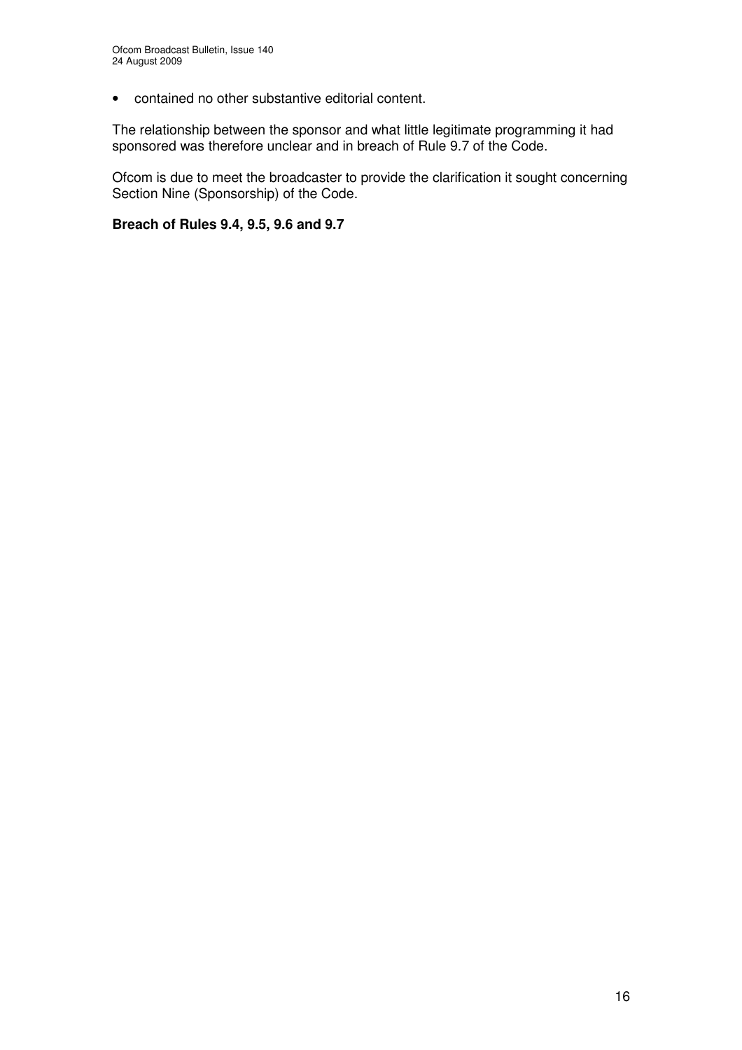- contained no other substantive editorial content.

The relationship between the sponsor and what little legitimate programming it had sponsored was therefore unclear and in breach of Rule 9.7 of the Code.

Ofcom is due to meet the broadcaster to provide the clarification it sought concerning Section Nine (Sponsorship) of the Code.

**Breach of Rules 9.4, 9.5, 9.6 and 9.7**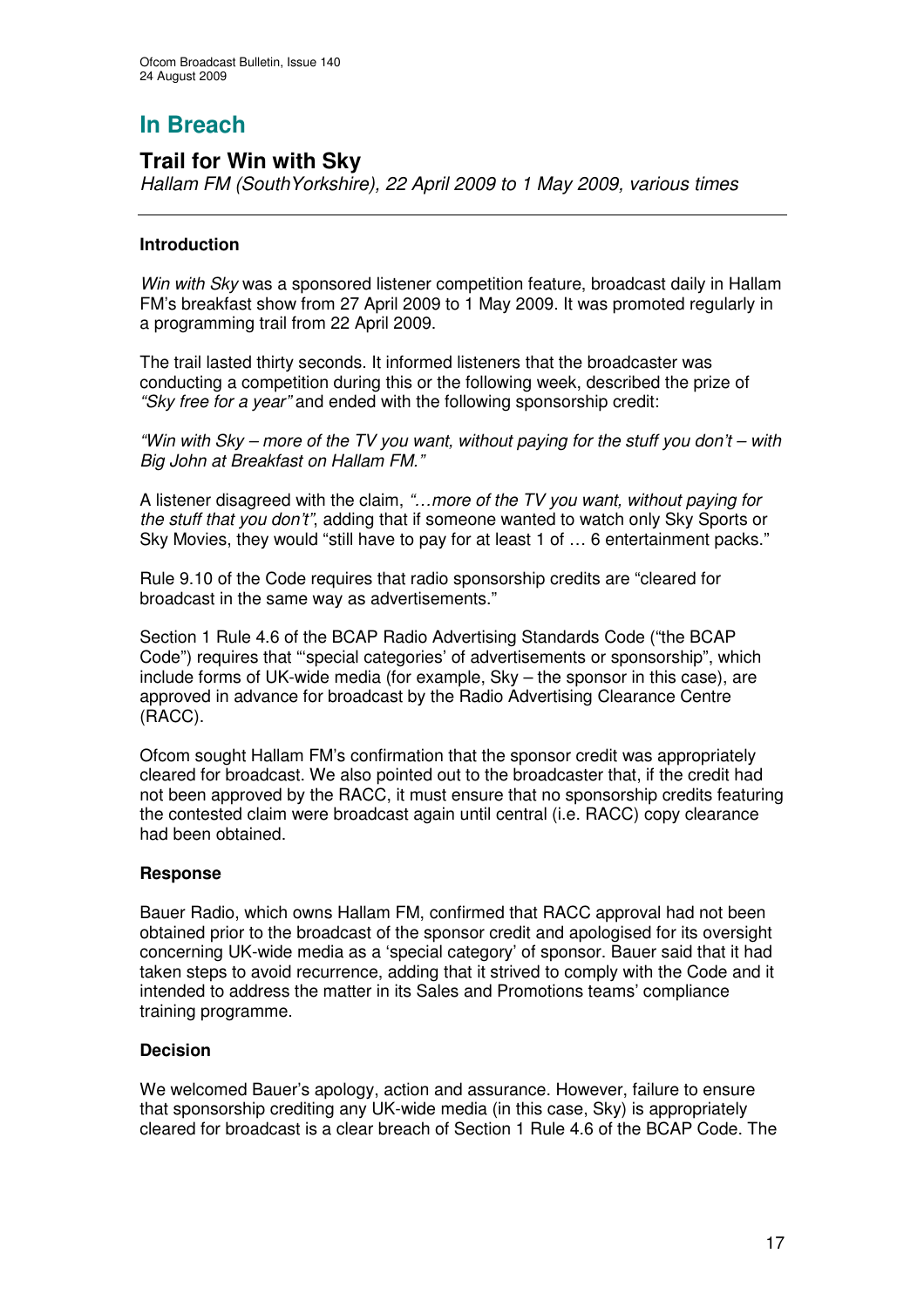# In Breach

## Trail for Win with Sky

*Hallam FM (SouthYorkshire), 22 April 2009 to 1 May 2009, various times*

---

### Introduction

*Win with Sky* was a sponsored listener competition feature, broadcast daily in Hallam FM's breakfast show from 27 April 2009 to 1 May 2009. It was promoted regularly in a programming trail from 22 April 2009.

The trail lasted thirty seconds. It informed listeners that the broadcaster was conducting a competition during this or the following week, described the prize of *"Sky free for a year"* and ended with the following sponsorship credit:

*"Win with Sky – more of the TV you want, without paying for the stuff you don't – with Big John at Breakfast on Hallam FM."*

A listener disagreed with the claim, *"…more of the TV you want, without paying for the stuff that you don't"*, adding that if someone wanted to watch only Sky Sports or Sky Movies, they would "still have to pay for at least 1 of … 6 entertainment packs."

Rule 9.10 of the Code requires that radio sponsorship credits are "cleared for broadcast in the same way as advertisements."

Section 1 Rule 4.6 of the BCAP Radio Advertising Standards Code ("the BCAP Code") requires that "'special categories' of advertisements or sponsorship", which include forms of UK-wide media (for example, Sky – the sponsor in this case), are approved in advance for broadcast by the Radio Advertising Clearance Centre (RACC).

Ofcom sought Hallam FM's confirmation that the sponsor credit was appropriately cleared for broadcast. We also pointed out to the broadcaster that, if the credit had not been approved by the RACC, it must ensure that no sponsorship credits featuring the contested claim were broadcast again until central (i.e. RACC) copy clearance had been obtained.

### Response

Bauer Radio, which owns Hallam FM, confirmed that RACC approval had not been obtained prior to the broadcast of the sponsor credit and apologised for its oversight concerning UK-wide media as a 'special category' of sponsor. Bauer said that it had taken steps to avoid recurrence, adding that it strived to comply with the Code and it intended to address the matter in its Sales and Promotions teams' compliance training programme.

### Decision

We welcomed Bauer's apology, action and assurance. However, failure to ensure that sponsorship crediting any UK-wide media (in this case, Sky) is appropriately cleared for broadcast is a clear breach of Section 1 Rule 4.6 of the BCAP Code. The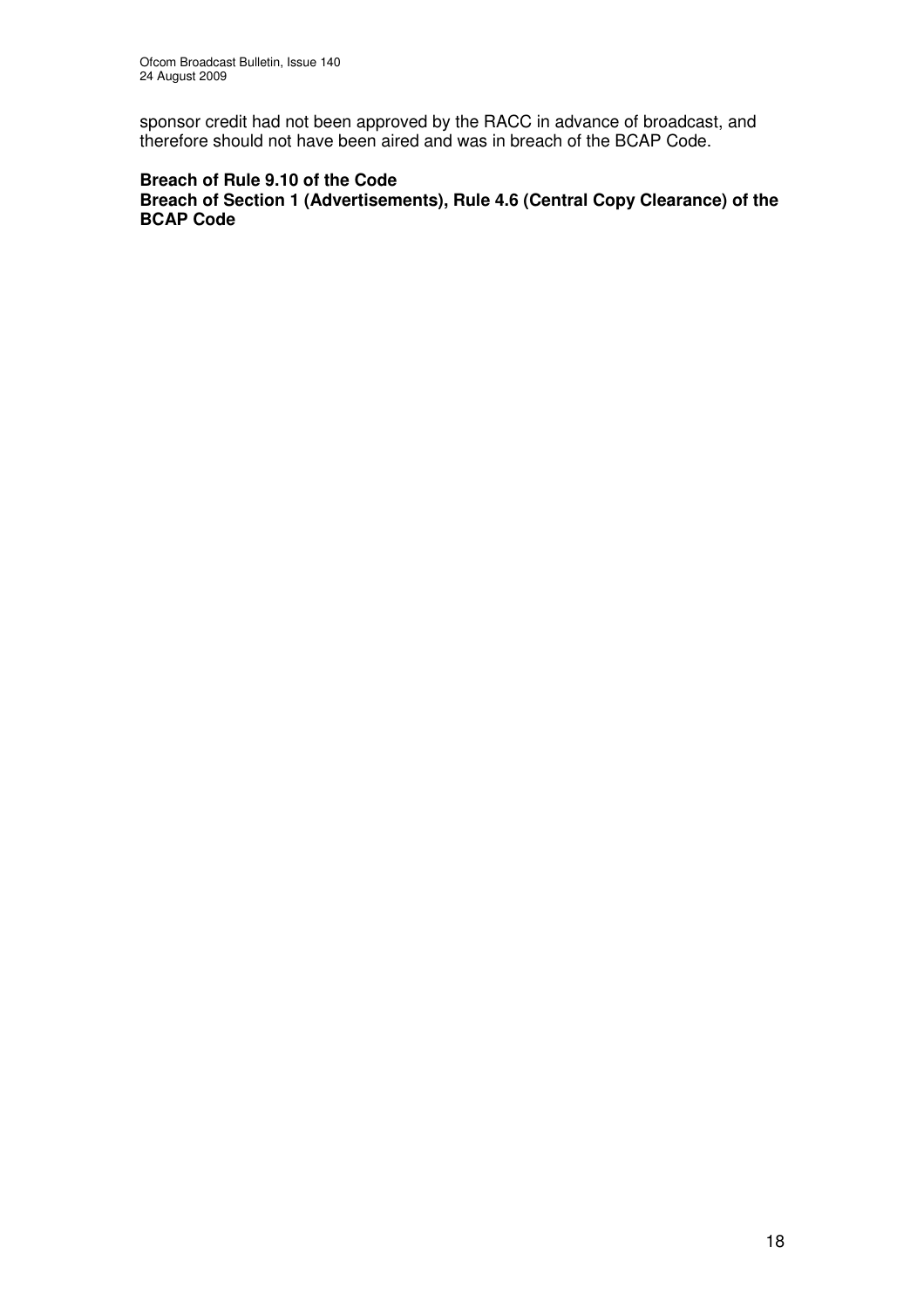sponsor credit had not been approved by the RACC in advance of broadcast, and therefore should not have been aired and was in breach of the BCAP Code.

**Breach of Rule 9.10 of the Code**
**Breach of Section 1 (Advertisements), Rule 4.6 (Central Copy Clearance) of the BCAP Code**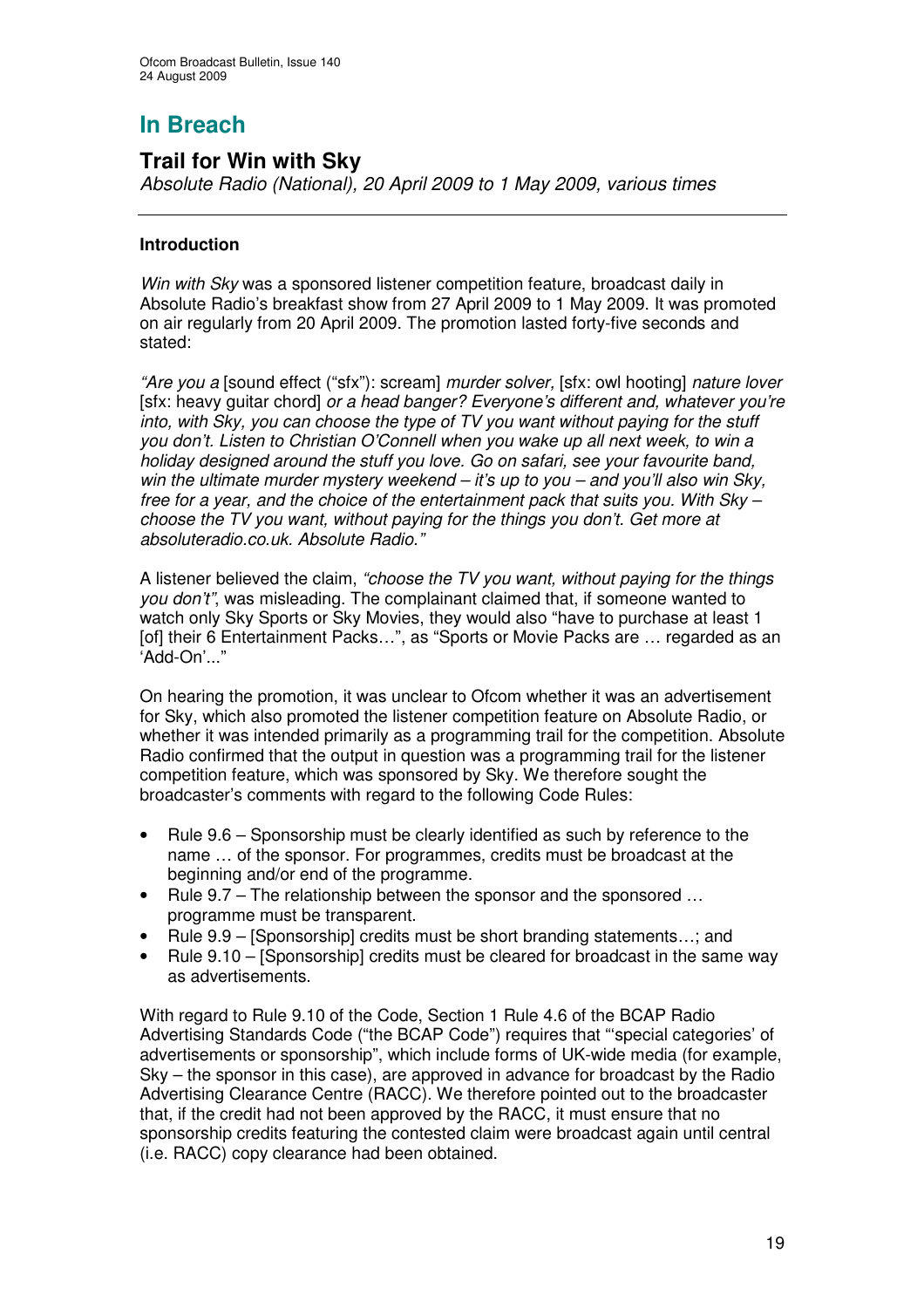# In Breach

## Trail for Win with Sky

*Absolute Radio (National), 20 April 2009 to 1 May 2009, various times*

---

### Introduction

*Win with Sky* was a sponsored listener competition feature, broadcast daily in Absolute Radio's breakfast show from 27 April 2009 to 1 May 2009. It was promoted on air regularly from 20 April 2009. The promotion lasted forty-five seconds and stated:

*"Are you a* [sound effect ("sfx"): scream] *murder solver,* [sfx: owl hooting] *nature lover* [sfx: heavy guitar chord] *or a head banger? Everyone's different and, whatever you're into, with Sky, you can choose the type of TV you want without paying for the stuff you don't. Listen to Christian O'Connell when you wake up all next week, to win a holiday designed around the stuff you love. Go on safari, see your favourite band, win the ultimate murder mystery weekend – it's up to you – and you'll also win Sky, free for a year, and the choice of the entertainment pack that suits you. With Sky – choose the TV you want, without paying for the things you don't. Get more at absoluteradio.co.uk. Absolute Radio."*

A listener believed the claim, *"choose the TV you want, without paying for the things you don't"*, was misleading. The complainant claimed that, if someone wanted to watch only Sky Sports or Sky Movies, they would also "have to purchase at least 1 [of] their 6 Entertainment Packs…", as "Sports or Movie Packs are … regarded as an 'Add-On'..."

On hearing the promotion, it was unclear to Ofcom whether it was an advertisement for Sky, which also promoted the listener competition feature on Absolute Radio, or whether it was intended primarily as a programming trail for the competition. Absolute Radio confirmed that the output in question was a programming trail for the listener competition feature, which was sponsored by Sky. We therefore sought the broadcaster's comments with regard to the following Code Rules:

- Rule 9.6 – Sponsorship must be clearly identified as such by reference to the name … of the sponsor. For programmes, credits must be broadcast at the beginning and/or end of the programme.
- Rule 9.7 – The relationship between the sponsor and the sponsored … programme must be transparent.
- Rule 9.9 – [Sponsorship] credits must be short branding statements…; and
- Rule 9.10 – [Sponsorship] credits must be cleared for broadcast in the same way as advertisements.

With regard to Rule 9.10 of the Code, Section 1 Rule 4.6 of the BCAP Radio Advertising Standards Code ("the BCAP Code") requires that "'special categories' of advertisements or sponsorship", which include forms of UK-wide media (for example, Sky – the sponsor in this case), are approved in advance for broadcast by the Radio Advertising Clearance Centre (RACC). We therefore pointed out to the broadcaster that, if the credit had not been approved by the RACC, it must ensure that no sponsorship credits featuring the contested claim were broadcast again until central (i.e. RACC) copy clearance had been obtained.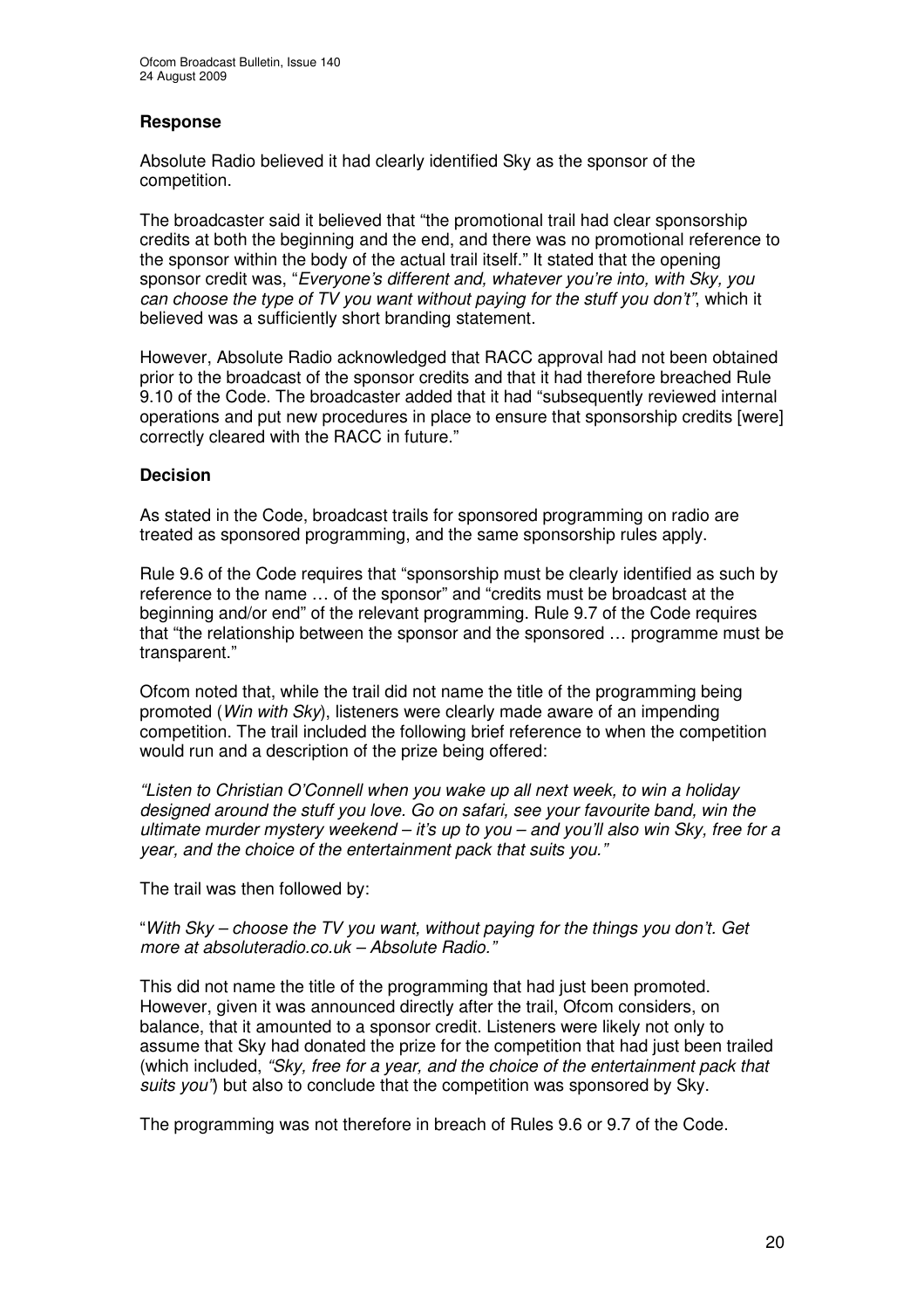### Response

Absolute Radio believed it had clearly identified Sky as the sponsor of the competition.

The broadcaster said it believed that "the promotional trail had clear sponsorship credits at both the beginning and the end, and there was no promotional reference to the sponsor within the body of the actual trail itself." It stated that the opening sponsor credit was, "*Everyone's different and, whatever you're into, with Sky, you can choose the type of TV you want without paying for the stuff you don't"*, which it believed was a sufficiently short branding statement.

However, Absolute Radio acknowledged that RACC approval had not been obtained prior to the broadcast of the sponsor credits and that it had therefore breached Rule 9.10 of the Code. The broadcaster added that it had "subsequently reviewed internal operations and put new procedures in place to ensure that sponsorship credits [were] correctly cleared with the RACC in future."

### Decision

As stated in the Code, broadcast trails for sponsored programming on radio are treated as sponsored programming, and the same sponsorship rules apply.

Rule 9.6 of the Code requires that "sponsorship must be clearly identified as such by reference to the name … of the sponsor" and "credits must be broadcast at the beginning and/or end" of the relevant programming. Rule 9.7 of the Code requires that "the relationship between the sponsor and the sponsored … programme must be transparent."

Ofcom noted that, while the trail did not name the title of the programming being promoted (*Win with Sky*), listeners were clearly made aware of an impending competition. The trail included the following brief reference to when the competition would run and a description of the prize being offered:

*"Listen to Christian O'Connell when you wake up all next week, to win a holiday designed around the stuff you love. Go on safari, see your favourite band, win the ultimate murder mystery weekend – it's up to you – and you'll also win Sky, free for a year, and the choice of the entertainment pack that suits you."*

The trail was then followed by:

"*With Sky – choose the TV you want, without paying for the things you don't. Get more at absoluteradio.co.uk – Absolute Radio."*

This did not name the title of the programming that had just been promoted. However, given it was announced directly after the trail, Ofcom considers, on balance, that it amounted to a sponsor credit. Listeners were likely not only to assume that Sky had donated the prize for the competition that had just been trailed (which included, *"Sky, free for a year, and the choice of the entertainment pack that suits you"*) but also to conclude that the competition was sponsored by Sky.

The programming was not therefore in breach of Rules 9.6 or 9.7 of the Code.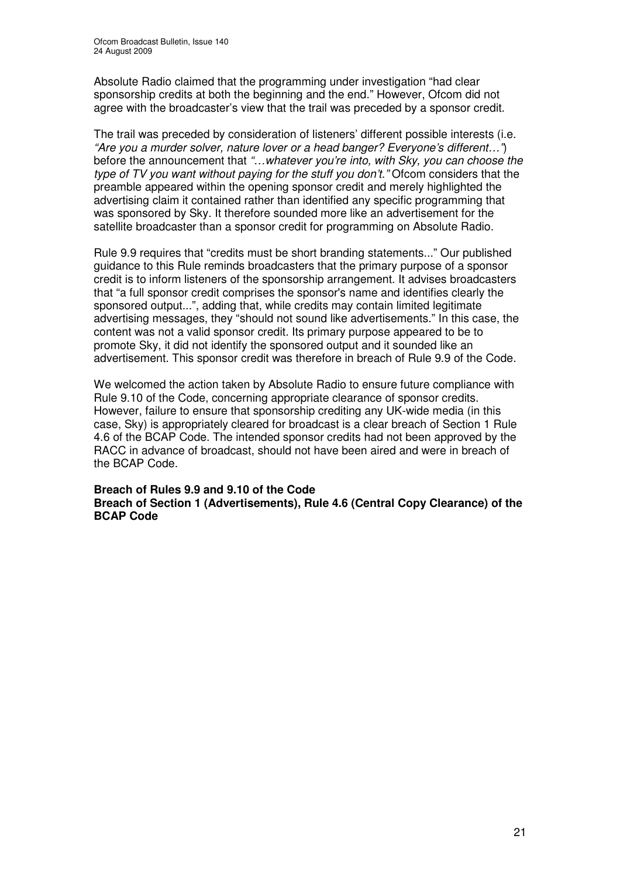Absolute Radio claimed that the programming under investigation "had clear sponsorship credits at both the beginning and the end." However, Ofcom did not agree with the broadcaster's view that the trail was preceded by a sponsor credit.

The trail was preceded by consideration of listeners' different possible interests (i.e. *"Are you a murder solver, nature lover or a head banger? Everyone's different…"*) before the announcement that *"…whatever you're into, with Sky, you can choose the type of TV you want without paying for the stuff you don't."* Ofcom considers that the preamble appeared within the opening sponsor credit and merely highlighted the advertising claim it contained rather than identified any specific programming that was sponsored by Sky. It therefore sounded more like an advertisement for the satellite broadcaster than a sponsor credit for programming on Absolute Radio.

Rule 9.9 requires that "credits must be short branding statements..." Our published guidance to this Rule reminds broadcasters that the primary purpose of a sponsor credit is to inform listeners of the sponsorship arrangement. It advises broadcasters that "a full sponsor credit comprises the sponsor's name and identifies clearly the sponsored output...", adding that, while credits may contain limited legitimate advertising messages, they "should not sound like advertisements." In this case, the content was not a valid sponsor credit. Its primary purpose appeared to be to promote Sky, it did not identify the sponsored output and it sounded like an advertisement. This sponsor credit was therefore in breach of Rule 9.9 of the Code.

We welcomed the action taken by Absolute Radio to ensure future compliance with Rule 9.10 of the Code, concerning appropriate clearance of sponsor credits. However, failure to ensure that sponsorship crediting any UK-wide media (in this case, Sky) is appropriately cleared for broadcast is a clear breach of Section 1 Rule 4.6 of the BCAP Code. The intended sponsor credits had not been approved by the RACC in advance of broadcast, should not have been aired and were in breach of the BCAP Code.

**Breach of Rules 9.9 and 9.10 of the Code**
**Breach of Section 1 (Advertisements), Rule 4.6 (Central Copy Clearance) of the BCAP Code**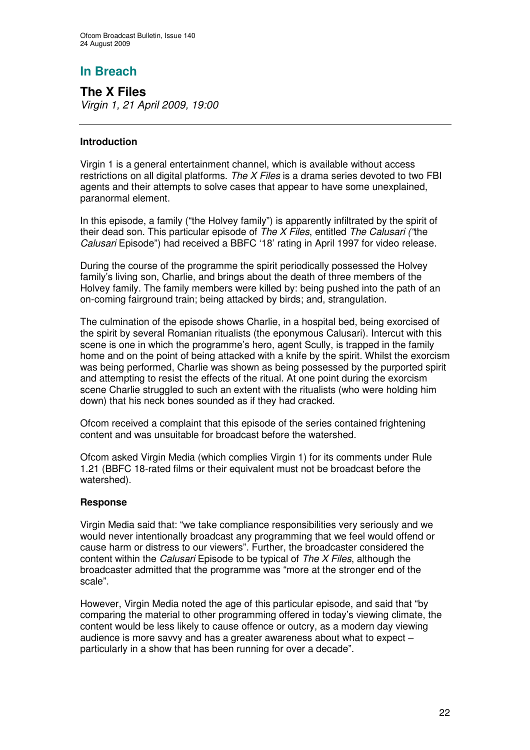## In Breach

### The X Files

*Virgin 1, 21 April 2009, 19:00*

---

#### Introduction

Virgin 1 is a general entertainment channel, which is available without access restrictions on all digital platforms. *The X Files* is a drama series devoted to two FBI agents and their attempts to solve cases that appear to have some unexplained, paranormal element.

In this episode, a family ("the Holvey family") is apparently infiltrated by the spirit of their dead son. This particular episode of *The X Files*, entitled *The Calusari ("*the *Calusari* Episode") had received a BBFC '18' rating in April 1997 for video release.

During the course of the programme the spirit periodically possessed the Holvey family's living son, Charlie, and brings about the death of three members of the Holvey family. The family members were killed by: being pushed into the path of an on-coming fairground train; being attacked by birds; and, strangulation.

The culmination of the episode shows Charlie, in a hospital bed, being exorcised of the spirit by several Romanian ritualists (the eponymous Calusari). Intercut with this scene is one in which the programme's hero, agent Scully, is trapped in the family home and on the point of being attacked with a knife by the spirit. Whilst the exorcism was being performed, Charlie was shown as being possessed by the purported spirit and attempting to resist the effects of the ritual. At one point during the exorcism scene Charlie struggled to such an extent with the ritualists (who were holding him down) that his neck bones sounded as if they had cracked.

Ofcom received a complaint that this episode of the series contained frightening content and was unsuitable for broadcast before the watershed.

Ofcom asked Virgin Media (which complies Virgin 1) for its comments under Rule 1.21 (BBFC 18-rated films or their equivalent must not be broadcast before the watershed).

#### Response

Virgin Media said that: "we take compliance responsibilities very seriously and we would never intentionally broadcast any programming that we feel would offend or cause harm or distress to our viewers". Further, the broadcaster considered the content within the *Calusari* Episode to be typical of *The X Files*, although the broadcaster admitted that the programme was "more at the stronger end of the scale".

However, Virgin Media noted the age of this particular episode, and said that "by comparing the material to other programming offered in today's viewing climate, the content would be less likely to cause offence or outcry, as a modern day viewing audience is more savvy and has a greater awareness about what to expect – particularly in a show that has been running for over a decade".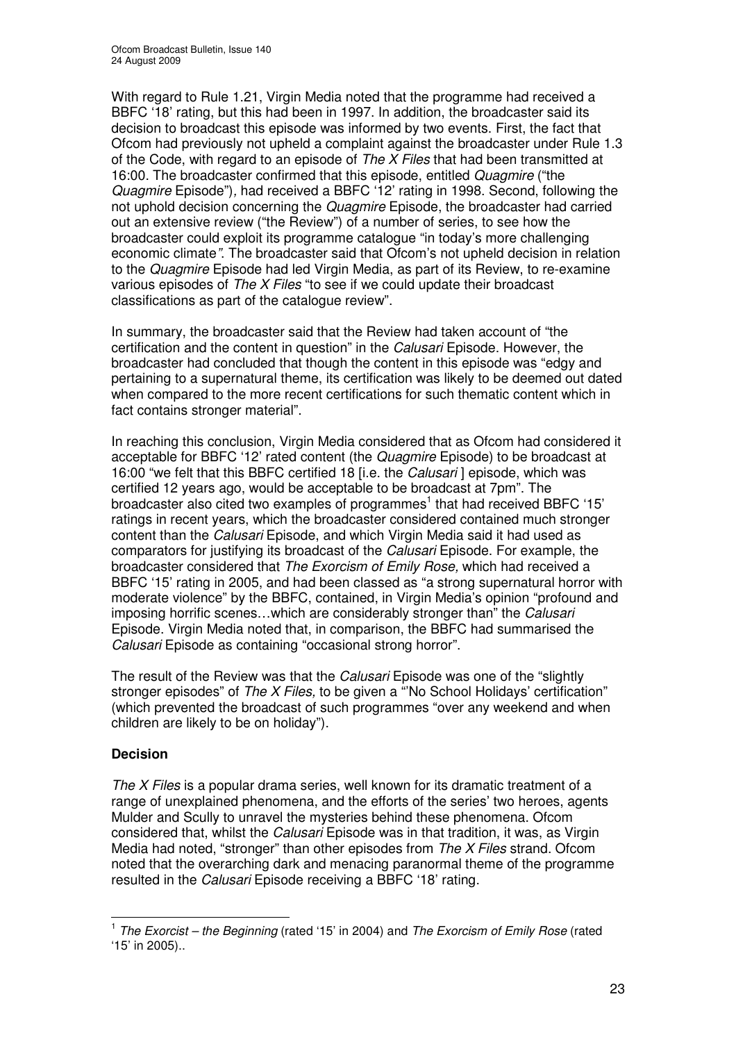With regard to Rule 1.21, Virgin Media noted that the programme had received a BBFC '18' rating, but this had been in 1997. In addition, the broadcaster said its decision to broadcast this episode was informed by two events. First, the fact that Ofcom had previously not upheld a complaint against the broadcaster under Rule 1.3 of the Code, with regard to an episode of *The X Files* that had been transmitted at 16:00. The broadcaster confirmed that this episode, entitled *Quagmire* ("the *Quagmire* Episode"), had received a BBFC '12' rating in 1998. Second, following the not uphold decision concerning the *Quagmire* Episode, the broadcaster had carried out an extensive review ("the Review") of a number of series, to see how the broadcaster could exploit its programme catalogue "in today's more challenging economic climate*"*. The broadcaster said that Ofcom's not upheld decision in relation to the *Quagmire* Episode had led Virgin Media, as part of its Review, to re-examine various episodes of *The X Files* "to see if we could update their broadcast classifications as part of the catalogue review".

In summary, the broadcaster said that the Review had taken account of "the certification and the content in question" in the *Calusari* Episode. However, the broadcaster had concluded that though the content in this episode was "edgy and pertaining to a supernatural theme, its certification was likely to be deemed out dated when compared to the more recent certifications for such thematic content which in fact contains stronger material".

In reaching this conclusion, Virgin Media considered that as Ofcom had considered it acceptable for BBFC '12' rated content (the *Quagmire* Episode) to be broadcast at 16:00 "we felt that this BBFC certified 18 [i.e. the *Calusari* ] episode, which was certified 12 years ago, would be acceptable to be broadcast at 7pm". The broadcaster also cited two examples of programmes[1] that had received BBFC '15' ratings in recent years, which the broadcaster considered contained much stronger content than the *Calusari* Episode, and which Virgin Media said it had used as comparators for justifying its broadcast of the *Calusari* Episode. For example, the broadcaster considered that *The Exorcism of Emily Rose,* which had received a BBFC '15' rating in 2005, and had been classed as "a strong supernatural horror with moderate violence" by the BBFC, contained, in Virgin Media's opinion "profound and imposing horrific scenes…which are considerably stronger than" the *Calusari* Episode. Virgin Media noted that, in comparison, the BBFC had summarised the *Calusari* Episode as containing "occasional strong horror".

The result of the Review was that the *Calusari* Episode was one of the "slightly stronger episodes" of *The X Files,* to be given a "'No School Holidays' certification" (which prevented the broadcast of such programmes "over any weekend and when children are likely to be on holiday").

**Decision**

*The X Files* is a popular drama series, well known for its dramatic treatment of a range of unexplained phenomena, and the efforts of the series' two heroes, agents Mulder and Scully to unravel the mysteries behind these phenomena. Ofcom considered that, whilst the *Calusari* Episode was in that tradition, it was, as Virgin Media had noted, "stronger" than other episodes from *The X Files* strand. Ofcom noted that the overarching dark and menacing paranormal theme of the programme resulted in the *Calusari* Episode receiving a BBFC '18' rating.

[1] *The Exorcist – the Beginning* (rated '15' in 2004) and *The Exorcism of Emily Rose* (rated '15' in 2005)..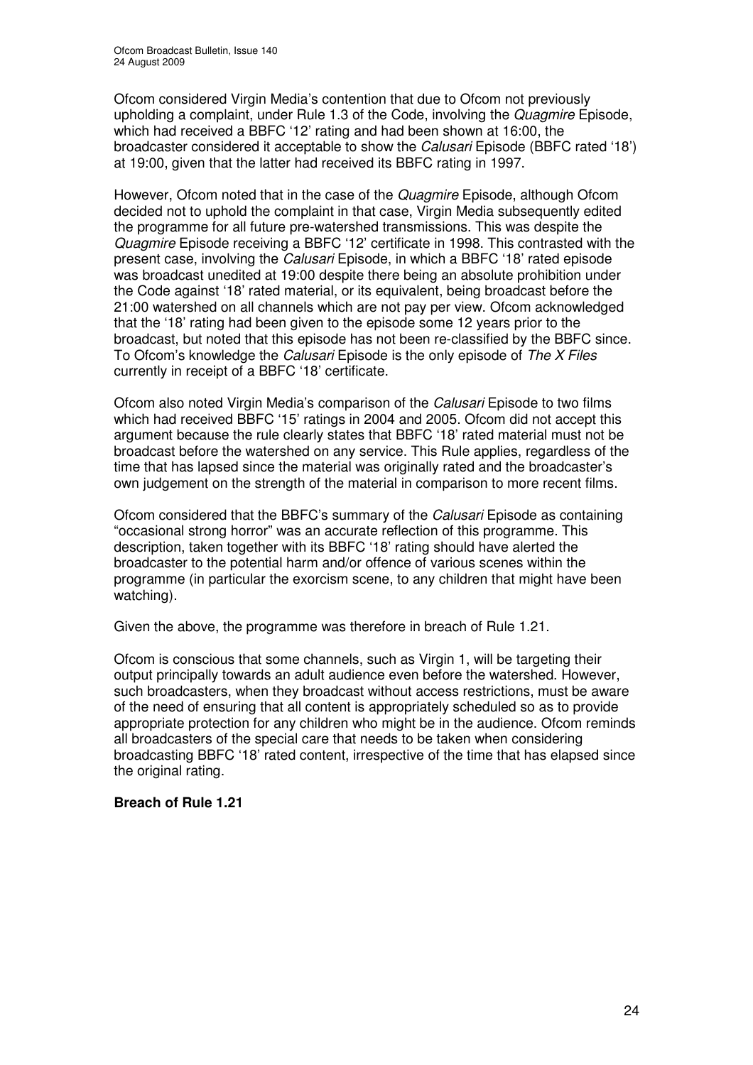Ofcom considered Virgin Media's contention that due to Ofcom not previously upholding a complaint, under Rule 1.3 of the Code, involving the *Quagmire* Episode, which had received a BBFC '12' rating and had been shown at 16:00, the broadcaster considered it acceptable to show the *Calusari* Episode (BBFC rated '18') at 19:00, given that the latter had received its BBFC rating in 1997.

However, Ofcom noted that in the case of the *Quagmire* Episode, although Ofcom decided not to uphold the complaint in that case, Virgin Media subsequently edited the programme for all future pre-watershed transmissions. This was despite the *Quagmire* Episode receiving a BBFC '12' certificate in 1998. This contrasted with the present case, involving the *Calusari* Episode, in which a BBFC '18' rated episode was broadcast unedited at 19:00 despite there being an absolute prohibition under the Code against '18' rated material, or its equivalent, being broadcast before the 21:00 watershed on all channels which are not pay per view. Ofcom acknowledged that the '18' rating had been given to the episode some 12 years prior to the broadcast, but noted that this episode has not been re-classified by the BBFC since. To Ofcom's knowledge the *Calusari* Episode is the only episode of *The X Files* currently in receipt of a BBFC '18' certificate.

Ofcom also noted Virgin Media's comparison of the *Calusari* Episode to two films which had received BBFC '15' ratings in 2004 and 2005. Ofcom did not accept this argument because the rule clearly states that BBFC '18' rated material must not be broadcast before the watershed on any service. This Rule applies, regardless of the time that has lapsed since the material was originally rated and the broadcaster's own judgement on the strength of the material in comparison to more recent films.

Ofcom considered that the BBFC's summary of the *Calusari* Episode as containing "occasional strong horror" was an accurate reflection of this programme. This description, taken together with its BBFC '18' rating should have alerted the broadcaster to the potential harm and/or offence of various scenes within the programme (in particular the exorcism scene, to any children that might have been watching).

Given the above, the programme was therefore in breach of Rule 1.21.

Ofcom is conscious that some channels, such as Virgin 1, will be targeting their output principally towards an adult audience even before the watershed. However, such broadcasters, when they broadcast without access restrictions, must be aware of the need of ensuring that all content is appropriately scheduled so as to provide appropriate protection for any children who might be in the audience. Ofcom reminds all broadcasters of the special care that needs to be taken when considering broadcasting BBFC '18' rated content, irrespective of the time that has elapsed since the original rating.

**Breach of Rule 1.21**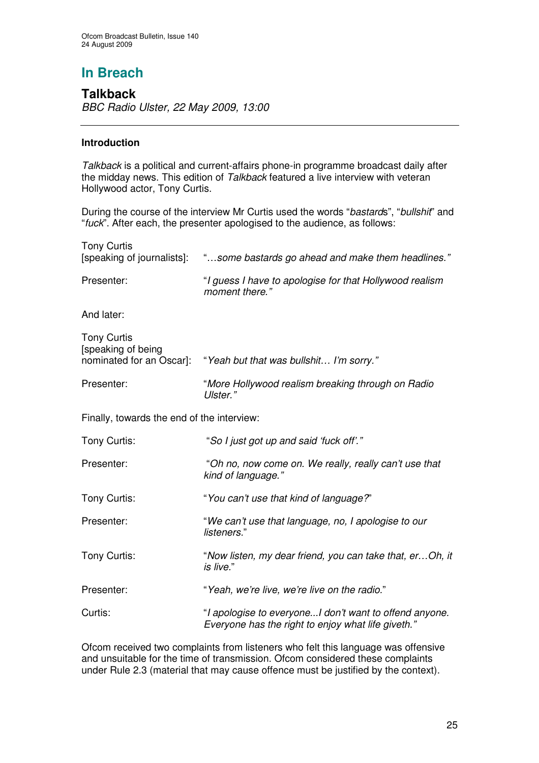# In Breach

## Talkback

*BBC Radio Ulster, 22 May 2009, 13:00*

---

### Introduction

*Talkback* is a political and current-affairs phone-in programme broadcast daily after the midday news. This edition of *Talkback* featured a live interview with veteran Hollywood actor, Tony Curtis.

During the course of the interview Mr Curtis used the words "*bastard*s", "*bullshit*" and "*fuck*". After each, the presenter apologised to the audience, as follows:

| | |
|---|---|
| Tony Curtis [speaking of journalists]: | "*…some bastards go ahead and make them headlines."* |
| Presenter: | "*I guess I have to apologise for that Hollywood realism moment there."* |

And later:

| | |
|---|---|
| Tony Curtis [speaking of being nominated for an Oscar]: | "*Yeah but that was bullshit… I'm sorry."* |
| Presenter: | "*More Hollywood realism breaking through on Radio Ulster."* |

Finally, towards the end of the interview:

| | |
|---|---|
| Tony Curtis: | "*So I just got up and said 'fuck off'."* |
| Presenter: | "*Oh no, now come on. We really, really can't use that kind of language."* |
| Tony Curtis: | "*You can't use that kind of language?*" |
| Presenter: | "*We can't use that language, no, I apologise to our listeners.*" |
| Tony Curtis: | "*Now listen, my dear friend, you can take that, er…Oh, it is live.*" |
| Presenter: | "*Yeah, we're live, we're live on the radio.*" |
| Curtis: | "*I apologise to everyone...I don't want to offend anyone. Everyone has the right to enjoy what life giveth."* |

Ofcom received two complaints from listeners who felt this language was offensive and unsuitable for the time of transmission. Ofcom considered these complaints under Rule 2.3 (material that may cause offence must be justified by the context).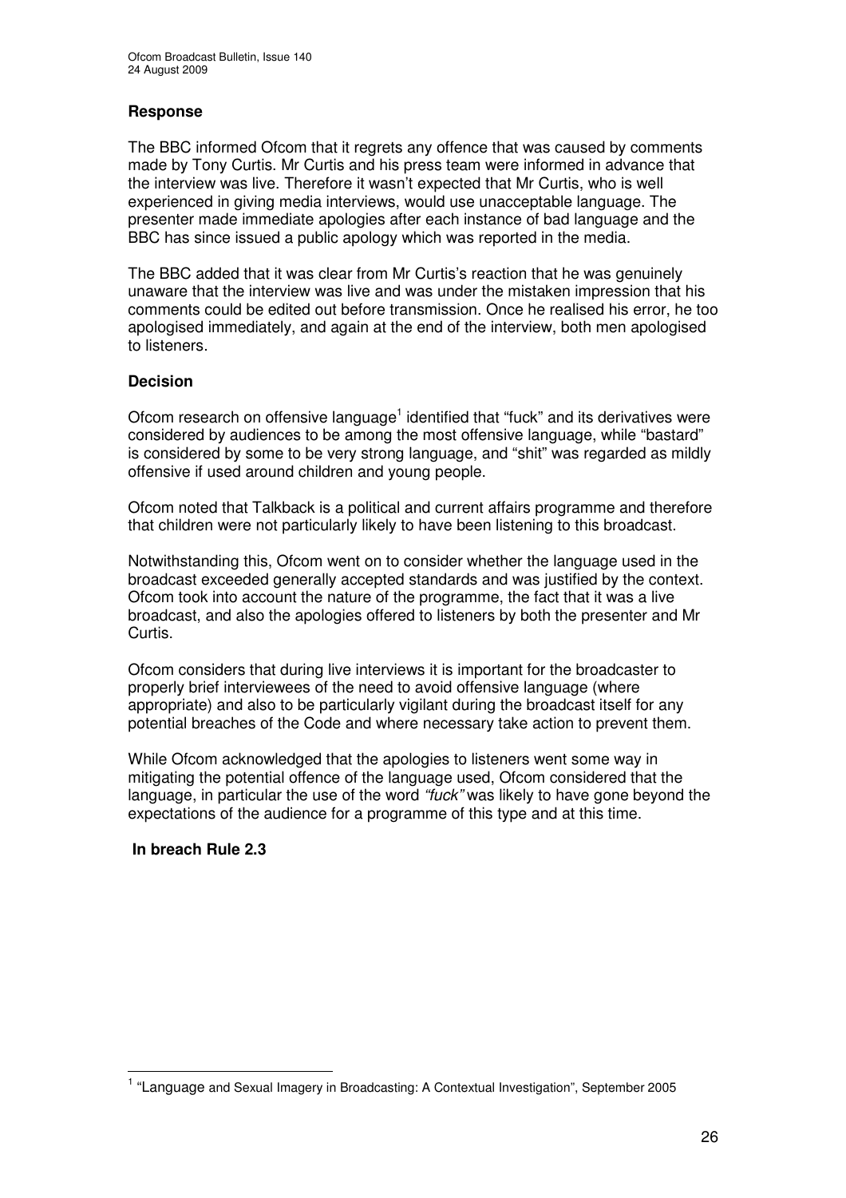### Response

The BBC informed Ofcom that it regrets any offence that was caused by comments made by Tony Curtis. Mr Curtis and his press team were informed in advance that the interview was live. Therefore it wasn't expected that Mr Curtis, who is well experienced in giving media interviews, would use unacceptable language. The presenter made immediate apologies after each instance of bad language and the BBC has since issued a public apology which was reported in the media.

The BBC added that it was clear from Mr Curtis's reaction that he was genuinely unaware that the interview was live and was under the mistaken impression that his comments could be edited out before transmission. Once he realised his error, he too apologised immediately, and again at the end of the interview, both men apologised to listeners.

### Decision

Ofcom research on offensive language[1] identified that "fuck" and its derivatives were considered by audiences to be among the most offensive language, while "bastard" is considered by some to be very strong language, and "shit" was regarded as mildly offensive if used around children and young people.

Ofcom noted that Talkback is a political and current affairs programme and therefore that children were not particularly likely to have been listening to this broadcast.

Notwithstanding this, Ofcom went on to consider whether the language used in the broadcast exceeded generally accepted standards and was justified by the context. Ofcom took into account the nature of the programme, the fact that it was a live broadcast, and also the apologies offered to listeners by both the presenter and Mr Curtis.

Ofcom considers that during live interviews it is important for the broadcaster to properly brief interviewees of the need to avoid offensive language (where appropriate) and also to be particularly vigilant during the broadcast itself for any potential breaches of the Code and where necessary take action to prevent them.

While Ofcom acknowledged that the apologies to listeners went some way in mitigating the potential offence of the language used, Ofcom considered that the language, in particular the use of the word *"fuck"* was likely to have gone beyond the expectations of the audience for a programme of this type and at this time.

**In breach Rule 2.3**

---

[1] "Language and Sexual Imagery in Broadcasting: A Contextual Investigation", September 2005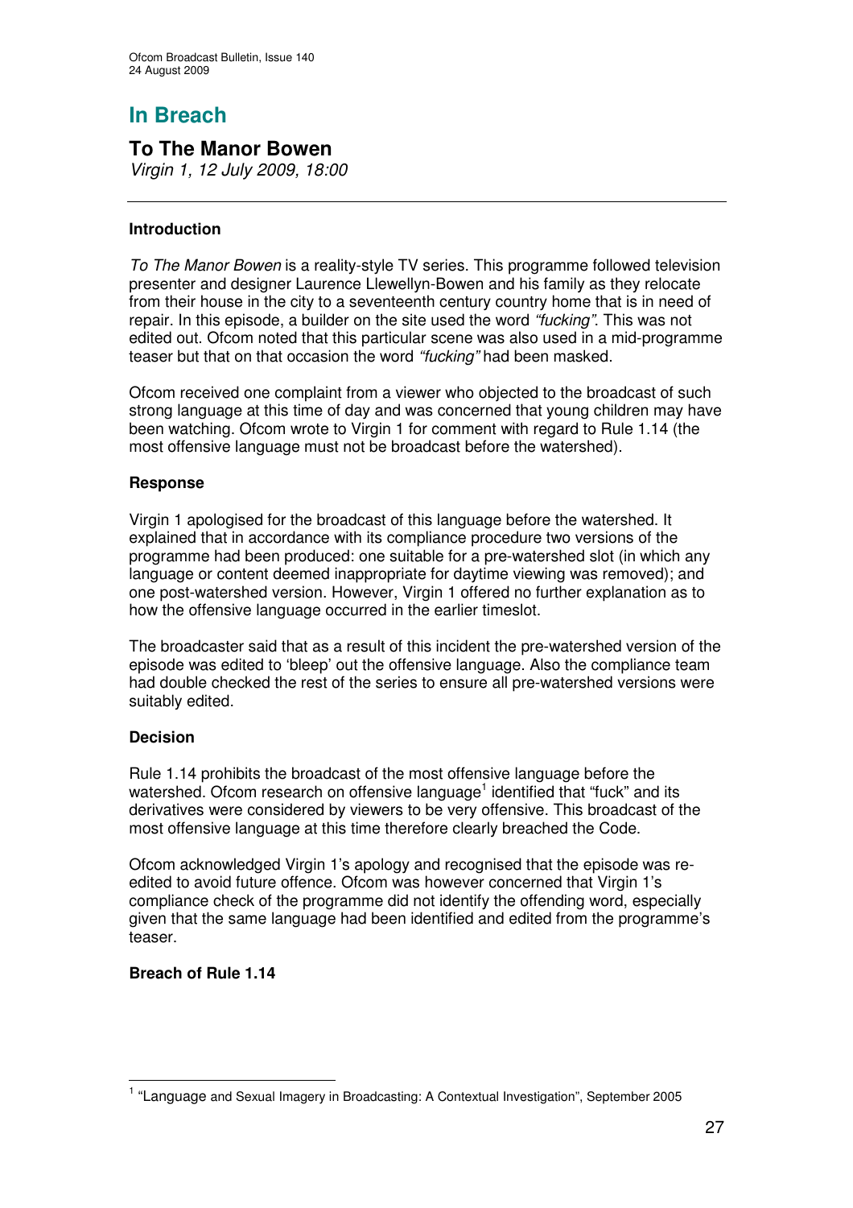# In Breach

## To The Manor Bowen

*Virgin 1, 12 July 2009, 18:00*

---

### Introduction

*To The Manor Bowen* is a reality-style TV series. This programme followed television presenter and designer Laurence Llewellyn-Bowen and his family as they relocate from their house in the city to a seventeenth century country home that is in need of repair. In this episode, a builder on the site used the word *"fucking".* This was not edited out. Ofcom noted that this particular scene was also used in a mid-programme teaser but that on that occasion the word *"fucking"* had been masked.

Ofcom received one complaint from a viewer who objected to the broadcast of such strong language at this time of day and was concerned that young children may have been watching. Ofcom wrote to Virgin 1 for comment with regard to Rule 1.14 (the most offensive language must not be broadcast before the watershed).

### Response

Virgin 1 apologised for the broadcast of this language before the watershed. It explained that in accordance with its compliance procedure two versions of the programme had been produced: one suitable for a pre-watershed slot (in which any language or content deemed inappropriate for daytime viewing was removed); and one post-watershed version. However, Virgin 1 offered no further explanation as to how the offensive language occurred in the earlier timeslot.

The broadcaster said that as a result of this incident the pre-watershed version of the episode was edited to 'bleep' out the offensive language. Also the compliance team had double checked the rest of the series to ensure all pre-watershed versions were suitably edited.

### Decision

Rule 1.14 prohibits the broadcast of the most offensive language before the watershed. Ofcom research on offensive language[1] identified that "fuck" and its derivatives were considered by viewers to be very offensive. This broadcast of the most offensive language at this time therefore clearly breached the Code.

Ofcom acknowledged Virgin 1's apology and recognised that the episode was re-edited to avoid future offence. Ofcom was however concerned that Virgin 1's compliance check of the programme did not identify the offending word, especially given that the same language had been identified and edited from the programme's teaser.

**Breach of Rule 1.14**

---

[1] "Language and Sexual Imagery in Broadcasting: A Contextual Investigation", September 2005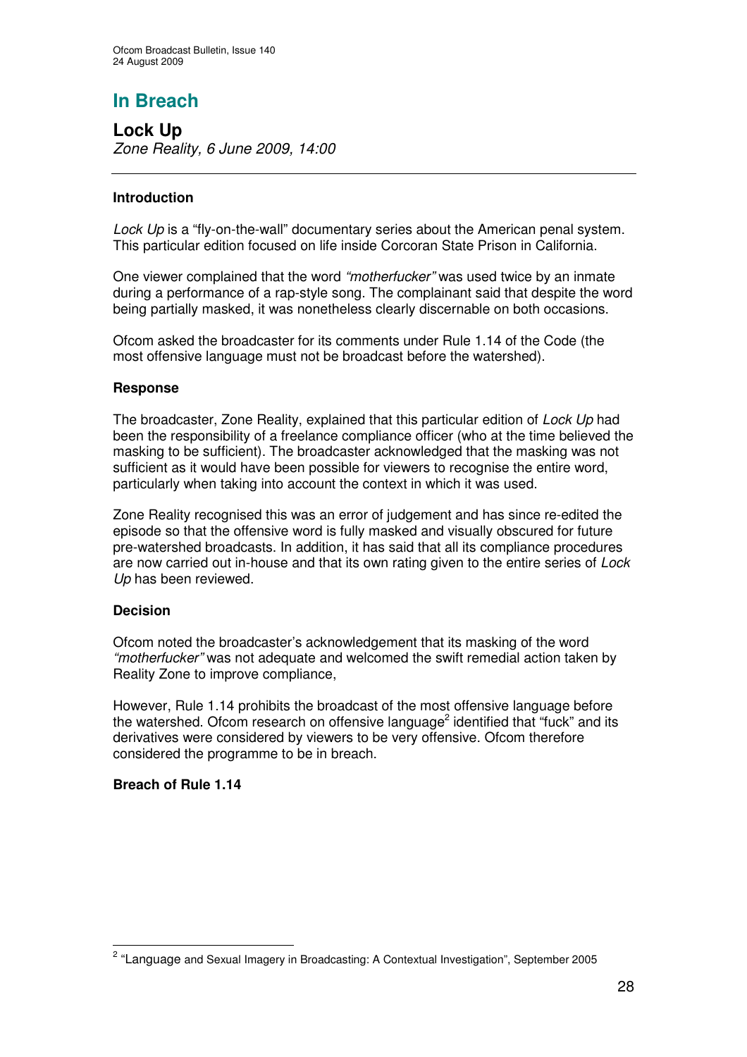## In Breach

### Lock Up

*Zone Reality, 6 June 2009, 14:00*

---

**Introduction**

*Lock Up* is a "fly-on-the-wall" documentary series about the American penal system. This particular edition focused on life inside Corcoran State Prison in California.

One viewer complained that the word *"motherfucker"* was used twice by an inmate during a performance of a rap-style song. The complainant said that despite the word being partially masked, it was nonetheless clearly discernable on both occasions.

Ofcom asked the broadcaster for its comments under Rule 1.14 of the Code (the most offensive language must not be broadcast before the watershed).

**Response**

The broadcaster, Zone Reality, explained that this particular edition of *Lock Up* had been the responsibility of a freelance compliance officer (who at the time believed the masking to be sufficient). The broadcaster acknowledged that the masking was not sufficient as it would have been possible for viewers to recognise the entire word, particularly when taking into account the context in which it was used.

Zone Reality recognised this was an error of judgement and has since re-edited the episode so that the offensive word is fully masked and visually obscured for future pre-watershed broadcasts. In addition, it has said that all its compliance procedures are now carried out in-house and that its own rating given to the entire series of *Lock Up* has been reviewed.

**Decision**

Ofcom noted the broadcaster's acknowledgement that its masking of the word *"motherfucker"* was not adequate and welcomed the swift remedial action taken by Reality Zone to improve compliance,

However, Rule 1.14 prohibits the broadcast of the most offensive language before the watershed. Ofcom research on offensive language[2] identified that "fuck" and its derivatives were considered by viewers to be very offensive. Ofcom therefore considered the programme to be in breach.

**Breach of Rule 1.14**

---

[2] "Language and Sexual Imagery in Broadcasting: A Contextual Investigation", September 2005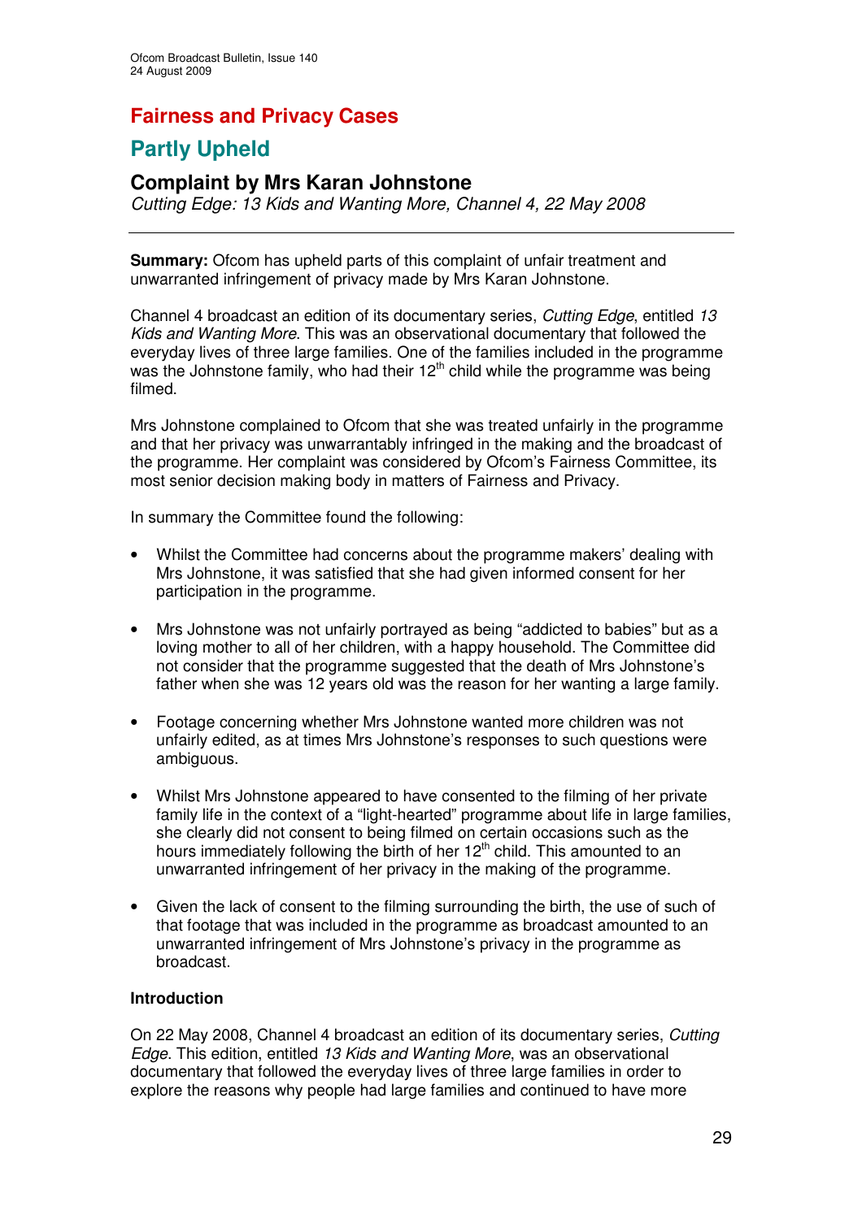## Fairness and Privacy Cases

## Partly Upheld

### Complaint by Mrs Karan Johnstone

*Cutting Edge: 13 Kids and Wanting More, Channel 4, 22 May 2008*

---

**Summary:** Ofcom has upheld parts of this complaint of unfair treatment and unwarranted infringement of privacy made by Mrs Karan Johnstone.

Channel 4 broadcast an edition of its documentary series, *Cutting Edge*, entitled *13 Kids and Wanting More*. This was an observational documentary that followed the everyday lives of three large families. One of the families included in the programme was the Johnstone family, who had their 12th child while the programme was being filmed.

Mrs Johnstone complained to Ofcom that she was treated unfairly in the programme and that her privacy was unwarrantably infringed in the making and the broadcast of the programme. Her complaint was considered by Ofcom's Fairness Committee, its most senior decision making body in matters of Fairness and Privacy.

In summary the Committee found the following:

- Whilst the Committee had concerns about the programme makers' dealing with Mrs Johnstone, it was satisfied that she had given informed consent for her participation in the programme.
- Mrs Johnstone was not unfairly portrayed as being "addicted to babies" but as a loving mother to all of her children, with a happy household. The Committee did not consider that the programme suggested that the death of Mrs Johnstone's father when she was 12 years old was the reason for her wanting a large family.
- Footage concerning whether Mrs Johnstone wanted more children was not unfairly edited, as at times Mrs Johnstone's responses to such questions were ambiguous.
- Whilst Mrs Johnstone appeared to have consented to the filming of her private family life in the context of a "light-hearted" programme about life in large families, she clearly did not consent to being filmed on certain occasions such as the hours immediately following the birth of her 12th child. This amounted to an unwarranted infringement of her privacy in the making of the programme.
- Given the lack of consent to the filming surrounding the birth, the use of such of that footage that was included in the programme as broadcast amounted to an unwarranted infringement of Mrs Johnstone's privacy in the programme as broadcast.

**Introduction**

On 22 May 2008, Channel 4 broadcast an edition of its documentary series, *Cutting Edge*. This edition, entitled *13 Kids and Wanting More*, was an observational documentary that followed the everyday lives of three large families in order to explore the reasons why people had large families and continued to have more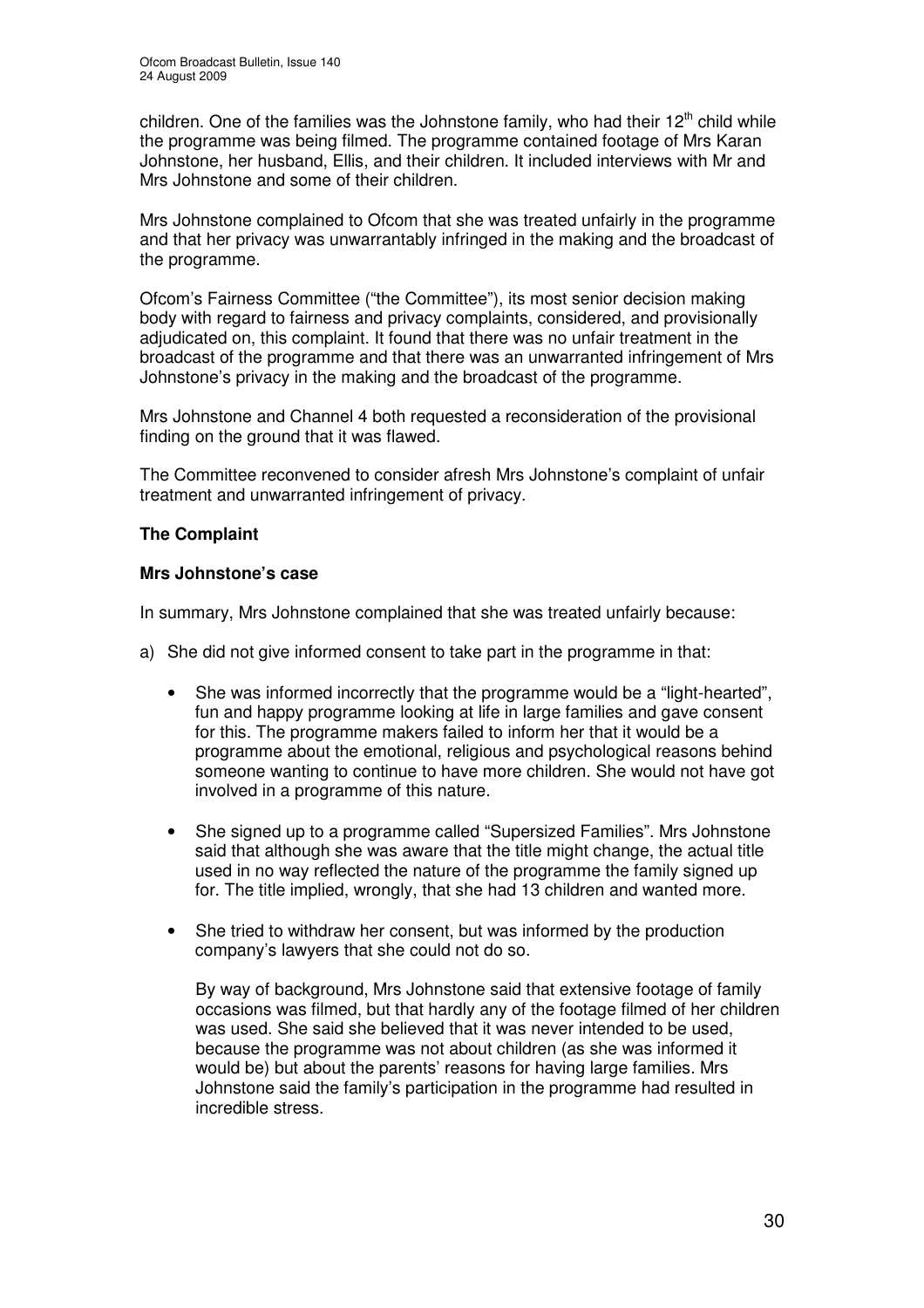children. One of the families was the Johnstone family, who had their 12th child while the programme was being filmed. The programme contained footage of Mrs Karan Johnstone, her husband, Ellis, and their children. It included interviews with Mr and Mrs Johnstone and some of their children.

Mrs Johnstone complained to Ofcom that she was treated unfairly in the programme and that her privacy was unwarrantably infringed in the making and the broadcast of the programme.

Ofcom's Fairness Committee ("the Committee"), its most senior decision making body with regard to fairness and privacy complaints, considered, and provisionally adjudicated on, this complaint. It found that there was no unfair treatment in the broadcast of the programme and that there was an unwarranted infringement of Mrs Johnstone's privacy in the making and the broadcast of the programme.

Mrs Johnstone and Channel 4 both requested a reconsideration of the provisional finding on the ground that it was flawed.

The Committee reconvened to consider afresh Mrs Johnstone's complaint of unfair treatment and unwarranted infringement of privacy.

**The Complaint**

**Mrs Johnstone's case**

In summary, Mrs Johnstone complained that she was treated unfairly because:

a) She did not give informed consent to take part in the programme in that:

- She was informed incorrectly that the programme would be a "light-hearted", fun and happy programme looking at life in large families and gave consent for this. The programme makers failed to inform her that it would be a programme about the emotional, religious and psychological reasons behind someone wanting to continue to have more children. She would not have got involved in a programme of this nature.

- She signed up to a programme called "Supersized Families". Mrs Johnstone said that although she was aware that the title might change, the actual title used in no way reflected the nature of the programme the family signed up for. The title implied, wrongly, that she had 13 children and wanted more.

- She tried to withdraw her consent, but was informed by the production company's lawyers that she could not do so.

  By way of background, Mrs Johnstone said that extensive footage of family occasions was filmed, but that hardly any of the footage filmed of her children was used. She said she believed that it was never intended to be used, because the programme was not about children (as she was informed it would be) but about the parents' reasons for having large families. Mrs Johnstone said the family's participation in the programme had resulted in incredible stress.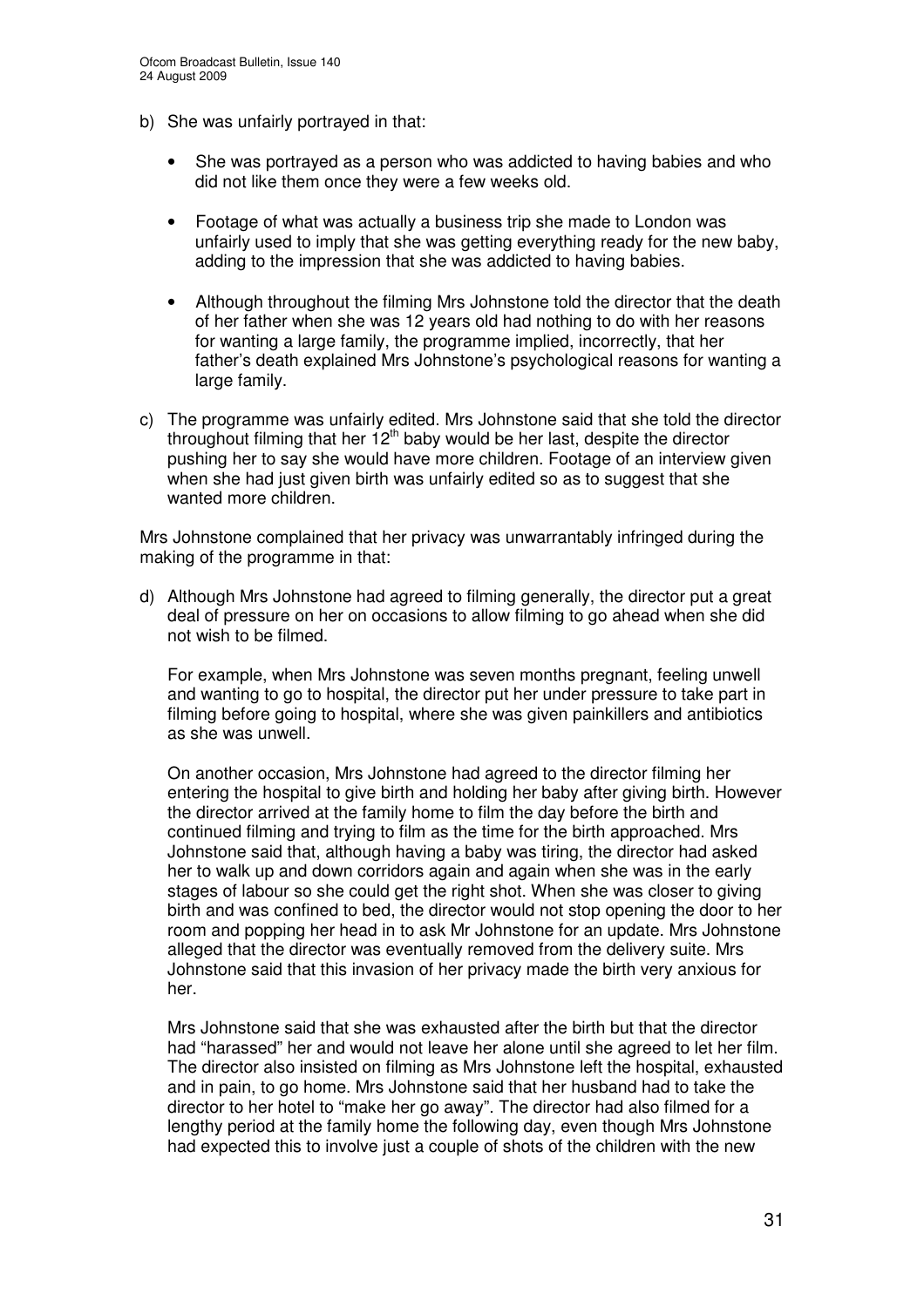b) She was unfairly portrayed in that:

   - She was portrayed as a person who was addicted to having babies and who did not like them once they were a few weeks old.

   - Footage of what was actually a business trip she made to London was unfairly used to imply that she was getting everything ready for the new baby, adding to the impression that she was addicted to having babies.

   - Although throughout the filming Mrs Johnstone told the director that the death of her father when she was 12 years old had nothing to do with her reasons for wanting a large family, the programme implied, incorrectly, that her father's death explained Mrs Johnstone's psychological reasons for wanting a large family.

c) The programme was unfairly edited. Mrs Johnstone said that she told the director throughout filming that her 12th baby would be her last, despite the director pushing her to say she would have more children. Footage of an interview given when she had just given birth was unfairly edited so as to suggest that she wanted more children.

Mrs Johnstone complained that her privacy was unwarrantably infringed during the making of the programme in that:

d) Although Mrs Johnstone had agreed to filming generally, the director put a great deal of pressure on her on occasions to allow filming to go ahead when she did not wish to be filmed.

   For example, when Mrs Johnstone was seven months pregnant, feeling unwell and wanting to go to hospital, the director put her under pressure to take part in filming before going to hospital, where she was given painkillers and antibiotics as she was unwell.

   On another occasion, Mrs Johnstone had agreed to the director filming her entering the hospital to give birth and holding her baby after giving birth. However the director arrived at the family home to film the day before the birth and continued filming and trying to film as the time for the birth approached. Mrs Johnstone said that, although having a baby was tiring, the director had asked her to walk up and down corridors again and again when she was in the early stages of labour so she could get the right shot. When she was closer to giving birth and was confined to bed, the director would not stop opening the door to her room and popping her head in to ask Mr Johnstone for an update. Mrs Johnstone alleged that the director was eventually removed from the delivery suite. Mrs Johnstone said that this invasion of her privacy made the birth very anxious for her.

   Mrs Johnstone said that she was exhausted after the birth but that the director had "harassed" her and would not leave her alone until she agreed to let her film. The director also insisted on filming as Mrs Johnstone left the hospital, exhausted and in pain, to go home. Mrs Johnstone said that her husband had to take the director to her hotel to "make her go away". The director had also filmed for a lengthy period at the family home the following day, even though Mrs Johnstone had expected this to involve just a couple of shots of the children with the new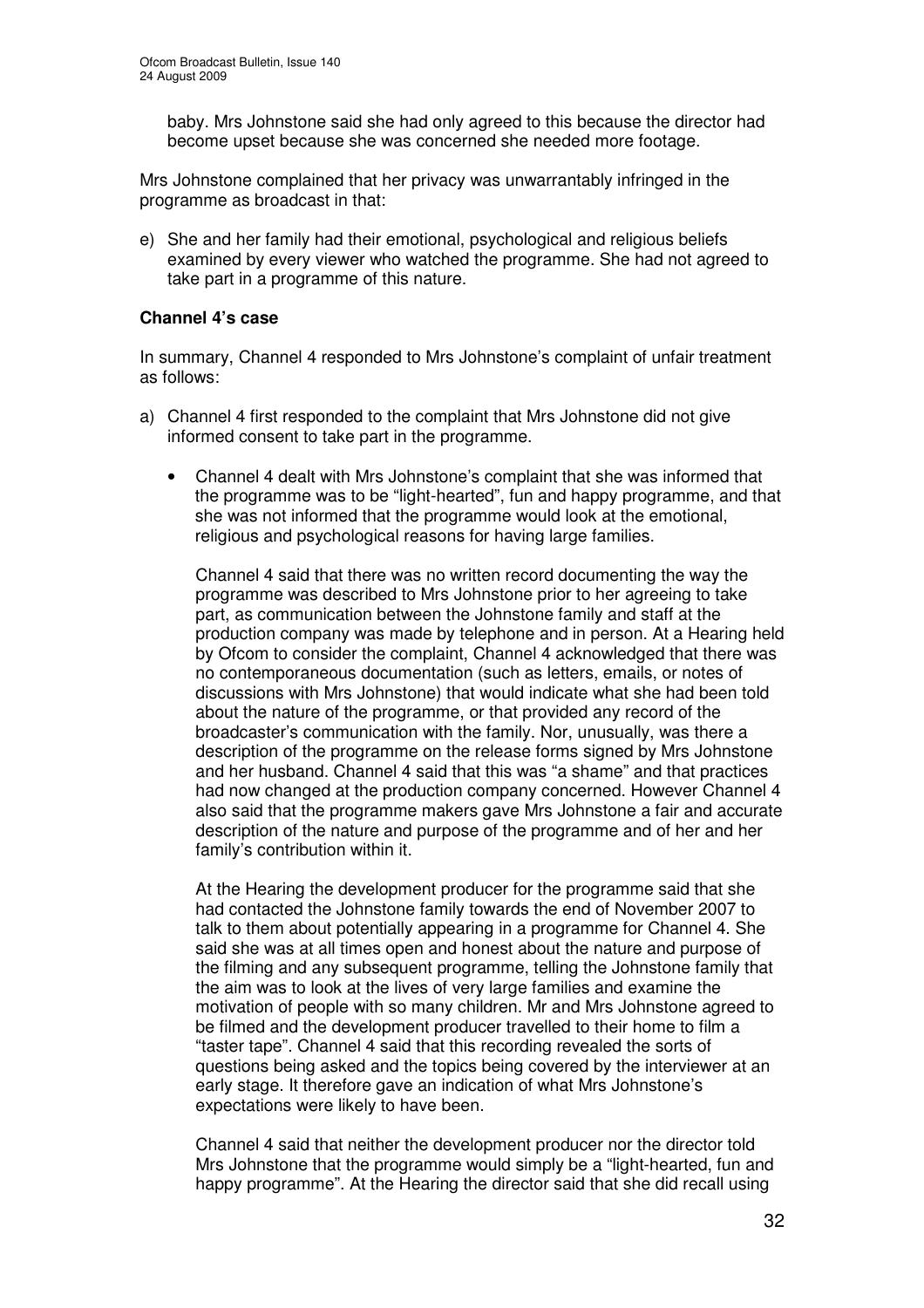baby. Mrs Johnstone said she had only agreed to this because the director had become upset because she was concerned she needed more footage.

Mrs Johnstone complained that her privacy was unwarrantably infringed in the programme as broadcast in that:

e) She and her family had their emotional, psychological and religious beliefs examined by every viewer who watched the programme. She had not agreed to take part in a programme of this nature.

**Channel 4's case**

In summary, Channel 4 responded to Mrs Johnstone's complaint of unfair treatment as follows:

a) Channel 4 first responded to the complaint that Mrs Johnstone did not give informed consent to take part in the programme.

   - Channel 4 dealt with Mrs Johnstone's complaint that she was informed that the programme was to be "light-hearted", fun and happy programme, and that she was not informed that the programme would look at the emotional, religious and psychological reasons for having large families.

     Channel 4 said that there was no written record documenting the way the programme was described to Mrs Johnstone prior to her agreeing to take part, as communication between the Johnstone family and staff at the production company was made by telephone and in person. At a Hearing held by Ofcom to consider the complaint, Channel 4 acknowledged that there was no contemporaneous documentation (such as letters, emails, or notes of discussions with Mrs Johnstone) that would indicate what she had been told about the nature of the programme, or that provided any record of the broadcaster's communication with the family. Nor, unusually, was there a description of the programme on the release forms signed by Mrs Johnstone and her husband. Channel 4 said that this was "a shame" and that practices had now changed at the production company concerned. However Channel 4 also said that the programme makers gave Mrs Johnstone a fair and accurate description of the nature and purpose of the programme and of her and her family's contribution within it.

     At the Hearing the development producer for the programme said that she had contacted the Johnstone family towards the end of November 2007 to talk to them about potentially appearing in a programme for Channel 4. She said she was at all times open and honest about the nature and purpose of the filming and any subsequent programme, telling the Johnstone family that the aim was to look at the lives of very large families and examine the motivation of people with so many children. Mr and Mrs Johnstone agreed to be filmed and the development producer travelled to their home to film a "taster tape". Channel 4 said that this recording revealed the sorts of questions being asked and the topics being covered by the interviewer at an early stage. It therefore gave an indication of what Mrs Johnstone's expectations were likely to have been.

     Channel 4 said that neither the development producer nor the director told Mrs Johnstone that the programme would simply be a "light-hearted, fun and happy programme". At the Hearing the director said that she did recall using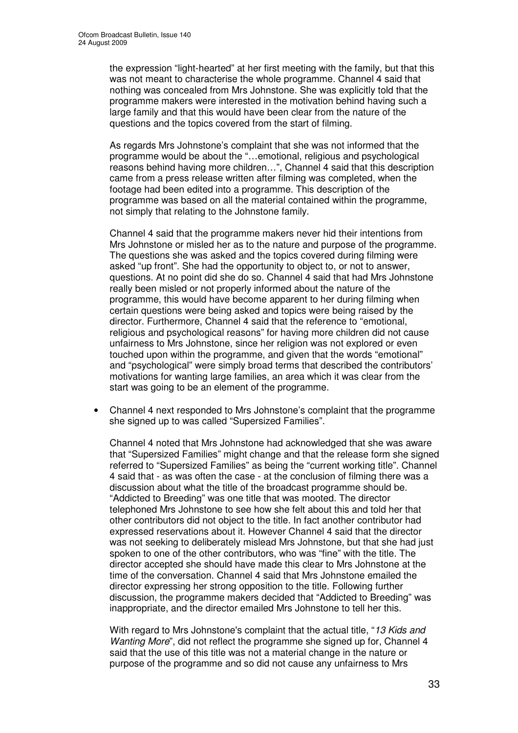the expression "light-hearted" at her first meeting with the family, but that this was not meant to characterise the whole programme. Channel 4 said that nothing was concealed from Mrs Johnstone. She was explicitly told that the programme makers were interested in the motivation behind having such a large family and that this would have been clear from the nature of the questions and the topics covered from the start of filming.

As regards Mrs Johnstone's complaint that she was not informed that the programme would be about the "…emotional, religious and psychological reasons behind having more children…", Channel 4 said that this description came from a press release written after filming was completed, when the footage had been edited into a programme. This description of the programme was based on all the material contained within the programme, not simply that relating to the Johnstone family.

Channel 4 said that the programme makers never hid their intentions from Mrs Johnstone or misled her as to the nature and purpose of the programme. The questions she was asked and the topics covered during filming were asked "up front". She had the opportunity to object to, or not to answer, questions. At no point did she do so. Channel 4 said that had Mrs Johnstone really been misled or not properly informed about the nature of the programme, this would have become apparent to her during filming when certain questions were being asked and topics were being raised by the director. Furthermore, Channel 4 said that the reference to "emotional, religious and psychological reasons" for having more children did not cause unfairness to Mrs Johnstone, since her religion was not explored or even touched upon within the programme, and given that the words "emotional" and "psychological" were simply broad terms that described the contributors' motivations for wanting large families, an area which it was clear from the start was going to be an element of the programme.

- Channel 4 next responded to Mrs Johnstone's complaint that the programme she signed up to was called "Supersized Families".

  Channel 4 noted that Mrs Johnstone had acknowledged that she was aware that "Supersized Families" might change and that the release form she signed referred to "Supersized Families" as being the "current working title". Channel 4 said that - as was often the case - at the conclusion of filming there was a discussion about what the title of the broadcast programme should be. "Addicted to Breeding" was one title that was mooted. The director telephoned Mrs Johnstone to see how she felt about this and told her that other contributors did not object to the title. In fact another contributor had expressed reservations about it. However Channel 4 said that the director was not seeking to deliberately mislead Mrs Johnstone, but that she had just spoken to one of the other contributors, who was "fine" with the title. The director accepted she should have made this clear to Mrs Johnstone at the time of the conversation. Channel 4 said that Mrs Johnstone emailed the director expressing her strong opposition to the title. Following further discussion, the programme makers decided that "Addicted to Breeding" was inappropriate, and the director emailed Mrs Johnstone to tell her this.

  With regard to Mrs Johnstone's complaint that the actual title, "*13 Kids and Wanting More*", did not reflect the programme she signed up for, Channel 4 said that the use of this title was not a material change in the nature or purpose of the programme and so did not cause any unfairness to Mrs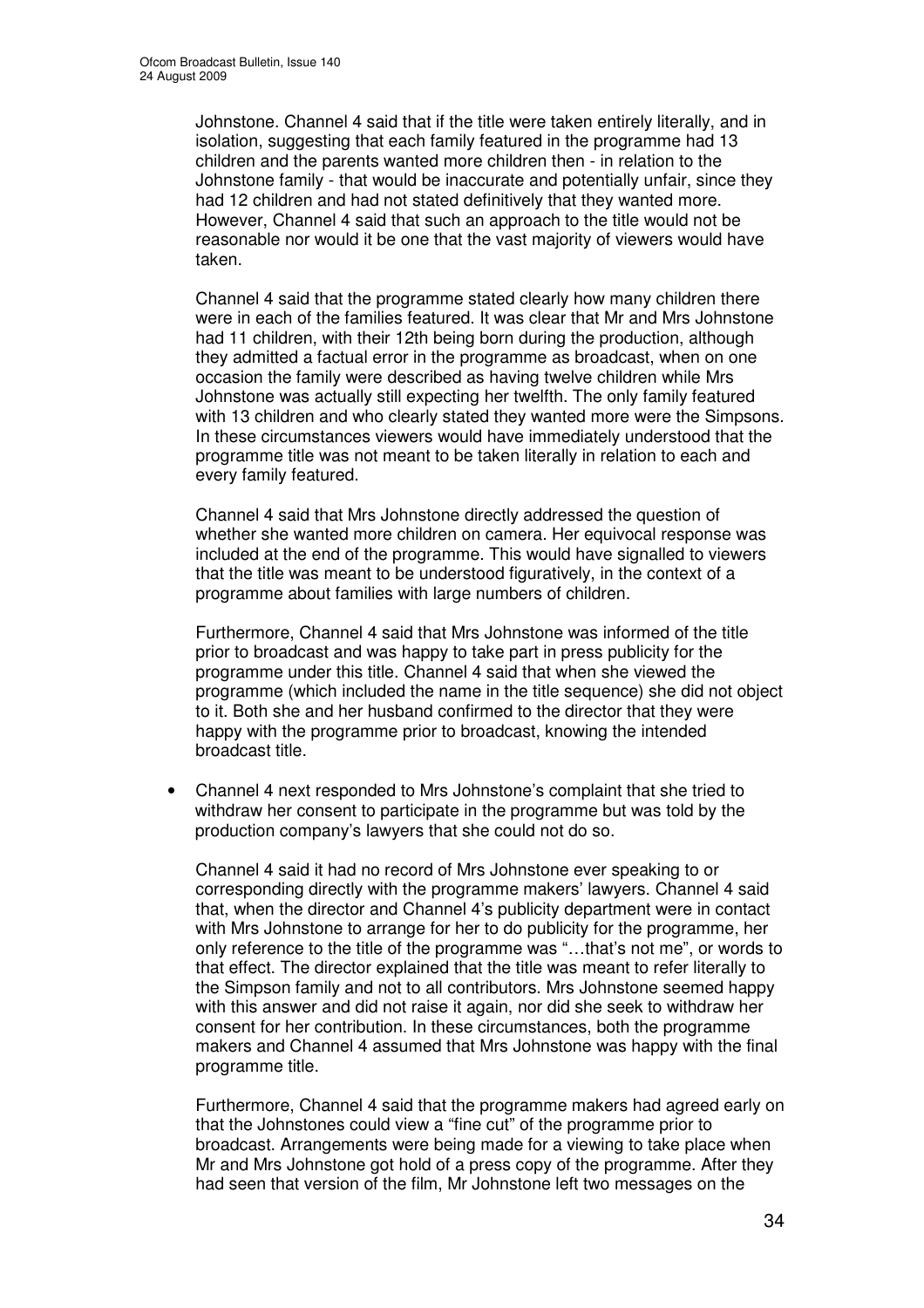Johnstone. Channel 4 said that if the title were taken entirely literally, and in isolation, suggesting that each family featured in the programme had 13 children and the parents wanted more children then - in relation to the Johnstone family - that would be inaccurate and potentially unfair, since they had 12 children and had not stated definitively that they wanted more. However, Channel 4 said that such an approach to the title would not be reasonable nor would it be one that the vast majority of viewers would have taken.

Channel 4 said that the programme stated clearly how many children there were in each of the families featured. It was clear that Mr and Mrs Johnstone had 11 children, with their 12th being born during the production, although they admitted a factual error in the programme as broadcast, when on one occasion the family were described as having twelve children while Mrs Johnstone was actually still expecting her twelfth. The only family featured with 13 children and who clearly stated they wanted more were the Simpsons. In these circumstances viewers would have immediately understood that the programme title was not meant to be taken literally in relation to each and every family featured.

Channel 4 said that Mrs Johnstone directly addressed the question of whether she wanted more children on camera. Her equivocal response was included at the end of the programme. This would have signalled to viewers that the title was meant to be understood figuratively, in the context of a programme about families with large numbers of children.

Furthermore, Channel 4 said that Mrs Johnstone was informed of the title prior to broadcast and was happy to take part in press publicity for the programme under this title. Channel 4 said that when she viewed the programme (which included the name in the title sequence) she did not object to it. Both she and her husband confirmed to the director that they were happy with the programme prior to broadcast, knowing the intended broadcast title.

- Channel 4 next responded to Mrs Johnstone's complaint that she tried to withdraw her consent to participate in the programme but was told by the production company's lawyers that she could not do so.

  Channel 4 said it had no record of Mrs Johnstone ever speaking to or corresponding directly with the programme makers' lawyers. Channel 4 said that, when the director and Channel 4's publicity department were in contact with Mrs Johnstone to arrange for her to do publicity for the programme, her only reference to the title of the programme was "…that's not me", or words to that effect. The director explained that the title was meant to refer literally to the Simpson family and not to all contributors. Mrs Johnstone seemed happy with this answer and did not raise it again, nor did she seek to withdraw her consent for her contribution. In these circumstances, both the programme makers and Channel 4 assumed that Mrs Johnstone was happy with the final programme title.

  Furthermore, Channel 4 said that the programme makers had agreed early on that the Johnstones could view a "fine cut" of the programme prior to broadcast. Arrangements were being made for a viewing to take place when Mr and Mrs Johnstone got hold of a press copy of the programme. After they had seen that version of the film, Mr Johnstone left two messages on the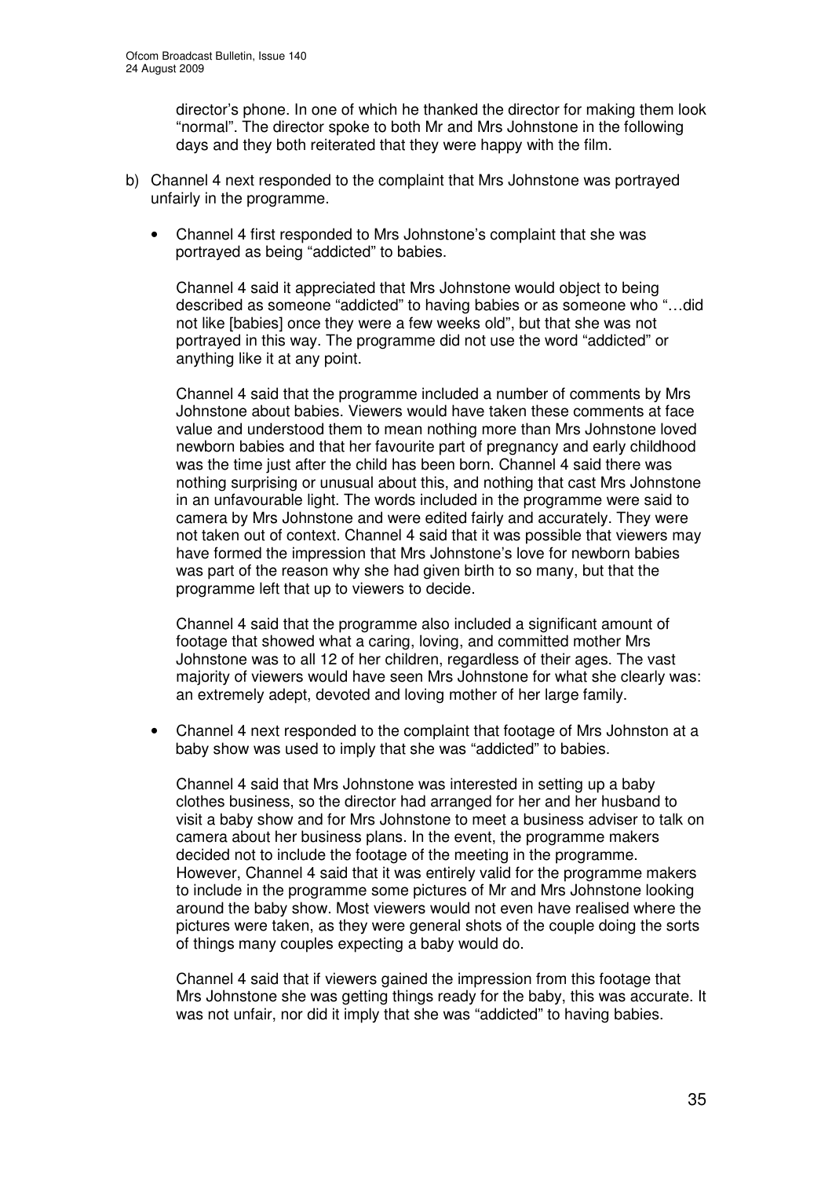director's phone. In one of which he thanked the director for making them look "normal". The director spoke to both Mr and Mrs Johnstone in the following days and they both reiterated that they were happy with the film.

b) Channel 4 next responded to the complaint that Mrs Johnstone was portrayed unfairly in the programme.

- Channel 4 first responded to Mrs Johnstone's complaint that she was portrayed as being "addicted" to babies.

  Channel 4 said it appreciated that Mrs Johnstone would object to being described as someone "addicted" to having babies or as someone who "…did not like [babies] once they were a few weeks old", but that she was not portrayed in this way. The programme did not use the word "addicted" or anything like it at any point.

  Channel 4 said that the programme included a number of comments by Mrs Johnstone about babies. Viewers would have taken these comments at face value and understood them to mean nothing more than Mrs Johnstone loved newborn babies and that her favourite part of pregnancy and early childhood was the time just after the child has been born. Channel 4 said there was nothing surprising or unusual about this, and nothing that cast Mrs Johnstone in an unfavourable light. The words included in the programme were said to camera by Mrs Johnstone and were edited fairly and accurately. They were not taken out of context. Channel 4 said that it was possible that viewers may have formed the impression that Mrs Johnstone's love for newborn babies was part of the reason why she had given birth to so many, but that the programme left that up to viewers to decide.

  Channel 4 said that the programme also included a significant amount of footage that showed what a caring, loving, and committed mother Mrs Johnstone was to all 12 of her children, regardless of their ages. The vast majority of viewers would have seen Mrs Johnstone for what she clearly was: an extremely adept, devoted and loving mother of her large family.

- Channel 4 next responded to the complaint that footage of Mrs Johnston at a baby show was used to imply that she was "addicted" to babies.

  Channel 4 said that Mrs Johnstone was interested in setting up a baby clothes business, so the director had arranged for her and her husband to visit a baby show and for Mrs Johnstone to meet a business adviser to talk on camera about her business plans. In the event, the programme makers decided not to include the footage of the meeting in the programme. However, Channel 4 said that it was entirely valid for the programme makers to include in the programme some pictures of Mr and Mrs Johnstone looking around the baby show. Most viewers would not even have realised where the pictures were taken, as they were general shots of the couple doing the sorts of things many couples expecting a baby would do.

  Channel 4 said that if viewers gained the impression from this footage that Mrs Johnstone she was getting things ready for the baby, this was accurate. It was not unfair, nor did it imply that she was "addicted" to having babies.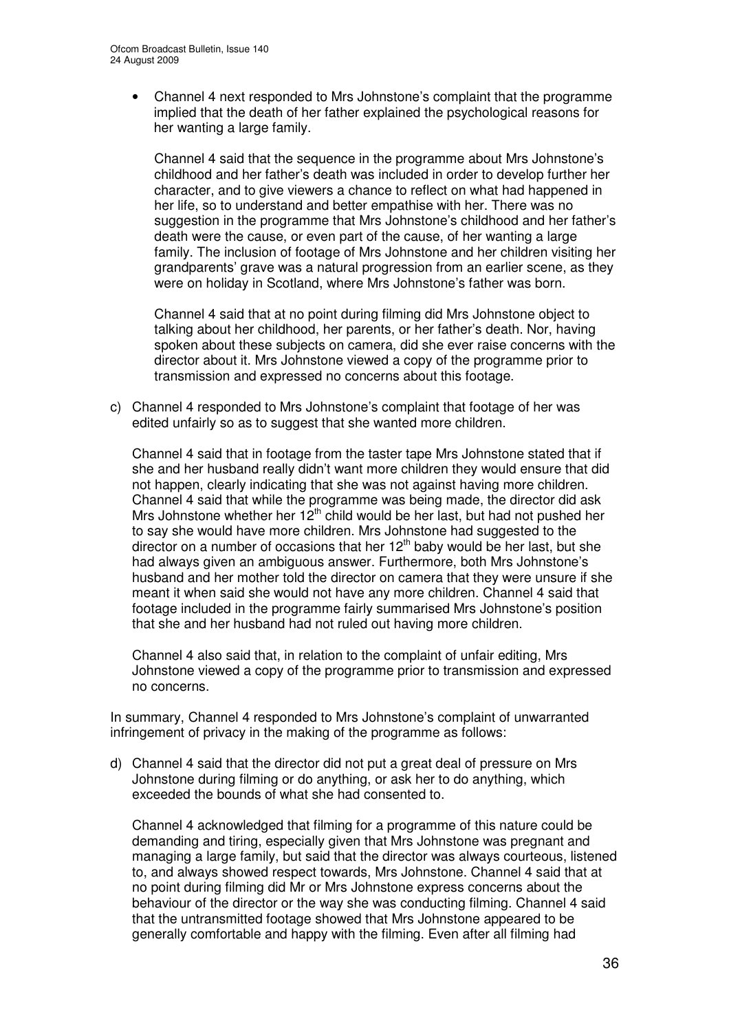- Channel 4 next responded to Mrs Johnstone's complaint that the programme implied that the death of her father explained the psychological reasons for her wanting a large family.

  Channel 4 said that the sequence in the programme about Mrs Johnstone's childhood and her father's death was included in order to develop further her character, and to give viewers a chance to reflect on what had happened in her life, so to understand and better empathise with her. There was no suggestion in the programme that Mrs Johnstone's childhood and her father's death were the cause, or even part of the cause, of her wanting a large family. The inclusion of footage of Mrs Johnstone and her children visiting her grandparents' grave was a natural progression from an earlier scene, as they were on holiday in Scotland, where Mrs Johnstone's father was born.

  Channel 4 said that at no point during filming did Mrs Johnstone object to talking about her childhood, her parents, or her father's death. Nor, having spoken about these subjects on camera, did she ever raise concerns with the director about it. Mrs Johnstone viewed a copy of the programme prior to transmission and expressed no concerns about this footage.

c) Channel 4 responded to Mrs Johnstone's complaint that footage of her was edited unfairly so as to suggest that she wanted more children.

   Channel 4 said that in footage from the taster tape Mrs Johnstone stated that if she and her husband really didn't want more children they would ensure that did not happen, clearly indicating that she was not against having more children. Channel 4 said that while the programme was being made, the director did ask Mrs Johnstone whether her 12th child would be her last, but had not pushed her to say she would have more children. Mrs Johnstone had suggested to the director on a number of occasions that her 12th baby would be her last, but she had always given an ambiguous answer. Furthermore, both Mrs Johnstone's husband and her mother told the director on camera that they were unsure if she meant it when said she would not have any more children. Channel 4 said that footage included in the programme fairly summarised Mrs Johnstone's position that she and her husband had not ruled out having more children.

   Channel 4 also said that, in relation to the complaint of unfair editing, Mrs Johnstone viewed a copy of the programme prior to transmission and expressed no concerns.

In summary, Channel 4 responded to Mrs Johnstone's complaint of unwarranted infringement of privacy in the making of the programme as follows:

d) Channel 4 said that the director did not put a great deal of pressure on Mrs Johnstone during filming or do anything, or ask her to do anything, which exceeded the bounds of what she had consented to.

   Channel 4 acknowledged that filming for a programme of this nature could be demanding and tiring, especially given that Mrs Johnstone was pregnant and managing a large family, but said that the director was always courteous, listened to, and always showed respect towards, Mrs Johnstone. Channel 4 said that at no point during filming did Mr or Mrs Johnstone express concerns about the behaviour of the director or the way she was conducting filming. Channel 4 said that the untransmitted footage showed that Mrs Johnstone appeared to be generally comfortable and happy with the filming. Even after all filming had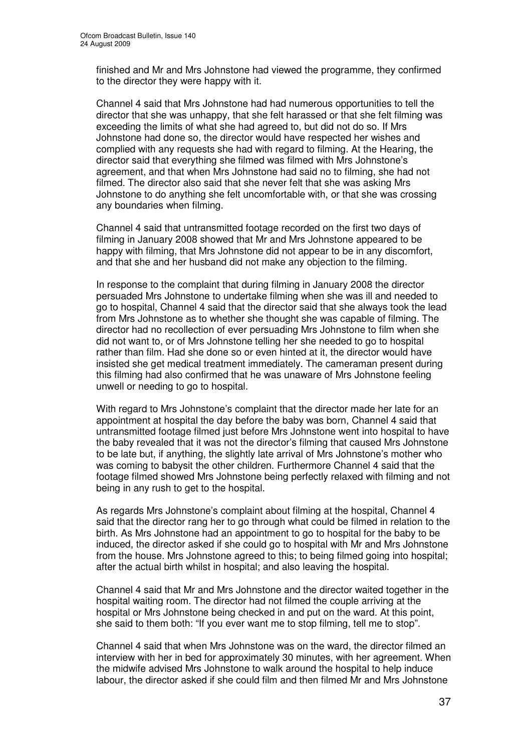finished and Mr and Mrs Johnstone had viewed the programme, they confirmed to the director they were happy with it.

Channel 4 said that Mrs Johnstone had had numerous opportunities to tell the director that she was unhappy, that she felt harassed or that she felt filming was exceeding the limits of what she had agreed to, but did not do so. If Mrs Johnstone had done so, the director would have respected her wishes and complied with any requests she had with regard to filming. At the Hearing, the director said that everything she filmed was filmed with Mrs Johnstone's agreement, and that when Mrs Johnstone had said no to filming, she had not filmed. The director also said that she never felt that she was asking Mrs Johnstone to do anything she felt uncomfortable with, or that she was crossing any boundaries when filming.

Channel 4 said that untransmitted footage recorded on the first two days of filming in January 2008 showed that Mr and Mrs Johnstone appeared to be happy with filming, that Mrs Johnstone did not appear to be in any discomfort, and that she and her husband did not make any objection to the filming.

In response to the complaint that during filming in January 2008 the director persuaded Mrs Johnstone to undertake filming when she was ill and needed to go to hospital, Channel 4 said that the director said that she always took the lead from Mrs Johnstone as to whether she thought she was capable of filming. The director had no recollection of ever persuading Mrs Johnstone to film when she did not want to, or of Mrs Johnstone telling her she needed to go to hospital rather than film. Had she done so or even hinted at it, the director would have insisted she get medical treatment immediately. The cameraman present during this filming had also confirmed that he was unaware of Mrs Johnstone feeling unwell or needing to go to hospital.

With regard to Mrs Johnstone's complaint that the director made her late for an appointment at hospital the day before the baby was born, Channel 4 said that untransmitted footage filmed just before Mrs Johnstone went into hospital to have the baby revealed that it was not the director's filming that caused Mrs Johnstone to be late but, if anything, the slightly late arrival of Mrs Johnstone's mother who was coming to babysit the other children. Furthermore Channel 4 said that the footage filmed showed Mrs Johnstone being perfectly relaxed with filming and not being in any rush to get to the hospital.

As regards Mrs Johnstone's complaint about filming at the hospital, Channel 4 said that the director rang her to go through what could be filmed in relation to the birth. As Mrs Johnstone had an appointment to go to hospital for the baby to be induced, the director asked if she could go to hospital with Mr and Mrs Johnstone from the house. Mrs Johnstone agreed to this; to being filmed going into hospital; after the actual birth whilst in hospital; and also leaving the hospital.

Channel 4 said that Mr and Mrs Johnstone and the director waited together in the hospital waiting room. The director had not filmed the couple arriving at the hospital or Mrs Johnstone being checked in and put on the ward. At this point, she said to them both: "If you ever want me to stop filming, tell me to stop".

Channel 4 said that when Mrs Johnstone was on the ward, the director filmed an interview with her in bed for approximately 30 minutes, with her agreement. When the midwife advised Mrs Johnstone to walk around the hospital to help induce labour, the director asked if she could film and then filmed Mr and Mrs Johnstone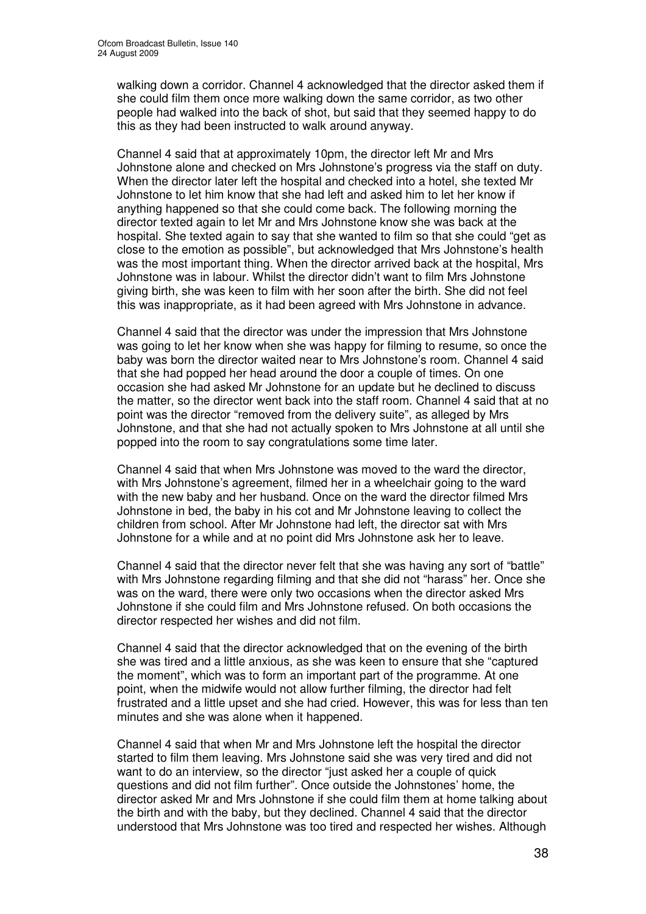walking down a corridor. Channel 4 acknowledged that the director asked them if she could film them once more walking down the same corridor, as two other people had walked into the back of shot, but said that they seemed happy to do this as they had been instructed to walk around anyway.

Channel 4 said that at approximately 10pm, the director left Mr and Mrs Johnstone alone and checked on Mrs Johnstone's progress via the staff on duty. When the director later left the hospital and checked into a hotel, she texted Mr Johnstone to let him know that she had left and asked him to let her know if anything happened so that she could come back. The following morning the director texted again to let Mr and Mrs Johnstone know she was back at the hospital. She texted again to say that she wanted to film so that she could "get as close to the emotion as possible", but acknowledged that Mrs Johnstone's health was the most important thing. When the director arrived back at the hospital, Mrs Johnstone was in labour. Whilst the director didn't want to film Mrs Johnstone giving birth, she was keen to film with her soon after the birth. She did not feel this was inappropriate, as it had been agreed with Mrs Johnstone in advance.

Channel 4 said that the director was under the impression that Mrs Johnstone was going to let her know when she was happy for filming to resume, so once the baby was born the director waited near to Mrs Johnstone's room. Channel 4 said that she had popped her head around the door a couple of times. On one occasion she had asked Mr Johnstone for an update but he declined to discuss the matter, so the director went back into the staff room. Channel 4 said that at no point was the director "removed from the delivery suite", as alleged by Mrs Johnstone, and that she had not actually spoken to Mrs Johnstone at all until she popped into the room to say congratulations some time later.

Channel 4 said that when Mrs Johnstone was moved to the ward the director, with Mrs Johnstone's agreement, filmed her in a wheelchair going to the ward with the new baby and her husband. Once on the ward the director filmed Mrs Johnstone in bed, the baby in his cot and Mr Johnstone leaving to collect the children from school. After Mr Johnstone had left, the director sat with Mrs Johnstone for a while and at no point did Mrs Johnstone ask her to leave.

Channel 4 said that the director never felt that she was having any sort of "battle" with Mrs Johnstone regarding filming and that she did not "harass" her. Once she was on the ward, there were only two occasions when the director asked Mrs Johnstone if she could film and Mrs Johnstone refused. On both occasions the director respected her wishes and did not film.

Channel 4 said that the director acknowledged that on the evening of the birth she was tired and a little anxious, as she was keen to ensure that she "captured the moment", which was to form an important part of the programme. At one point, when the midwife would not allow further filming, the director had felt frustrated and a little upset and she had cried. However, this was for less than ten minutes and she was alone when it happened.

Channel 4 said that when Mr and Mrs Johnstone left the hospital the director started to film them leaving. Mrs Johnstone said she was very tired and did not want to do an interview, so the director "just asked her a couple of quick questions and did not film further". Once outside the Johnstones' home, the director asked Mr and Mrs Johnstone if she could film them at home talking about the birth and with the baby, but they declined. Channel 4 said that the director understood that Mrs Johnstone was too tired and respected her wishes. Although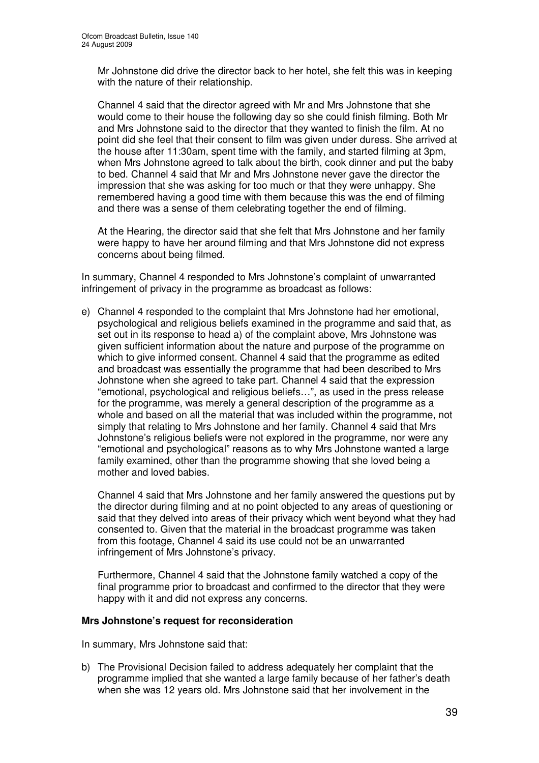Mr Johnstone did drive the director back to her hotel, she felt this was in keeping with the nature of their relationship.

Channel 4 said that the director agreed with Mr and Mrs Johnstone that she would come to their house the following day so she could finish filming. Both Mr and Mrs Johnstone said to the director that they wanted to finish the film. At no point did she feel that their consent to film was given under duress. She arrived at the house after 11:30am, spent time with the family, and started filming at 3pm, when Mrs Johnstone agreed to talk about the birth, cook dinner and put the baby to bed. Channel 4 said that Mr and Mrs Johnstone never gave the director the impression that she was asking for too much or that they were unhappy. She remembered having a good time with them because this was the end of filming and there was a sense of them celebrating together the end of filming.

At the Hearing, the director said that she felt that Mrs Johnstone and her family were happy to have her around filming and that Mrs Johnstone did not express concerns about being filmed.

In summary, Channel 4 responded to Mrs Johnstone's complaint of unwarranted infringement of privacy in the programme as broadcast as follows:

e) Channel 4 responded to the complaint that Mrs Johnstone had her emotional, psychological and religious beliefs examined in the programme and said that, as set out in its response to head a) of the complaint above, Mrs Johnstone was given sufficient information about the nature and purpose of the programme on which to give informed consent. Channel 4 said that the programme as edited and broadcast was essentially the programme that had been described to Mrs Johnstone when she agreed to take part. Channel 4 said that the expression "emotional, psychological and religious beliefs…", as used in the press release for the programme, was merely a general description of the programme as a whole and based on all the material that was included within the programme, not simply that relating to Mrs Johnstone and her family. Channel 4 said that Mrs Johnstone's religious beliefs were not explored in the programme, nor were any "emotional and psychological" reasons as to why Mrs Johnstone wanted a large family examined, other than the programme showing that she loved being a mother and loved babies.

   Channel 4 said that Mrs Johnstone and her family answered the questions put by the director during filming and at no point objected to any areas of questioning or said that they delved into areas of their privacy which went beyond what they had consented to. Given that the material in the broadcast programme was taken from this footage, Channel 4 said its use could not be an unwarranted infringement of Mrs Johnstone's privacy.

   Furthermore, Channel 4 said that the Johnstone family watched a copy of the final programme prior to broadcast and confirmed to the director that they were happy with it and did not express any concerns.

**Mrs Johnstone's request for reconsideration**

In summary, Mrs Johnstone said that:

b) The Provisional Decision failed to address adequately her complaint that the programme implied that she wanted a large family because of her father's death when she was 12 years old. Mrs Johnstone said that her involvement in the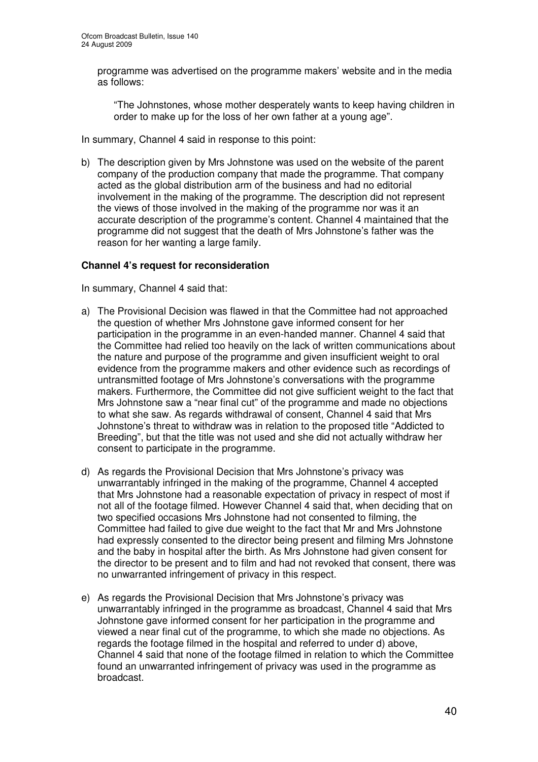programme was advertised on the programme makers' website and in the media as follows:

> "The Johnstones, whose mother desperately wants to keep having children in order to make up for the loss of her own father at a young age".

In summary, Channel 4 said in response to this point:

b) The description given by Mrs Johnstone was used on the website of the parent company of the production company that made the programme. That company acted as the global distribution arm of the business and had no editorial involvement in the making of the programme. The description did not represent the views of those involved in the making of the programme nor was it an accurate description of the programme's content. Channel 4 maintained that the programme did not suggest that the death of Mrs Johnstone's father was the reason for her wanting a large family.

**Channel 4's request for reconsideration**

In summary, Channel 4 said that:

a) The Provisional Decision was flawed in that the Committee had not approached the question of whether Mrs Johnstone gave informed consent for her participation in the programme in an even-handed manner. Channel 4 said that the Committee had relied too heavily on the lack of written communications about the nature and purpose of the programme and given insufficient weight to oral evidence from the programme makers and other evidence such as recordings of untransmitted footage of Mrs Johnstone's conversations with the programme makers. Furthermore, the Committee did not give sufficient weight to the fact that Mrs Johnstone saw a "near final cut" of the programme and made no objections to what she saw. As regards withdrawal of consent, Channel 4 said that Mrs Johnstone's threat to withdraw was in relation to the proposed title "Addicted to Breeding", but that the title was not used and she did not actually withdraw her consent to participate in the programme.

d) As regards the Provisional Decision that Mrs Johnstone's privacy was unwarrantably infringed in the making of the programme, Channel 4 accepted that Mrs Johnstone had a reasonable expectation of privacy in respect of most if not all of the footage filmed. However Channel 4 said that, when deciding that on two specified occasions Mrs Johnstone had not consented to filming, the Committee had failed to give due weight to the fact that Mr and Mrs Johnstone had expressly consented to the director being present and filming Mrs Johnstone and the baby in hospital after the birth. As Mrs Johnstone had given consent for the director to be present and to film and had not revoked that consent, there was no unwarranted infringement of privacy in this respect.

e) As regards the Provisional Decision that Mrs Johnstone's privacy was unwarrantably infringed in the programme as broadcast, Channel 4 said that Mrs Johnstone gave informed consent for her participation in the programme and viewed a near final cut of the programme, to which she made no objections. As regards the footage filmed in the hospital and referred to under d) above, Channel 4 said that none of the footage filmed in relation to which the Committee found an unwarranted infringement of privacy was used in the programme as broadcast.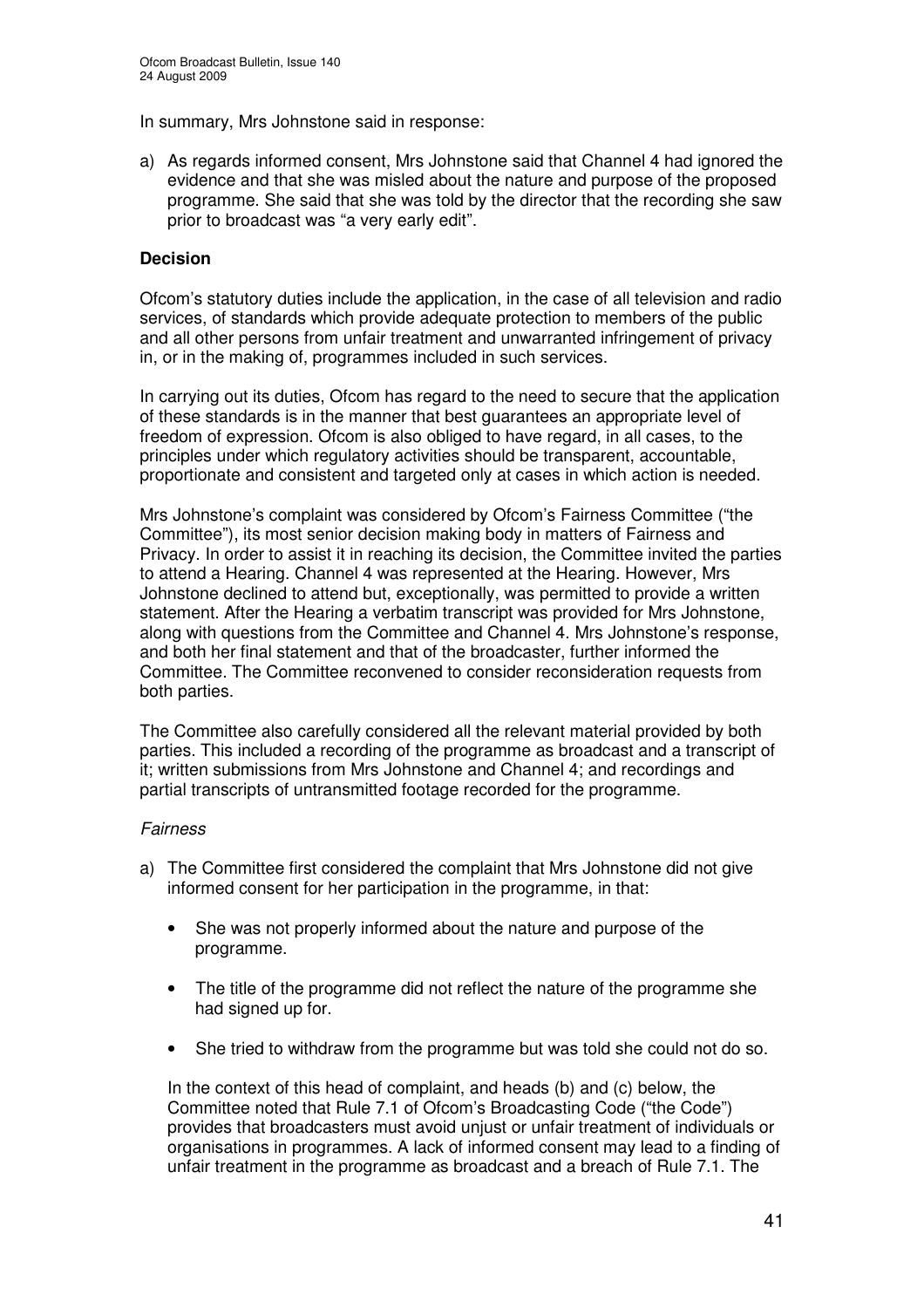In summary, Mrs Johnstone said in response:

a) As regards informed consent, Mrs Johnstone said that Channel 4 had ignored the evidence and that she was misled about the nature and purpose of the proposed programme. She said that she was told by the director that the recording she saw prior to broadcast was "a very early edit".

**Decision**

Ofcom's statutory duties include the application, in the case of all television and radio services, of standards which provide adequate protection to members of the public and all other persons from unfair treatment and unwarranted infringement of privacy in, or in the making of, programmes included in such services.

In carrying out its duties, Ofcom has regard to the need to secure that the application of these standards is in the manner that best guarantees an appropriate level of freedom of expression. Ofcom is also obliged to have regard, in all cases, to the principles under which regulatory activities should be transparent, accountable, proportionate and consistent and targeted only at cases in which action is needed.

Mrs Johnstone's complaint was considered by Ofcom's Fairness Committee ("the Committee"), its most senior decision making body in matters of Fairness and Privacy. In order to assist it in reaching its decision, the Committee invited the parties to attend a Hearing. Channel 4 was represented at the Hearing. However, Mrs Johnstone declined to attend but, exceptionally, was permitted to provide a written statement. After the Hearing a verbatim transcript was provided for Mrs Johnstone, along with questions from the Committee and Channel 4. Mrs Johnstone's response, and both her final statement and that of the broadcaster, further informed the Committee. The Committee reconvened to consider reconsideration requests from both parties.

The Committee also carefully considered all the relevant material provided by both parties. This included a recording of the programme as broadcast and a transcript of it; written submissions from Mrs Johnstone and Channel 4; and recordings and partial transcripts of untransmitted footage recorded for the programme.

*Fairness*

a) The Committee first considered the complaint that Mrs Johnstone did not give informed consent for her participation in the programme, in that:

   - She was not properly informed about the nature and purpose of the programme.

   - The title of the programme did not reflect the nature of the programme she had signed up for.

   - She tried to withdraw from the programme but was told she could not do so.

   In the context of this head of complaint, and heads (b) and (c) below, the Committee noted that Rule 7.1 of Ofcom's Broadcasting Code ("the Code") provides that broadcasters must avoid unjust or unfair treatment of individuals or organisations in programmes. A lack of informed consent may lead to a finding of unfair treatment in the programme as broadcast and a breach of Rule 7.1. The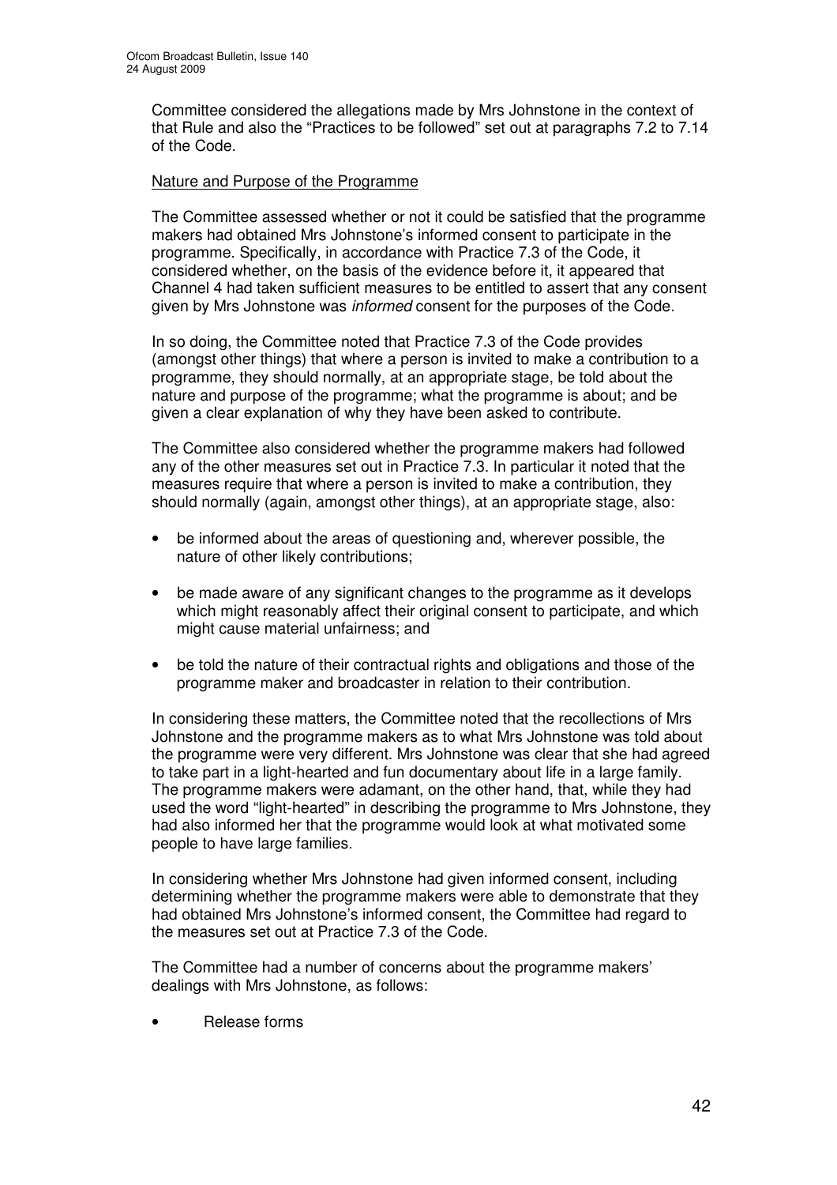Committee considered the allegations made by Mrs Johnstone in the context of that Rule and also the "Practices to be followed" set out at paragraphs 7.2 to 7.14 of the Code.

Nature and Purpose of the Programme

The Committee assessed whether or not it could be satisfied that the programme makers had obtained Mrs Johnstone's informed consent to participate in the programme. Specifically, in accordance with Practice 7.3 of the Code, it considered whether, on the basis of the evidence before it, it appeared that Channel 4 had taken sufficient measures to be entitled to assert that any consent given by Mrs Johnstone was *informed* consent for the purposes of the Code.

In so doing, the Committee noted that Practice 7.3 of the Code provides (amongst other things) that where a person is invited to make a contribution to a programme, they should normally, at an appropriate stage, be told about the nature and purpose of the programme; what the programme is about; and be given a clear explanation of why they have been asked to contribute.

The Committee also considered whether the programme makers had followed any of the other measures set out in Practice 7.3. In particular it noted that the measures require that where a person is invited to make a contribution, they should normally (again, amongst other things), at an appropriate stage, also:

- be informed about the areas of questioning and, wherever possible, the nature of other likely contributions;
- be made aware of any significant changes to the programme as it develops which might reasonably affect their original consent to participate, and which might cause material unfairness; and
- be told the nature of their contractual rights and obligations and those of the programme maker and broadcaster in relation to their contribution.

In considering these matters, the Committee noted that the recollections of Mrs Johnstone and the programme makers as to what Mrs Johnstone was told about the programme were very different. Mrs Johnstone was clear that she had agreed to take part in a light-hearted and fun documentary about life in a large family. The programme makers were adamant, on the other hand, that, while they had used the word "light-hearted" in describing the programme to Mrs Johnstone, they had also informed her that the programme would look at what motivated some people to have large families.

In considering whether Mrs Johnstone had given informed consent, including determining whether the programme makers were able to demonstrate that they had obtained Mrs Johnstone's informed consent, the Committee had regard to the measures set out at Practice 7.3 of the Code.

The Committee had a number of concerns about the programme makers' dealings with Mrs Johnstone, as follows:

- Release forms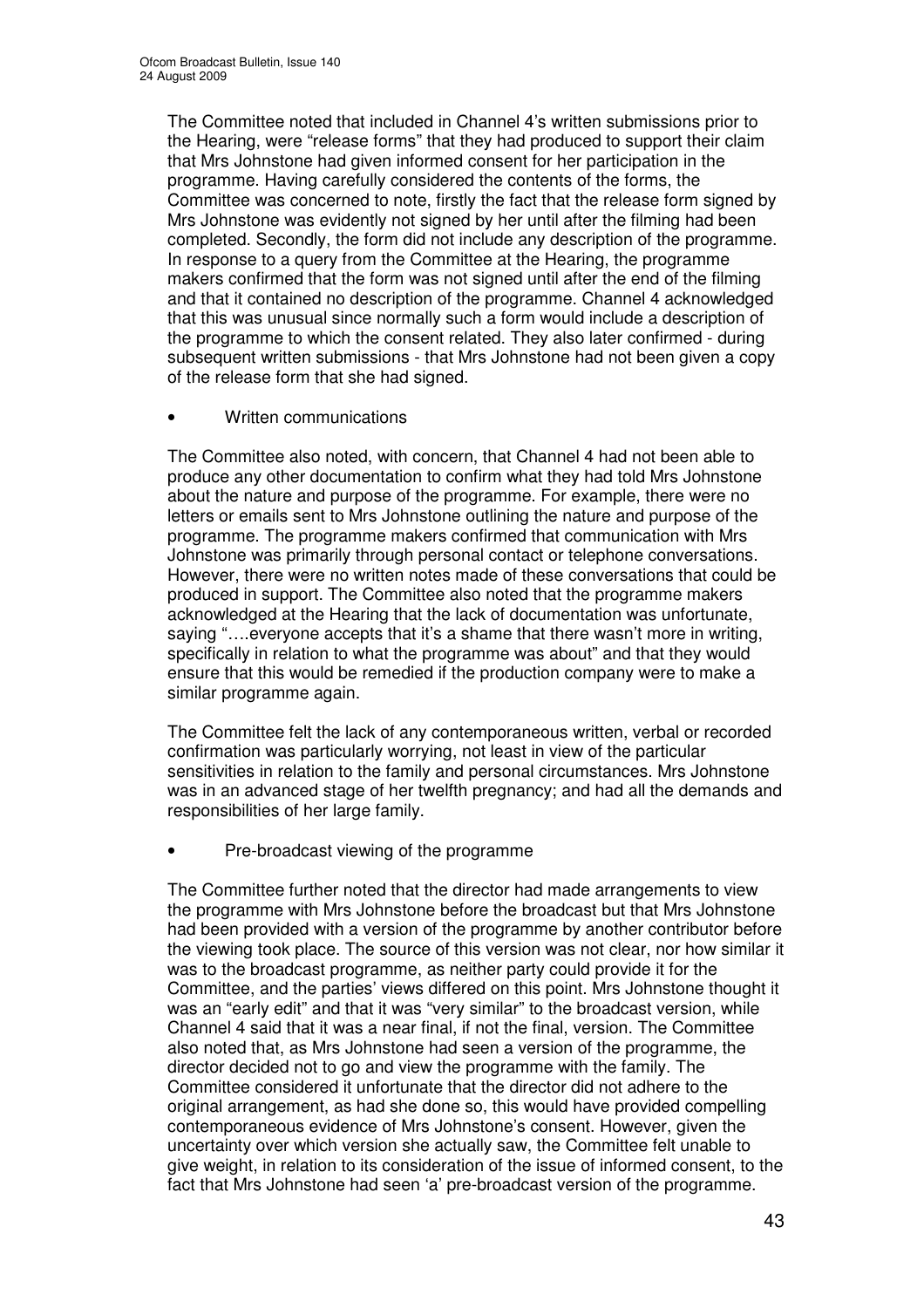The Committee noted that included in Channel 4's written submissions prior to the Hearing, were "release forms" that they had produced to support their claim that Mrs Johnstone had given informed consent for her participation in the programme. Having carefully considered the contents of the forms, the Committee was concerned to note, firstly the fact that the release form signed by Mrs Johnstone was evidently not signed by her until after the filming had been completed. Secondly, the form did not include any description of the programme. In response to a query from the Committee at the Hearing, the programme makers confirmed that the form was not signed until after the end of the filming and that it contained no description of the programme. Channel 4 acknowledged that this was unusual since normally such a form would include a description of the programme to which the consent related. They also later confirmed - during subsequent written submissions - that Mrs Johnstone had not been given a copy of the release form that she had signed.

- Written communications

The Committee also noted, with concern, that Channel 4 had not been able to produce any other documentation to confirm what they had told Mrs Johnstone about the nature and purpose of the programme. For example, there were no letters or emails sent to Mrs Johnstone outlining the nature and purpose of the programme. The programme makers confirmed that communication with Mrs Johnstone was primarily through personal contact or telephone conversations. However, there were no written notes made of these conversations that could be produced in support. The Committee also noted that the programme makers acknowledged at the Hearing that the lack of documentation was unfortunate, saying "….everyone accepts that it's a shame that there wasn't more in writing, specifically in relation to what the programme was about" and that they would ensure that this would be remedied if the production company were to make a similar programme again.

The Committee felt the lack of any contemporaneous written, verbal or recorded confirmation was particularly worrying, not least in view of the particular sensitivities in relation to the family and personal circumstances. Mrs Johnstone was in an advanced stage of her twelfth pregnancy; and had all the demands and responsibilities of her large family.

- Pre-broadcast viewing of the programme

The Committee further noted that the director had made arrangements to view the programme with Mrs Johnstone before the broadcast but that Mrs Johnstone had been provided with a version of the programme by another contributor before the viewing took place. The source of this version was not clear, nor how similar it was to the broadcast programme, as neither party could provide it for the Committee, and the parties' views differed on this point. Mrs Johnstone thought it was an "early edit" and that it was "very similar" to the broadcast version, while Channel 4 said that it was a near final, if not the final, version. The Committee also noted that, as Mrs Johnstone had seen a version of the programme, the director decided not to go and view the programme with the family. The Committee considered it unfortunate that the director did not adhere to the original arrangement, as had she done so, this would have provided compelling contemporaneous evidence of Mrs Johnstone's consent. However, given the uncertainty over which version she actually saw, the Committee felt unable to give weight, in relation to its consideration of the issue of informed consent, to the fact that Mrs Johnstone had seen 'a' pre-broadcast version of the programme.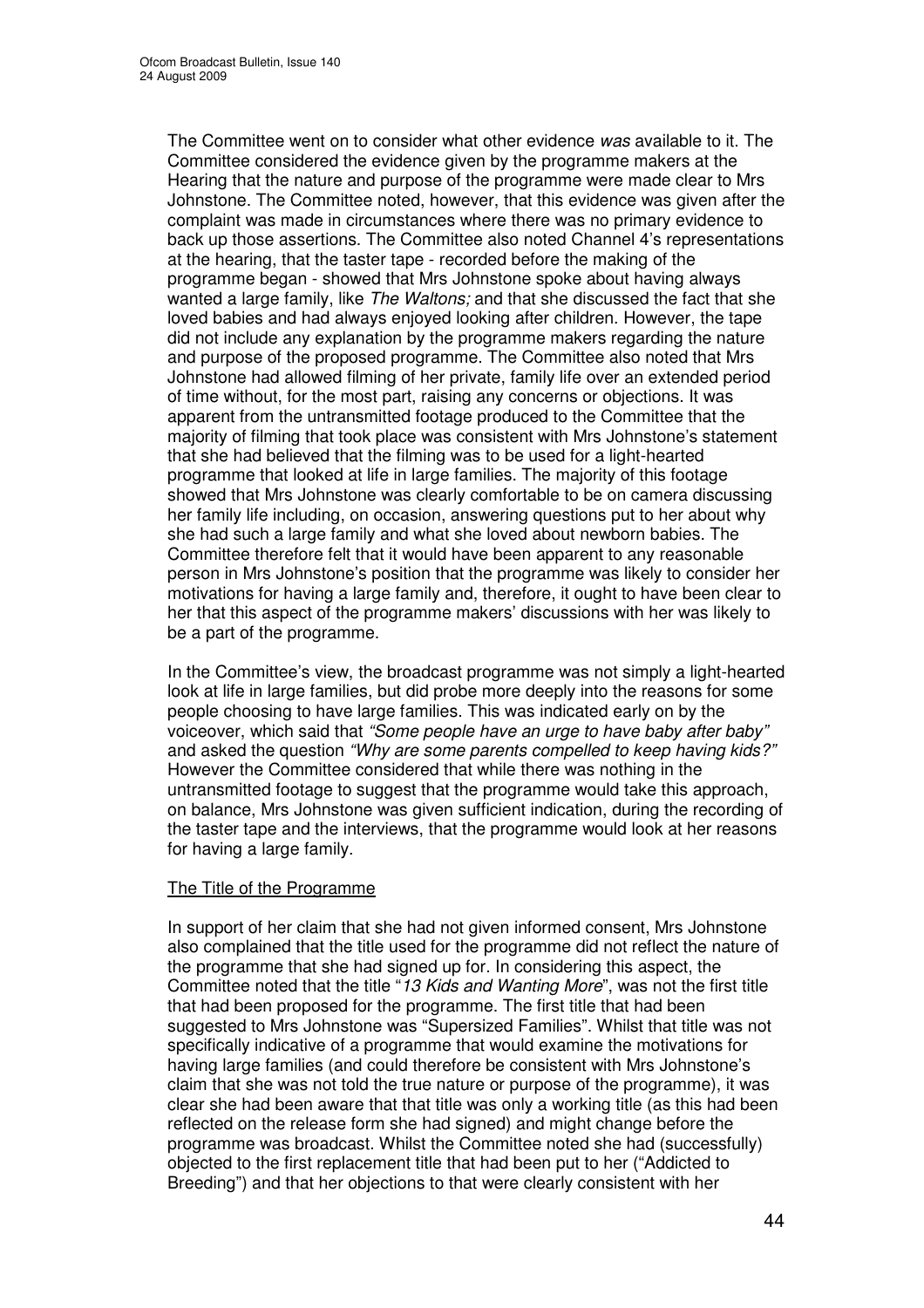The Committee went on to consider what other evidence *was* available to it. The Committee considered the evidence given by the programme makers at the Hearing that the nature and purpose of the programme were made clear to Mrs Johnstone. The Committee noted, however, that this evidence was given after the complaint was made in circumstances where there was no primary evidence to back up those assertions. The Committee also noted Channel 4's representations at the hearing, that the taster tape - recorded before the making of the programme began - showed that Mrs Johnstone spoke about having always wanted a large family, like *The Waltons;* and that she discussed the fact that she loved babies and had always enjoyed looking after children. However, the tape did not include any explanation by the programme makers regarding the nature and purpose of the proposed programme. The Committee also noted that Mrs Johnstone had allowed filming of her private, family life over an extended period of time without, for the most part, raising any concerns or objections. It was apparent from the untransmitted footage produced to the Committee that the majority of filming that took place was consistent with Mrs Johnstone's statement that she had believed that the filming was to be used for a light-hearted programme that looked at life in large families. The majority of this footage showed that Mrs Johnstone was clearly comfortable to be on camera discussing her family life including, on occasion, answering questions put to her about why she had such a large family and what she loved about newborn babies. The Committee therefore felt that it would have been apparent to any reasonable person in Mrs Johnstone's position that the programme was likely to consider her motivations for having a large family and, therefore, it ought to have been clear to her that this aspect of the programme makers' discussions with her was likely to be a part of the programme.

In the Committee's view, the broadcast programme was not simply a light-hearted look at life in large families, but did probe more deeply into the reasons for some people choosing to have large families. This was indicated early on by the voiceover, which said that *"Some people have an urge to have baby after baby"* and asked the question *"Why are some parents compelled to keep having kids?"* However the Committee considered that while there was nothing in the untransmitted footage to suggest that the programme would take this approach, on balance, Mrs Johnstone was given sufficient indication, during the recording of the taster tape and the interviews, that the programme would look at her reasons for having a large family.

The Title of the Programme

In support of her claim that she had not given informed consent, Mrs Johnstone also complained that the title used for the programme did not reflect the nature of the programme that she had signed up for. In considering this aspect, the Committee noted that the title "*13 Kids and Wanting More*", was not the first title that had been proposed for the programme. The first title that had been suggested to Mrs Johnstone was "Supersized Families". Whilst that title was not specifically indicative of a programme that would examine the motivations for having large families (and could therefore be consistent with Mrs Johnstone's claim that she was not told the true nature or purpose of the programme), it was clear she had been aware that that title was only a working title (as this had been reflected on the release form she had signed) and might change before the programme was broadcast. Whilst the Committee noted she had (successfully) objected to the first replacement title that had been put to her ("Addicted to Breeding") and that her objections to that were clearly consistent with her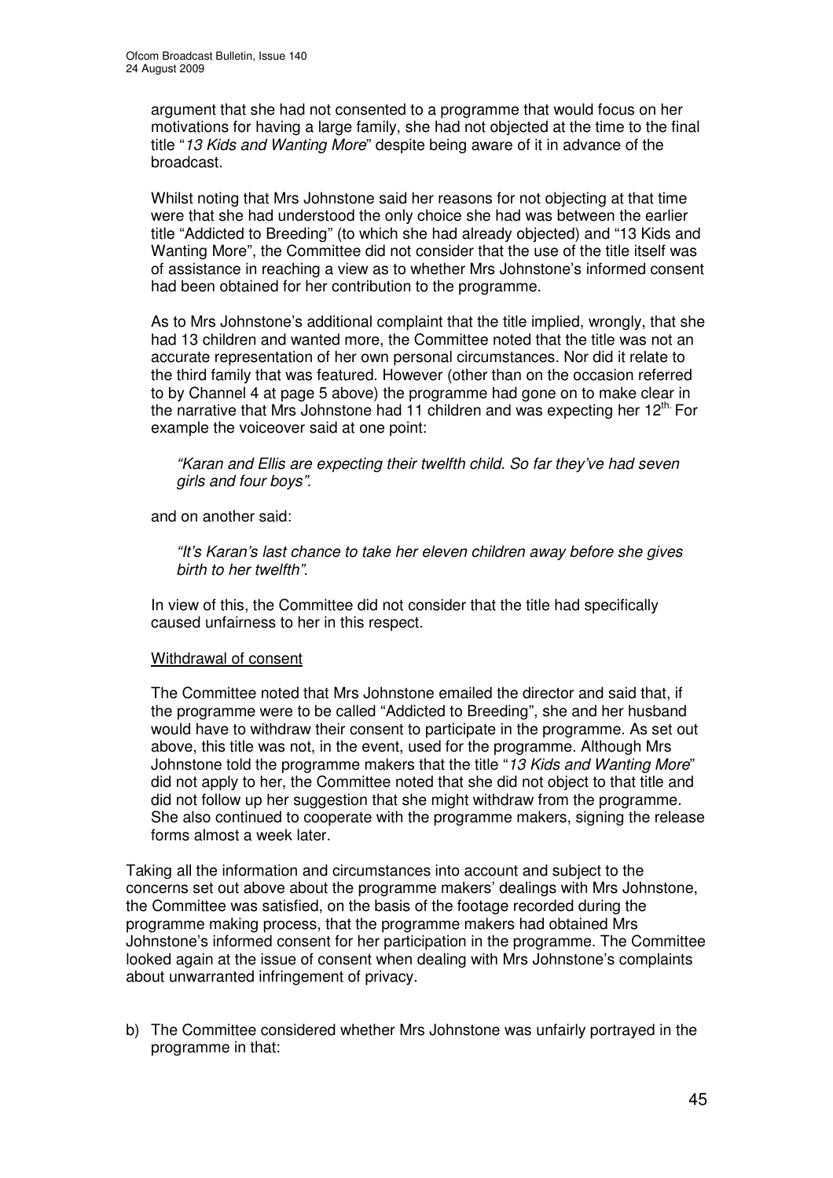argument that she had not consented to a programme that would focus on her motivations for having a large family, she had not objected at the time to the final title "*13 Kids and Wanting More*" despite being aware of it in advance of the broadcast.

Whilst noting that Mrs Johnstone said her reasons for not objecting at that time were that she had understood the only choice she had was between the earlier title "Addicted to Breeding" (to which she had already objected) and "13 Kids and Wanting More", the Committee did not consider that the use of the title itself was of assistance in reaching a view as to whether Mrs Johnstone's informed consent had been obtained for her contribution to the programme.

As to Mrs Johnstone's additional complaint that the title implied, wrongly, that she had 13 children and wanted more, the Committee noted that the title was not an accurate representation of her own personal circumstances. Nor did it relate to the third family that was featured. However (other than on the occasion referred to by Channel 4 at page 5 above) the programme had gone on to make clear in the narrative that Mrs Johnstone had 11 children and was expecting her 12th. For example the voiceover said at one point:

> *"Karan and Ellis are expecting their twelfth child. So far they've had seven girls and four boys".*

and on another said:

> *"It's Karan's last chance to take her eleven children away before she gives birth to her twelfth".*

In view of this, the Committee did not consider that the title had specifically caused unfairness to her in this respect.

Withdrawal of consent

The Committee noted that Mrs Johnstone emailed the director and said that, if the programme were to be called "Addicted to Breeding", she and her husband would have to withdraw their consent to participate in the programme. As set out above, this title was not, in the event, used for the programme. Although Mrs Johnstone told the programme makers that the title "*13 Kids and Wanting More*" did not apply to her, the Committee noted that she did not object to that title and did not follow up her suggestion that she might withdraw from the programme. She also continued to cooperate with the programme makers, signing the release forms almost a week later.

Taking all the information and circumstances into account and subject to the concerns set out above about the programme makers' dealings with Mrs Johnstone, the Committee was satisfied, on the basis of the footage recorded during the programme making process, that the programme makers had obtained Mrs Johnstone's informed consent for her participation in the programme. The Committee looked again at the issue of consent when dealing with Mrs Johnstone's complaints about unwarranted infringement of privacy.

b) The Committee considered whether Mrs Johnstone was unfairly portrayed in the programme in that: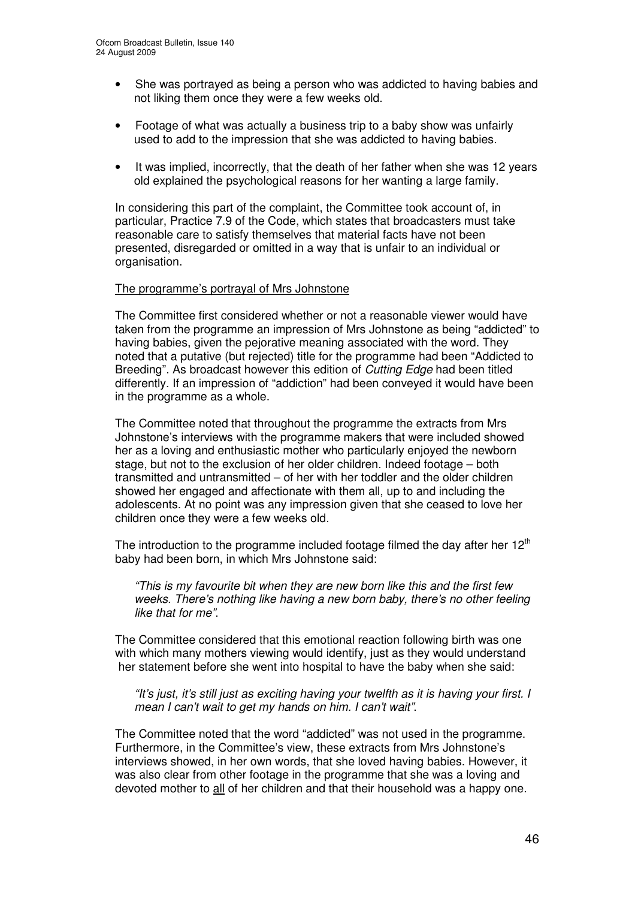- She was portrayed as being a person who was addicted to having babies and not liking them once they were a few weeks old.

- Footage of what was actually a business trip to a baby show was unfairly used to add to the impression that she was addicted to having babies.

- It was implied, incorrectly, that the death of her father when she was 12 years old explained the psychological reasons for her wanting a large family.

In considering this part of the complaint, the Committee took account of, in particular, Practice 7.9 of the Code, which states that broadcasters must take reasonable care to satisfy themselves that material facts have not been presented, disregarded or omitted in a way that is unfair to an individual or organisation.

The programme's portrayal of Mrs Johnstone

The Committee first considered whether or not a reasonable viewer would have taken from the programme an impression of Mrs Johnstone as being "addicted" to having babies, given the pejorative meaning associated with the word. They noted that a putative (but rejected) title for the programme had been "Addicted to Breeding". As broadcast however this edition of *Cutting Edge* had been titled differently. If an impression of "addiction" had been conveyed it would have been in the programme as a whole.

The Committee noted that throughout the programme the extracts from Mrs Johnstone's interviews with the programme makers that were included showed her as a loving and enthusiastic mother who particularly enjoyed the newborn stage, but not to the exclusion of her older children. Indeed footage – both transmitted and untransmitted – of her with her toddler and the older children showed her engaged and affectionate with them all, up to and including the adolescents. At no point was any impression given that she ceased to love her children once they were a few weeks old.

The introduction to the programme included footage filmed the day after her 12th baby had been born, in which Mrs Johnstone said:

> *"This is my favourite bit when they are new born like this and the first few weeks. There's nothing like having a new born baby, there's no other feeling like that for me".*

The Committee considered that this emotional reaction following birth was one with which many mothers viewing would identify, just as they would understand her statement before she went into hospital to have the baby when she said:

> *"It's just, it's still just as exciting having your twelfth as it is having your first. I mean I can't wait to get my hands on him. I can't wait".*

The Committee noted that the word "addicted" was not used in the programme. Furthermore, in the Committee's view, these extracts from Mrs Johnstone's interviews showed, in her own words, that she loved having babies. However, it was also clear from other footage in the programme that she was a loving and devoted mother to <u>all</u> of her children and that their household was a happy one.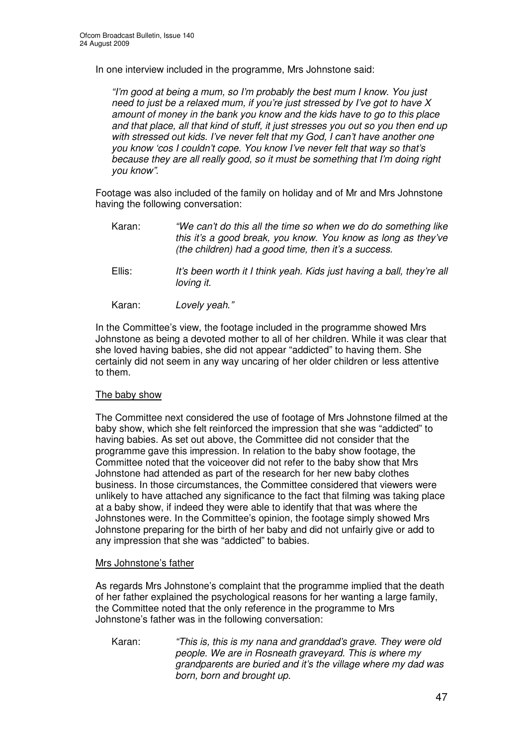In one interview included in the programme, Mrs Johnstone said:

> *"I'm good at being a mum, so I'm probably the best mum I know. You just need to just be a relaxed mum, if you're just stressed by I've got to have X amount of money in the bank you know and the kids have to go to this place and that place, all that kind of stuff, it just stresses you out so you then end up with stressed out kids. I've never felt that my God, I can't have another one you know 'cos I couldn't cope. You know I've never felt that way so that's because they are all really good, so it must be something that I'm doing right you know".*

Footage was also included of the family on holiday and of Mr and Mrs Johnstone having the following conversation:

> Karan: *"We can't do this all the time so when we do do something like this it's a good break, you know. You know as long as they've (the children) had a good time, then it's a success.*
>
> Ellis: *It's been worth it I think yeah. Kids just having a ball, they're all loving it.*
>
> Karan: *Lovely yeah."*

In the Committee's view, the footage included in the programme showed Mrs Johnstone as being a devoted mother to all of her children. While it was clear that she loved having babies, she did not appear "addicted" to having them. She certainly did not seem in any way uncaring of her older children or less attentive to them.

The baby show

The Committee next considered the use of footage of Mrs Johnstone filmed at the baby show, which she felt reinforced the impression that she was "addicted" to having babies. As set out above, the Committee did not consider that the programme gave this impression. In relation to the baby show footage, the Committee noted that the voiceover did not refer to the baby show that Mrs Johnstone had attended as part of the research for her new baby clothes business. In those circumstances, the Committee considered that viewers were unlikely to have attached any significance to the fact that filming was taking place at a baby show, if indeed they were able to identify that that was where the Johnstones were. In the Committee's opinion, the footage simply showed Mrs Johnstone preparing for the birth of her baby and did not unfairly give or add to any impression that she was "addicted" to babies.

Mrs Johnstone's father

As regards Mrs Johnstone's complaint that the programme implied that the death of her father explained the psychological reasons for her wanting a large family, the Committee noted that the only reference in the programme to Mrs Johnstone's father was in the following conversation:

> Karan: *"This is, this is my nana and granddad's grave. They were old people. We are in Rosneath graveyard. This is where my grandparents are buried and it's the village where my dad was born, born and brought up.*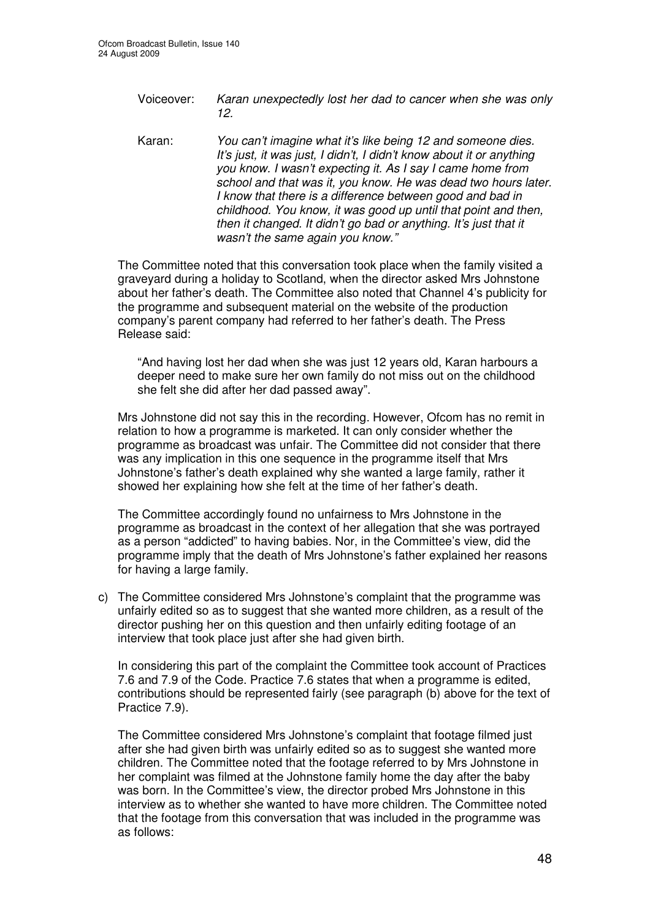Voiceover: *Karan unexpectedly lost her dad to cancer when she was only 12.*

Karan: *You can't imagine what it's like being 12 and someone dies. It's just, it was just, I didn't, I didn't know about it or anything you know. I wasn't expecting it. As I say I came home from school and that was it, you know. He was dead two hours later. I know that there is a difference between good and bad in childhood. You know, it was good up until that point and then, then it changed. It didn't go bad or anything. It's just that it wasn't the same again you know."*

The Committee noted that this conversation took place when the family visited a graveyard during a holiday to Scotland, when the director asked Mrs Johnstone about her father's death. The Committee also noted that Channel 4's publicity for the programme and subsequent material on the website of the production company's parent company had referred to her father's death. The Press Release said:

> "And having lost her dad when she was just 12 years old, Karan harbours a deeper need to make sure her own family do not miss out on the childhood she felt she did after her dad passed away".

Mrs Johnstone did not say this in the recording. However, Ofcom has no remit in relation to how a programme is marketed. It can only consider whether the programme as broadcast was unfair. The Committee did not consider that there was any implication in this one sequence in the programme itself that Mrs Johnstone's father's death explained why she wanted a large family, rather it showed her explaining how she felt at the time of her father's death.

The Committee accordingly found no unfairness to Mrs Johnstone in the programme as broadcast in the context of her allegation that she was portrayed as a person "addicted" to having babies. Nor, in the Committee's view, did the programme imply that the death of Mrs Johnstone's father explained her reasons for having a large family.

c) The Committee considered Mrs Johnstone's complaint that the programme was unfairly edited so as to suggest that she wanted more children, as a result of the director pushing her on this question and then unfairly editing footage of an interview that took place just after she had given birth.

In considering this part of the complaint the Committee took account of Practices 7.6 and 7.9 of the Code. Practice 7.6 states that when a programme is edited, contributions should be represented fairly (see paragraph (b) above for the text of Practice 7.9).

The Committee considered Mrs Johnstone's complaint that footage filmed just after she had given birth was unfairly edited so as to suggest she wanted more children. The Committee noted that the footage referred to by Mrs Johnstone in her complaint was filmed at the Johnstone family home the day after the baby was born. In the Committee's view, the director probed Mrs Johnstone in this interview as to whether she wanted to have more children. The Committee noted that the footage from this conversation that was included in the programme was as follows: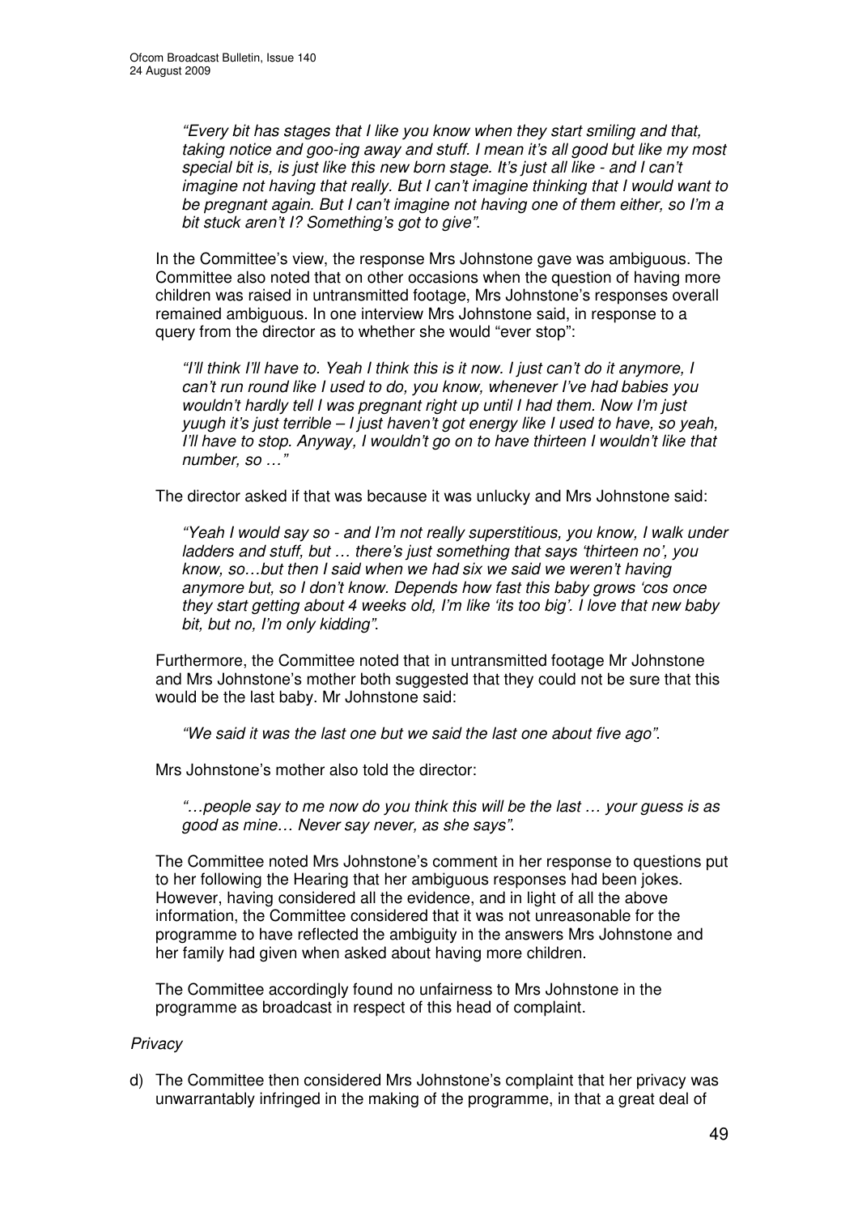*"Every bit has stages that I like you know when they start smiling and that, taking notice and goo-ing away and stuff. I mean it's all good but like my most special bit is, is just like this new born stage. It's just all like - and I can't imagine not having that really. But I can't imagine thinking that I would want to be pregnant again. But I can't imagine not having one of them either, so I'm a bit stuck aren't I? Something's got to give".*

In the Committee's view, the response Mrs Johnstone gave was ambiguous. The Committee also noted that on other occasions when the question of having more children was raised in untransmitted footage, Mrs Johnstone's responses overall remained ambiguous. In one interview Mrs Johnstone said, in response to a query from the director as to whether she would "ever stop":

*"I'll think I'll have to. Yeah I think this is it now. I just can't do it anymore, I can't run round like I used to do, you know, whenever I've had babies you wouldn't hardly tell I was pregnant right up until I had them. Now I'm just yuugh it's just terrible – I just haven't got energy like I used to have, so yeah, I'll have to stop. Anyway, I wouldn't go on to have thirteen I wouldn't like that number, so …"*

The director asked if that was because it was unlucky and Mrs Johnstone said:

*"Yeah I would say so - and I'm not really superstitious, you know, I walk under ladders and stuff, but … there's just something that says 'thirteen no', you know, so…but then I said when we had six we said we weren't having anymore but, so I don't know. Depends how fast this baby grows 'cos once they start getting about 4 weeks old, I'm like 'its too big'. I love that new baby bit, but no, I'm only kidding".*

Furthermore, the Committee noted that in untransmitted footage Mr Johnstone and Mrs Johnstone's mother both suggested that they could not be sure that this would be the last baby. Mr Johnstone said:

*"We said it was the last one but we said the last one about five ago".*

Mrs Johnstone's mother also told the director:

*"…people say to me now do you think this will be the last … your guess is as good as mine… Never say never, as she says".*

The Committee noted Mrs Johnstone's comment in her response to questions put to her following the Hearing that her ambiguous responses had been jokes. However, having considered all the evidence, and in light of all the above information, the Committee considered that it was not unreasonable for the programme to have reflected the ambiguity in the answers Mrs Johnstone and her family had given when asked about having more children.

The Committee accordingly found no unfairness to Mrs Johnstone in the programme as broadcast in respect of this head of complaint.

*Privacy*

d) The Committee then considered Mrs Johnstone's complaint that her privacy was unwarrantably infringed in the making of the programme, in that a great deal of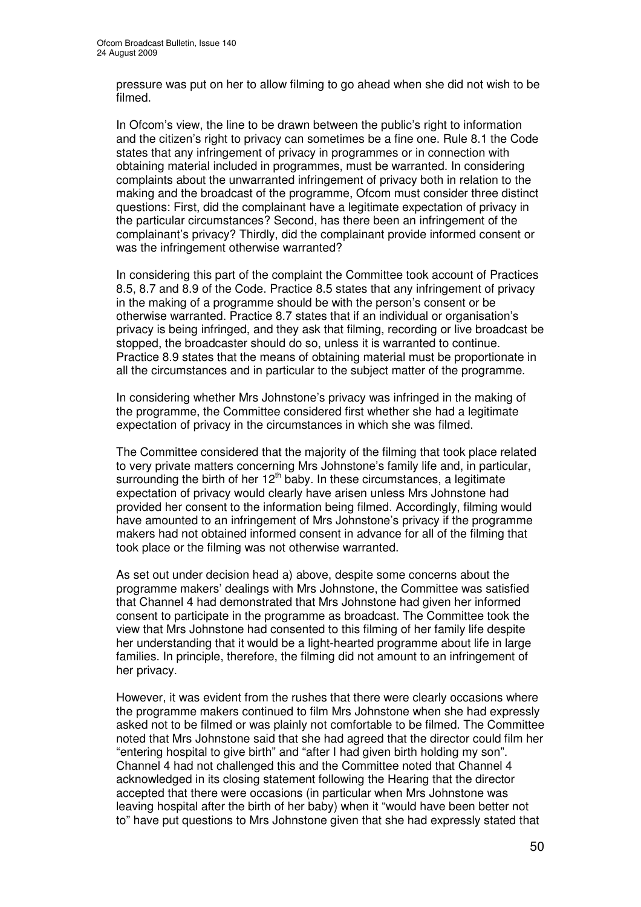pressure was put on her to allow filming to go ahead when she did not wish to be filmed.

In Ofcom's view, the line to be drawn between the public's right to information and the citizen's right to privacy can sometimes be a fine one. Rule 8.1 the Code states that any infringement of privacy in programmes or in connection with obtaining material included in programmes, must be warranted. In considering complaints about the unwarranted infringement of privacy both in relation to the making and the broadcast of the programme, Ofcom must consider three distinct questions: First, did the complainant have a legitimate expectation of privacy in the particular circumstances? Second, has there been an infringement of the complainant's privacy? Thirdly, did the complainant provide informed consent or was the infringement otherwise warranted?

In considering this part of the complaint the Committee took account of Practices 8.5, 8.7 and 8.9 of the Code. Practice 8.5 states that any infringement of privacy in the making of a programme should be with the person's consent or be otherwise warranted. Practice 8.7 states that if an individual or organisation's privacy is being infringed, and they ask that filming, recording or live broadcast be stopped, the broadcaster should do so, unless it is warranted to continue. Practice 8.9 states that the means of obtaining material must be proportionate in all the circumstances and in particular to the subject matter of the programme.

In considering whether Mrs Johnstone's privacy was infringed in the making of the programme, the Committee considered first whether she had a legitimate expectation of privacy in the circumstances in which she was filmed.

The Committee considered that the majority of the filming that took place related to very private matters concerning Mrs Johnstone's family life and, in particular, surrounding the birth of her 12th baby. In these circumstances, a legitimate expectation of privacy would clearly have arisen unless Mrs Johnstone had provided her consent to the information being filmed. Accordingly, filming would have amounted to an infringement of Mrs Johnstone's privacy if the programme makers had not obtained informed consent in advance for all of the filming that took place or the filming was not otherwise warranted.

As set out under decision head a) above, despite some concerns about the programme makers' dealings with Mrs Johnstone, the Committee was satisfied that Channel 4 had demonstrated that Mrs Johnstone had given her informed consent to participate in the programme as broadcast. The Committee took the view that Mrs Johnstone had consented to this filming of her family life despite her understanding that it would be a light-hearted programme about life in large families. In principle, therefore, the filming did not amount to an infringement of her privacy.

However, it was evident from the rushes that there were clearly occasions where the programme makers continued to film Mrs Johnstone when she had expressly asked not to be filmed or was plainly not comfortable to be filmed. The Committee noted that Mrs Johnstone said that she had agreed that the director could film her "entering hospital to give birth" and "after I had given birth holding my son". Channel 4 had not challenged this and the Committee noted that Channel 4 acknowledged in its closing statement following the Hearing that the director accepted that there were occasions (in particular when Mrs Johnstone was leaving hospital after the birth of her baby) when it "would have been better not to" have put questions to Mrs Johnstone given that she had expressly stated that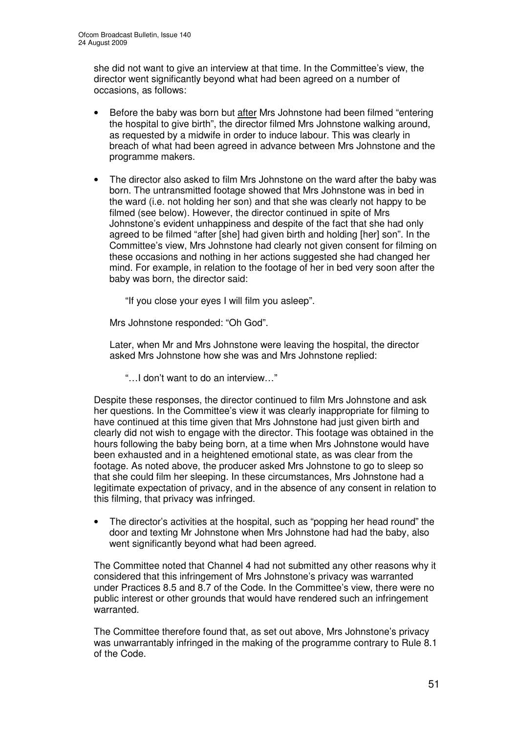she did not want to give an interview at that time. In the Committee's view, the director went significantly beyond what had been agreed on a number of occasions, as follows:

- Before the baby was born but <u>after</u> Mrs Johnstone had been filmed "entering the hospital to give birth", the director filmed Mrs Johnstone walking around, as requested by a midwife in order to induce labour. This was clearly in breach of what had been agreed in advance between Mrs Johnstone and the programme makers.

- The director also asked to film Mrs Johnstone on the ward after the baby was born. The untransmitted footage showed that Mrs Johnstone was in bed in the ward (i.e. not holding her son) and that she was clearly not happy to be filmed (see below). However, the director continued in spite of Mrs Johnstone's evident unhappiness and despite of the fact that she had only agreed to be filmed "after [she] had given birth and holding [her] son". In the Committee's view, Mrs Johnstone had clearly not given consent for filming on these occasions and nothing in her actions suggested she had changed her mind. For example, in relation to the footage of her in bed very soon after the baby was born, the director said:

  > "If you close your eyes I will film you asleep".

  Mrs Johnstone responded: "Oh God".

  Later, when Mr and Mrs Johnstone were leaving the hospital, the director asked Mrs Johnstone how she was and Mrs Johnstone replied:

  > "…I don't want to do an interview…"

Despite these responses, the director continued to film Mrs Johnstone and ask her questions. In the Committee's view it was clearly inappropriate for filming to have continued at this time given that Mrs Johnstone had just given birth and clearly did not wish to engage with the director. This footage was obtained in the hours following the baby being born, at a time when Mrs Johnstone would have been exhausted and in a heightened emotional state, as was clear from the footage. As noted above, the producer asked Mrs Johnstone to go to sleep so that she could film her sleeping. In these circumstances, Mrs Johnstone had a legitimate expectation of privacy, and in the absence of any consent in relation to this filming, that privacy was infringed.

- The director's activities at the hospital, such as "popping her head round" the door and texting Mr Johnstone when Mrs Johnstone had had the baby, also went significantly beyond what had been agreed.

The Committee noted that Channel 4 had not submitted any other reasons why it considered that this infringement of Mrs Johnstone's privacy was warranted under Practices 8.5 and 8.7 of the Code. In the Committee's view, there were no public interest or other grounds that would have rendered such an infringement warranted.

The Committee therefore found that, as set out above, Mrs Johnstone's privacy was unwarrantably infringed in the making of the programme contrary to Rule 8.1 of the Code.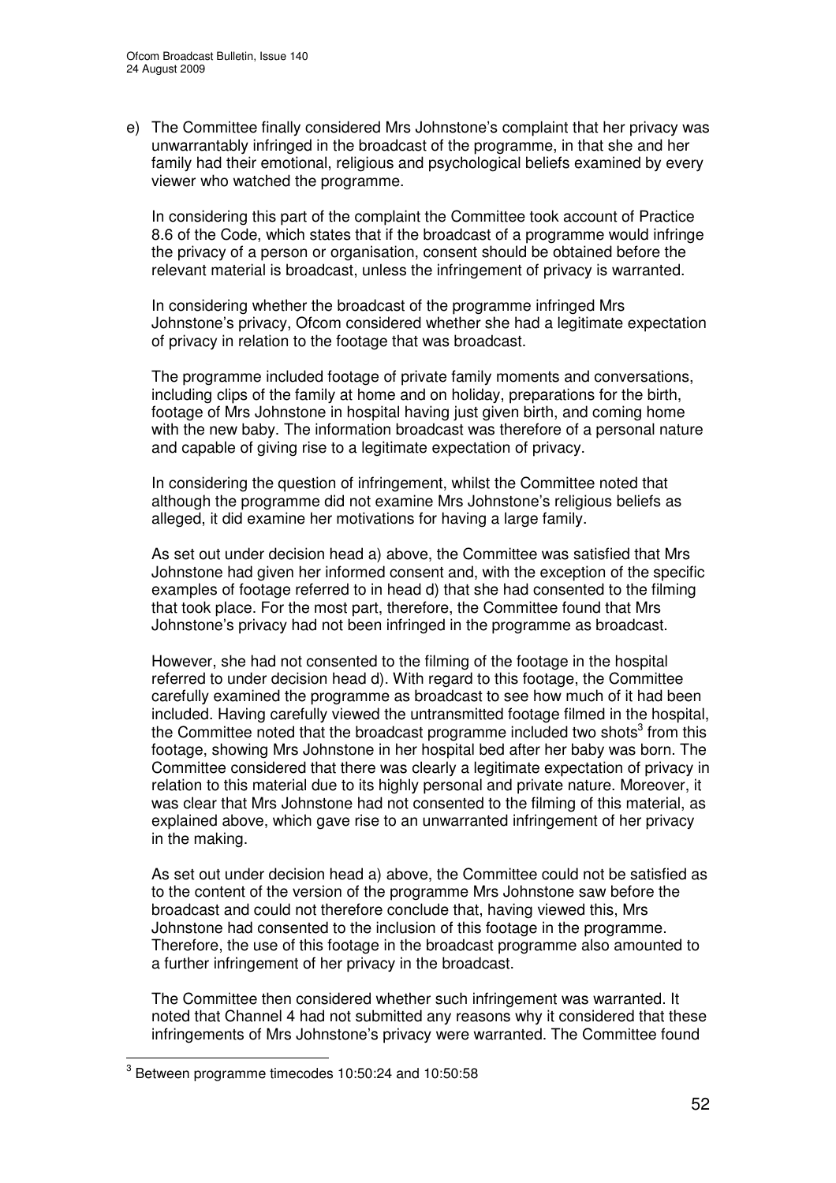e) The Committee finally considered Mrs Johnstone's complaint that her privacy was unwarrantably infringed in the broadcast of the programme, in that she and her family had their emotional, religious and psychological beliefs examined by every viewer who watched the programme.

   In considering this part of the complaint the Committee took account of Practice 8.6 of the Code, which states that if the broadcast of a programme would infringe the privacy of a person or organisation, consent should be obtained before the relevant material is broadcast, unless the infringement of privacy is warranted.

   In considering whether the broadcast of the programme infringed Mrs Johnstone's privacy, Ofcom considered whether she had a legitimate expectation of privacy in relation to the footage that was broadcast.

   The programme included footage of private family moments and conversations, including clips of the family at home and on holiday, preparations for the birth, footage of Mrs Johnstone in hospital having just given birth, and coming home with the new baby. The information broadcast was therefore of a personal nature and capable of giving rise to a legitimate expectation of privacy.

   In considering the question of infringement, whilst the Committee noted that although the programme did not examine Mrs Johnstone's religious beliefs as alleged, it did examine her motivations for having a large family.

   As set out under decision head a) above, the Committee was satisfied that Mrs Johnstone had given her informed consent and, with the exception of the specific examples of footage referred to in head d) that she had consented to the filming that took place. For the most part, therefore, the Committee found that Mrs Johnstone's privacy had not been infringed in the programme as broadcast.

   However, she had not consented to the filming of the footage in the hospital referred to under decision head d). With regard to this footage, the Committee carefully examined the programme as broadcast to see how much of it had been included. Having carefully viewed the untransmitted footage filmed in the hospital, the Committee noted that the broadcast programme included two shots[3] from this footage, showing Mrs Johnstone in her hospital bed after her baby was born. The Committee considered that there was clearly a legitimate expectation of privacy in relation to this material due to its highly personal and private nature. Moreover, it was clear that Mrs Johnstone had not consented to the filming of this material, as explained above, which gave rise to an unwarranted infringement of her privacy in the making.

   As set out under decision head a) above, the Committee could not be satisfied as to the content of the version of the programme Mrs Johnstone saw before the broadcast and could not therefore conclude that, having viewed this, Mrs Johnstone had consented to the inclusion of this footage in the programme. Therefore, the use of this footage in the broadcast programme also amounted to a further infringement of her privacy in the broadcast.

   The Committee then considered whether such infringement was warranted. It noted that Channel 4 had not submitted any reasons why it considered that these infringements of Mrs Johnstone's privacy were warranted. The Committee found

[3] Between programme timecodes 10:50:24 and 10:50:58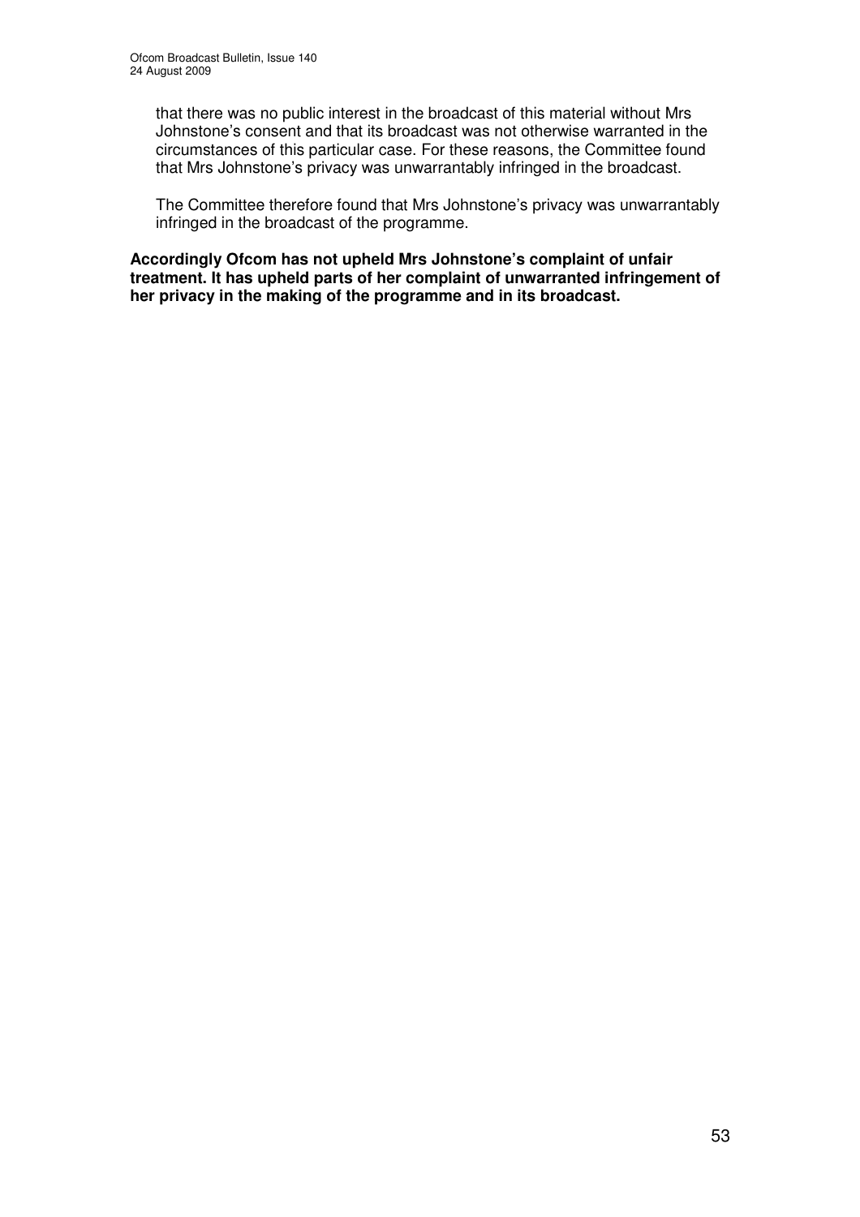that there was no public interest in the broadcast of this material without Mrs Johnstone's consent and that its broadcast was not otherwise warranted in the circumstances of this particular case. For these reasons, the Committee found that Mrs Johnstone's privacy was unwarrantably infringed in the broadcast.

The Committee therefore found that Mrs Johnstone's privacy was unwarrantably infringed in the broadcast of the programme.

**Accordingly Ofcom has not upheld Mrs Johnstone's complaint of unfair treatment. It has upheld parts of her complaint of unwarranted infringement of her privacy in the making of the programme and in its broadcast.**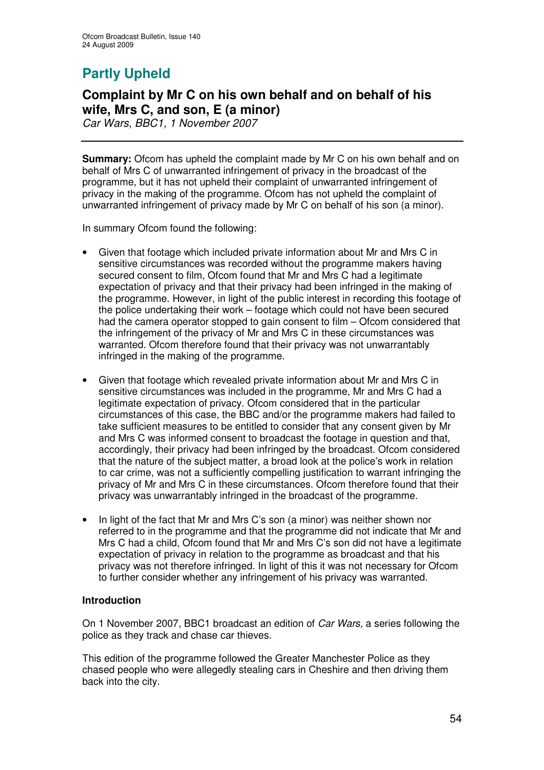## Partly Upheld

### Complaint by Mr C on his own behalf and on behalf of his wife, Mrs C, and son, E (a minor)

*Car Wars, BBC1, 1 November 2007*

---

**Summary:** Ofcom has upheld the complaint made by Mr C on his own behalf and on behalf of Mrs C of unwarranted infringement of privacy in the broadcast of the programme, but it has not upheld their complaint of unwarranted infringement of privacy in the making of the programme. Ofcom has not upheld the complaint of unwarranted infringement of privacy made by Mr C on behalf of his son (a minor).

In summary Ofcom found the following:

- Given that footage which included private information about Mr and Mrs C in sensitive circumstances was recorded without the programme makers having secured consent to film, Ofcom found that Mr and Mrs C had a legitimate expectation of privacy and that their privacy had been infringed in the making of the programme. However, in light of the public interest in recording this footage of the police undertaking their work – footage which could not have been secured had the camera operator stopped to gain consent to film – Ofcom considered that the infringement of the privacy of Mr and Mrs C in these circumstances was warranted. Ofcom therefore found that their privacy was not unwarrantably infringed in the making of the programme.

- Given that footage which revealed private information about Mr and Mrs C in sensitive circumstances was included in the programme, Mr and Mrs C had a legitimate expectation of privacy. Ofcom considered that in the particular circumstances of this case, the BBC and/or the programme makers had failed to take sufficient measures to be entitled to consider that any consent given by Mr and Mrs C was informed consent to broadcast the footage in question and that, accordingly, their privacy had been infringed by the broadcast. Ofcom considered that the nature of the subject matter, a broad look at the police's work in relation to car crime, was not a sufficiently compelling justification to warrant infringing the privacy of Mr and Mrs C in these circumstances. Ofcom therefore found that their privacy was unwarrantably infringed in the broadcast of the programme.

- In light of the fact that Mr and Mrs C's son (a minor) was neither shown nor referred to in the programme and that the programme did not indicate that Mr and Mrs C had a child, Ofcom found that Mr and Mrs C's son did not have a legitimate expectation of privacy in relation to the programme as broadcast and that his privacy was not therefore infringed. In light of this it was not necessary for Ofcom to further consider whether any infringement of his privacy was warranted.

#### Introduction

On 1 November 2007, BBC1 broadcast an edition of *Car Wars,* a series following the police as they track and chase car thieves.

This edition of the programme followed the Greater Manchester Police as they chased people who were allegedly stealing cars in Cheshire and then driving them back into the city.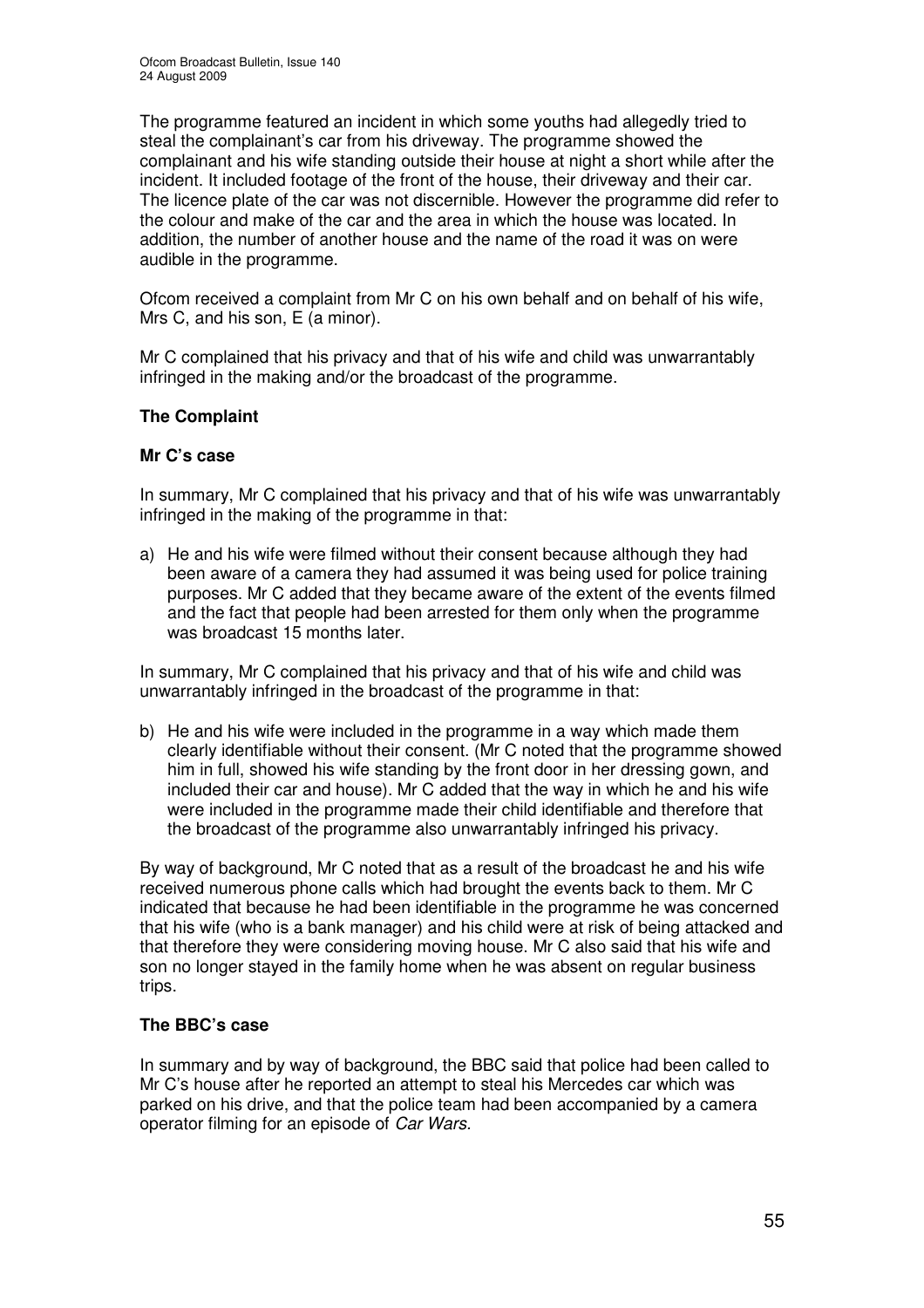The programme featured an incident in which some youths had allegedly tried to steal the complainant's car from his driveway. The programme showed the complainant and his wife standing outside their house at night a short while after the incident. It included footage of the front of the house, their driveway and their car. The licence plate of the car was not discernible. However the programme did refer to the colour and make of the car and the area in which the house was located. In addition, the number of another house and the name of the road it was on were audible in the programme.

Ofcom received a complaint from Mr C on his own behalf and on behalf of his wife, Mrs C, and his son, E (a minor).

Mr C complained that his privacy and that of his wife and child was unwarrantably infringed in the making and/or the broadcast of the programme.

## The Complaint

### Mr C's case

In summary, Mr C complained that his privacy and that of his wife was unwarrantably infringed in the making of the programme in that:

a) He and his wife were filmed without their consent because although they had been aware of a camera they had assumed it was being used for police training purposes. Mr C added that they became aware of the extent of the events filmed and the fact that people had been arrested for them only when the programme was broadcast 15 months later.

In summary, Mr C complained that his privacy and that of his wife and child was unwarrantably infringed in the broadcast of the programme in that:

b) He and his wife were included in the programme in a way which made them clearly identifiable without their consent. (Mr C noted that the programme showed him in full, showed his wife standing by the front door in her dressing gown, and included their car and house). Mr C added that the way in which he and his wife were included in the programme made their child identifiable and therefore that the broadcast of the programme also unwarrantably infringed his privacy.

By way of background, Mr C noted that as a result of the broadcast he and his wife received numerous phone calls which had brought the events back to them. Mr C indicated that because he had been identifiable in the programme he was concerned that his wife (who is a bank manager) and his child were at risk of being attacked and that therefore they were considering moving house. Mr C also said that his wife and son no longer stayed in the family home when he was absent on regular business trips.

### The BBC's case

In summary and by way of background, the BBC said that police had been called to Mr C's house after he reported an attempt to steal his Mercedes car which was parked on his drive, and that the police team had been accompanied by a camera operator filming for an episode of *Car Wars.*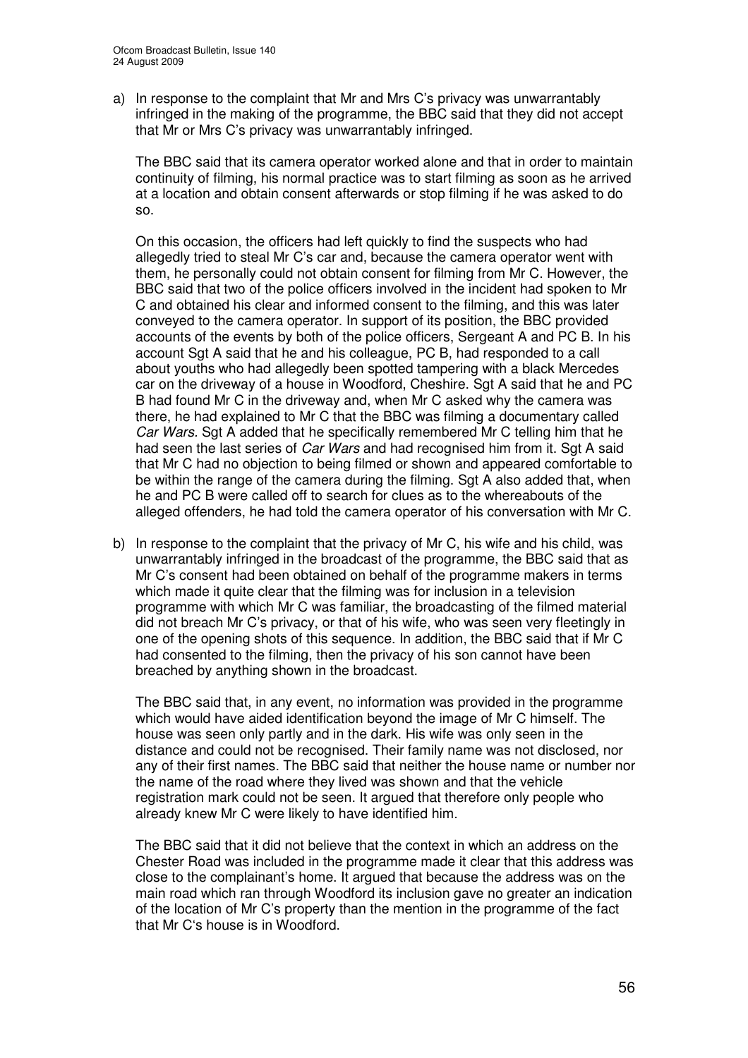a) In response to the complaint that Mr and Mrs C's privacy was unwarrantably infringed in the making of the programme, the BBC said that they did not accept that Mr or Mrs C's privacy was unwarrantably infringed.

   The BBC said that its camera operator worked alone and that in order to maintain continuity of filming, his normal practice was to start filming as soon as he arrived at a location and obtain consent afterwards or stop filming if he was asked to do so.

   On this occasion, the officers had left quickly to find the suspects who had allegedly tried to steal Mr C's car and, because the camera operator went with them, he personally could not obtain consent for filming from Mr C. However, the BBC said that two of the police officers involved in the incident had spoken to Mr C and obtained his clear and informed consent to the filming, and this was later conveyed to the camera operator. In support of its position, the BBC provided accounts of the events by both of the police officers, Sergeant A and PC B. In his account Sgt A said that he and his colleague, PC B, had responded to a call about youths who had allegedly been spotted tampering with a black Mercedes car on the driveway of a house in Woodford, Cheshire. Sgt A said that he and PC B had found Mr C in the driveway and, when Mr C asked why the camera was there, he had explained to Mr C that the BBC was filming a documentary called *Car Wars*. Sgt A added that he specifically remembered Mr C telling him that he had seen the last series of *Car Wars* and had recognised him from it. Sgt A said that Mr C had no objection to being filmed or shown and appeared comfortable to be within the range of the camera during the filming. Sgt A also added that, when he and PC B were called off to search for clues as to the whereabouts of the alleged offenders, he had told the camera operator of his conversation with Mr C.

b) In response to the complaint that the privacy of Mr C, his wife and his child, was unwarrantably infringed in the broadcast of the programme, the BBC said that as Mr C's consent had been obtained on behalf of the programme makers in terms which made it quite clear that the filming was for inclusion in a television programme with which Mr C was familiar, the broadcasting of the filmed material did not breach Mr C's privacy, or that of his wife, who was seen very fleetingly in one of the opening shots of this sequence. In addition, the BBC said that if Mr C had consented to the filming, then the privacy of his son cannot have been breached by anything shown in the broadcast.

   The BBC said that, in any event, no information was provided in the programme which would have aided identification beyond the image of Mr C himself. The house was seen only partly and in the dark. His wife was only seen in the distance and could not be recognised. Their family name was not disclosed, nor any of their first names. The BBC said that neither the house name or number nor the name of the road where they lived was shown and that the vehicle registration mark could not be seen. It argued that therefore only people who already knew Mr C were likely to have identified him.

   The BBC said that it did not believe that the context in which an address on the Chester Road was included in the programme made it clear that this address was close to the complainant's home. It argued that because the address was on the main road which ran through Woodford its inclusion gave no greater an indication of the location of Mr C's property than the mention in the programme of the fact that Mr C's house is in Woodford.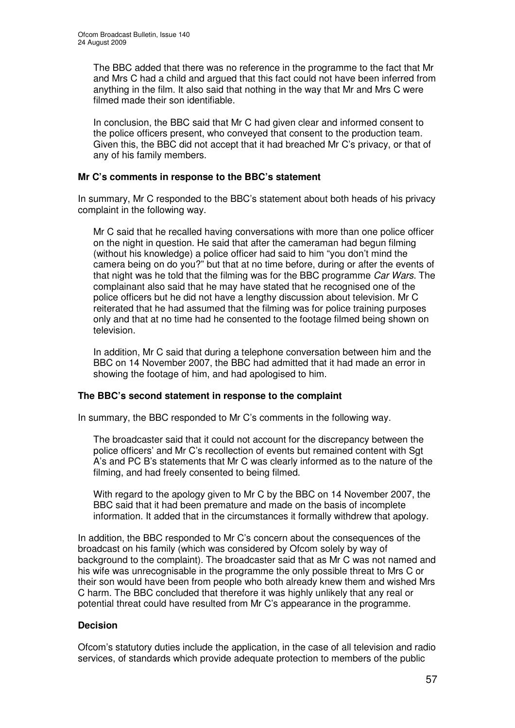The BBC added that there was no reference in the programme to the fact that Mr and Mrs C had a child and argued that this fact could not have been inferred from anything in the film. It also said that nothing in the way that Mr and Mrs C were filmed made their son identifiable.

In conclusion, the BBC said that Mr C had given clear and informed consent to the police officers present, who conveyed that consent to the production team. Given this, the BBC did not accept that it had breached Mr C's privacy, or that of any of his family members.

**Mr C's comments in response to the BBC's statement**

In summary, Mr C responded to the BBC's statement about both heads of his privacy complaint in the following way.

Mr C said that he recalled having conversations with more than one police officer on the night in question. He said that after the cameraman had begun filming (without his knowledge) a police officer had said to him "you don't mind the camera being on do you?" but that at no time before, during or after the events of that night was he told that the filming was for the BBC programme *Car Wars*. The complainant also said that he may have stated that he recognised one of the police officers but he did not have a lengthy discussion about television. Mr C reiterated that he had assumed that the filming was for police training purposes only and that at no time had he consented to the footage filmed being shown on television.

In addition, Mr C said that during a telephone conversation between him and the BBC on 14 November 2007, the BBC had admitted that it had made an error in showing the footage of him, and had apologised to him.

**The BBC's second statement in response to the complaint**

In summary, the BBC responded to Mr C's comments in the following way.

The broadcaster said that it could not account for the discrepancy between the police officers' and Mr C's recollection of events but remained content with Sgt A's and PC B's statements that Mr C was clearly informed as to the nature of the filming, and had freely consented to being filmed.

With regard to the apology given to Mr C by the BBC on 14 November 2007, the BBC said that it had been premature and made on the basis of incomplete information. It added that in the circumstances it formally withdrew that apology.

In addition, the BBC responded to Mr C's concern about the consequences of the broadcast on his family (which was considered by Ofcom solely by way of background to the complaint). The broadcaster said that as Mr C was not named and his wife was unrecognisable in the programme the only possible threat to Mrs C or their son would have been from people who both already knew them and wished Mrs C harm. The BBC concluded that therefore it was highly unlikely that any real or potential threat could have resulted from Mr C's appearance in the programme.

**Decision**

Ofcom's statutory duties include the application, in the case of all television and radio services, of standards which provide adequate protection to members of the public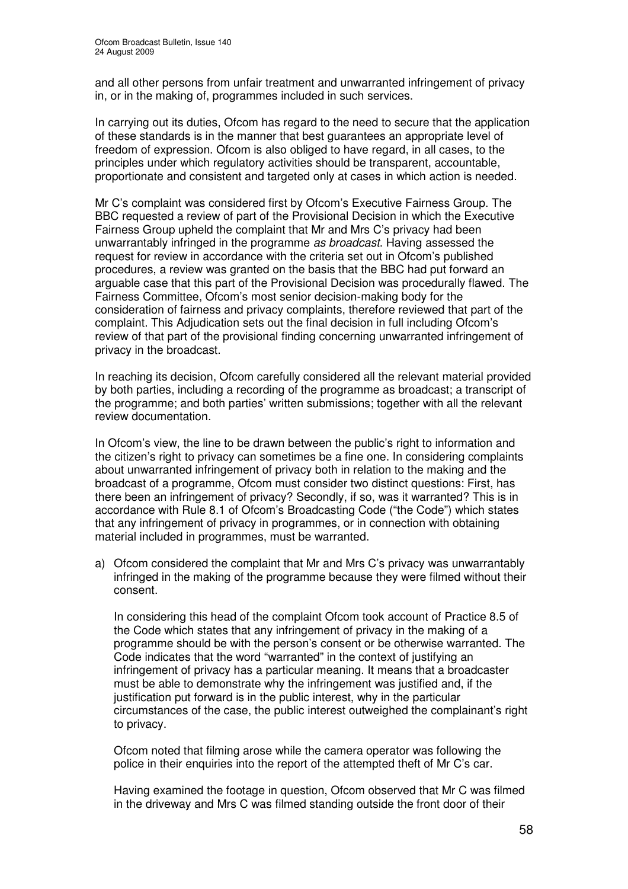and all other persons from unfair treatment and unwarranted infringement of privacy in, or in the making of, programmes included in such services.

In carrying out its duties, Ofcom has regard to the need to secure that the application of these standards is in the manner that best guarantees an appropriate level of freedom of expression. Ofcom is also obliged to have regard, in all cases, to the principles under which regulatory activities should be transparent, accountable, proportionate and consistent and targeted only at cases in which action is needed.

Mr C's complaint was considered first by Ofcom's Executive Fairness Group. The BBC requested a review of part of the Provisional Decision in which the Executive Fairness Group upheld the complaint that Mr and Mrs C's privacy had been unwarrantably infringed in the programme *as broadcast*. Having assessed the request for review in accordance with the criteria set out in Ofcom's published procedures, a review was granted on the basis that the BBC had put forward an arguable case that this part of the Provisional Decision was procedurally flawed. The Fairness Committee, Ofcom's most senior decision-making body for the consideration of fairness and privacy complaints, therefore reviewed that part of the complaint. This Adjudication sets out the final decision in full including Ofcom's review of that part of the provisional finding concerning unwarranted infringement of privacy in the broadcast.

In reaching its decision, Ofcom carefully considered all the relevant material provided by both parties, including a recording of the programme as broadcast; a transcript of the programme; and both parties' written submissions; together with all the relevant review documentation.

In Ofcom's view, the line to be drawn between the public's right to information and the citizen's right to privacy can sometimes be a fine one. In considering complaints about unwarranted infringement of privacy both in relation to the making and the broadcast of a programme, Ofcom must consider two distinct questions: First, has there been an infringement of privacy? Secondly, if so, was it warranted? This is in accordance with Rule 8.1 of Ofcom's Broadcasting Code ("the Code") which states that any infringement of privacy in programmes, or in connection with obtaining material included in programmes, must be warranted.

a) Ofcom considered the complaint that Mr and Mrs C's privacy was unwarrantably infringed in the making of the programme because they were filmed without their consent.

   In considering this head of the complaint Ofcom took account of Practice 8.5 of the Code which states that any infringement of privacy in the making of a programme should be with the person's consent or be otherwise warranted. The Code indicates that the word "warranted" in the context of justifying an infringement of privacy has a particular meaning. It means that a broadcaster must be able to demonstrate why the infringement was justified and, if the justification put forward is in the public interest, why in the particular circumstances of the case, the public interest outweighed the complainant's right to privacy.

   Ofcom noted that filming arose while the camera operator was following the police in their enquiries into the report of the attempted theft of Mr C's car.

   Having examined the footage in question, Ofcom observed that Mr C was filmed in the driveway and Mrs C was filmed standing outside the front door of their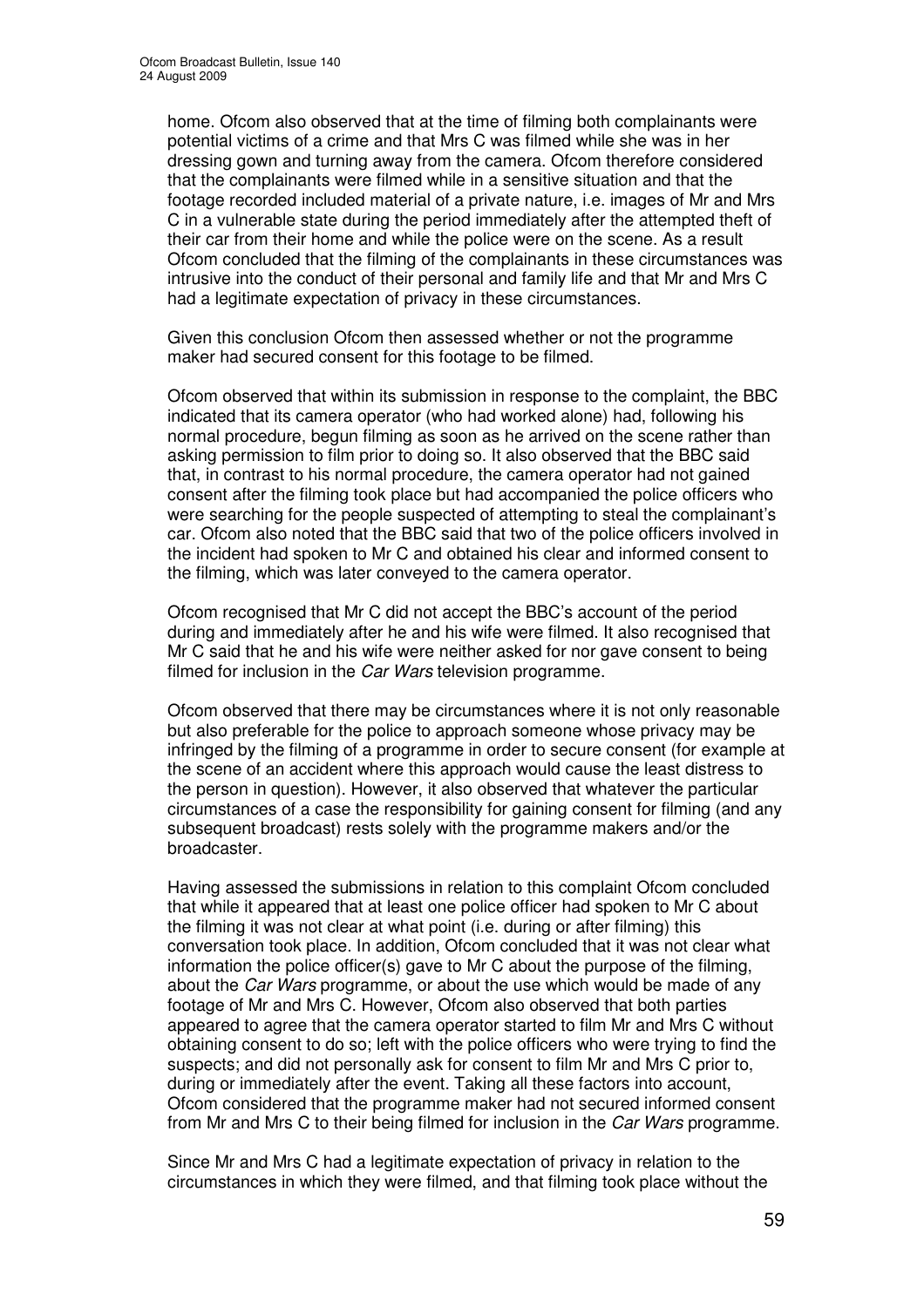home. Ofcom also observed that at the time of filming both complainants were potential victims of a crime and that Mrs C was filmed while she was in her dressing gown and turning away from the camera. Ofcom therefore considered that the complainants were filmed while in a sensitive situation and that the footage recorded included material of a private nature, i.e. images of Mr and Mrs C in a vulnerable state during the period immediately after the attempted theft of their car from their home and while the police were on the scene. As a result Ofcom concluded that the filming of the complainants in these circumstances was intrusive into the conduct of their personal and family life and that Mr and Mrs C had a legitimate expectation of privacy in these circumstances.

Given this conclusion Ofcom then assessed whether or not the programme maker had secured consent for this footage to be filmed.

Ofcom observed that within its submission in response to the complaint, the BBC indicated that its camera operator (who had worked alone) had, following his normal procedure, begun filming as soon as he arrived on the scene rather than asking permission to film prior to doing so. It also observed that the BBC said that, in contrast to his normal procedure, the camera operator had not gained consent after the filming took place but had accompanied the police officers who were searching for the people suspected of attempting to steal the complainant's car. Ofcom also noted that the BBC said that two of the police officers involved in the incident had spoken to Mr C and obtained his clear and informed consent to the filming, which was later conveyed to the camera operator.

Ofcom recognised that Mr C did not accept the BBC's account of the period during and immediately after he and his wife were filmed. It also recognised that Mr C said that he and his wife were neither asked for nor gave consent to being filmed for inclusion in the *Car Wars* television programme.

Ofcom observed that there may be circumstances where it is not only reasonable but also preferable for the police to approach someone whose privacy may be infringed by the filming of a programme in order to secure consent (for example at the scene of an accident where this approach would cause the least distress to the person in question). However, it also observed that whatever the particular circumstances of a case the responsibility for gaining consent for filming (and any subsequent broadcast) rests solely with the programme makers and/or the broadcaster.

Having assessed the submissions in relation to this complaint Ofcom concluded that while it appeared that at least one police officer had spoken to Mr C about the filming it was not clear at what point (i.e. during or after filming) this conversation took place. In addition, Ofcom concluded that it was not clear what information the police officer(s) gave to Mr C about the purpose of the filming, about the *Car Wars* programme, or about the use which would be made of any footage of Mr and Mrs C. However, Ofcom also observed that both parties appeared to agree that the camera operator started to film Mr and Mrs C without obtaining consent to do so; left with the police officers who were trying to find the suspects; and did not personally ask for consent to film Mr and Mrs C prior to, during or immediately after the event. Taking all these factors into account, Ofcom considered that the programme maker had not secured informed consent from Mr and Mrs C to their being filmed for inclusion in the *Car Wars* programme.

Since Mr and Mrs C had a legitimate expectation of privacy in relation to the circumstances in which they were filmed, and that filming took place without the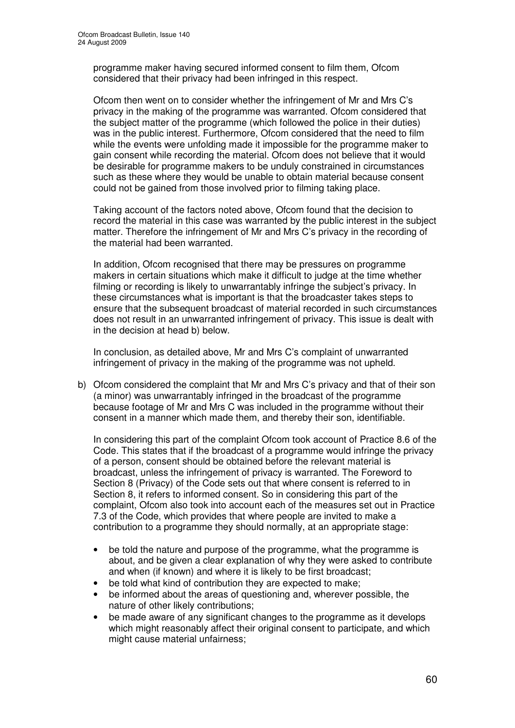programme maker having secured informed consent to film them, Ofcom considered that their privacy had been infringed in this respect.

Ofcom then went on to consider whether the infringement of Mr and Mrs C's privacy in the making of the programme was warranted. Ofcom considered that the subject matter of the programme (which followed the police in their duties) was in the public interest. Furthermore, Ofcom considered that the need to film while the events were unfolding made it impossible for the programme maker to gain consent while recording the material. Ofcom does not believe that it would be desirable for programme makers to be unduly constrained in circumstances such as these where they would be unable to obtain material because consent could not be gained from those involved prior to filming taking place.

Taking account of the factors noted above, Ofcom found that the decision to record the material in this case was warranted by the public interest in the subject matter. Therefore the infringement of Mr and Mrs C's privacy in the recording of the material had been warranted.

In addition, Ofcom recognised that there may be pressures on programme makers in certain situations which make it difficult to judge at the time whether filming or recording is likely to unwarrantably infringe the subject's privacy. In these circumstances what is important is that the broadcaster takes steps to ensure that the subsequent broadcast of material recorded in such circumstances does not result in an unwarranted infringement of privacy. This issue is dealt with in the decision at head b) below.

In conclusion, as detailed above, Mr and Mrs C's complaint of unwarranted infringement of privacy in the making of the programme was not upheld.

b) Ofcom considered the complaint that Mr and Mrs C's privacy and that of their son (a minor) was unwarrantably infringed in the broadcast of the programme because footage of Mr and Mrs C was included in the programme without their consent in a manner which made them, and thereby their son, identifiable.

In considering this part of the complaint Ofcom took account of Practice 8.6 of the Code. This states that if the broadcast of a programme would infringe the privacy of a person, consent should be obtained before the relevant material is broadcast, unless the infringement of privacy is warranted. The Foreword to Section 8 (Privacy) of the Code sets out that where consent is referred to in Section 8, it refers to informed consent. So in considering this part of the complaint, Ofcom also took into account each of the measures set out in Practice 7.3 of the Code, which provides that where people are invited to make a contribution to a programme they should normally, at an appropriate stage:

- be told the nature and purpose of the programme, what the programme is about, and be given a clear explanation of why they were asked to contribute and when (if known) and where it is likely to be first broadcast;
- be told what kind of contribution they are expected to make;
- be informed about the areas of questioning and, wherever possible, the nature of other likely contributions;
- be made aware of any significant changes to the programme as it develops which might reasonably affect their original consent to participate, and which might cause material unfairness;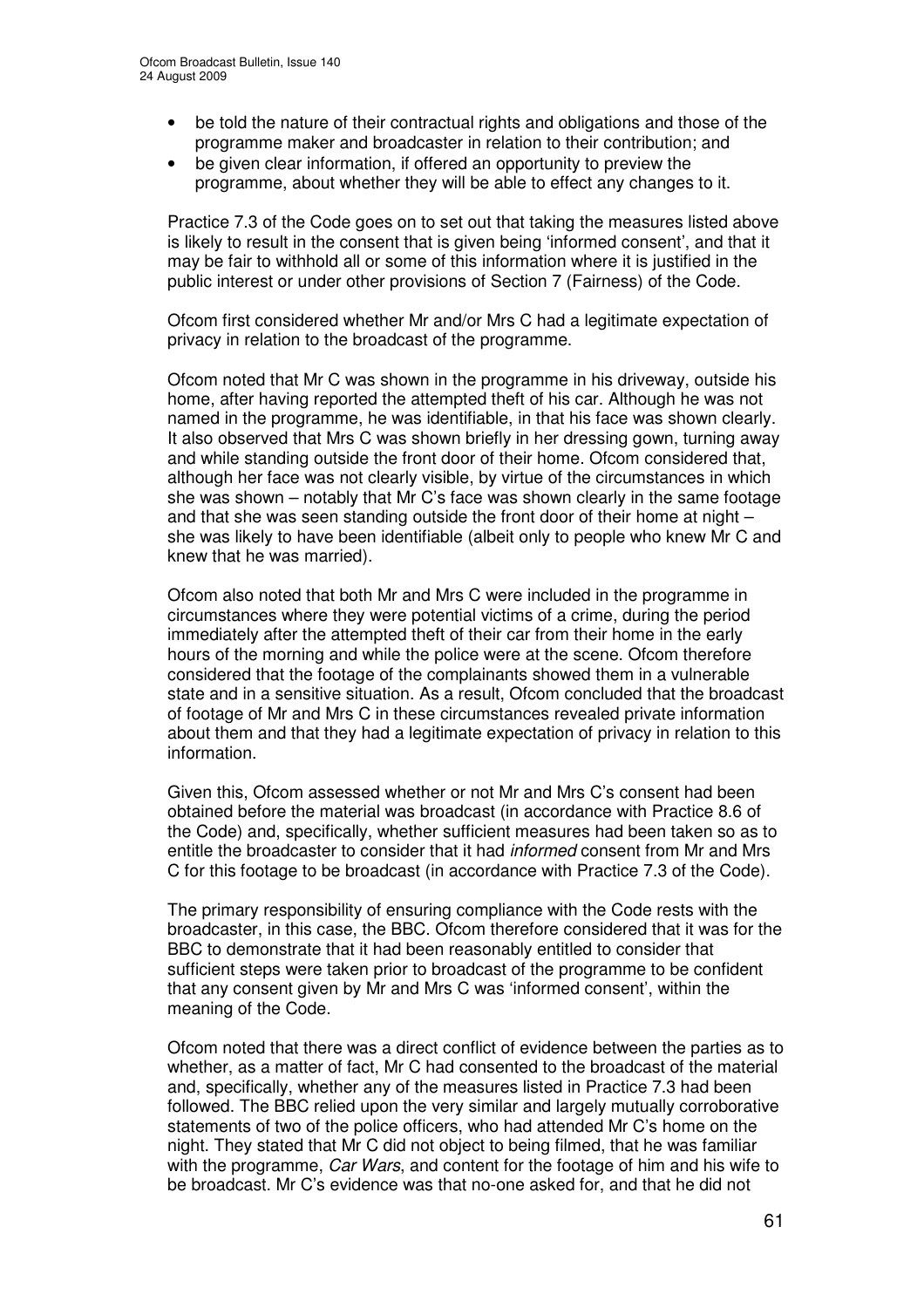- be told the nature of their contractual rights and obligations and those of the programme maker and broadcaster in relation to their contribution; and
- be given clear information, if offered an opportunity to preview the programme, about whether they will be able to effect any changes to it.

Practice 7.3 of the Code goes on to set out that taking the measures listed above is likely to result in the consent that is given being 'informed consent', and that it may be fair to withhold all or some of this information where it is justified in the public interest or under other provisions of Section 7 (Fairness) of the Code.

Ofcom first considered whether Mr and/or Mrs C had a legitimate expectation of privacy in relation to the broadcast of the programme.

Ofcom noted that Mr C was shown in the programme in his driveway, outside his home, after having reported the attempted theft of his car. Although he was not named in the programme, he was identifiable, in that his face was shown clearly. It also observed that Mrs C was shown briefly in her dressing gown, turning away and while standing outside the front door of their home. Ofcom considered that, although her face was not clearly visible, by virtue of the circumstances in which she was shown – notably that Mr C's face was shown clearly in the same footage and that she was seen standing outside the front door of their home at night – she was likely to have been identifiable (albeit only to people who knew Mr C and knew that he was married).

Ofcom also noted that both Mr and Mrs C were included in the programme in circumstances where they were potential victims of a crime, during the period immediately after the attempted theft of their car from their home in the early hours of the morning and while the police were at the scene. Ofcom therefore considered that the footage of the complainants showed them in a vulnerable state and in a sensitive situation. As a result, Ofcom concluded that the broadcast of footage of Mr and Mrs C in these circumstances revealed private information about them and that they had a legitimate expectation of privacy in relation to this information.

Given this, Ofcom assessed whether or not Mr and Mrs C's consent had been obtained before the material was broadcast (in accordance with Practice 8.6 of the Code) and, specifically, whether sufficient measures had been taken so as to entitle the broadcaster to consider that it had *informed* consent from Mr and Mrs C for this footage to be broadcast (in accordance with Practice 7.3 of the Code).

The primary responsibility of ensuring compliance with the Code rests with the broadcaster, in this case, the BBC. Ofcom therefore considered that it was for the BBC to demonstrate that it had been reasonably entitled to consider that sufficient steps were taken prior to broadcast of the programme to be confident that any consent given by Mr and Mrs C was 'informed consent', within the meaning of the Code.

Ofcom noted that there was a direct conflict of evidence between the parties as to whether, as a matter of fact, Mr C had consented to the broadcast of the material and, specifically, whether any of the measures listed in Practice 7.3 had been followed. The BBC relied upon the very similar and largely mutually corroborative statements of two of the police officers, who had attended Mr C's home on the night. They stated that Mr C did not object to being filmed, that he was familiar with the programme, *Car Wars*, and content for the footage of him and his wife to be broadcast. Mr C's evidence was that no-one asked for, and that he did not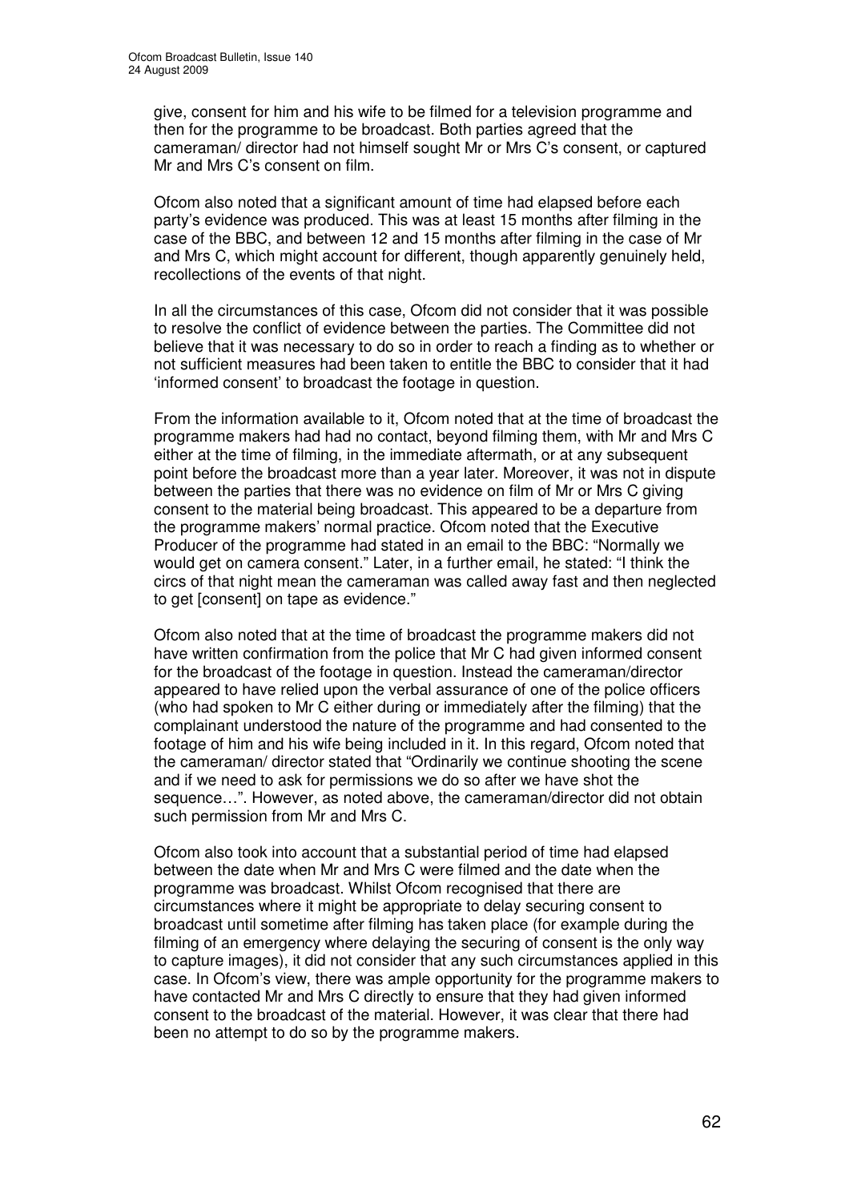give, consent for him and his wife to be filmed for a television programme and then for the programme to be broadcast. Both parties agreed that the cameraman/ director had not himself sought Mr or Mrs C's consent, or captured Mr and Mrs C's consent on film.

Ofcom also noted that a significant amount of time had elapsed before each party's evidence was produced. This was at least 15 months after filming in the case of the BBC, and between 12 and 15 months after filming in the case of Mr and Mrs C, which might account for different, though apparently genuinely held, recollections of the events of that night.

In all the circumstances of this case, Ofcom did not consider that it was possible to resolve the conflict of evidence between the parties. The Committee did not believe that it was necessary to do so in order to reach a finding as to whether or not sufficient measures had been taken to entitle the BBC to consider that it had 'informed consent' to broadcast the footage in question.

From the information available to it, Ofcom noted that at the time of broadcast the programme makers had had no contact, beyond filming them, with Mr and Mrs C either at the time of filming, in the immediate aftermath, or at any subsequent point before the broadcast more than a year later. Moreover, it was not in dispute between the parties that there was no evidence on film of Mr or Mrs C giving consent to the material being broadcast. This appeared to be a departure from the programme makers' normal practice. Ofcom noted that the Executive Producer of the programme had stated in an email to the BBC: "Normally we would get on camera consent." Later, in a further email, he stated: "I think the circs of that night mean the cameraman was called away fast and then neglected to get [consent] on tape as evidence."

Ofcom also noted that at the time of broadcast the programme makers did not have written confirmation from the police that Mr C had given informed consent for the broadcast of the footage in question. Instead the cameraman/director appeared to have relied upon the verbal assurance of one of the police officers (who had spoken to Mr C either during or immediately after the filming) that the complainant understood the nature of the programme and had consented to the footage of him and his wife being included in it. In this regard, Ofcom noted that the cameraman/ director stated that "Ordinarily we continue shooting the scene and if we need to ask for permissions we do so after we have shot the sequence…". However, as noted above, the cameraman/director did not obtain such permission from Mr and Mrs C.

Ofcom also took into account that a substantial period of time had elapsed between the date when Mr and Mrs C were filmed and the date when the programme was broadcast. Whilst Ofcom recognised that there are circumstances where it might be appropriate to delay securing consent to broadcast until sometime after filming has taken place (for example during the filming of an emergency where delaying the securing of consent is the only way to capture images), it did not consider that any such circumstances applied in this case. In Ofcom's view, there was ample opportunity for the programme makers to have contacted Mr and Mrs C directly to ensure that they had given informed consent to the broadcast of the material. However, it was clear that there had been no attempt to do so by the programme makers.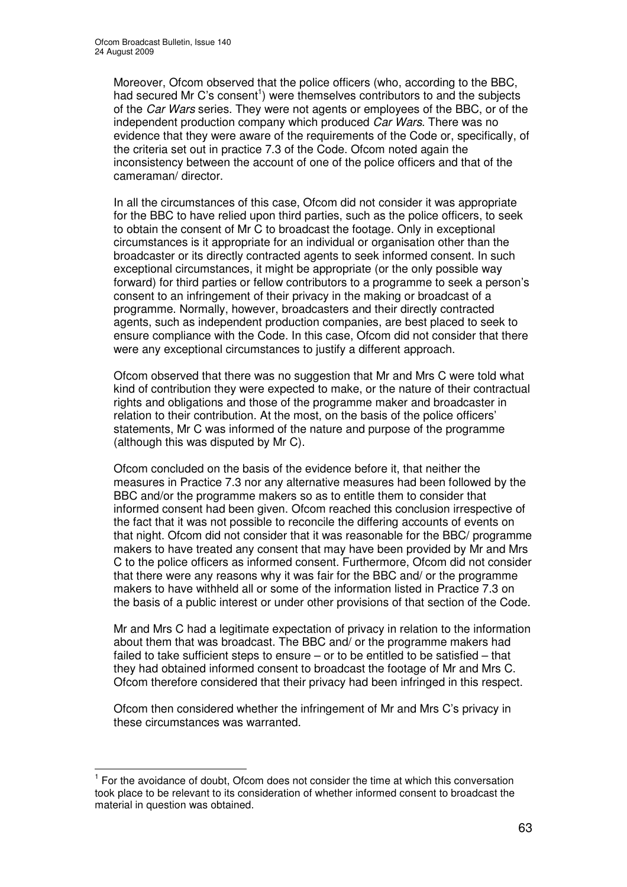Moreover, Ofcom observed that the police officers (who, according to the BBC, had secured Mr C's consent[1]) were themselves contributors to and the subjects of the *Car Wars* series. They were not agents or employees of the BBC, or of the independent production company which produced *Car Wars*. There was no evidence that they were aware of the requirements of the Code or, specifically, of the criteria set out in practice 7.3 of the Code. Ofcom noted again the inconsistency between the account of one of the police officers and that of the cameraman/ director.

In all the circumstances of this case, Ofcom did not consider it was appropriate for the BBC to have relied upon third parties, such as the police officers, to seek to obtain the consent of Mr C to broadcast the footage. Only in exceptional circumstances is it appropriate for an individual or organisation other than the broadcaster or its directly contracted agents to seek informed consent. In such exceptional circumstances, it might be appropriate (or the only possible way forward) for third parties or fellow contributors to a programme to seek a person's consent to an infringement of their privacy in the making or broadcast of a programme. Normally, however, broadcasters and their directly contracted agents, such as independent production companies, are best placed to seek to ensure compliance with the Code. In this case, Ofcom did not consider that there were any exceptional circumstances to justify a different approach.

Ofcom observed that there was no suggestion that Mr and Mrs C were told what kind of contribution they were expected to make, or the nature of their contractual rights and obligations and those of the programme maker and broadcaster in relation to their contribution. At the most, on the basis of the police officers' statements, Mr C was informed of the nature and purpose of the programme (although this was disputed by Mr C).

Ofcom concluded on the basis of the evidence before it, that neither the measures in Practice 7.3 nor any alternative measures had been followed by the BBC and/or the programme makers so as to entitle them to consider that informed consent had been given. Ofcom reached this conclusion irrespective of the fact that it was not possible to reconcile the differing accounts of events on that night. Ofcom did not consider that it was reasonable for the BBC/ programme makers to have treated any consent that may have been provided by Mr and Mrs C to the police officers as informed consent. Furthermore, Ofcom did not consider that there were any reasons why it was fair for the BBC and/ or the programme makers to have withheld all or some of the information listed in Practice 7.3 on the basis of a public interest or under other provisions of that section of the Code.

Mr and Mrs C had a legitimate expectation of privacy in relation to the information about them that was broadcast. The BBC and/ or the programme makers had failed to take sufficient steps to ensure – or to be entitled to be satisfied – that they had obtained informed consent to broadcast the footage of Mr and Mrs C. Ofcom therefore considered that their privacy had been infringed in this respect.

Ofcom then considered whether the infringement of Mr and Mrs C's privacy in these circumstances was warranted.

---

[1] For the avoidance of doubt, Ofcom does not consider the time at which this conversation took place to be relevant to its consideration of whether informed consent to broadcast the material in question was obtained.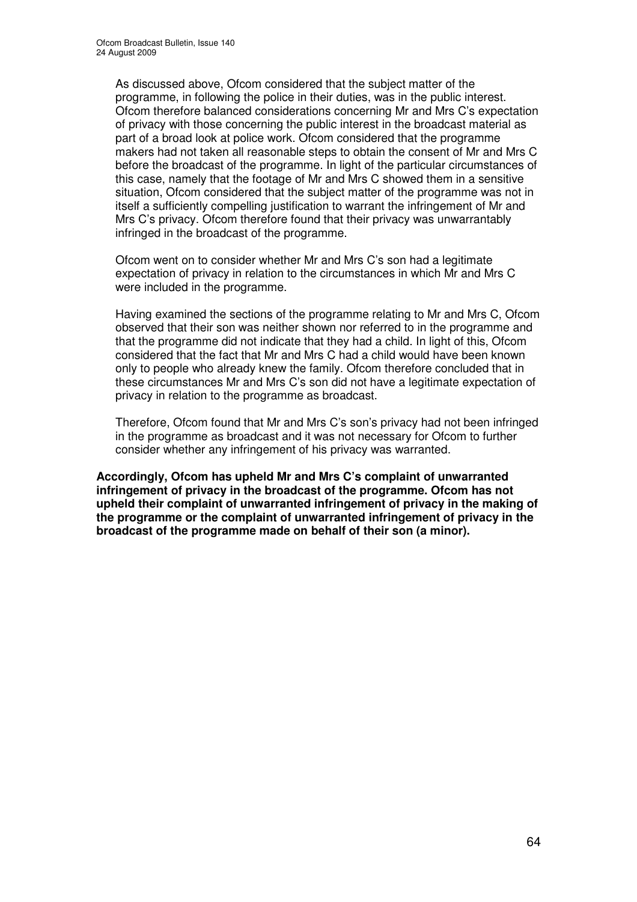As discussed above, Ofcom considered that the subject matter of the programme, in following the police in their duties, was in the public interest. Ofcom therefore balanced considerations concerning Mr and Mrs C's expectation of privacy with those concerning the public interest in the broadcast material as part of a broad look at police work. Ofcom considered that the programme makers had not taken all reasonable steps to obtain the consent of Mr and Mrs C before the broadcast of the programme. In light of the particular circumstances of this case, namely that the footage of Mr and Mrs C showed them in a sensitive situation, Ofcom considered that the subject matter of the programme was not in itself a sufficiently compelling justification to warrant the infringement of Mr and Mrs C's privacy. Ofcom therefore found that their privacy was unwarrantably infringed in the broadcast of the programme.

Ofcom went on to consider whether Mr and Mrs C's son had a legitimate expectation of privacy in relation to the circumstances in which Mr and Mrs C were included in the programme.

Having examined the sections of the programme relating to Mr and Mrs C, Ofcom observed that their son was neither shown nor referred to in the programme and that the programme did not indicate that they had a child. In light of this, Ofcom considered that the fact that Mr and Mrs C had a child would have been known only to people who already knew the family. Ofcom therefore concluded that in these circumstances Mr and Mrs C's son did not have a legitimate expectation of privacy in relation to the programme as broadcast.

Therefore, Ofcom found that Mr and Mrs C's son's privacy had not been infringed in the programme as broadcast and it was not necessary for Ofcom to further consider whether any infringement of his privacy was warranted.

**Accordingly, Ofcom has upheld Mr and Mrs C's complaint of unwarranted infringement of privacy in the broadcast of the programme. Ofcom has not upheld their complaint of unwarranted infringement of privacy in the making of the programme or the complaint of unwarranted infringement of privacy in the broadcast of the programme made on behalf of their son (a minor).**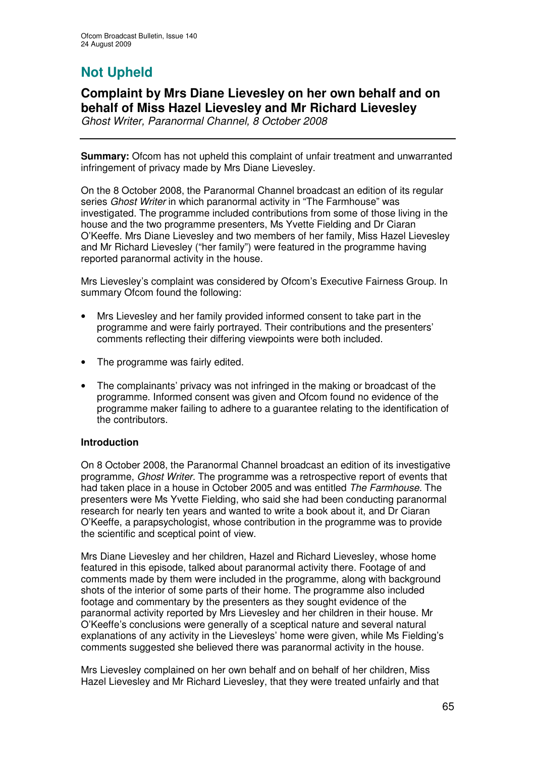# Not Upheld

## Complaint by Mrs Diane Lievesley on her own behalf and on behalf of Miss Hazel Lievesley and Mr Richard Lievesley

*Ghost Writer, Paranormal Channel, 8 October 2008*

**Summary:** Ofcom has not upheld this complaint of unfair treatment and unwarranted infringement of privacy made by Mrs Diane Lievesley.

On the 8 October 2008, the Paranormal Channel broadcast an edition of its regular series *Ghost Writer* in which paranormal activity in "The Farmhouse" was investigated. The programme included contributions from some of those living in the house and the two programme presenters, Ms Yvette Fielding and Dr Ciaran O'Keeffe. Mrs Diane Lievesley and two members of her family, Miss Hazel Lievesley and Mr Richard Lievesley ("her family") were featured in the programme having reported paranormal activity in the house.

Mrs Lievesley's complaint was considered by Ofcom's Executive Fairness Group. In summary Ofcom found the following:

- Mrs Lievesley and her family provided informed consent to take part in the programme and were fairly portrayed. Their contributions and the presenters' comments reflecting their differing viewpoints were both included.
- The programme was fairly edited.
- The complainants' privacy was not infringed in the making or broadcast of the programme. Informed consent was given and Ofcom found no evidence of the programme maker failing to adhere to a guarantee relating to the identification of the contributors.

**Introduction**

On 8 October 2008, the Paranormal Channel broadcast an edition of its investigative programme, *Ghost Writer*. The programme was a retrospective report of events that had taken place in a house in October 2005 and was entitled *The Farmhouse*. The presenters were Ms Yvette Fielding, who said she had been conducting paranormal research for nearly ten years and wanted to write a book about it, and Dr Ciaran O'Keeffe, a parapsychologist, whose contribution in the programme was to provide the scientific and sceptical point of view.

Mrs Diane Lievesley and her children, Hazel and Richard Lievesley, whose home featured in this episode, talked about paranormal activity there. Footage of and comments made by them were included in the programme, along with background shots of the interior of some parts of their home. The programme also included footage and commentary by the presenters as they sought evidence of the paranormal activity reported by Mrs Lievesley and her children in their house. Mr O'Keeffe's conclusions were generally of a sceptical nature and several natural explanations of any activity in the Lievesleys' home were given, while Ms Fielding's comments suggested she believed there was paranormal activity in the house.

Mrs Lievesley complained on her own behalf and on behalf of her children, Miss Hazel Lievesley and Mr Richard Lievesley, that they were treated unfairly and that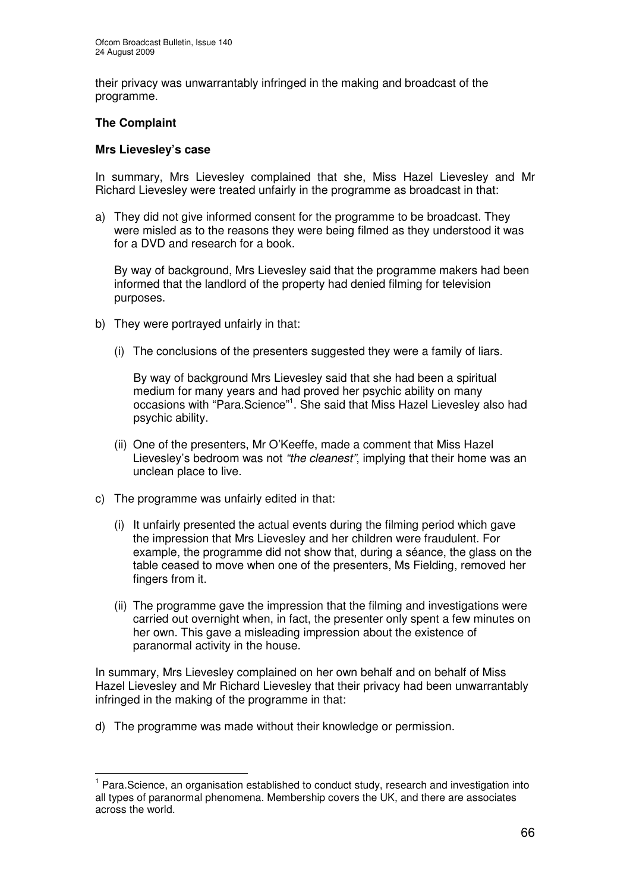their privacy was unwarrantably infringed in the making and broadcast of the programme.

**The Complaint**

**Mrs Lievesley's case**

In summary, Mrs Lievesley complained that she, Miss Hazel Lievesley and Mr Richard Lievesley were treated unfairly in the programme as broadcast in that:

a) They did not give informed consent for the programme to be broadcast. They were misled as to the reasons they were being filmed as they understood it was for a DVD and research for a book.

   By way of background, Mrs Lievesley said that the programme makers had been informed that the landlord of the property had denied filming for television purposes.

b) They were portrayed unfairly in that:

   (i) The conclusions of the presenters suggested they were a family of liars.

   By way of background Mrs Lievesley said that she had been a spiritual medium for many years and had proved her psychic ability on many occasions with "Para.Science"[1]. She said that Miss Hazel Lievesley also had psychic ability.

   (ii) One of the presenters, Mr O'Keeffe, made a comment that Miss Hazel Lievesley's bedroom was not *"the cleanest"*, implying that their home was an unclean place to live.

c) The programme was unfairly edited in that:

   (i) It unfairly presented the actual events during the filming period which gave the impression that Mrs Lievesley and her children were fraudulent. For example, the programme did not show that, during a séance, the glass on the table ceased to move when one of the presenters, Ms Fielding, removed her fingers from it.

   (ii) The programme gave the impression that the filming and investigations were carried out overnight when, in fact, the presenter only spent a few minutes on her own. This gave a misleading impression about the existence of paranormal activity in the house.

In summary, Mrs Lievesley complained on her own behalf and on behalf of Miss Hazel Lievesley and Mr Richard Lievesley that their privacy had been unwarrantably infringed in the making of the programme in that:

d) The programme was made without their knowledge or permission.

---

[1] Para.Science, an organisation established to conduct study, research and investigation into all types of paranormal phenomena. Membership covers the UK, and there are associates across the world.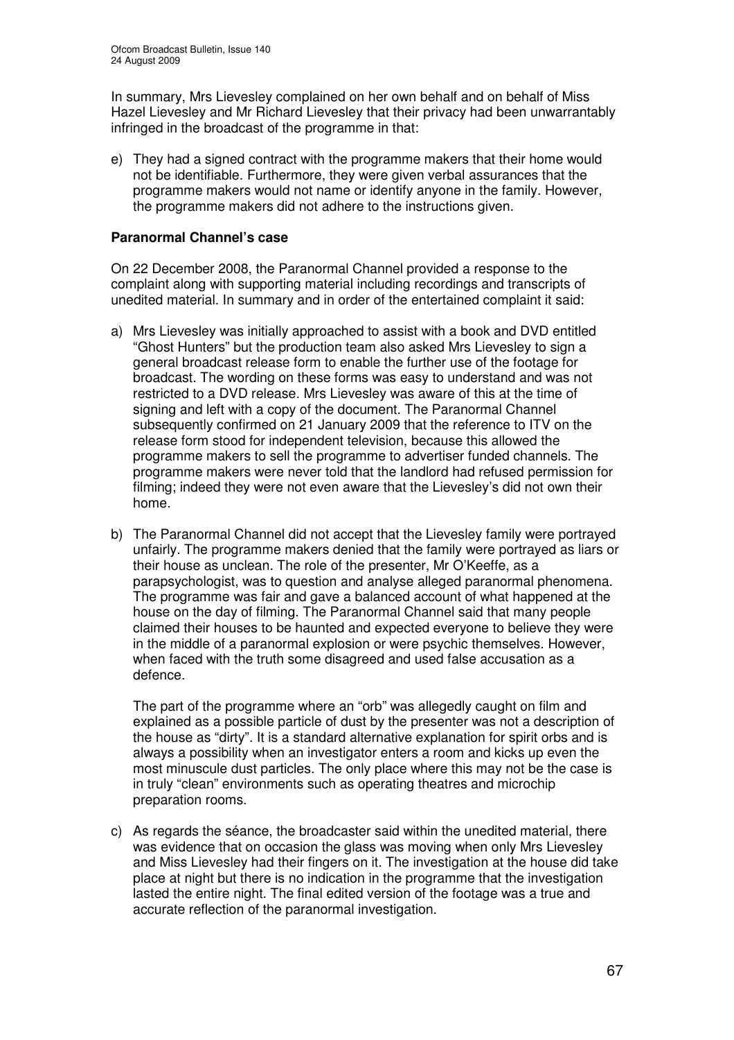In summary, Mrs Lievesley complained on her own behalf and on behalf of Miss Hazel Lievesley and Mr Richard Lievesley that their privacy had been unwarrantably infringed in the broadcast of the programme in that:

e) They had a signed contract with the programme makers that their home would not be identifiable. Furthermore, they were given verbal assurances that the programme makers would not name or identify anyone in the family. However, the programme makers did not adhere to the instructions given.

**Paranormal Channel's case**

On 22 December 2008, the Paranormal Channel provided a response to the complaint along with supporting material including recordings and transcripts of unedited material. In summary and in order of the entertained complaint it said:

a) Mrs Lievesley was initially approached to assist with a book and DVD entitled "Ghost Hunters" but the production team also asked Mrs Lievesley to sign a general broadcast release form to enable the further use of the footage for broadcast. The wording on these forms was easy to understand and was not restricted to a DVD release. Mrs Lievesley was aware of this at the time of signing and left with a copy of the document. The Paranormal Channel subsequently confirmed on 21 January 2009 that the reference to ITV on the release form stood for independent television, because this allowed the programme makers to sell the programme to advertiser funded channels. The programme makers were never told that the landlord had refused permission for filming; indeed they were not even aware that the Lievesley's did not own their home.

b) The Paranormal Channel did not accept that the Lievesley family were portrayed unfairly. The programme makers denied that the family were portrayed as liars or their house as unclean. The role of the presenter, Mr O'Keeffe, as a parapsychologist, was to question and analyse alleged paranormal phenomena. The programme was fair and gave a balanced account of what happened at the house on the day of filming. The Paranormal Channel said that many people claimed their houses to be haunted and expected everyone to believe they were in the middle of a paranormal explosion or were psychic themselves. However, when faced with the truth some disagreed and used false accusation as a defence.

   The part of the programme where an "orb" was allegedly caught on film and explained as a possible particle of dust by the presenter was not a description of the house as "dirty". It is a standard alternative explanation for spirit orbs and is always a possibility when an investigator enters a room and kicks up even the most minuscule dust particles. The only place where this may not be the case is in truly "clean" environments such as operating theatres and microchip preparation rooms.

c) As regards the séance, the broadcaster said within the unedited material, there was evidence that on occasion the glass was moving when only Mrs Lievesley and Miss Lievesley had their fingers on it. The investigation at the house did take place at night but there is no indication in the programme that the investigation lasted the entire night. The final edited version of the footage was a true and accurate reflection of the paranormal investigation.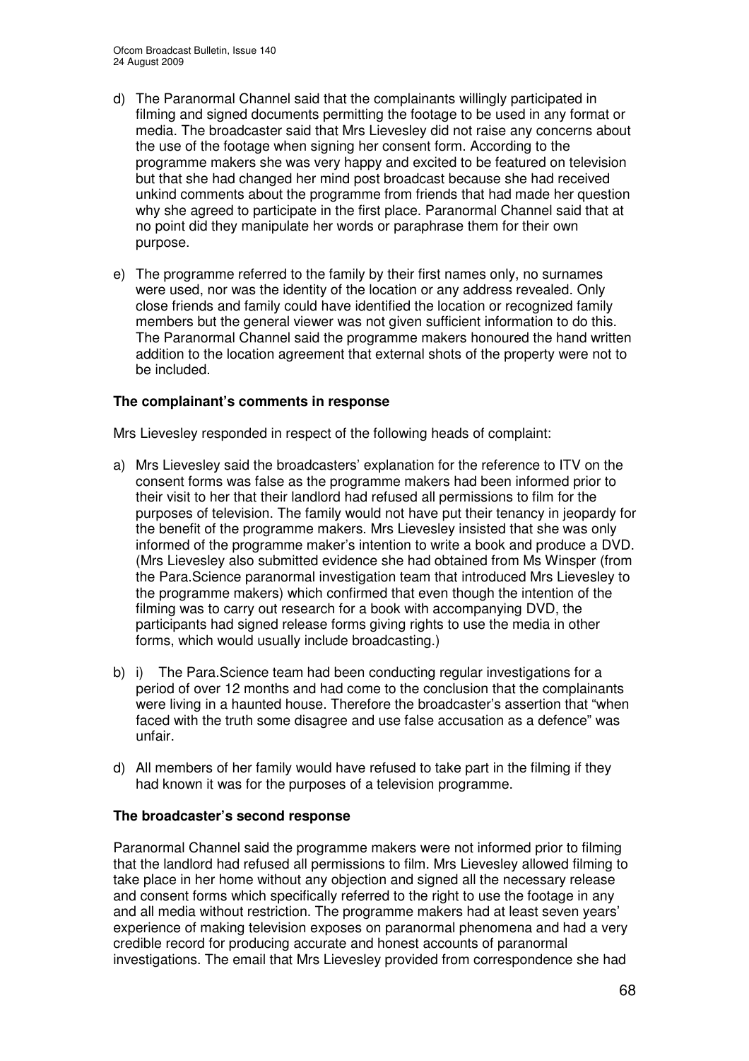d) The Paranormal Channel said that the complainants willingly participated in filming and signed documents permitting the footage to be used in any format or media. The broadcaster said that Mrs Lievesley did not raise any concerns about the use of the footage when signing her consent form. According to the programme makers she was very happy and excited to be featured on television but that she had changed her mind post broadcast because she had received unkind comments about the programme from friends that had made her question why she agreed to participate in the first place. Paranormal Channel said that at no point did they manipulate her words or paraphrase them for their own purpose.

e) The programme referred to the family by their first names only, no surnames were used, nor was the identity of the location or any address revealed. Only close friends and family could have identified the location or recognized family members but the general viewer was not given sufficient information to do this. The Paranormal Channel said the programme makers honoured the hand written addition to the location agreement that external shots of the property were not to be included.

### The complainant's comments in response

Mrs Lievesley responded in respect of the following heads of complaint:

a) Mrs Lievesley said the broadcasters' explanation for the reference to ITV on the consent forms was false as the programme makers had been informed prior to their visit to her that their landlord had refused all permissions to film for the purposes of television. The family would not have put their tenancy in jeopardy for the benefit of the programme makers. Mrs Lievesley insisted that she was only informed of the programme maker's intention to write a book and produce a DVD. (Mrs Lievesley also submitted evidence she had obtained from Ms Winsper (from the Para.Science paranormal investigation team that introduced Mrs Lievesley to the programme makers) which confirmed that even though the intention of the filming was to carry out research for a book with accompanying DVD, the participants had signed release forms giving rights to use the media in other forms, which would usually include broadcasting.)

b) i) The Para.Science team had been conducting regular investigations for a period of over 12 months and had come to the conclusion that the complainants were living in a haunted house. Therefore the broadcaster's assertion that "when faced with the truth some disagree and use false accusation as a defence" was unfair.

d) All members of her family would have refused to take part in the filming if they had known it was for the purposes of a television programme.

### The broadcaster's second response

Paranormal Channel said the programme makers were not informed prior to filming that the landlord had refused all permissions to film. Mrs Lievesley allowed filming to take place in her home without any objection and signed all the necessary release and consent forms which specifically referred to the right to use the footage in any and all media without restriction. The programme makers had at least seven years' experience of making television exposes on paranormal phenomena and had a very credible record for producing accurate and honest accounts of paranormal investigations. The email that Mrs Lievesley provided from correspondence she had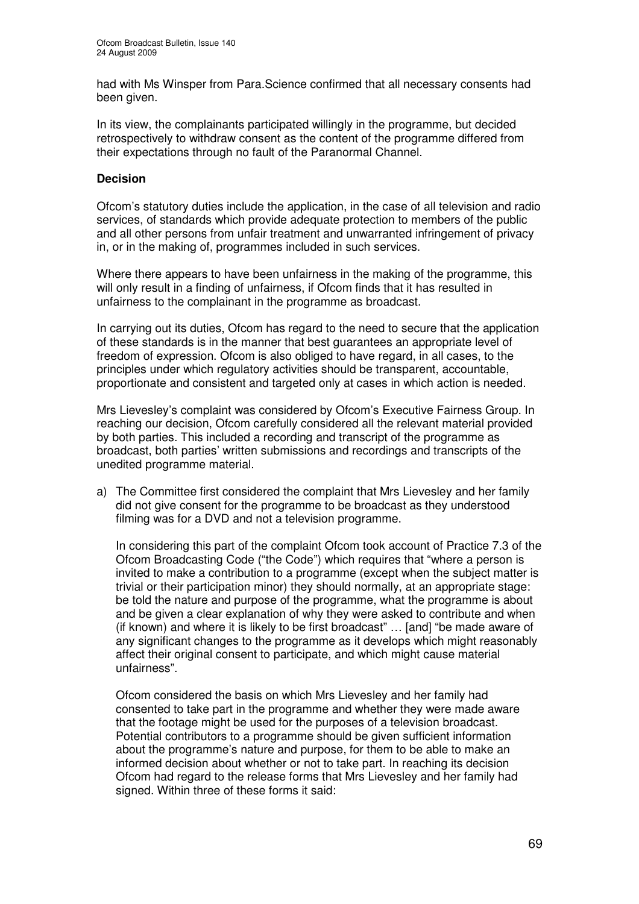had with Ms Winsper from Para.Science confirmed that all necessary consents had been given.

In its view, the complainants participated willingly in the programme, but decided retrospectively to withdraw consent as the content of the programme differed from their expectations through no fault of the Paranormal Channel.

**Decision**

Ofcom's statutory duties include the application, in the case of all television and radio services, of standards which provide adequate protection to members of the public and all other persons from unfair treatment and unwarranted infringement of privacy in, or in the making of, programmes included in such services.

Where there appears to have been unfairness in the making of the programme, this will only result in a finding of unfairness, if Ofcom finds that it has resulted in unfairness to the complainant in the programme as broadcast.

In carrying out its duties, Ofcom has regard to the need to secure that the application of these standards is in the manner that best guarantees an appropriate level of freedom of expression. Ofcom is also obliged to have regard, in all cases, to the principles under which regulatory activities should be transparent, accountable, proportionate and consistent and targeted only at cases in which action is needed.

Mrs Lievesley's complaint was considered by Ofcom's Executive Fairness Group. In reaching our decision, Ofcom carefully considered all the relevant material provided by both parties. This included a recording and transcript of the programme as broadcast, both parties' written submissions and recordings and transcripts of the unedited programme material.

a) The Committee first considered the complaint that Mrs Lievesley and her family did not give consent for the programme to be broadcast as they understood filming was for a DVD and not a television programme.

   In considering this part of the complaint Ofcom took account of Practice 7.3 of the Ofcom Broadcasting Code ("the Code") which requires that "where a person is invited to make a contribution to a programme (except when the subject matter is trivial or their participation minor) they should normally, at an appropriate stage: be told the nature and purpose of the programme, what the programme is about and be given a clear explanation of why they were asked to contribute and when (if known) and where it is likely to be first broadcast" … [and] "be made aware of any significant changes to the programme as it develops which might reasonably affect their original consent to participate, and which might cause material unfairness".

   Ofcom considered the basis on which Mrs Lievesley and her family had consented to take part in the programme and whether they were made aware that the footage might be used for the purposes of a television broadcast. Potential contributors to a programme should be given sufficient information about the programme's nature and purpose, for them to be able to make an informed decision about whether or not to take part. In reaching its decision Ofcom had regard to the release forms that Mrs Lievesley and her family had signed. Within three of these forms it said: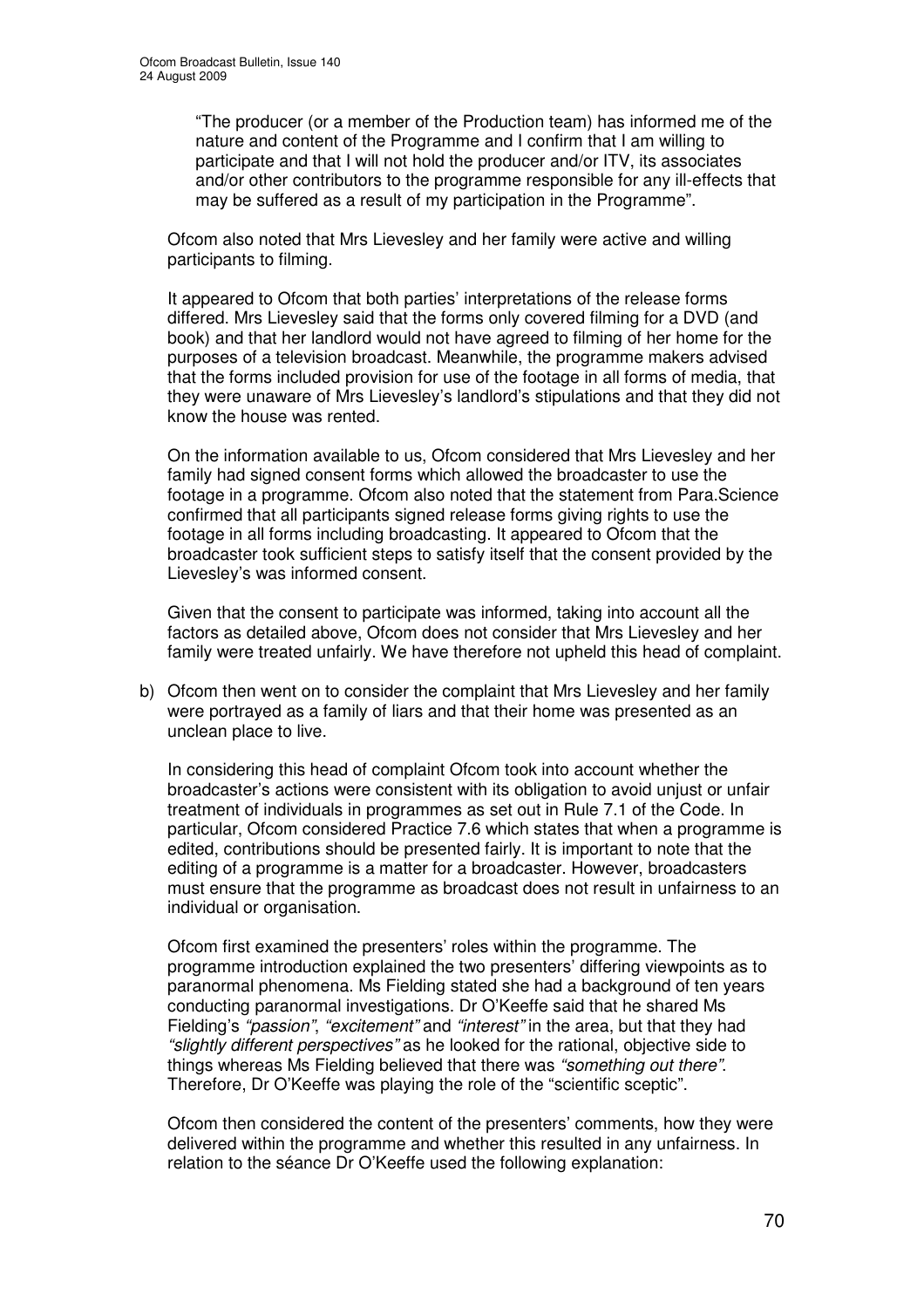"The producer (or a member of the Production team) has informed me of the nature and content of the Programme and I confirm that I am willing to participate and that I will not hold the producer and/or ITV, its associates and/or other contributors to the programme responsible for any ill-effects that may be suffered as a result of my participation in the Programme".

Ofcom also noted that Mrs Lievesley and her family were active and willing participants to filming.

It appeared to Ofcom that both parties' interpretations of the release forms differed. Mrs Lievesley said that the forms only covered filming for a DVD (and book) and that her landlord would not have agreed to filming of her home for the purposes of a television broadcast. Meanwhile, the programme makers advised that the forms included provision for use of the footage in all forms of media, that they were unaware of Mrs Lievesley's landlord's stipulations and that they did not know the house was rented.

On the information available to us, Ofcom considered that Mrs Lievesley and her family had signed consent forms which allowed the broadcaster to use the footage in a programme. Ofcom also noted that the statement from Para.Science confirmed that all participants signed release forms giving rights to use the footage in all forms including broadcasting. It appeared to Ofcom that the broadcaster took sufficient steps to satisfy itself that the consent provided by the Lievesley's was informed consent.

Given that the consent to participate was informed, taking into account all the factors as detailed above, Ofcom does not consider that Mrs Lievesley and her family were treated unfairly. We have therefore not upheld this head of complaint.

b) Ofcom then went on to consider the complaint that Mrs Lievesley and her family were portrayed as a family of liars and that their home was presented as an unclean place to live.

In considering this head of complaint Ofcom took into account whether the broadcaster's actions were consistent with its obligation to avoid unjust or unfair treatment of individuals in programmes as set out in Rule 7.1 of the Code. In particular, Ofcom considered Practice 7.6 which states that when a programme is edited, contributions should be presented fairly. It is important to note that the editing of a programme is a matter for a broadcaster. However, broadcasters must ensure that the programme as broadcast does not result in unfairness to an individual or organisation.

Ofcom first examined the presenters' roles within the programme. The programme introduction explained the two presenters' differing viewpoints as to paranormal phenomena. Ms Fielding stated she had a background of ten years conducting paranormal investigations. Dr O'Keeffe said that he shared Ms Fielding's *"passion"*, *"excitement"* and *"interest"* in the area, but that they had *"slightly different perspectives"* as he looked for the rational, objective side to things whereas Ms Fielding believed that there was *"something out there"*. Therefore, Dr O'Keeffe was playing the role of the "scientific sceptic".

Ofcom then considered the content of the presenters' comments, how they were delivered within the programme and whether this resulted in any unfairness. In relation to the séance Dr O'Keeffe used the following explanation: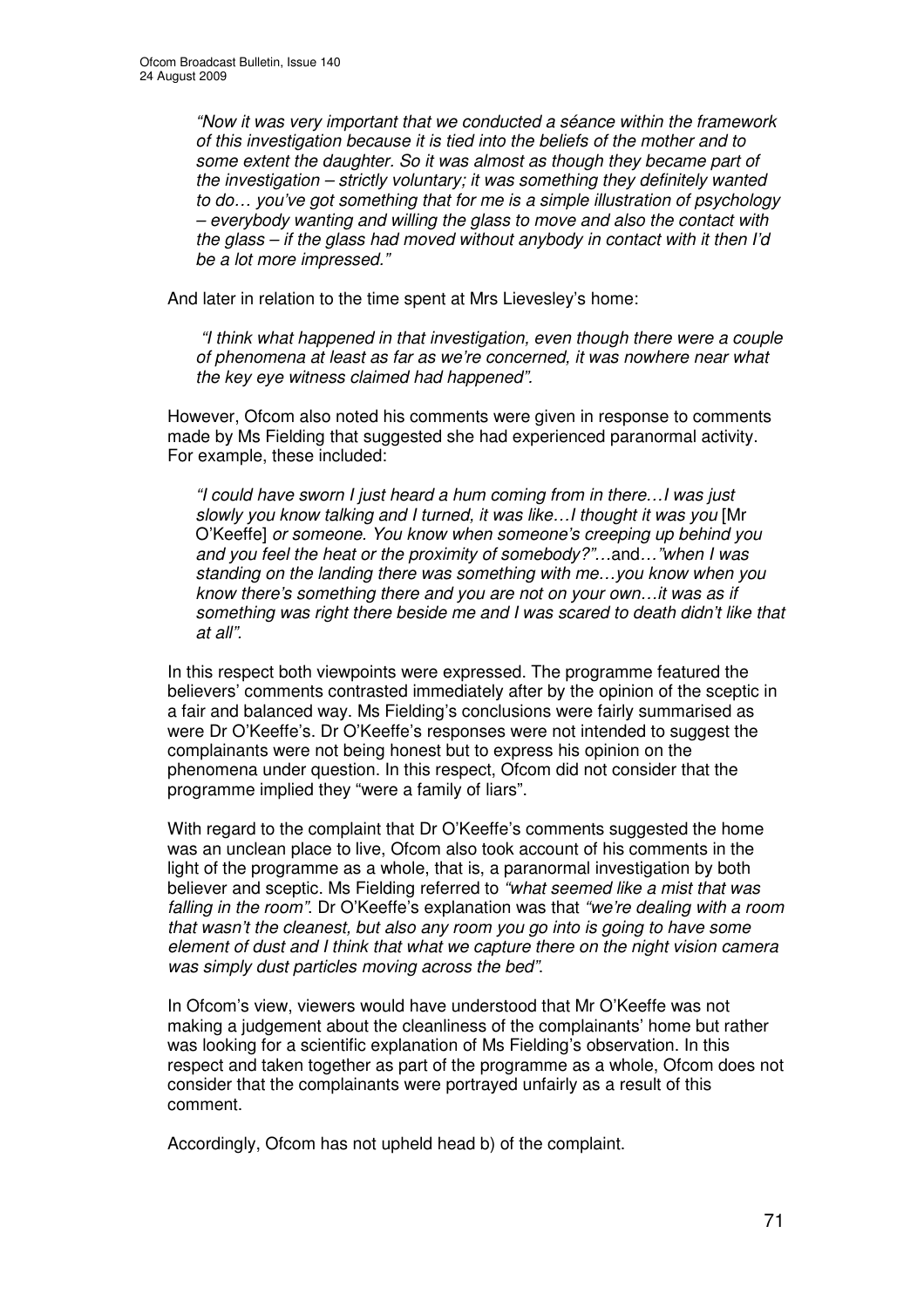*"Now it was very important that we conducted a séance within the framework of this investigation because it is tied into the beliefs of the mother and to some extent the daughter. So it was almost as though they became part of the investigation – strictly voluntary; it was something they definitely wanted to do… you've got something that for me is a simple illustration of psychology – everybody wanting and willing the glass to move and also the contact with the glass – if the glass had moved without anybody in contact with it then I'd be a lot more impressed."*

And later in relation to the time spent at Mrs Lievesley's home:

> *"I think what happened in that investigation, even though there were a couple of phenomena at least as far as we're concerned, it was nowhere near what the key eye witness claimed had happened".*

However, Ofcom also noted his comments were given in response to comments made by Ms Fielding that suggested she had experienced paranormal activity. For example, these included:

> *"I could have sworn I just heard a hum coming from in there…I was just slowly you know talking and I turned, it was like…I thought it was you* [Mr O'Keeffe] *or someone. You know when someone's creeping up behind you and you feel the heat or the proximity of somebody?"*…and…*"when I was standing on the landing there was something with me…you know when you know there's something there and you are not on your own…it was as if something was right there beside me and I was scared to death didn't like that at all".*

In this respect both viewpoints were expressed. The programme featured the believers' comments contrasted immediately after by the opinion of the sceptic in a fair and balanced way. Ms Fielding's conclusions were fairly summarised as were Dr O'Keeffe's. Dr O'Keeffe's responses were not intended to suggest the complainants were not being honest but to express his opinion on the phenomena under question. In this respect, Ofcom did not consider that the programme implied they "were a family of liars".

With regard to the complaint that Dr O'Keeffe's comments suggested the home was an unclean place to live, Ofcom also took account of his comments in the light of the programme as a whole, that is, a paranormal investigation by both believer and sceptic. Ms Fielding referred to *"what seemed like a mist that was falling in the room"*. Dr O'Keeffe's explanation was that *"we're dealing with a room that wasn't the cleanest, but also any room you go into is going to have some element of dust and I think that what we capture there on the night vision camera was simply dust particles moving across the bed"*.

In Ofcom's view, viewers would have understood that Mr O'Keeffe was not making a judgement about the cleanliness of the complainants' home but rather was looking for a scientific explanation of Ms Fielding's observation. In this respect and taken together as part of the programme as a whole, Ofcom does not consider that the complainants were portrayed unfairly as a result of this comment.

Accordingly, Ofcom has not upheld head b) of the complaint.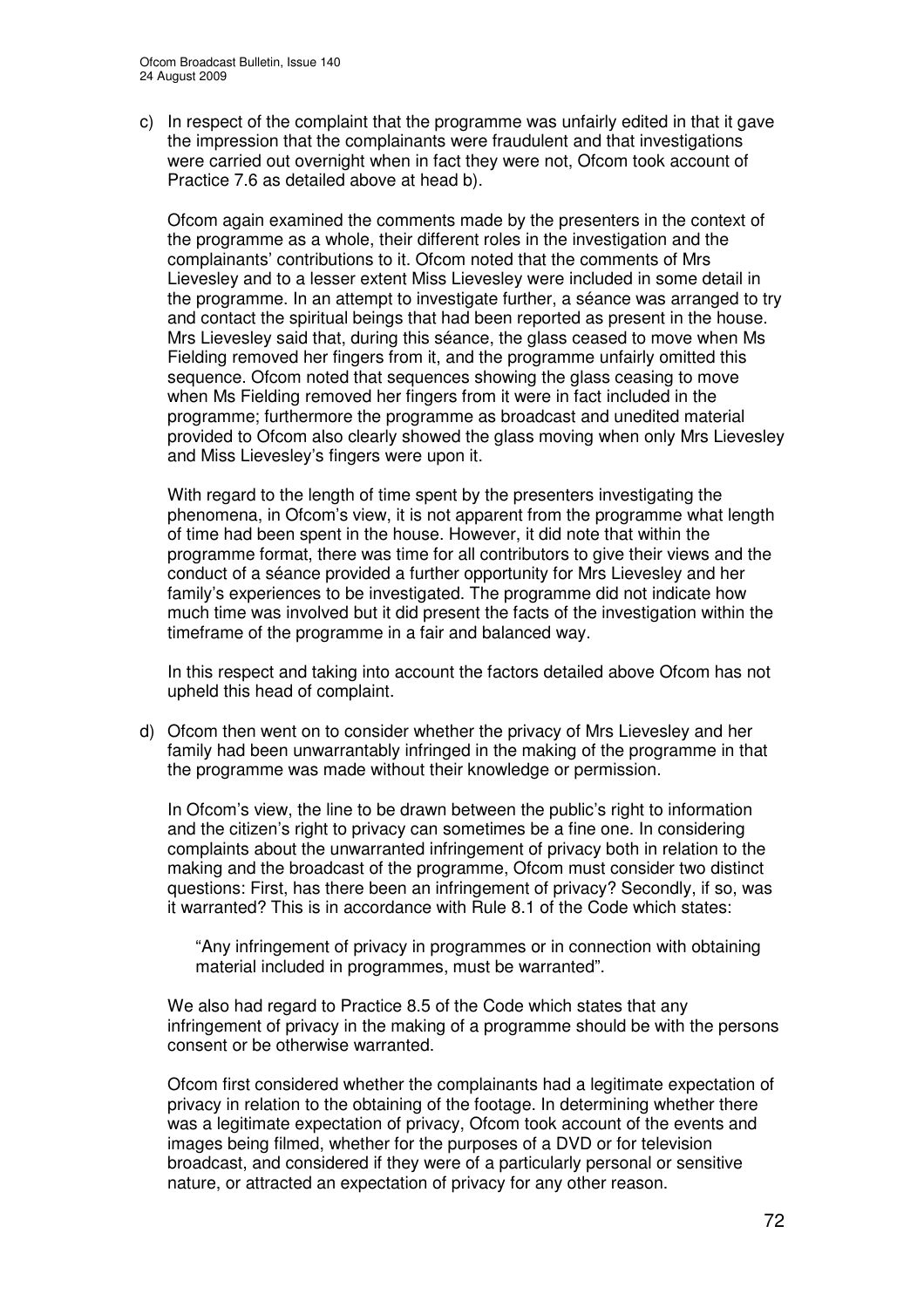c) In respect of the complaint that the programme was unfairly edited in that it gave the impression that the complainants were fraudulent and that investigations were carried out overnight when in fact they were not, Ofcom took account of Practice 7.6 as detailed above at head b).

   Ofcom again examined the comments made by the presenters in the context of the programme as a whole, their different roles in the investigation and the complainants' contributions to it. Ofcom noted that the comments of Mrs Lievesley and to a lesser extent Miss Lievesley were included in some detail in the programme. In an attempt to investigate further, a séance was arranged to try and contact the spiritual beings that had been reported as present in the house. Mrs Lievesley said that, during this séance, the glass ceased to move when Ms Fielding removed her fingers from it, and the programme unfairly omitted this sequence. Ofcom noted that sequences showing the glass ceasing to move when Ms Fielding removed her fingers from it were in fact included in the programme; furthermore the programme as broadcast and unedited material provided to Ofcom also clearly showed the glass moving when only Mrs Lievesley and Miss Lievesley's fingers were upon it.

   With regard to the length of time spent by the presenters investigating the phenomena, in Ofcom's view, it is not apparent from the programme what length of time had been spent in the house. However, it did note that within the programme format, there was time for all contributors to give their views and the conduct of a séance provided a further opportunity for Mrs Lievesley and her family's experiences to be investigated. The programme did not indicate how much time was involved but it did present the facts of the investigation within the timeframe of the programme in a fair and balanced way.

   In this respect and taking into account the factors detailed above Ofcom has not upheld this head of complaint.

d) Ofcom then went on to consider whether the privacy of Mrs Lievesley and her family had been unwarrantably infringed in the making of the programme in that the programme was made without their knowledge or permission.

   In Ofcom's view, the line to be drawn between the public's right to information and the citizen's right to privacy can sometimes be a fine one. In considering complaints about the unwarranted infringement of privacy both in relation to the making and the broadcast of the programme, Ofcom must consider two distinct questions: First, has there been an infringement of privacy? Secondly, if so, was it warranted? This is in accordance with Rule 8.1 of the Code which states:

   > "Any infringement of privacy in programmes or in connection with obtaining material included in programmes, must be warranted".

   We also had regard to Practice 8.5 of the Code which states that any infringement of privacy in the making of a programme should be with the persons consent or be otherwise warranted.

   Ofcom first considered whether the complainants had a legitimate expectation of privacy in relation to the obtaining of the footage. In determining whether there was a legitimate expectation of privacy, Ofcom took account of the events and images being filmed, whether for the purposes of a DVD or for television broadcast, and considered if they were of a particularly personal or sensitive nature, or attracted an expectation of privacy for any other reason.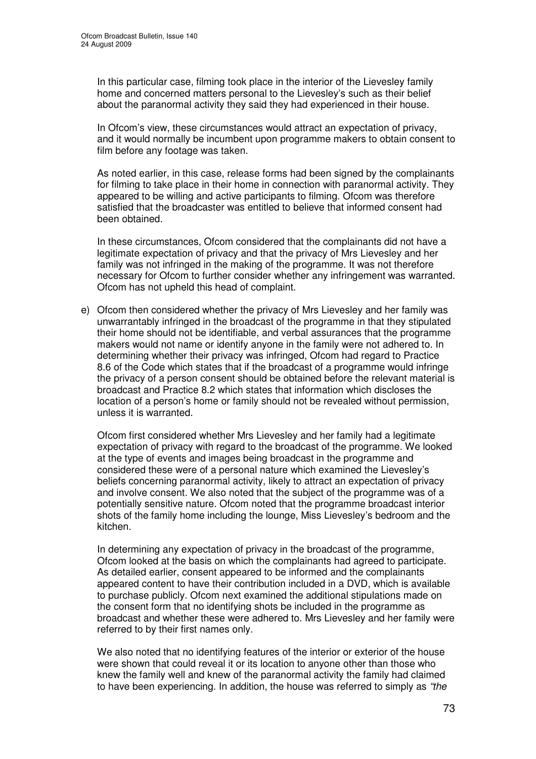In this particular case, filming took place in the interior of the Lievesley family home and concerned matters personal to the Lievesley's such as their belief about the paranormal activity they said they had experienced in their house.

In Ofcom's view, these circumstances would attract an expectation of privacy, and it would normally be incumbent upon programme makers to obtain consent to film before any footage was taken.

As noted earlier, in this case, release forms had been signed by the complainants for filming to take place in their home in connection with paranormal activity. They appeared to be willing and active participants to filming. Ofcom was therefore satisfied that the broadcaster was entitled to believe that informed consent had been obtained.

In these circumstances, Ofcom considered that the complainants did not have a legitimate expectation of privacy and that the privacy of Mrs Lievesley and her family was not infringed in the making of the programme. It was not therefore necessary for Ofcom to further consider whether any infringement was warranted. Ofcom has not upheld this head of complaint.

e) Ofcom then considered whether the privacy of Mrs Lievesley and her family was unwarrantably infringed in the broadcast of the programme in that they stipulated their home should not be identifiable, and verbal assurances that the programme makers would not name or identify anyone in the family were not adhered to. In determining whether their privacy was infringed, Ofcom had regard to Practice 8.6 of the Code which states that if the broadcast of a programme would infringe the privacy of a person consent should be obtained before the relevant material is broadcast and Practice 8.2 which states that information which discloses the location of a person's home or family should not be revealed without permission, unless it is warranted.

   Ofcom first considered whether Mrs Lievesley and her family had a legitimate expectation of privacy with regard to the broadcast of the programme. We looked at the type of events and images being broadcast in the programme and considered these were of a personal nature which examined the Lievesley's beliefs concerning paranormal activity, likely to attract an expectation of privacy and involve consent. We also noted that the subject of the programme was of a potentially sensitive nature. Ofcom noted that the programme broadcast interior shots of the family home including the lounge, Miss Lievesley's bedroom and the kitchen.

   In determining any expectation of privacy in the broadcast of the programme, Ofcom looked at the basis on which the complainants had agreed to participate. As detailed earlier, consent appeared to be informed and the complainants appeared content to have their contribution included in a DVD, which is available to purchase publicly. Ofcom next examined the additional stipulations made on the consent form that no identifying shots be included in the programme as broadcast and whether these were adhered to. Mrs Lievesley and her family were referred to by their first names only.

   We also noted that no identifying features of the interior or exterior of the house were shown that could reveal it or its location to anyone other than those who knew the family well and knew of the paranormal activity the family had claimed to have been experiencing. In addition, the house was referred to simply as *"the*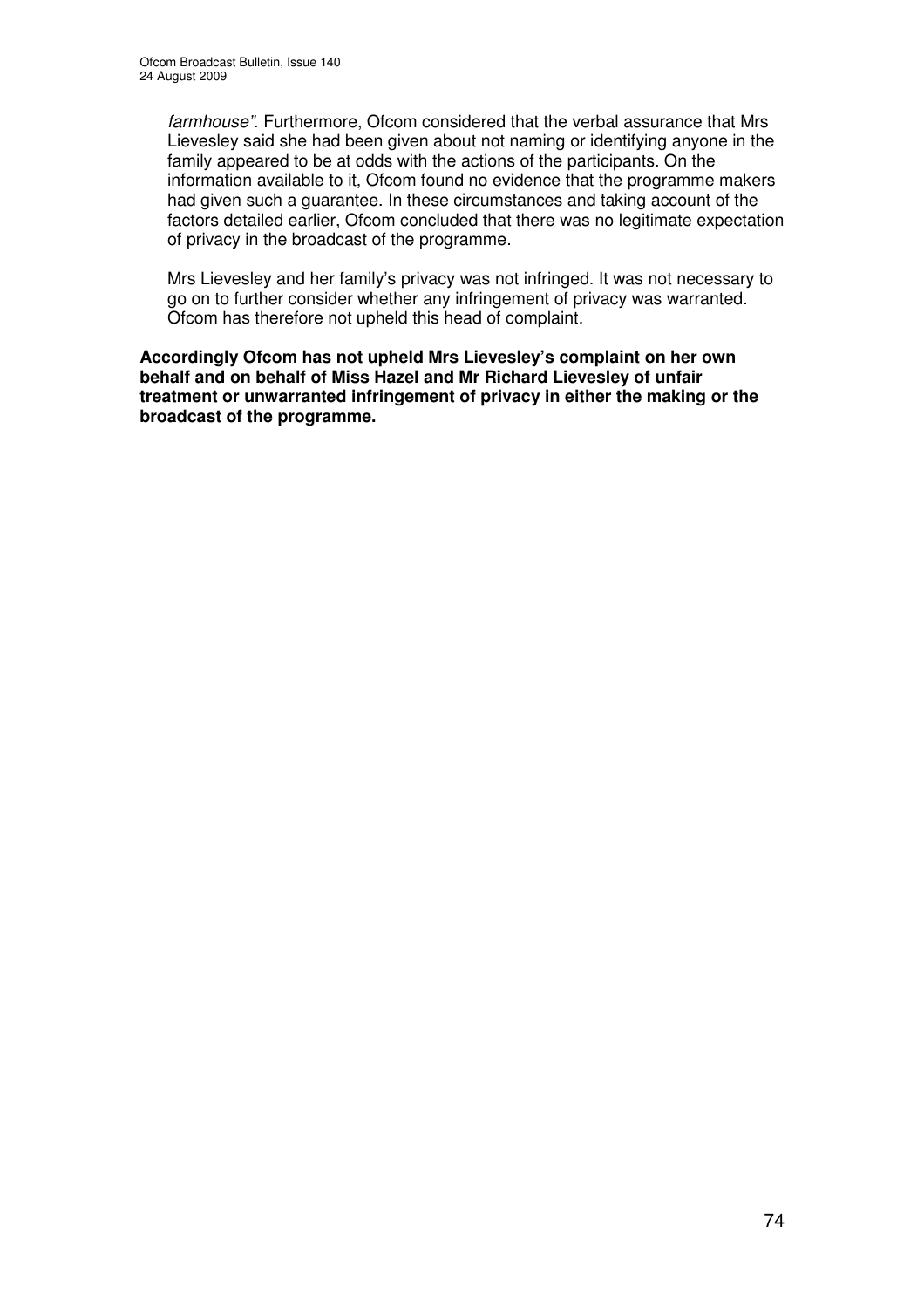*farmhouse"*. Furthermore, Ofcom considered that the verbal assurance that Mrs Lievesley said she had been given about not naming or identifying anyone in the family appeared to be at odds with the actions of the participants. On the information available to it, Ofcom found no evidence that the programme makers had given such a guarantee. In these circumstances and taking account of the factors detailed earlier, Ofcom concluded that there was no legitimate expectation of privacy in the broadcast of the programme.

Mrs Lievesley and her family's privacy was not infringed. It was not necessary to go on to further consider whether any infringement of privacy was warranted. Ofcom has therefore not upheld this head of complaint.

**Accordingly Ofcom has not upheld Mrs Lievesley's complaint on her own behalf and on behalf of Miss Hazel and Mr Richard Lievesley of unfair treatment or unwarranted infringement of privacy in either the making or the broadcast of the programme.**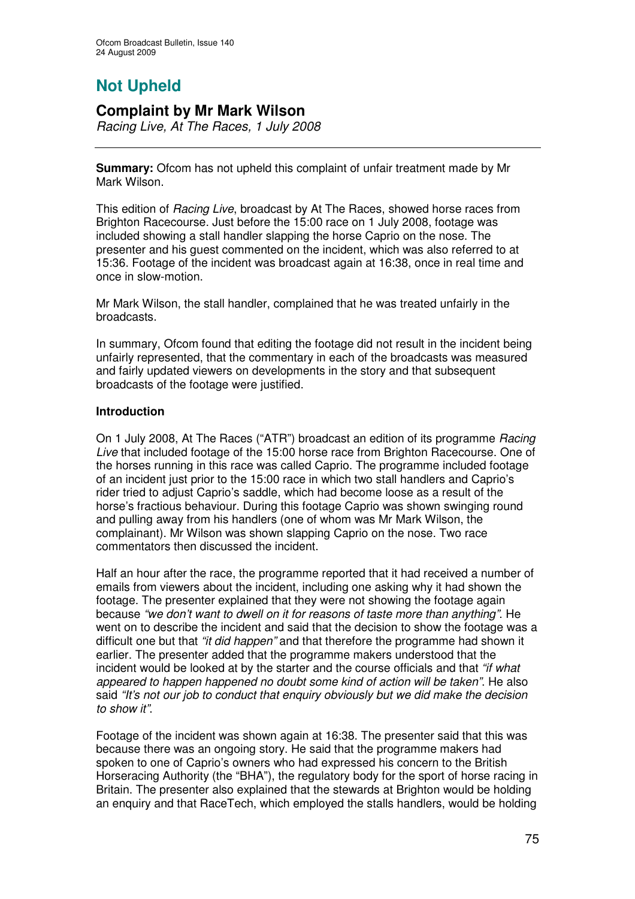# Not Upheld

## Complaint by Mr Mark Wilson

*Racing Live, At The Races, 1 July 2008*

**Summary:** Ofcom has not upheld this complaint of unfair treatment made by Mr Mark Wilson.

This edition of *Racing Live*, broadcast by At The Races, showed horse races from Brighton Racecourse. Just before the 15:00 race on 1 July 2008, footage was included showing a stall handler slapping the horse Caprio on the nose. The presenter and his guest commented on the incident, which was also referred to at 15:36. Footage of the incident was broadcast again at 16:38, once in real time and once in slow-motion.

Mr Mark Wilson, the stall handler, complained that he was treated unfairly in the broadcasts.

In summary, Ofcom found that editing the footage did not result in the incident being unfairly represented, that the commentary in each of the broadcasts was measured and fairly updated viewers on developments in the story and that subsequent broadcasts of the footage were justified.

### Introduction

On 1 July 2008, At The Races ("ATR") broadcast an edition of its programme *Racing Live* that included footage of the 15:00 horse race from Brighton Racecourse. One of the horses running in this race was called Caprio. The programme included footage of an incident just prior to the 15:00 race in which two stall handlers and Caprio's rider tried to adjust Caprio's saddle, which had become loose as a result of the horse's fractious behaviour. During this footage Caprio was shown swinging round and pulling away from his handlers (one of whom was Mr Mark Wilson, the complainant). Mr Wilson was shown slapping Caprio on the nose. Two race commentators then discussed the incident.

Half an hour after the race, the programme reported that it had received a number of emails from viewers about the incident, including one asking why it had shown the footage. The presenter explained that they were not showing the footage again because *"we don't want to dwell on it for reasons of taste more than anything"*. He went on to describe the incident and said that the decision to show the footage was a difficult one but that *"it did happen"* and that therefore the programme had shown it earlier. The presenter added that the programme makers understood that the incident would be looked at by the starter and the course officials and that *"if what appeared to happen happened no doubt some kind of action will be taken"*. He also said *"It's not our job to conduct that enquiry obviously but we did make the decision to show it"*.

Footage of the incident was shown again at 16:38. The presenter said that this was because there was an ongoing story. He said that the programme makers had spoken to one of Caprio's owners who had expressed his concern to the British Horseracing Authority (the "BHA"), the regulatory body for the sport of horse racing in Britain. The presenter also explained that the stewards at Brighton would be holding an enquiry and that RaceTech, which employed the stalls handlers, would be holding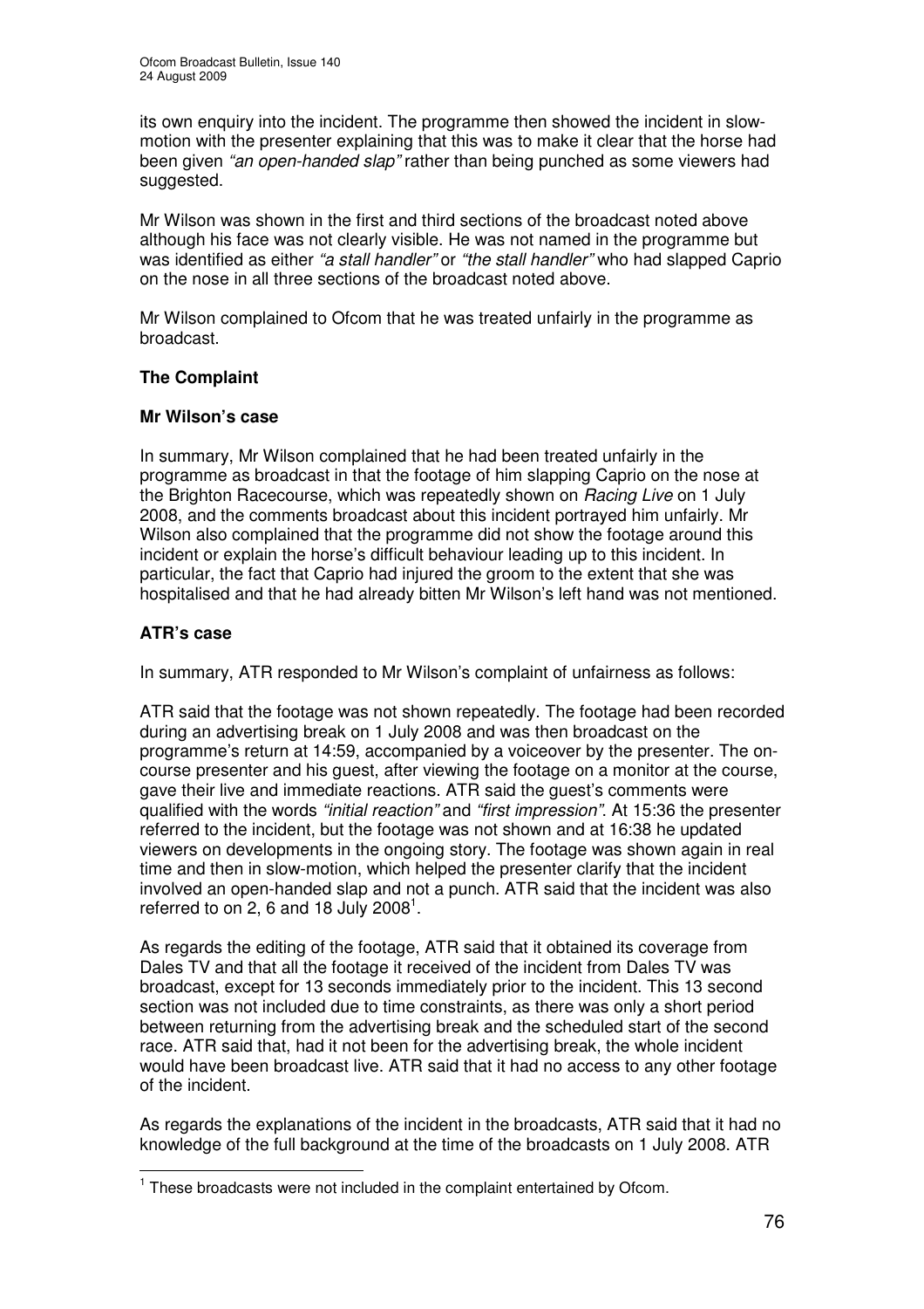its own enquiry into the incident. The programme then showed the incident in slow-motion with the presenter explaining that this was to make it clear that the horse had been given *"an open-handed slap"* rather than being punched as some viewers had suggested.

Mr Wilson was shown in the first and third sections of the broadcast noted above although his face was not clearly visible. He was not named in the programme but was identified as either *"a stall handler"* or *"the stall handler"* who had slapped Caprio on the nose in all three sections of the broadcast noted above.

Mr Wilson complained to Ofcom that he was treated unfairly in the programme as broadcast.

## The Complaint

### Mr Wilson's case

In summary, Mr Wilson complained that he had been treated unfairly in the programme as broadcast in that the footage of him slapping Caprio on the nose at the Brighton Racecourse, which was repeatedly shown on *Racing Live* on 1 July 2008, and the comments broadcast about this incident portrayed him unfairly. Mr Wilson also complained that the programme did not show the footage around this incident or explain the horse's difficult behaviour leading up to this incident. In particular, the fact that Caprio had injured the groom to the extent that she was hospitalised and that he had already bitten Mr Wilson's left hand was not mentioned.

### ATR's case

In summary, ATR responded to Mr Wilson's complaint of unfairness as follows:

ATR said that the footage was not shown repeatedly. The footage had been recorded during an advertising break on 1 July 2008 and was then broadcast on the programme's return at 14:59, accompanied by a voiceover by the presenter. The on-course presenter and his guest, after viewing the footage on a monitor at the course, gave their live and immediate reactions. ATR said the guest's comments were qualified with the words *"initial reaction"* and *"first impression"*. At 15:36 the presenter referred to the incident, but the footage was not shown and at 16:38 he updated viewers on developments in the ongoing story. The footage was shown again in real time and then in slow-motion, which helped the presenter clarify that the incident involved an open-handed slap and not a punch. ATR said that the incident was also referred to on 2, 6 and 18 July 2008[1].

As regards the editing of the footage, ATR said that it obtained its coverage from Dales TV and that all the footage it received of the incident from Dales TV was broadcast, except for 13 seconds immediately prior to the incident. This 13 second section was not included due to time constraints, as there was only a short period between returning from the advertising break and the scheduled start of the second race. ATR said that, had it not been for the advertising break, the whole incident would have been broadcast live. ATR said that it had no access to any other footage of the incident.

As regards the explanations of the incident in the broadcasts, ATR said that it had no knowledge of the full background at the time of the broadcasts on 1 July 2008. ATR

[1] These broadcasts were not included in the complaint entertained by Ofcom.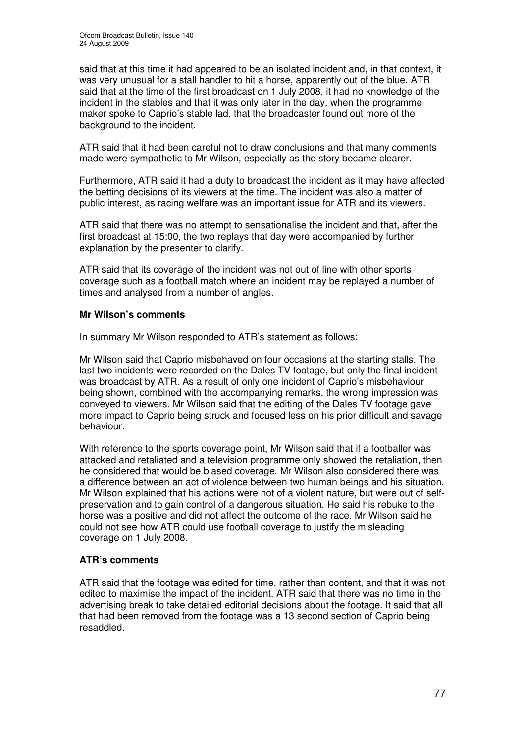said that at this time it had appeared to be an isolated incident and, in that context, it was very unusual for a stall handler to hit a horse, apparently out of the blue. ATR said that at the time of the first broadcast on 1 July 2008, it had no knowledge of the incident in the stables and that it was only later in the day, when the programme maker spoke to Caprio's stable lad, that the broadcaster found out more of the background to the incident.

ATR said that it had been careful not to draw conclusions and that many comments made were sympathetic to Mr Wilson, especially as the story became clearer.

Furthermore, ATR said it had a duty to broadcast the incident as it may have affected the betting decisions of its viewers at the time. The incident was also a matter of public interest, as racing welfare was an important issue for ATR and its viewers.

ATR said that there was no attempt to sensationalise the incident and that, after the first broadcast at 15:00, the two replays that day were accompanied by further explanation by the presenter to clarify.

ATR said that its coverage of the incident was not out of line with other sports coverage such as a football match where an incident may be replayed a number of times and analysed from a number of angles.

### Mr Wilson's comments

In summary Mr Wilson responded to ATR's statement as follows:

Mr Wilson said that Caprio misbehaved on four occasions at the starting stalls. The last two incidents were recorded on the Dales TV footage, but only the final incident was broadcast by ATR. As a result of only one incident of Caprio's misbehaviour being shown, combined with the accompanying remarks, the wrong impression was conveyed to viewers. Mr Wilson said that the editing of the Dales TV footage gave more impact to Caprio being struck and focused less on his prior difficult and savage behaviour.

With reference to the sports coverage point, Mr Wilson said that if a footballer was attacked and retaliated and a television programme only showed the retaliation, then he considered that would be biased coverage. Mr Wilson also considered there was a difference between an act of violence between two human beings and his situation. Mr Wilson explained that his actions were not of a violent nature, but were out of self-preservation and to gain control of a dangerous situation. He said his rebuke to the horse was a positive and did not affect the outcome of the race. Mr Wilson said he could not see how ATR could use football coverage to justify the misleading coverage on 1 July 2008.

### ATR's comments

ATR said that the footage was edited for time, rather than content, and that it was not edited to maximise the impact of the incident. ATR said that there was no time in the advertising break to take detailed editorial decisions about the footage. It said that all that had been removed from the footage was a 13 second section of Caprio being resaddled.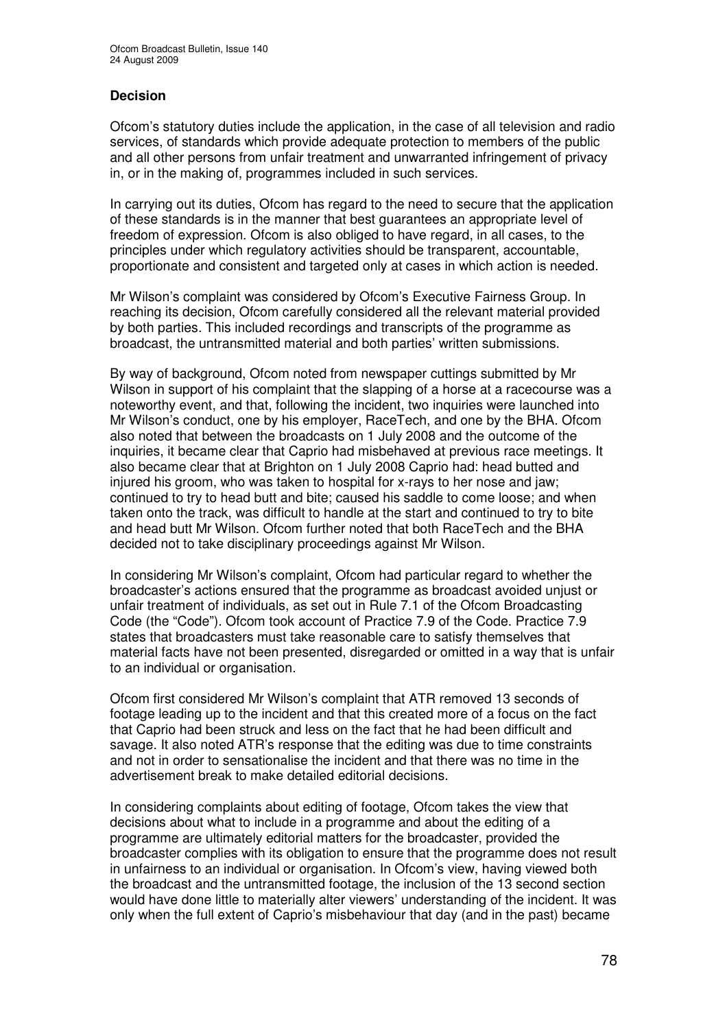### Decision

Ofcom's statutory duties include the application, in the case of all television and radio services, of standards which provide adequate protection to members of the public and all other persons from unfair treatment and unwarranted infringement of privacy in, or in the making of, programmes included in such services.

In carrying out its duties, Ofcom has regard to the need to secure that the application of these standards is in the manner that best guarantees an appropriate level of freedom of expression. Ofcom is also obliged to have regard, in all cases, to the principles under which regulatory activities should be transparent, accountable, proportionate and consistent and targeted only at cases in which action is needed.

Mr Wilson's complaint was considered by Ofcom's Executive Fairness Group. In reaching its decision, Ofcom carefully considered all the relevant material provided by both parties. This included recordings and transcripts of the programme as broadcast, the untransmitted material and both parties' written submissions.

By way of background, Ofcom noted from newspaper cuttings submitted by Mr Wilson in support of his complaint that the slapping of a horse at a racecourse was a noteworthy event, and that, following the incident, two inquiries were launched into Mr Wilson's conduct, one by his employer, RaceTech, and one by the BHA. Ofcom also noted that between the broadcasts on 1 July 2008 and the outcome of the inquiries, it became clear that Caprio had misbehaved at previous race meetings. It also became clear that at Brighton on 1 July 2008 Caprio had: head butted and injured his groom, who was taken to hospital for x-rays to her nose and jaw; continued to try to head butt and bite; caused his saddle to come loose; and when taken onto the track, was difficult to handle at the start and continued to try to bite and head butt Mr Wilson. Ofcom further noted that both RaceTech and the BHA decided not to take disciplinary proceedings against Mr Wilson.

In considering Mr Wilson's complaint, Ofcom had particular regard to whether the broadcaster's actions ensured that the programme as broadcast avoided unjust or unfair treatment of individuals, as set out in Rule 7.1 of the Ofcom Broadcasting Code (the "Code"). Ofcom took account of Practice 7.9 of the Code. Practice 7.9 states that broadcasters must take reasonable care to satisfy themselves that material facts have not been presented, disregarded or omitted in a way that is unfair to an individual or organisation.

Ofcom first considered Mr Wilson's complaint that ATR removed 13 seconds of footage leading up to the incident and that this created more of a focus on the fact that Caprio had been struck and less on the fact that he had been difficult and savage. It also noted ATR's response that the editing was due to time constraints and not in order to sensationalise the incident and that there was no time in the advertisement break to make detailed editorial decisions.

In considering complaints about editing of footage, Ofcom takes the view that decisions about what to include in a programme and about the editing of a programme are ultimately editorial matters for the broadcaster, provided the broadcaster complies with its obligation to ensure that the programme does not result in unfairness to an individual or organisation. In Ofcom's view, having viewed both the broadcast and the untransmitted footage, the inclusion of the 13 second section would have done little to materially alter viewers' understanding of the incident. It was only when the full extent of Caprio's misbehaviour that day (and in the past) became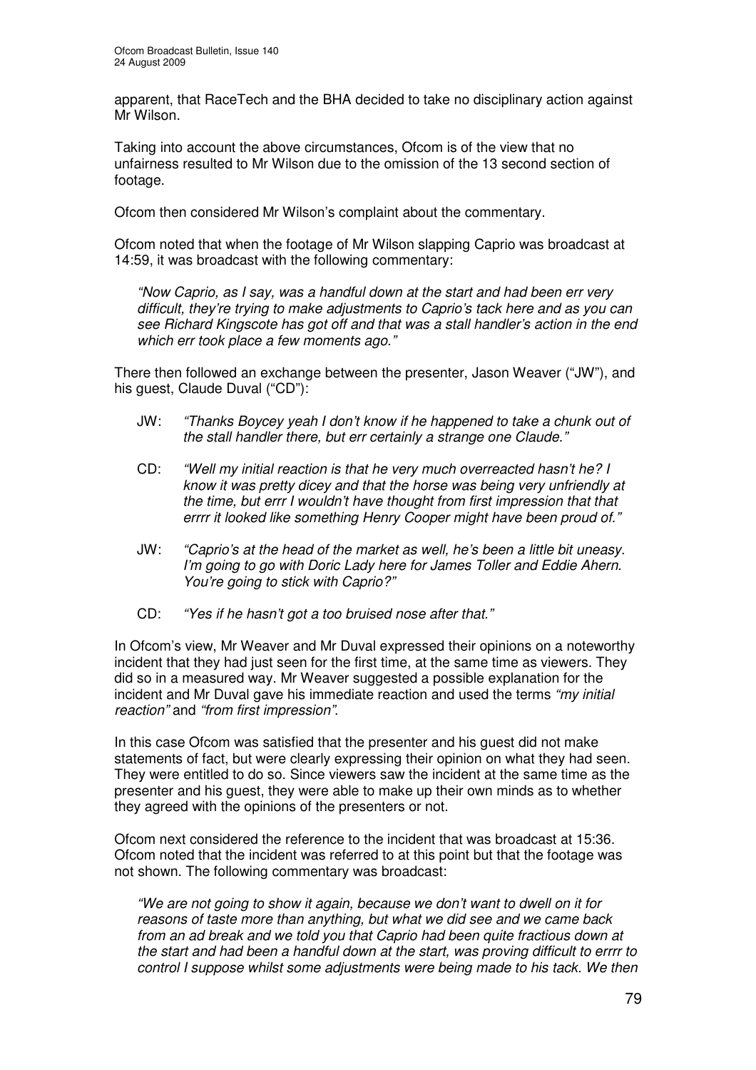apparent, that RaceTech and the BHA decided to take no disciplinary action against Mr Wilson.

Taking into account the above circumstances, Ofcom is of the view that no unfairness resulted to Mr Wilson due to the omission of the 13 second section of footage.

Ofcom then considered Mr Wilson's complaint about the commentary.

Ofcom noted that when the footage of Mr Wilson slapping Caprio was broadcast at 14:59, it was broadcast with the following commentary:

> *"Now Caprio, as I say, was a handful down at the start and had been err very difficult, they're trying to make adjustments to Caprio's tack here and as you can see Richard Kingscote has got off and that was a stall handler's action in the end which err took place a few moments ago."*

There then followed an exchange between the presenter, Jason Weaver ("JW"), and his guest, Claude Duval ("CD"):

> JW: *"Thanks Boycey yeah I don't know if he happened to take a chunk out of the stall handler there, but err certainly a strange one Claude."*
>
> CD: *"Well my initial reaction is that he very much overreacted hasn't he? I know it was pretty dicey and that the horse was being very unfriendly at the time, but errr I wouldn't have thought from first impression that that errrr it looked like something Henry Cooper might have been proud of."*
>
> JW: *"Caprio's at the head of the market as well, he's been a little bit uneasy. I'm going to go with Doric Lady here for James Toller and Eddie Ahern. You're going to stick with Caprio?"*
>
> CD: *"Yes if he hasn't got a too bruised nose after that."*

In Ofcom's view, Mr Weaver and Mr Duval expressed their opinions on a noteworthy incident that they had just seen for the first time, at the same time as viewers. They did so in a measured way. Mr Weaver suggested a possible explanation for the incident and Mr Duval gave his immediate reaction and used the terms *"my initial reaction"* and *"from first impression"*.

In this case Ofcom was satisfied that the presenter and his guest did not make statements of fact, but were clearly expressing their opinion on what they had seen. They were entitled to do so. Since viewers saw the incident at the same time as the presenter and his guest, they were able to make up their own minds as to whether they agreed with the opinions of the presenters or not.

Ofcom next considered the reference to the incident that was broadcast at 15:36. Ofcom noted that the incident was referred to at this point but that the footage was not shown. The following commentary was broadcast:

> *"We are not going to show it again, because we don't want to dwell on it for reasons of taste more than anything, but what we did see and we came back from an ad break and we told you that Caprio had been quite fractious down at the start and had been a handful down at the start, was proving difficult to errrr to control I suppose whilst some adjustments were being made to his tack. We then*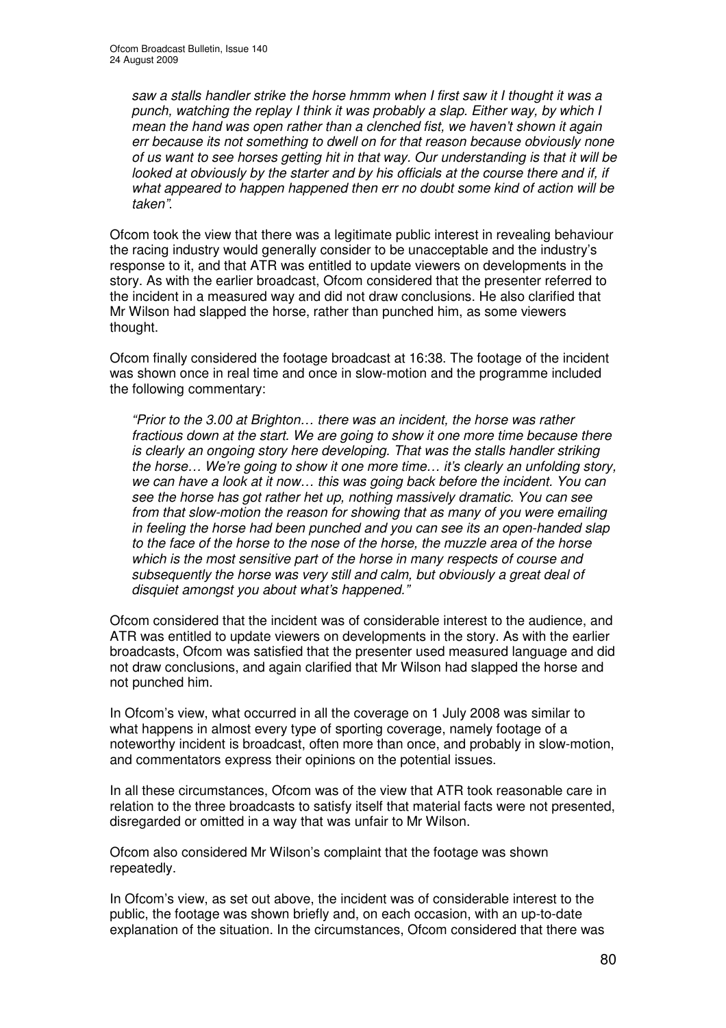*saw a stalls handler strike the horse hmmm when I first saw it I thought it was a punch, watching the replay I think it was probably a slap. Either way, by which I mean the hand was open rather than a clenched fist, we haven't shown it again err because its not something to dwell on for that reason because obviously none of us want to see horses getting hit in that way. Our understanding is that it will be looked at obviously by the starter and by his officials at the course there and if, if what appeared to happen happened then err no doubt some kind of action will be taken".*

Ofcom took the view that there was a legitimate public interest in revealing behaviour the racing industry would generally consider to be unacceptable and the industry's response to it, and that ATR was entitled to update viewers on developments in the story. As with the earlier broadcast, Ofcom considered that the presenter referred to the incident in a measured way and did not draw conclusions. He also clarified that Mr Wilson had slapped the horse, rather than punched him, as some viewers thought.

Ofcom finally considered the footage broadcast at 16:38. The footage of the incident was shown once in real time and once in slow-motion and the programme included the following commentary:

*"Prior to the 3.00 at Brighton… there was an incident, the horse was rather fractious down at the start. We are going to show it one more time because there is clearly an ongoing story here developing. That was the stalls handler striking the horse… We're going to show it one more time… it's clearly an unfolding story, we can have a look at it now… this was going back before the incident. You can see the horse has got rather het up, nothing massively dramatic. You can see from that slow-motion the reason for showing that as many of you were emailing in feeling the horse had been punched and you can see its an open-handed slap to the face of the horse to the nose of the horse, the muzzle area of the horse which is the most sensitive part of the horse in many respects of course and subsequently the horse was very still and calm, but obviously a great deal of disquiet amongst you about what's happened."*

Ofcom considered that the incident was of considerable interest to the audience, and ATR was entitled to update viewers on developments in the story. As with the earlier broadcasts, Ofcom was satisfied that the presenter used measured language and did not draw conclusions, and again clarified that Mr Wilson had slapped the horse and not punched him.

In Ofcom's view, what occurred in all the coverage on 1 July 2008 was similar to what happens in almost every type of sporting coverage, namely footage of a noteworthy incident is broadcast, often more than once, and probably in slow-motion, and commentators express their opinions on the potential issues.

In all these circumstances, Ofcom was of the view that ATR took reasonable care in relation to the three broadcasts to satisfy itself that material facts were not presented, disregarded or omitted in a way that was unfair to Mr Wilson.

Ofcom also considered Mr Wilson's complaint that the footage was shown repeatedly.

In Ofcom's view, as set out above, the incident was of considerable interest to the public, the footage was shown briefly and, on each occasion, with an up-to-date explanation of the situation. In the circumstances, Ofcom considered that there was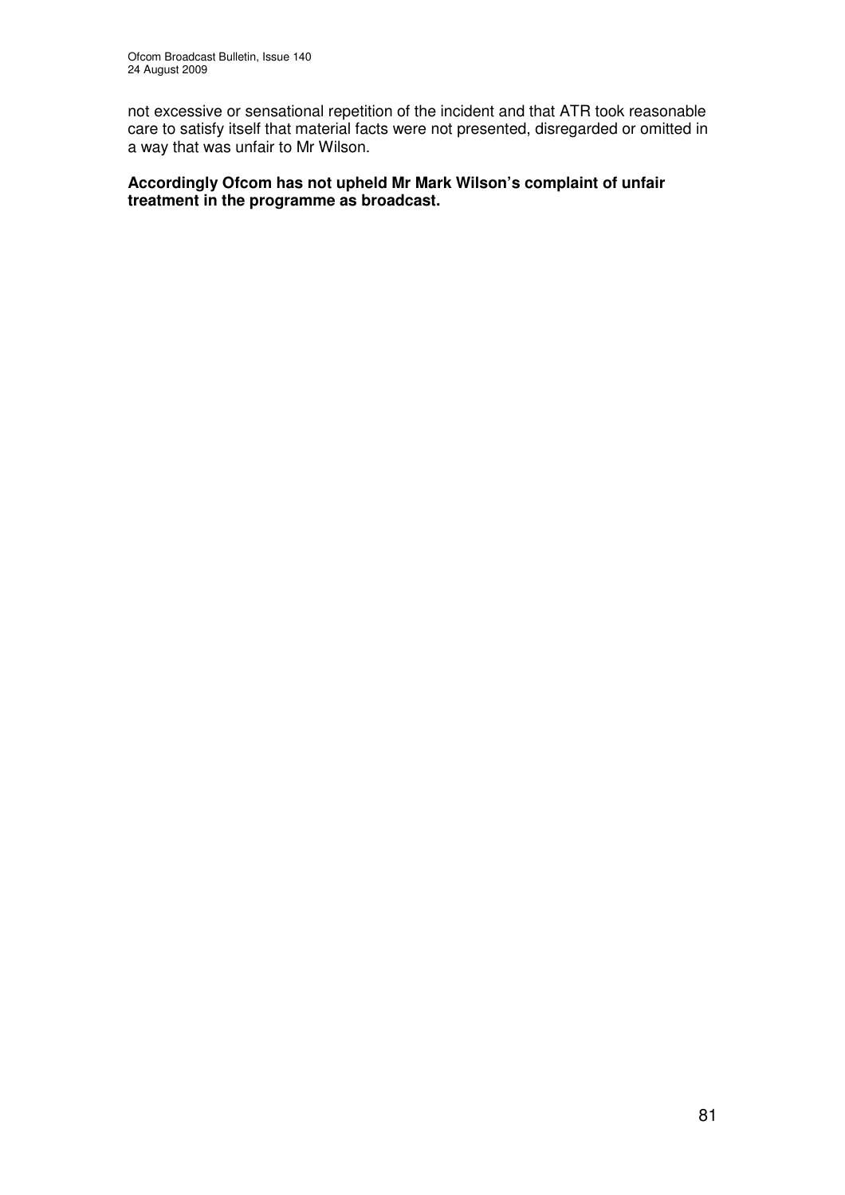not excessive or sensational repetition of the incident and that ATR took reasonable care to satisfy itself that material facts were not presented, disregarded or omitted in a way that was unfair to Mr Wilson.

**Accordingly Ofcom has not upheld Mr Mark Wilson's complaint of unfair treatment in the programme as broadcast.**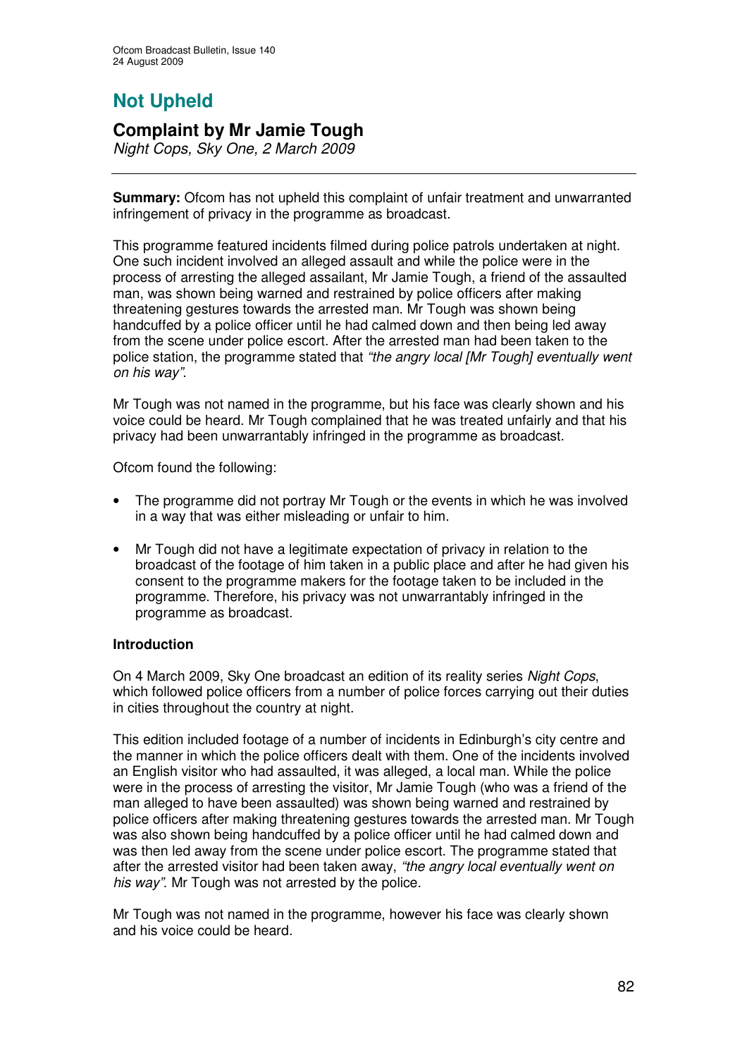# Not Upheld

## Complaint by Mr Jamie Tough

*Night Cops, Sky One, 2 March 2009*

---

**Summary:** Ofcom has not upheld this complaint of unfair treatment and unwarranted infringement of privacy in the programme as broadcast.

This programme featured incidents filmed during police patrols undertaken at night. One such incident involved an alleged assault and while the police were in the process of arresting the alleged assailant, Mr Jamie Tough, a friend of the assaulted man, was shown being warned and restrained by police officers after making threatening gestures towards the arrested man. Mr Tough was shown being handcuffed by a police officer until he had calmed down and then being led away from the scene under police escort. After the arrested man had been taken to the police station, the programme stated that *"the angry local [Mr Tough] eventually went on his way"*.

Mr Tough was not named in the programme, but his face was clearly shown and his voice could be heard. Mr Tough complained that he was treated unfairly and that his privacy had been unwarrantably infringed in the programme as broadcast.

Ofcom found the following:

- The programme did not portray Mr Tough or the events in which he was involved in a way that was either misleading or unfair to him.
- Mr Tough did not have a legitimate expectation of privacy in relation to the broadcast of the footage of him taken in a public place and after he had given his consent to the programme makers for the footage taken to be included in the programme. Therefore, his privacy was not unwarrantably infringed in the programme as broadcast.

**Introduction**

On 4 March 2009, Sky One broadcast an edition of its reality series *Night Cops*, which followed police officers from a number of police forces carrying out their duties in cities throughout the country at night.

This edition included footage of a number of incidents in Edinburgh's city centre and the manner in which the police officers dealt with them. One of the incidents involved an English visitor who had assaulted, it was alleged, a local man. While the police were in the process of arresting the visitor, Mr Jamie Tough (who was a friend of the man alleged to have been assaulted) was shown being warned and restrained by police officers after making threatening gestures towards the arrested man. Mr Tough was also shown being handcuffed by a police officer until he had calmed down and was then led away from the scene under police escort. The programme stated that after the arrested visitor had been taken away, *"the angry local eventually went on his way"*. Mr Tough was not arrested by the police.

Mr Tough was not named in the programme, however his face was clearly shown and his voice could be heard.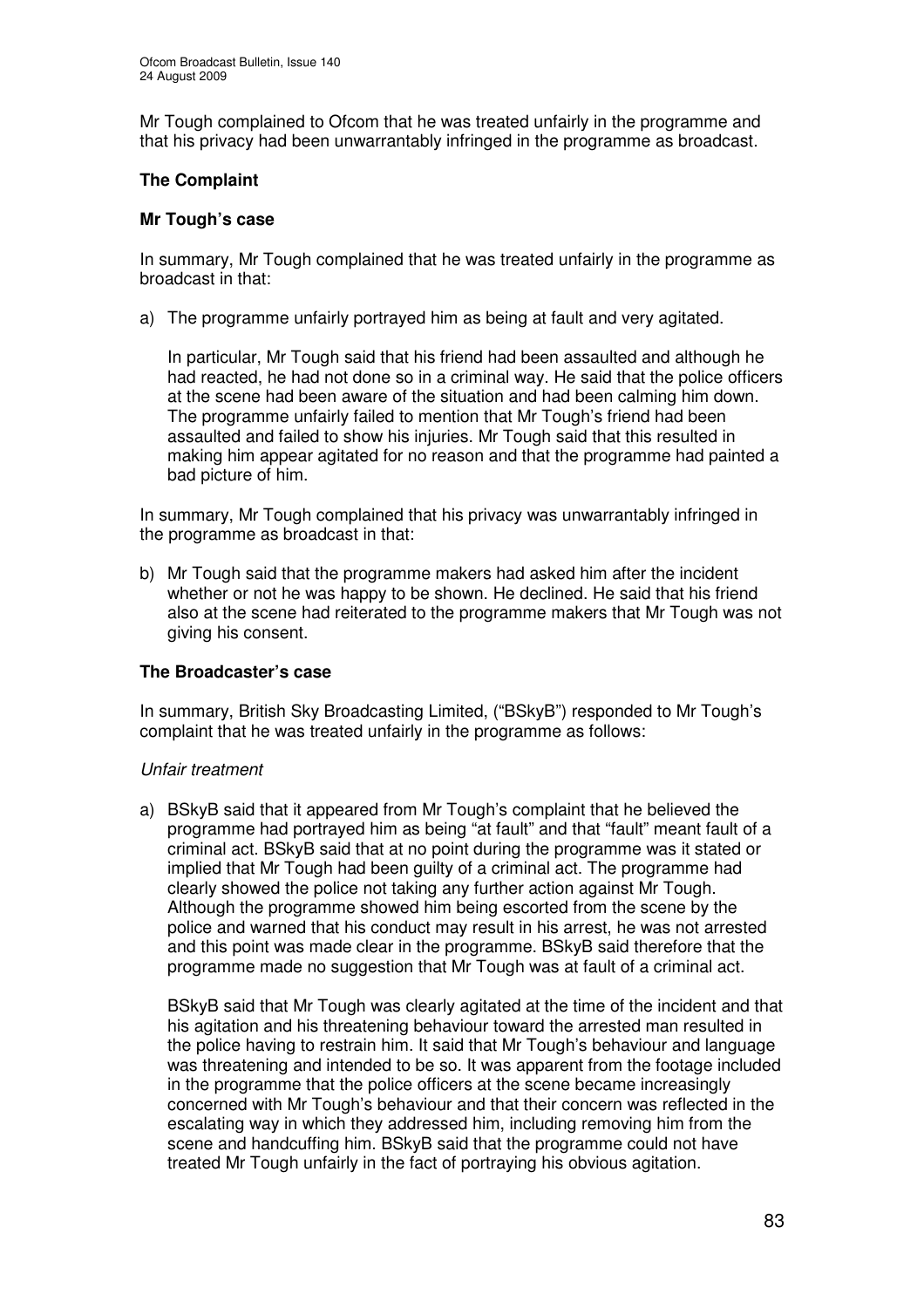Mr Tough complained to Ofcom that he was treated unfairly in the programme and that his privacy had been unwarrantably infringed in the programme as broadcast.

**The Complaint**

**Mr Tough's case**

In summary, Mr Tough complained that he was treated unfairly in the programme as broadcast in that:

a) The programme unfairly portrayed him as being at fault and very agitated.

   In particular, Mr Tough said that his friend had been assaulted and although he had reacted, he had not done so in a criminal way. He said that the police officers at the scene had been aware of the situation and had been calming him down. The programme unfairly failed to mention that Mr Tough's friend had been assaulted and failed to show his injuries. Mr Tough said that this resulted in making him appear agitated for no reason and that the programme had painted a bad picture of him.

In summary, Mr Tough complained that his privacy was unwarrantably infringed in the programme as broadcast in that:

b) Mr Tough said that the programme makers had asked him after the incident whether or not he was happy to be shown. He declined. He said that his friend also at the scene had reiterated to the programme makers that Mr Tough was not giving his consent.

**The Broadcaster's case**

In summary, British Sky Broadcasting Limited, ("BSkyB") responded to Mr Tough's complaint that he was treated unfairly in the programme as follows:

*Unfair treatment*

a) BSkyB said that it appeared from Mr Tough's complaint that he believed the programme had portrayed him as being "at fault" and that "fault" meant fault of a criminal act. BSkyB said that at no point during the programme was it stated or implied that Mr Tough had been guilty of a criminal act. The programme had clearly showed the police not taking any further action against Mr Tough. Although the programme showed him being escorted from the scene by the police and warned that his conduct may result in his arrest, he was not arrested and this point was made clear in the programme. BSkyB said therefore that the programme made no suggestion that Mr Tough was at fault of a criminal act.

   BSkyB said that Mr Tough was clearly agitated at the time of the incident and that his agitation and his threatening behaviour toward the arrested man resulted in the police having to restrain him. It said that Mr Tough's behaviour and language was threatening and intended to be so. It was apparent from the footage included in the programme that the police officers at the scene became increasingly concerned with Mr Tough's behaviour and that their concern was reflected in the escalating way in which they addressed him, including removing him from the scene and handcuffing him. BSkyB said that the programme could not have treated Mr Tough unfairly in the fact of portraying his obvious agitation.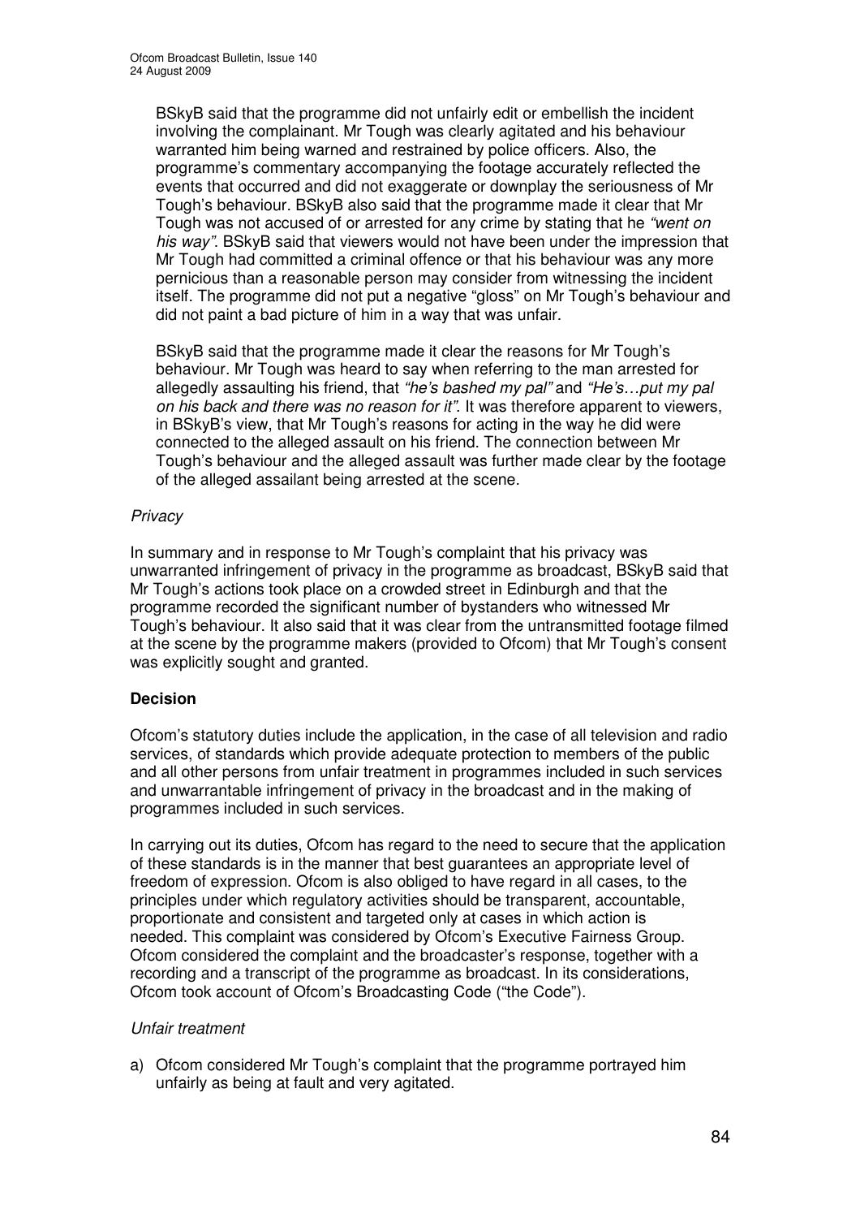BSkyB said that the programme did not unfairly edit or embellish the incident involving the complainant. Mr Tough was clearly agitated and his behaviour warranted him being warned and restrained by police officers. Also, the programme's commentary accompanying the footage accurately reflected the events that occurred and did not exaggerate or downplay the seriousness of Mr Tough's behaviour. BSkyB also said that the programme made it clear that Mr Tough was not accused of or arrested for any crime by stating that he *"went on his way"*. BSkyB said that viewers would not have been under the impression that Mr Tough had committed a criminal offence or that his behaviour was any more pernicious than a reasonable person may consider from witnessing the incident itself. The programme did not put a negative "gloss" on Mr Tough's behaviour and did not paint a bad picture of him in a way that was unfair.

BSkyB said that the programme made it clear the reasons for Mr Tough's behaviour. Mr Tough was heard to say when referring to the man arrested for allegedly assaulting his friend, that *"he's bashed my pal"* and *"He's…put my pal on his back and there was no reason for it"*. It was therefore apparent to viewers, in BSkyB's view, that Mr Tough's reasons for acting in the way he did were connected to the alleged assault on his friend. The connection between Mr Tough's behaviour and the alleged assault was further made clear by the footage of the alleged assailant being arrested at the scene.

*Privacy*

In summary and in response to Mr Tough's complaint that his privacy was unwarranted infringement of privacy in the programme as broadcast, BSkyB said that Mr Tough's actions took place on a crowded street in Edinburgh and that the programme recorded the significant number of bystanders who witnessed Mr Tough's behaviour. It also said that it was clear from the untransmitted footage filmed at the scene by the programme makers (provided to Ofcom) that Mr Tough's consent was explicitly sought and granted.

**Decision**

Ofcom's statutory duties include the application, in the case of all television and radio services, of standards which provide adequate protection to members of the public and all other persons from unfair treatment in programmes included in such services and unwarrantable infringement of privacy in the broadcast and in the making of programmes included in such services.

In carrying out its duties, Ofcom has regard to the need to secure that the application of these standards is in the manner that best guarantees an appropriate level of freedom of expression. Ofcom is also obliged to have regard in all cases, to the principles under which regulatory activities should be transparent, accountable, proportionate and consistent and targeted only at cases in which action is needed. This complaint was considered by Ofcom's Executive Fairness Group. Ofcom considered the complaint and the broadcaster's response, together with a recording and a transcript of the programme as broadcast. In its considerations, Ofcom took account of Ofcom's Broadcasting Code ("the Code").

*Unfair treatment*

a) Ofcom considered Mr Tough's complaint that the programme portrayed him unfairly as being at fault and very agitated.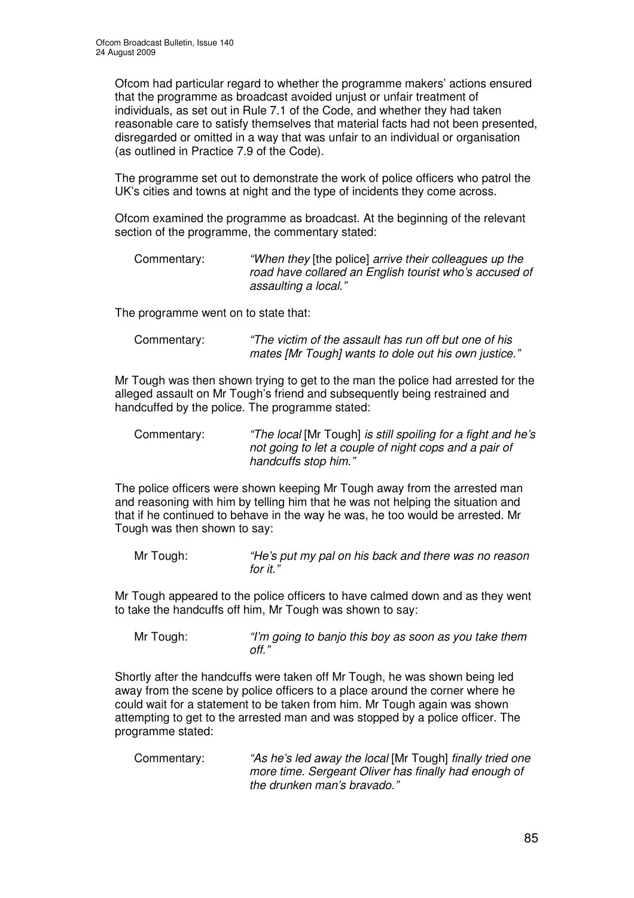Ofcom had particular regard to whether the programme makers' actions ensured that the programme as broadcast avoided unjust or unfair treatment of individuals, as set out in Rule 7.1 of the Code, and whether they had taken reasonable care to satisfy themselves that material facts had not been presented, disregarded or omitted in a way that was unfair to an individual or organisation (as outlined in Practice 7.9 of the Code).

The programme set out to demonstrate the work of police officers who patrol the UK's cities and towns at night and the type of incidents they come across.

Ofcom examined the programme as broadcast. At the beginning of the relevant section of the programme, the commentary stated:

> Commentary: *"When they* [the police] *arrive their colleagues up the road have collared an English tourist who's accused of assaulting a local."*

The programme went on to state that:

> Commentary: *"The victim of the assault has run off but one of his mates [Mr Tough] wants to dole out his own justice."*

Mr Tough was then shown trying to get to the man the police had arrested for the alleged assault on Mr Tough's friend and subsequently being restrained and handcuffed by the police. The programme stated:

> Commentary: *"The local* [Mr Tough] *is still spoiling for a fight and he's not going to let a couple of night cops and a pair of handcuffs stop him."*

The police officers were shown keeping Mr Tough away from the arrested man and reasoning with him by telling him that he was not helping the situation and that if he continued to behave in the way he was, he too would be arrested. Mr Tough was then shown to say:

> Mr Tough: *"He's put my pal on his back and there was no reason for it."*

Mr Tough appeared to the police officers to have calmed down and as they went to take the handcuffs off him, Mr Tough was shown to say:

> Mr Tough: *"I'm going to banjo this boy as soon as you take them off."*

Shortly after the handcuffs were taken off Mr Tough, he was shown being led away from the scene by police officers to a place around the corner where he could wait for a statement to be taken from him. Mr Tough again was shown attempting to get to the arrested man and was stopped by a police officer. The programme stated:

> Commentary: *"As he's led away the local* [Mr Tough] *finally tried one more time. Sergeant Oliver has finally had enough of the drunken man's bravado."*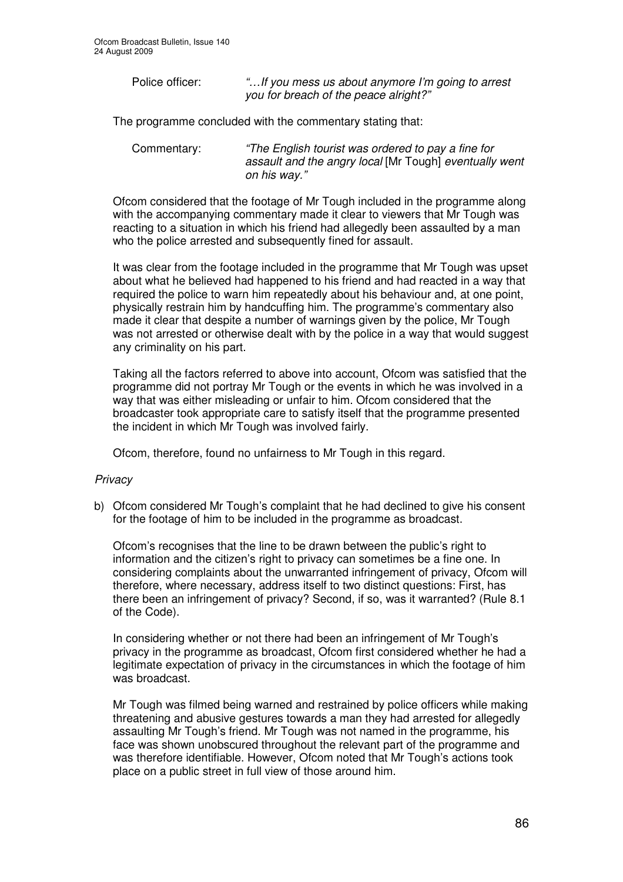Police officer: *"…If you mess us about anymore I'm going to arrest you for breach of the peace alright?"*

The programme concluded with the commentary stating that:

Commentary: *"The English tourist was ordered to pay a fine for assault and the angry local* [Mr Tough] *eventually went on his way."*

Ofcom considered that the footage of Mr Tough included in the programme along with the accompanying commentary made it clear to viewers that Mr Tough was reacting to a situation in which his friend had allegedly been assaulted by a man who the police arrested and subsequently fined for assault.

It was clear from the footage included in the programme that Mr Tough was upset about what he believed had happened to his friend and had reacted in a way that required the police to warn him repeatedly about his behaviour and, at one point, physically restrain him by handcuffing him. The programme's commentary also made it clear that despite a number of warnings given by the police, Mr Tough was not arrested or otherwise dealt with by the police in a way that would suggest any criminality on his part.

Taking all the factors referred to above into account, Ofcom was satisfied that the programme did not portray Mr Tough or the events in which he was involved in a way that was either misleading or unfair to him. Ofcom considered that the broadcaster took appropriate care to satisfy itself that the programme presented the incident in which Mr Tough was involved fairly.

Ofcom, therefore, found no unfairness to Mr Tough in this regard.

*Privacy*

b) Ofcom considered Mr Tough's complaint that he had declined to give his consent for the footage of him to be included in the programme as broadcast.

Ofcom's recognises that the line to be drawn between the public's right to information and the citizen's right to privacy can sometimes be a fine one. In considering complaints about the unwarranted infringement of privacy, Ofcom will therefore, where necessary, address itself to two distinct questions: First, has there been an infringement of privacy? Second, if so, was it warranted? (Rule 8.1 of the Code).

In considering whether or not there had been an infringement of Mr Tough's privacy in the programme as broadcast, Ofcom first considered whether he had a legitimate expectation of privacy in the circumstances in which the footage of him was broadcast.

Mr Tough was filmed being warned and restrained by police officers while making threatening and abusive gestures towards a man they had arrested for allegedly assaulting Mr Tough's friend. Mr Tough was not named in the programme, his face was shown unobscured throughout the relevant part of the programme and was therefore identifiable. However, Ofcom noted that Mr Tough's actions took place on a public street in full view of those around him.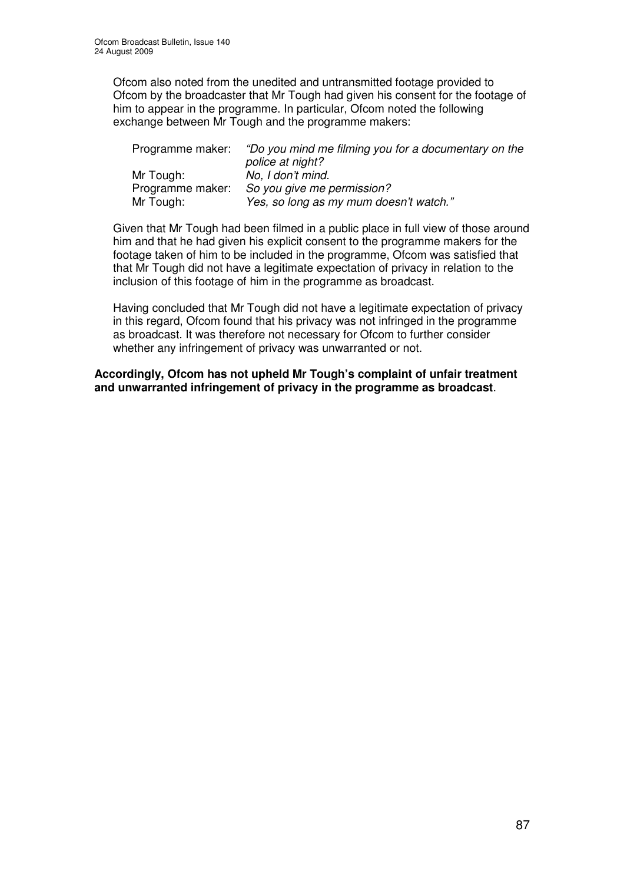Ofcom also noted from the unedited and untransmitted footage provided to Ofcom by the broadcaster that Mr Tough had given his consent for the footage of him to appear in the programme. In particular, Ofcom noted the following exchange between Mr Tough and the programme makers:

| | |
|---|---|
| Programme maker: | *"Do you mind me filming you for a documentary on the police at night?* |
| Mr Tough: | *No, I don't mind.* |
| Programme maker: | *So you give me permission?* |
| Mr Tough: | *Yes, so long as my mum doesn't watch."* |

Given that Mr Tough had been filmed in a public place in full view of those around him and that he had given his explicit consent to the programme makers for the footage taken of him to be included in the programme, Ofcom was satisfied that that Mr Tough did not have a legitimate expectation of privacy in relation to the inclusion of this footage of him in the programme as broadcast.

Having concluded that Mr Tough did not have a legitimate expectation of privacy in this regard, Ofcom found that his privacy was not infringed in the programme as broadcast. It was therefore not necessary for Ofcom to further consider whether any infringement of privacy was unwarranted or not.

**Accordingly, Ofcom has not upheld Mr Tough's complaint of unfair treatment and unwarranted infringement of privacy in the programme as broadcast**.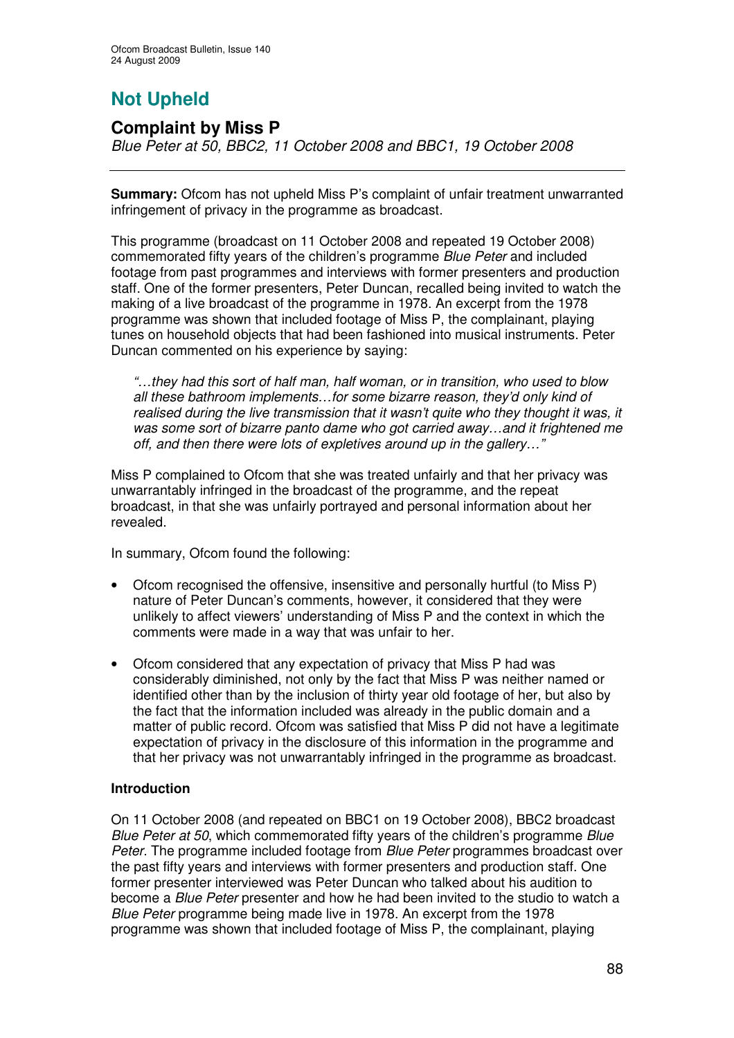# Not Upheld

## Complaint by Miss P

*Blue Peter at 50, BBC2, 11 October 2008 and BBC1, 19 October 2008*

**Summary:** Ofcom has not upheld Miss P's complaint of unfair treatment unwarranted infringement of privacy in the programme as broadcast.

This programme (broadcast on 11 October 2008 and repeated 19 October 2008) commemorated fifty years of the children's programme *Blue Peter* and included footage from past programmes and interviews with former presenters and production staff. One of the former presenters, Peter Duncan, recalled being invited to watch the making of a live broadcast of the programme in 1978. An excerpt from the 1978 programme was shown that included footage of Miss P, the complainant, playing tunes on household objects that had been fashioned into musical instruments. Peter Duncan commented on his experience by saying:

> *"…they had this sort of half man, half woman, or in transition, who used to blow all these bathroom implements…for some bizarre reason, they'd only kind of realised during the live transmission that it wasn't quite who they thought it was, it was some sort of bizarre panto dame who got carried away…and it frightened me off, and then there were lots of expletives around up in the gallery…"*

Miss P complained to Ofcom that she was treated unfairly and that her privacy was unwarrantably infringed in the broadcast of the programme, and the repeat broadcast, in that she was unfairly portrayed and personal information about her revealed.

In summary, Ofcom found the following:

- Ofcom recognised the offensive, insensitive and personally hurtful (to Miss P) nature of Peter Duncan's comments, however, it considered that they were unlikely to affect viewers' understanding of Miss P and the context in which the comments were made in a way that was unfair to her.
- Ofcom considered that any expectation of privacy that Miss P had was considerably diminished, not only by the fact that Miss P was neither named or identified other than by the inclusion of thirty year old footage of her, but also by the fact that the information included was already in the public domain and a matter of public record. Ofcom was satisfied that Miss P did not have a legitimate expectation of privacy in the disclosure of this information in the programme and that her privacy was not unwarrantably infringed in the programme as broadcast.

### Introduction

On 11 October 2008 (and repeated on BBC1 on 19 October 2008), BBC2 broadcast *Blue Peter at 50*, which commemorated fifty years of the children's programme *Blue Peter.* The programme included footage from *Blue Peter* programmes broadcast over the past fifty years and interviews with former presenters and production staff. One former presenter interviewed was Peter Duncan who talked about his audition to become a *Blue Peter* presenter and how he had been invited to the studio to watch a *Blue Peter* programme being made live in 1978. An excerpt from the 1978 programme was shown that included footage of Miss P, the complainant, playing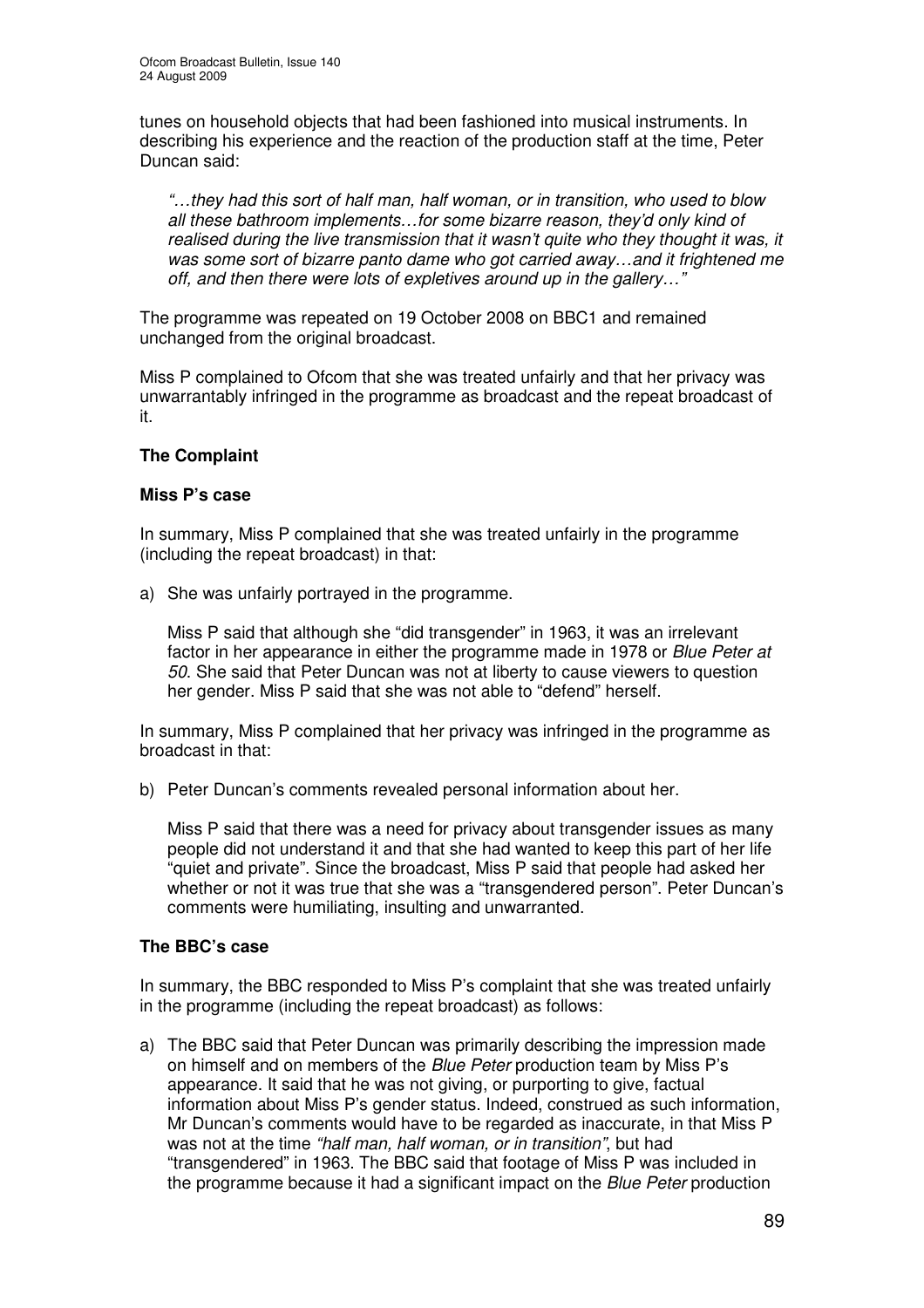tunes on household objects that had been fashioned into musical instruments. In describing his experience and the reaction of the production staff at the time, Peter Duncan said:

> *"…they had this sort of half man, half woman, or in transition, who used to blow all these bathroom implements…for some bizarre reason, they'd only kind of realised during the live transmission that it wasn't quite who they thought it was, it was some sort of bizarre panto dame who got carried away…and it frightened me off, and then there were lots of expletives around up in the gallery…"*

The programme was repeated on 19 October 2008 on BBC1 and remained unchanged from the original broadcast.

Miss P complained to Ofcom that she was treated unfairly and that her privacy was unwarrantably infringed in the programme as broadcast and the repeat broadcast of it.

**The Complaint**

**Miss P's case**

In summary, Miss P complained that she was treated unfairly in the programme (including the repeat broadcast) in that:

a) She was unfairly portrayed in the programme.

   Miss P said that although she "did transgender" in 1963, it was an irrelevant factor in her appearance in either the programme made in 1978 or *Blue Peter at 50*. She said that Peter Duncan was not at liberty to cause viewers to question her gender. Miss P said that she was not able to "defend" herself.

In summary, Miss P complained that her privacy was infringed in the programme as broadcast in that:

b) Peter Duncan's comments revealed personal information about her.

   Miss P said that there was a need for privacy about transgender issues as many people did not understand it and that she had wanted to keep this part of her life "quiet and private". Since the broadcast, Miss P said that people had asked her whether or not it was true that she was a "transgendered person". Peter Duncan's comments were humiliating, insulting and unwarranted.

**The BBC's case**

In summary, the BBC responded to Miss P's complaint that she was treated unfairly in the programme (including the repeat broadcast) as follows:

a) The BBC said that Peter Duncan was primarily describing the impression made on himself and on members of the *Blue Peter* production team by Miss P's appearance. It said that he was not giving, or purporting to give, factual information about Miss P's gender status. Indeed, construed as such information, Mr Duncan's comments would have to be regarded as inaccurate, in that Miss P was not at the time *"half man, half woman, or in transition"*, but had "transgendered" in 1963. The BBC said that footage of Miss P was included in the programme because it had a significant impact on the *Blue Peter* production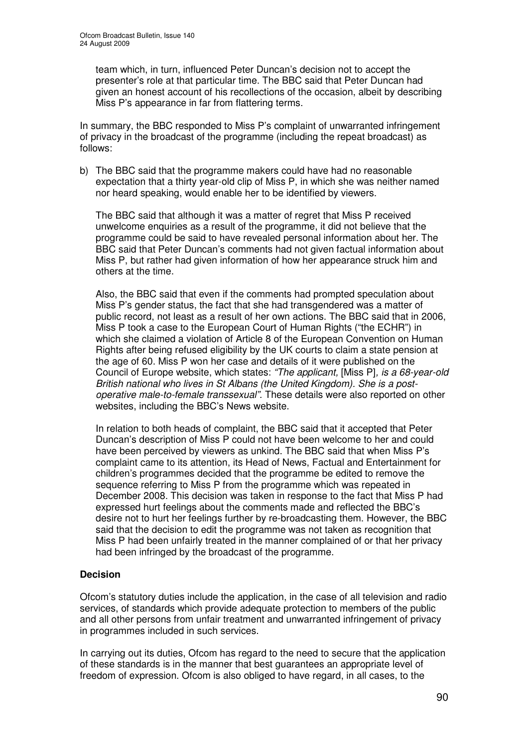team which, in turn, influenced Peter Duncan's decision not to accept the presenter's role at that particular time. The BBC said that Peter Duncan had given an honest account of his recollections of the occasion, albeit by describing Miss P's appearance in far from flattering terms.

In summary, the BBC responded to Miss P's complaint of unwarranted infringement of privacy in the broadcast of the programme (including the repeat broadcast) as follows:

b) The BBC said that the programme makers could have had no reasonable expectation that a thirty year-old clip of Miss P, in which she was neither named nor heard speaking, would enable her to be identified by viewers.

   The BBC said that although it was a matter of regret that Miss P received unwelcome enquiries as a result of the programme, it did not believe that the programme could be said to have revealed personal information about her. The BBC said that Peter Duncan's comments had not given factual information about Miss P, but rather had given information of how her appearance struck him and others at the time.

   Also, the BBC said that even if the comments had prompted speculation about Miss P's gender status, the fact that she had transgendered was a matter of public record, not least as a result of her own actions. The BBC said that in 2006, Miss P took a case to the European Court of Human Rights ("the ECHR") in which she claimed a violation of Article 8 of the European Convention on Human Rights after being refused eligibility by the UK courts to claim a state pension at the age of 60. Miss P won her case and details of it were published on the Council of Europe website, which states: *"The applicant,* [Miss P]*, is a 68-year-old British national who lives in St Albans (the United Kingdom). She is a post-operative male-to-female transsexual".* These details were also reported on other websites, including the BBC's News website.

   In relation to both heads of complaint, the BBC said that it accepted that Peter Duncan's description of Miss P could not have been welcome to her and could have been perceived by viewers as unkind. The BBC said that when Miss P's complaint came to its attention, its Head of News, Factual and Entertainment for children's programmes decided that the programme be edited to remove the sequence referring to Miss P from the programme which was repeated in December 2008. This decision was taken in response to the fact that Miss P had expressed hurt feelings about the comments made and reflected the BBC's desire not to hurt her feelings further by re-broadcasting them. However, the BBC said that the decision to edit the programme was not taken as recognition that Miss P had been unfairly treated in the manner complained of or that her privacy had been infringed by the broadcast of the programme.

**Decision**

Ofcom's statutory duties include the application, in the case of all television and radio services, of standards which provide adequate protection to members of the public and all other persons from unfair treatment and unwarranted infringement of privacy in programmes included in such services.

In carrying out its duties, Ofcom has regard to the need to secure that the application of these standards is in the manner that best guarantees an appropriate level of freedom of expression. Ofcom is also obliged to have regard, in all cases, to the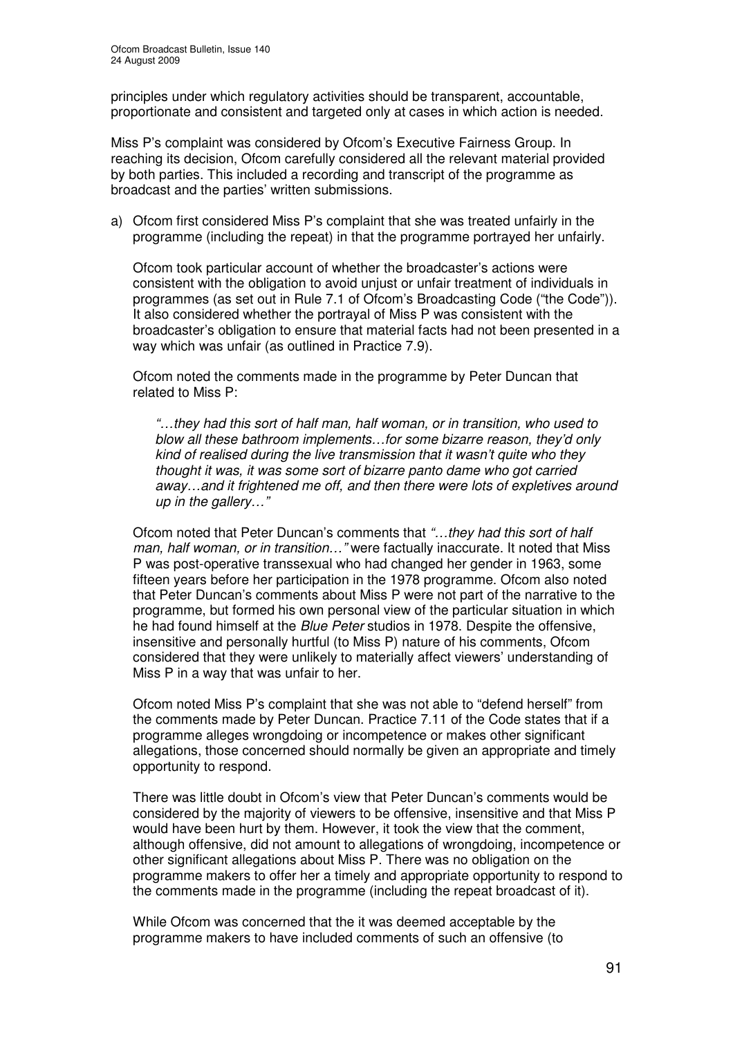principles under which regulatory activities should be transparent, accountable, proportionate and consistent and targeted only at cases in which action is needed.

Miss P's complaint was considered by Ofcom's Executive Fairness Group. In reaching its decision, Ofcom carefully considered all the relevant material provided by both parties. This included a recording and transcript of the programme as broadcast and the parties' written submissions.

a) Ofcom first considered Miss P's complaint that she was treated unfairly in the programme (including the repeat) in that the programme portrayed her unfairly.

   Ofcom took particular account of whether the broadcaster's actions were consistent with the obligation to avoid unjust or unfair treatment of individuals in programmes (as set out in Rule 7.1 of Ofcom's Broadcasting Code ("the Code")). It also considered whether the portrayal of Miss P was consistent with the broadcaster's obligation to ensure that material facts had not been presented in a way which was unfair (as outlined in Practice 7.9).

   Ofcom noted the comments made in the programme by Peter Duncan that related to Miss P:

   > *"…they had this sort of half man, half woman, or in transition, who used to blow all these bathroom implements…for some bizarre reason, they'd only kind of realised during the live transmission that it wasn't quite who they thought it was, it was some sort of bizarre panto dame who got carried away…and it frightened me off, and then there were lots of expletives around up in the gallery…"*

   Ofcom noted that Peter Duncan's comments that *"…they had this sort of half man, half woman, or in transition…"* were factually inaccurate. It noted that Miss P was post-operative transsexual who had changed her gender in 1963, some fifteen years before her participation in the 1978 programme. Ofcom also noted that Peter Duncan's comments about Miss P were not part of the narrative to the programme, but formed his own personal view of the particular situation in which he had found himself at the *Blue Peter* studios in 1978. Despite the offensive, insensitive and personally hurtful (to Miss P) nature of his comments, Ofcom considered that they were unlikely to materially affect viewers' understanding of Miss P in a way that was unfair to her.

   Ofcom noted Miss P's complaint that she was not able to "defend herself" from the comments made by Peter Duncan. Practice 7.11 of the Code states that if a programme alleges wrongdoing or incompetence or makes other significant allegations, those concerned should normally be given an appropriate and timely opportunity to respond.

   There was little doubt in Ofcom's view that Peter Duncan's comments would be considered by the majority of viewers to be offensive, insensitive and that Miss P would have been hurt by them. However, it took the view that the comment, although offensive, did not amount to allegations of wrongdoing, incompetence or other significant allegations about Miss P. There was no obligation on the programme makers to offer her a timely and appropriate opportunity to respond to the comments made in the programme (including the repeat broadcast of it).

   While Ofcom was concerned that the it was deemed acceptable by the programme makers to have included comments of such an offensive (to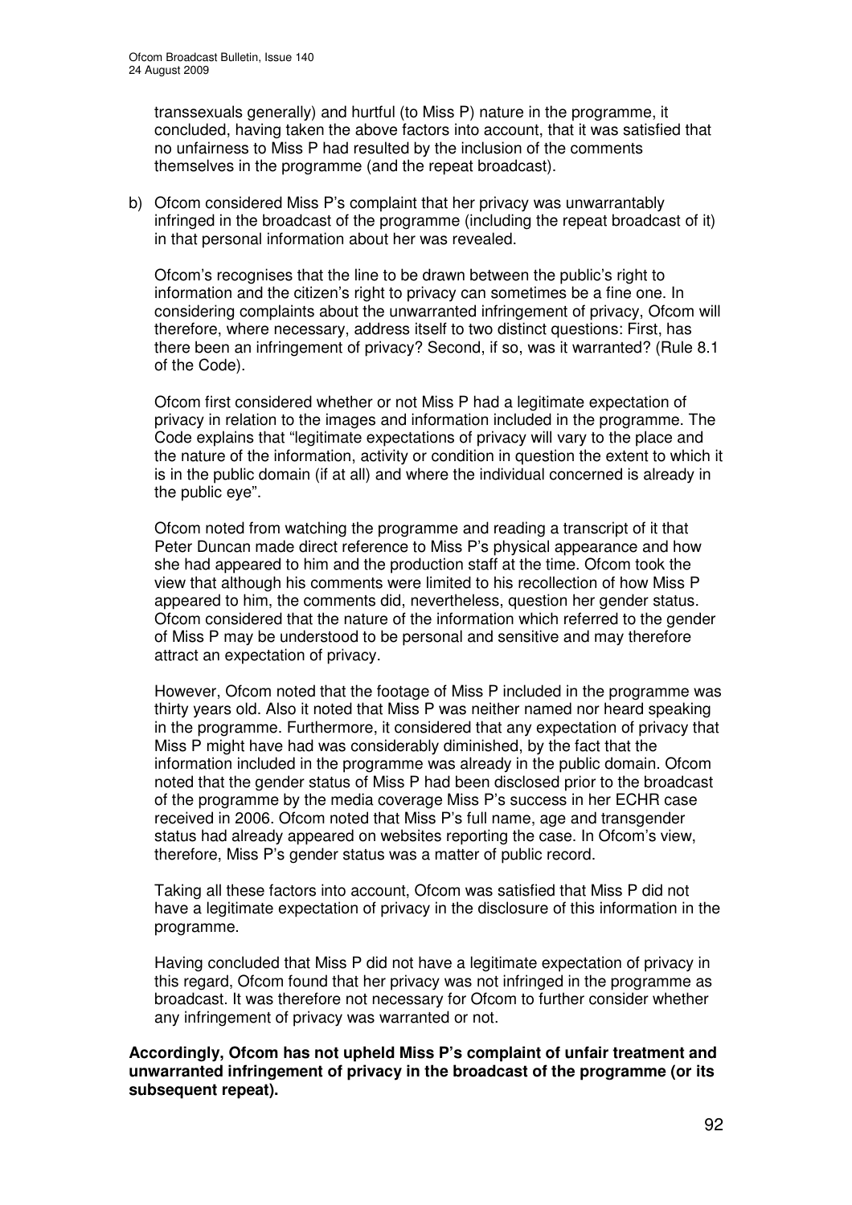transsexuals generally) and hurtful (to Miss P) nature in the programme, it concluded, having taken the above factors into account, that it was satisfied that no unfairness to Miss P had resulted by the inclusion of the comments themselves in the programme (and the repeat broadcast).

b) Ofcom considered Miss P's complaint that her privacy was unwarrantably infringed in the broadcast of the programme (including the repeat broadcast of it) in that personal information about her was revealed.

   Ofcom's recognises that the line to be drawn between the public's right to information and the citizen's right to privacy can sometimes be a fine one. In considering complaints about the unwarranted infringement of privacy, Ofcom will therefore, where necessary, address itself to two distinct questions: First, has there been an infringement of privacy? Second, if so, was it warranted? (Rule 8.1 of the Code).

   Ofcom first considered whether or not Miss P had a legitimate expectation of privacy in relation to the images and information included in the programme. The Code explains that "legitimate expectations of privacy will vary to the place and the nature of the information, activity or condition in question the extent to which it is in the public domain (if at all) and where the individual concerned is already in the public eye".

   Ofcom noted from watching the programme and reading a transcript of it that Peter Duncan made direct reference to Miss P's physical appearance and how she had appeared to him and the production staff at the time. Ofcom took the view that although his comments were limited to his recollection of how Miss P appeared to him, the comments did, nevertheless, question her gender status. Ofcom considered that the nature of the information which referred to the gender of Miss P may be understood to be personal and sensitive and may therefore attract an expectation of privacy.

   However, Ofcom noted that the footage of Miss P included in the programme was thirty years old. Also it noted that Miss P was neither named nor heard speaking in the programme. Furthermore, it considered that any expectation of privacy that Miss P might have had was considerably diminished, by the fact that the information included in the programme was already in the public domain. Ofcom noted that the gender status of Miss P had been disclosed prior to the broadcast of the programme by the media coverage Miss P's success in her ECHR case received in 2006. Ofcom noted that Miss P's full name, age and transgender status had already appeared on websites reporting the case. In Ofcom's view, therefore, Miss P's gender status was a matter of public record.

   Taking all these factors into account, Ofcom was satisfied that Miss P did not have a legitimate expectation of privacy in the disclosure of this information in the programme.

   Having concluded that Miss P did not have a legitimate expectation of privacy in this regard, Ofcom found that her privacy was not infringed in the programme as broadcast. It was therefore not necessary for Ofcom to further consider whether any infringement of privacy was warranted or not.

**Accordingly, Ofcom has not upheld Miss P's complaint of unfair treatment and unwarranted infringement of privacy in the broadcast of the programme (or its subsequent repeat).**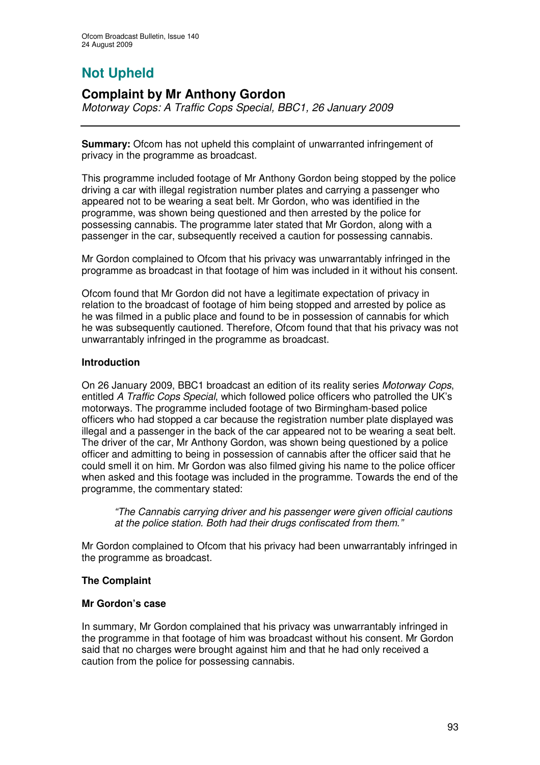# Not Upheld

## Complaint by Mr Anthony Gordon

*Motorway Cops: A Traffic Cops Special, BBC1, 26 January 2009*

---

**Summary:** Ofcom has not upheld this complaint of unwarranted infringement of privacy in the programme as broadcast.

This programme included footage of Mr Anthony Gordon being stopped by the police driving a car with illegal registration number plates and carrying a passenger who appeared not to be wearing a seat belt. Mr Gordon, who was identified in the programme, was shown being questioned and then arrested by the police for possessing cannabis. The programme later stated that Mr Gordon, along with a passenger in the car, subsequently received a caution for possessing cannabis.

Mr Gordon complained to Ofcom that his privacy was unwarrantably infringed in the programme as broadcast in that footage of him was included in it without his consent.

Ofcom found that Mr Gordon did not have a legitimate expectation of privacy in relation to the broadcast of footage of him being stopped and arrested by police as he was filmed in a public place and found to be in possession of cannabis for which he was subsequently cautioned. Therefore, Ofcom found that that his privacy was not unwarrantably infringed in the programme as broadcast.

**Introduction**

On 26 January 2009, BBC1 broadcast an edition of its reality series *Motorway Cops*, entitled *A Traffic Cops Special*, which followed police officers who patrolled the UK's motorways. The programme included footage of two Birmingham-based police officers who had stopped a car because the registration number plate displayed was illegal and a passenger in the back of the car appeared not to be wearing a seat belt. The driver of the car, Mr Anthony Gordon, was shown being questioned by a police officer and admitting to being in possession of cannabis after the officer said that he could smell it on him. Mr Gordon was also filmed giving his name to the police officer when asked and this footage was included in the programme. Towards the end of the programme, the commentary stated:

> *"The Cannabis carrying driver and his passenger were given official cautions at the police station. Both had their drugs confiscated from them."*

Mr Gordon complained to Ofcom that his privacy had been unwarrantably infringed in the programme as broadcast.

**The Complaint**

**Mr Gordon's case**

In summary, Mr Gordon complained that his privacy was unwarrantably infringed in the programme in that footage of him was broadcast without his consent. Mr Gordon said that no charges were brought against him and that he had only received a caution from the police for possessing cannabis.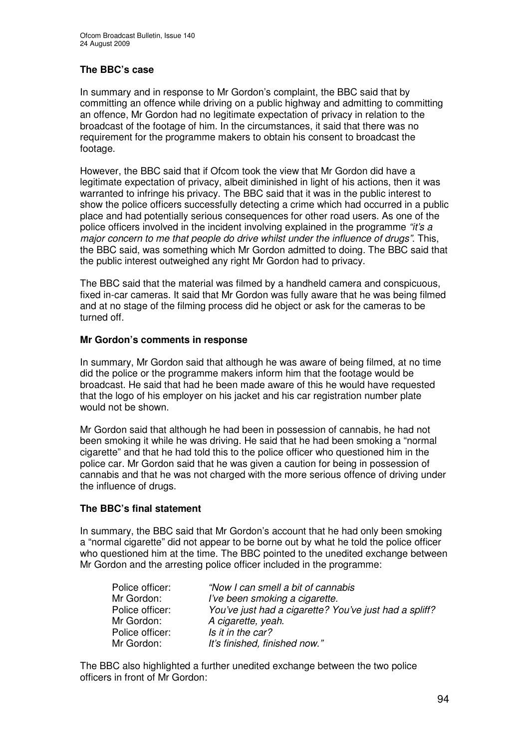### The BBC's case

In summary and in response to Mr Gordon's complaint, the BBC said that by committing an offence while driving on a public highway and admitting to committing an offence, Mr Gordon had no legitimate expectation of privacy in relation to the broadcast of the footage of him. In the circumstances, it said that there was no requirement for the programme makers to obtain his consent to broadcast the footage.

However, the BBC said that if Ofcom took the view that Mr Gordon did have a legitimate expectation of privacy, albeit diminished in light of his actions, then it was warranted to infringe his privacy. The BBC said that it was in the public interest to show the police officers successfully detecting a crime which had occurred in a public place and had potentially serious consequences for other road users. As one of the police officers involved in the incident involving explained in the programme *"it's a major concern to me that people do drive whilst under the influence of drugs"*. This, the BBC said, was something which Mr Gordon admitted to doing. The BBC said that the public interest outweighed any right Mr Gordon had to privacy.

The BBC said that the material was filmed by a handheld camera and conspicuous, fixed in-car cameras. It said that Mr Gordon was fully aware that he was being filmed and at no stage of the filming process did he object or ask for the cameras to be turned off.

### Mr Gordon's comments in response

In summary, Mr Gordon said that although he was aware of being filmed, at no time did the police or the programme makers inform him that the footage would be broadcast. He said that had he been made aware of this he would have requested that the logo of his employer on his jacket and his car registration number plate would not be shown.

Mr Gordon said that although he had been in possession of cannabis, he had not been smoking it while he was driving. He said that he had been smoking a "normal cigarette" and that he had told this to the police officer who questioned him in the police car. Mr Gordon said that he was given a caution for being in possession of cannabis and that he was not charged with the more serious offence of driving under the influence of drugs.

### The BBC's final statement

In summary, the BBC said that Mr Gordon's account that he had only been smoking a "normal cigarette" did not appear to be borne out by what he told the police officer who questioned him at the time. The BBC pointed to the unedited exchange between Mr Gordon and the arresting police officer included in the programme:

| | |
|---|---|
| Police officer: | *"Now I can smell a bit of cannabis* |
| Mr Gordon: | *I've been smoking a cigarette.* |
| Police officer: | *You've just had a cigarette? You've just had a spliff?* |
| Mr Gordon: | *A cigarette, yeah.* |
| Police officer: | *Is it in the car?* |
| Mr Gordon: | *It's finished, finished now."* |

The BBC also highlighted a further unedited exchange between the two police officers in front of Mr Gordon: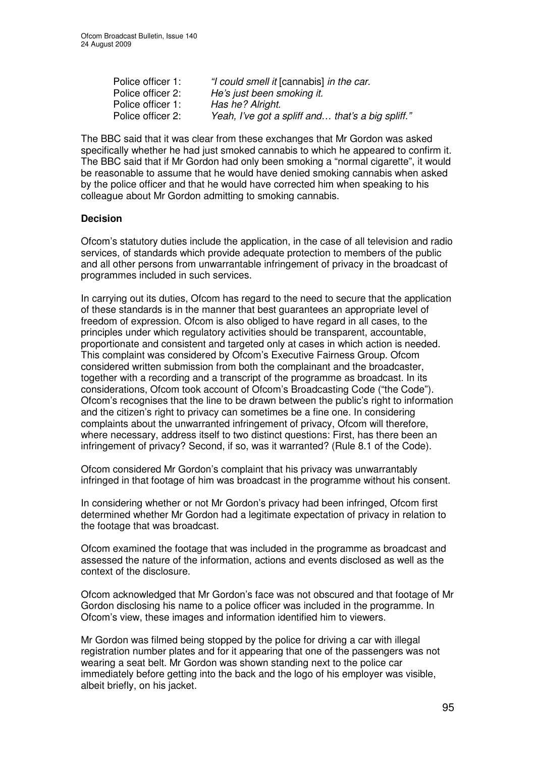| | |
|---|---|
| Police officer 1: | *"I could smell it* [cannabis] *in the car.* |
| Police officer 2: | *He's just been smoking it.* |
| Police officer 1: | *Has he? Alright.* |
| Police officer 2: | *Yeah, I've got a spliff and… that's a big spliff."* |

The BBC said that it was clear from these exchanges that Mr Gordon was asked specifically whether he had just smoked cannabis to which he appeared to confirm it. The BBC said that if Mr Gordon had only been smoking a "normal cigarette", it would be reasonable to assume that he would have denied smoking cannabis when asked by the police officer and that he would have corrected him when speaking to his colleague about Mr Gordon admitting to smoking cannabis.

**Decision**

Ofcom's statutory duties include the application, in the case of all television and radio services, of standards which provide adequate protection to members of the public and all other persons from unwarrantable infringement of privacy in the broadcast of programmes included in such services.

In carrying out its duties, Ofcom has regard to the need to secure that the application of these standards is in the manner that best guarantees an appropriate level of freedom of expression. Ofcom is also obliged to have regard in all cases, to the principles under which regulatory activities should be transparent, accountable, proportionate and consistent and targeted only at cases in which action is needed. This complaint was considered by Ofcom's Executive Fairness Group. Ofcom considered written submission from both the complainant and the broadcaster, together with a recording and a transcript of the programme as broadcast. In its considerations, Ofcom took account of Ofcom's Broadcasting Code ("the Code"). Ofcom's recognises that the line to be drawn between the public's right to information and the citizen's right to privacy can sometimes be a fine one. In considering complaints about the unwarranted infringement of privacy, Ofcom will therefore, where necessary, address itself to two distinct questions: First, has there been an infringement of privacy? Second, if so, was it warranted? (Rule 8.1 of the Code).

Ofcom considered Mr Gordon's complaint that his privacy was unwarrantably infringed in that footage of him was broadcast in the programme without his consent.

In considering whether or not Mr Gordon's privacy had been infringed, Ofcom first determined whether Mr Gordon had a legitimate expectation of privacy in relation to the footage that was broadcast.

Ofcom examined the footage that was included in the programme as broadcast and assessed the nature of the information, actions and events disclosed as well as the context of the disclosure.

Ofcom acknowledged that Mr Gordon's face was not obscured and that footage of Mr Gordon disclosing his name to a police officer was included in the programme. In Ofcom's view, these images and information identified him to viewers.

Mr Gordon was filmed being stopped by the police for driving a car with illegal registration number plates and for it appearing that one of the passengers was not wearing a seat belt. Mr Gordon was shown standing next to the police car immediately before getting into the back and the logo of his employer was visible, albeit briefly, on his jacket.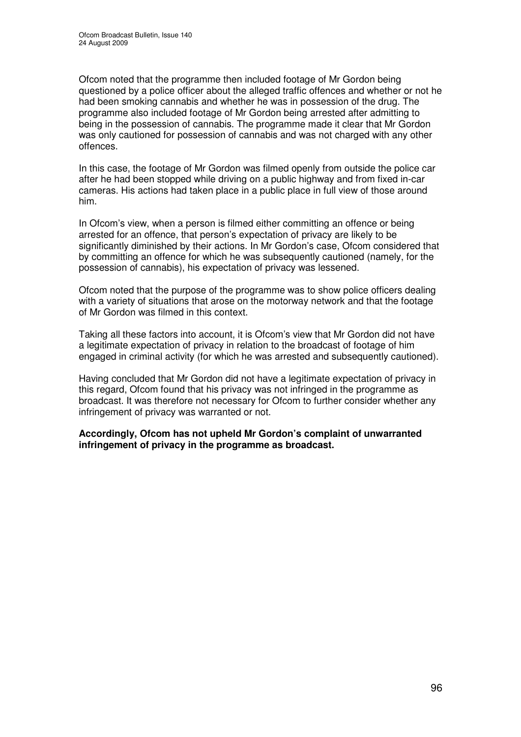Ofcom noted that the programme then included footage of Mr Gordon being questioned by a police officer about the alleged traffic offences and whether or not he had been smoking cannabis and whether he was in possession of the drug. The programme also included footage of Mr Gordon being arrested after admitting to being in the possession of cannabis. The programme made it clear that Mr Gordon was only cautioned for possession of cannabis and was not charged with any other offences.

In this case, the footage of Mr Gordon was filmed openly from outside the police car after he had been stopped while driving on a public highway and from fixed in-car cameras. His actions had taken place in a public place in full view of those around him.

In Ofcom's view, when a person is filmed either committing an offence or being arrested for an offence, that person's expectation of privacy are likely to be significantly diminished by their actions. In Mr Gordon's case, Ofcom considered that by committing an offence for which he was subsequently cautioned (namely, for the possession of cannabis), his expectation of privacy was lessened.

Ofcom noted that the purpose of the programme was to show police officers dealing with a variety of situations that arose on the motorway network and that the footage of Mr Gordon was filmed in this context.

Taking all these factors into account, it is Ofcom's view that Mr Gordon did not have a legitimate expectation of privacy in relation to the broadcast of footage of him engaged in criminal activity (for which he was arrested and subsequently cautioned).

Having concluded that Mr Gordon did not have a legitimate expectation of privacy in this regard, Ofcom found that his privacy was not infringed in the programme as broadcast. It was therefore not necessary for Ofcom to further consider whether any infringement of privacy was warranted or not.

**Accordingly, Ofcom has not upheld Mr Gordon's complaint of unwarranted infringement of privacy in the programme as broadcast.**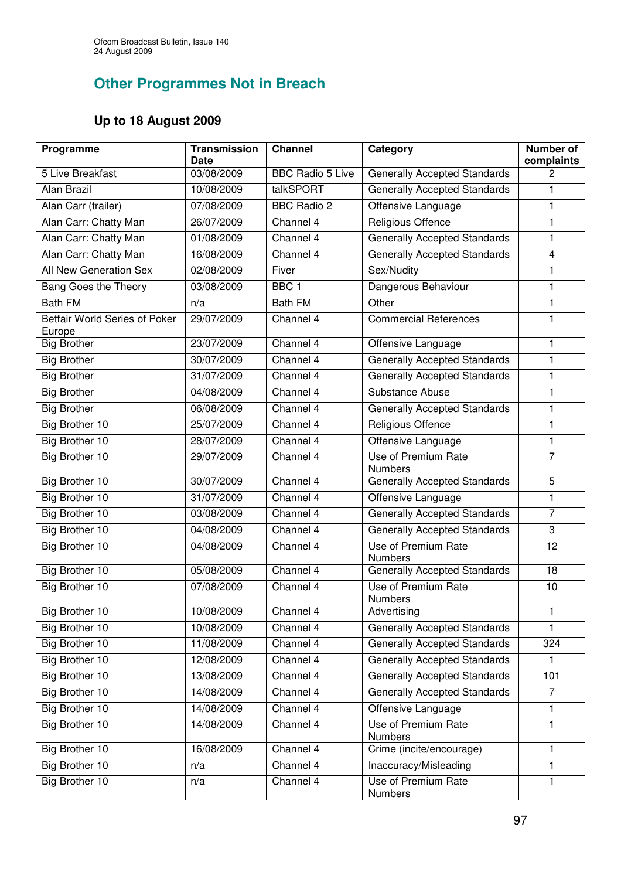## Other Programmes Not in Breach

### Up to 18 August 2009

| Programme | Transmission Date | Channel | Category | Number of complaints |
|---|---|---|---|---|
| 5 Live Breakfast | 03/08/2009 | BBC Radio 5 Live | Generally Accepted Standards | 2 |
| Alan Brazil | 10/08/2009 | talkSPORT | Generally Accepted Standards | 1 |
| Alan Carr (trailer) | 07/08/2009 | BBC Radio 2 | Offensive Language | 1 |
| Alan Carr: Chatty Man | 26/07/2009 | Channel 4 | Religious Offence | 1 |
| Alan Carr: Chatty Man | 01/08/2009 | Channel 4 | Generally Accepted Standards | 1 |
| Alan Carr: Chatty Man | 16/08/2009 | Channel 4 | Generally Accepted Standards | 4 |
| All New Generation Sex | 02/08/2009 | Fiver | Sex/Nudity | 1 |
| Bang Goes the Theory | 03/08/2009 | BBC 1 | Dangerous Behaviour | 1 |
| Bath FM | n/a | Bath FM | Other | 1 |
| Betfair World Series of Poker Europe | 29/07/2009 | Channel 4 | Commercial References | 1 |
| Big Brother | 23/07/2009 | Channel 4 | Offensive Language | 1 |
| Big Brother | 30/07/2009 | Channel 4 | Generally Accepted Standards | 1 |
| Big Brother | 31/07/2009 | Channel 4 | Generally Accepted Standards | 1 |
| Big Brother | 04/08/2009 | Channel 4 | Substance Abuse | 1 |
| Big Brother | 06/08/2009 | Channel 4 | Generally Accepted Standards | 1 |
| Big Brother 10 | 25/07/2009 | Channel 4 | Religious Offence | 1 |
| Big Brother 10 | 28/07/2009 | Channel 4 | Offensive Language | 1 |
| Big Brother 10 | 29/07/2009 | Channel 4 | Use of Premium Rate Numbers | 7 |
| Big Brother 10 | 30/07/2009 | Channel 4 | Generally Accepted Standards | 5 |
| Big Brother 10 | 31/07/2009 | Channel 4 | Offensive Language | 1 |
| Big Brother 10 | 03/08/2009 | Channel 4 | Generally Accepted Standards | 7 |
| Big Brother 10 | 04/08/2009 | Channel 4 | Generally Accepted Standards | 3 |
| Big Brother 10 | 04/08/2009 | Channel 4 | Use of Premium Rate Numbers | 12 |
| Big Brother 10 | 05/08/2009 | Channel 4 | Generally Accepted Standards | 18 |
| Big Brother 10 | 07/08/2009 | Channel 4 | Use of Premium Rate Numbers | 10 |
| Big Brother 10 | 10/08/2009 | Channel 4 | Advertising | 1 |
| Big Brother 10 | 10/08/2009 | Channel 4 | Generally Accepted Standards | 1 |
| Big Brother 10 | 11/08/2009 | Channel 4 | Generally Accepted Standards | 324 |
| Big Brother 10 | 12/08/2009 | Channel 4 | Generally Accepted Standards | 1 |
| Big Brother 10 | 13/08/2009 | Channel 4 | Generally Accepted Standards | 101 |
| Big Brother 10 | 14/08/2009 | Channel 4 | Generally Accepted Standards | 7 |
| Big Brother 10 | 14/08/2009 | Channel 4 | Offensive Language | 1 |
| Big Brother 10 | 14/08/2009 | Channel 4 | Use of Premium Rate Numbers | 1 |
| Big Brother 10 | 16/08/2009 | Channel 4 | Crime (incite/encourage) | 1 |
| Big Brother 10 | n/a | Channel 4 | Inaccuracy/Misleading | 1 |
| Big Brother 10 | n/a | Channel 4 | Use of Premium Rate Numbers | 1 |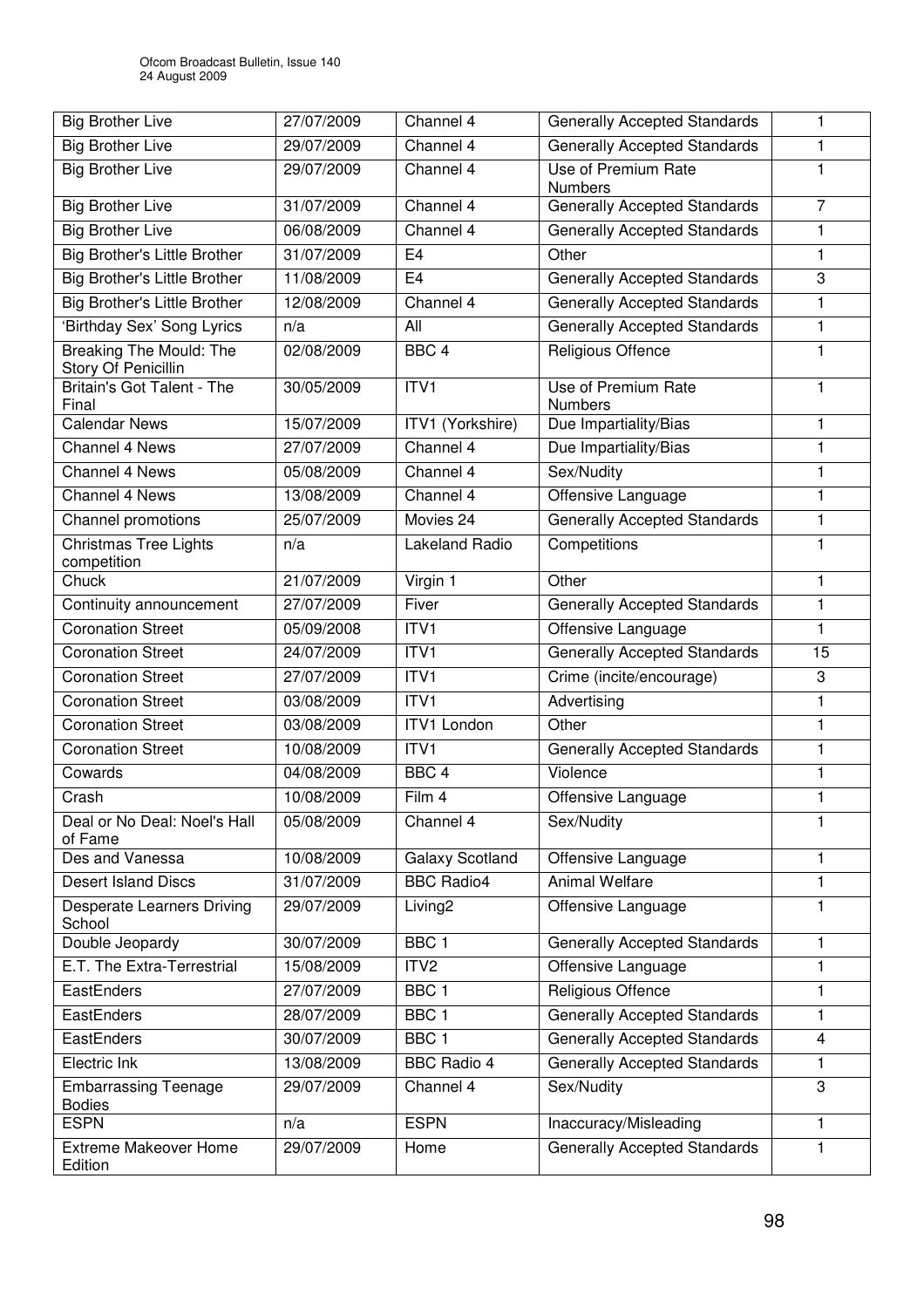| Big Brother Live | 27/07/2009 | Channel 4 | Generally Accepted Standards | 1 |
|---|---|---|---|---|
| Big Brother Live | 29/07/2009 | Channel 4 | Generally Accepted Standards | 1 |
| Big Brother Live | 29/07/2009 | Channel 4 | Use of Premium Rate Numbers | 1 |
| Big Brother Live | 31/07/2009 | Channel 4 | Generally Accepted Standards | 7 |
| Big Brother Live | 06/08/2009 | Channel 4 | Generally Accepted Standards | 1 |
| Big Brother's Little Brother | 31/07/2009 | E4 | Other | 1 |
| Big Brother's Little Brother | 11/08/2009 | E4 | Generally Accepted Standards | 3 |
| Big Brother's Little Brother | 12/08/2009 | Channel 4 | Generally Accepted Standards | 1 |
| 'Birthday Sex' Song Lyrics | n/a | All | Generally Accepted Standards | 1 |
| Breaking The Mould: The Story Of Penicillin | 02/08/2009 | BBC 4 | Religious Offence | 1 |
| Britain's Got Talent - The Final | 30/05/2009 | ITV1 | Use of Premium Rate Numbers | 1 |
| Calendar News | 15/07/2009 | ITV1 (Yorkshire) | Due Impartiality/Bias | 1 |
| Channel 4 News | 27/07/2009 | Channel 4 | Due Impartiality/Bias | 1 |
| Channel 4 News | 05/08/2009 | Channel 4 | Sex/Nudity | 1 |
| Channel 4 News | 13/08/2009 | Channel 4 | Offensive Language | 1 |
| Channel promotions | 25/07/2009 | Movies 24 | Generally Accepted Standards | 1 |
| Christmas Tree Lights competition | n/a | Lakeland Radio | Competitions | 1 |
| Chuck | 21/07/2009 | Virgin 1 | Other | 1 |
| Continuity announcement | 27/07/2009 | Fiver | Generally Accepted Standards | 1 |
| Coronation Street | 05/09/2008 | ITV1 | Offensive Language | 1 |
| Coronation Street | 24/07/2009 | ITV1 | Generally Accepted Standards | 15 |
| Coronation Street | 27/07/2009 | ITV1 | Crime (incite/encourage) | 3 |
| Coronation Street | 03/08/2009 | ITV1 | Advertising | 1 |
| Coronation Street | 03/08/2009 | ITV1 London | Other | 1 |
| Coronation Street | 10/08/2009 | ITV1 | Generally Accepted Standards | 1 |
| Cowards | 04/08/2009 | BBC 4 | Violence | 1 |
| Crash | 10/08/2009 | Film 4 | Offensive Language | 1 |
| Deal or No Deal: Noel's Hall of Fame | 05/08/2009 | Channel 4 | Sex/Nudity | 1 |
| Des and Vanessa | 10/08/2009 | Galaxy Scotland | Offensive Language | 1 |
| Desert Island Discs | 31/07/2009 | BBC Radio4 | Animal Welfare | 1 |
| Desperate Learners Driving School | 29/07/2009 | Living2 | Offensive Language | 1 |
| Double Jeopardy | 30/07/2009 | BBC 1 | Generally Accepted Standards | 1 |
| E.T. The Extra-Terrestrial | 15/08/2009 | ITV2 | Offensive Language | 1 |
| EastEnders | 27/07/2009 | BBC 1 | Religious Offence | 1 |
| EastEnders | 28/07/2009 | BBC 1 | Generally Accepted Standards | 1 |
| EastEnders | 30/07/2009 | BBC 1 | Generally Accepted Standards | 4 |
| Electric Ink | 13/08/2009 | BBC Radio 4 | Generally Accepted Standards | 1 |
| Embarrassing Teenage Bodies | 29/07/2009 | Channel 4 | Sex/Nudity | 3 |
| ESPN | n/a | ESPN | Inaccuracy/Misleading | 1 |
| Extreme Makeover Home Edition | 29/07/2009 | Home | Generally Accepted Standards | 1 |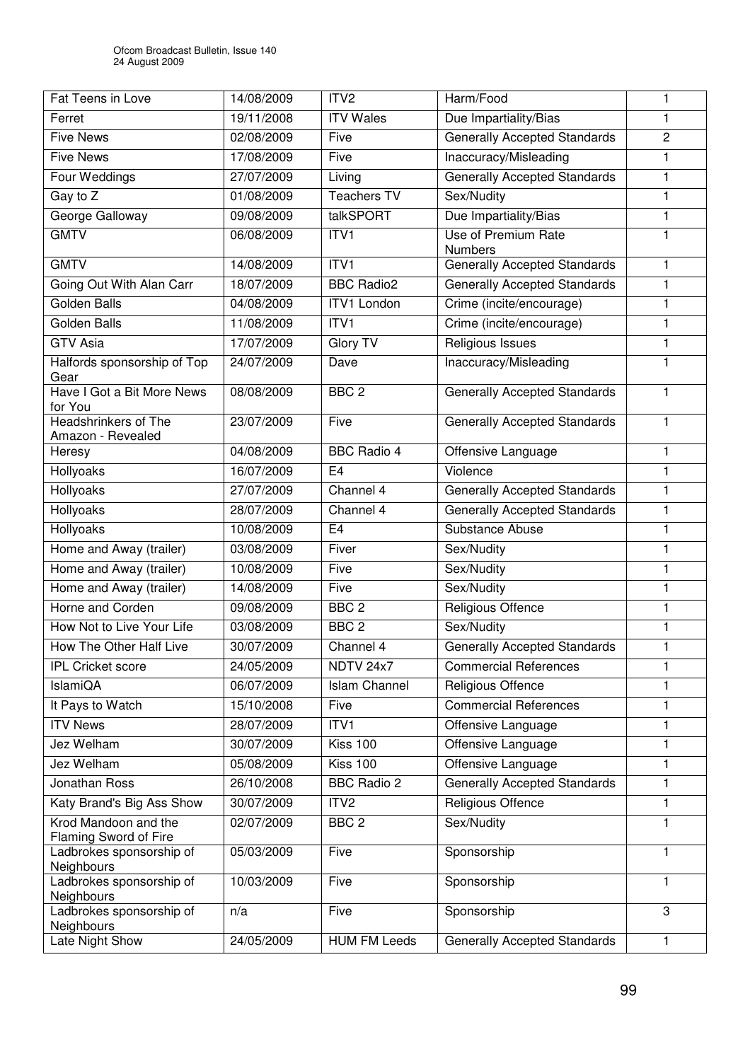| Fat Teens in Love | 14/08/2009 | ITV2 | Harm/Food | 1 |
|---|---|---|---|---|
| Ferret | 19/11/2008 | ITV Wales | Due Impartiality/Bias | 1 |
| Five News | 02/08/2009 | Five | Generally Accepted Standards | 2 |
| Five News | 17/08/2009 | Five | Inaccuracy/Misleading | 1 |
| Four Weddings | 27/07/2009 | Living | Generally Accepted Standards | 1 |
| Gay to Z | 01/08/2009 | Teachers TV | Sex/Nudity | 1 |
| George Galloway | 09/08/2009 | talkSPORT | Due Impartiality/Bias | 1 |
| GMTV | 06/08/2009 | ITV1 | Use of Premium Rate Numbers | 1 |
| GMTV | 14/08/2009 | ITV1 | Generally Accepted Standards | 1 |
| Going Out With Alan Carr | 18/07/2009 | BBC Radio2 | Generally Accepted Standards | 1 |
| Golden Balls | 04/08/2009 | ITV1 London | Crime (incite/encourage) | 1 |
| Golden Balls | 11/08/2009 | ITV1 | Crime (incite/encourage) | 1 |
| GTV Asia | 17/07/2009 | Glory TV | Religious Issues | 1 |
| Halfords sponsorship of Top Gear | 24/07/2009 | Dave | Inaccuracy/Misleading | 1 |
| Have I Got a Bit More News for You | 08/08/2009 | BBC 2 | Generally Accepted Standards | 1 |
| Headshrinkers of The Amazon - Revealed | 23/07/2009 | Five | Generally Accepted Standards | 1 |
| Heresy | 04/08/2009 | BBC Radio 4 | Offensive Language | 1 |
| Hollyoaks | 16/07/2009 | E4 | Violence | 1 |
| Hollyoaks | 27/07/2009 | Channel 4 | Generally Accepted Standards | 1 |
| Hollyoaks | 28/07/2009 | Channel 4 | Generally Accepted Standards | 1 |
| Hollyoaks | 10/08/2009 | E4 | Substance Abuse | 1 |
| Home and Away (trailer) | 03/08/2009 | Fiver | Sex/Nudity | 1 |
| Home and Away (trailer) | 10/08/2009 | Five | Sex/Nudity | 1 |
| Home and Away (trailer) | 14/08/2009 | Five | Sex/Nudity | 1 |
| Horne and Corden | 09/08/2009 | BBC 2 | Religious Offence | 1 |
| How Not to Live Your Life | 03/08/2009 | BBC 2 | Sex/Nudity | 1 |
| How The Other Half Live | 30/07/2009 | Channel 4 | Generally Accepted Standards | 1 |
| IPL Cricket score | 24/05/2009 | NDTV 24x7 | Commercial References | 1 |
| IslamiQA | 06/07/2009 | Islam Channel | Religious Offence | 1 |
| It Pays to Watch | 15/10/2008 | Five | Commercial References | 1 |
| ITV News | 28/07/2009 | ITV1 | Offensive Language | 1 |
| Jez Welham | 30/07/2009 | Kiss 100 | Offensive Language | 1 |
| Jez Welham | 05/08/2009 | Kiss 100 | Offensive Language | 1 |
| Jonathan Ross | 26/10/2008 | BBC Radio 2 | Generally Accepted Standards | 1 |
| Katy Brand's Big Ass Show | 30/07/2009 | ITV2 | Religious Offence | 1 |
| Krod Mandoon and the Flaming Sword of Fire | 02/07/2009 | BBC 2 | Sex/Nudity | 1 |
| Ladbrokes sponsorship of Neighbours | 05/03/2009 | Five | Sponsorship | 1 |
| Ladbrokes sponsorship of Neighbours | 10/03/2009 | Five | Sponsorship | 1 |
| Ladbrokes sponsorship of Neighbours | n/a | Five | Sponsorship | 3 |
| Late Night Show | 24/05/2009 | HUM FM Leeds | Generally Accepted Standards | 1 |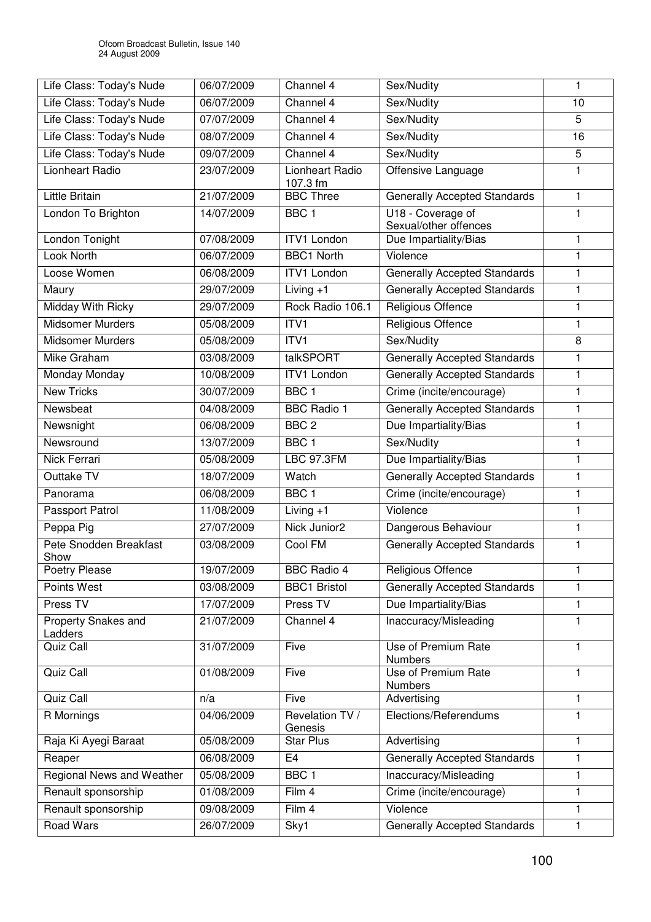| Life Class: Today's Nude | 06/07/2009 | Channel 4 | Sex/Nudity | 1 |
|---|---|---|---|---|
| Life Class: Today's Nude | 06/07/2009 | Channel 4 | Sex/Nudity | 10 |
| Life Class: Today's Nude | 07/07/2009 | Channel 4 | Sex/Nudity | 5 |
| Life Class: Today's Nude | 08/07/2009 | Channel 4 | Sex/Nudity | 16 |
| Life Class: Today's Nude | 09/07/2009 | Channel 4 | Sex/Nudity | 5 |
| Lionheart Radio | 23/07/2009 | Lionheart Radio 107.3 fm | Offensive Language | 1 |
| Little Britain | 21/07/2009 | BBC Three | Generally Accepted Standards | 1 |
| London To Brighton | 14/07/2009 | BBC 1 | U18 - Coverage of Sexual/other offences | 1 |
| London Tonight | 07/08/2009 | ITV1 London | Due Impartiality/Bias | 1 |
| Look North | 06/07/2009 | BBC1 North | Violence | 1 |
| Loose Women | 06/08/2009 | ITV1 London | Generally Accepted Standards | 1 |
| Maury | 29/07/2009 | Living +1 | Generally Accepted Standards | 1 |
| Midday With Ricky | 29/07/2009 | Rock Radio 106.1 | Religious Offence | 1 |
| Midsomer Murders | 05/08/2009 | ITV1 | Religious Offence | 1 |
| Midsomer Murders | 05/08/2009 | ITV1 | Sex/Nudity | 8 |
| Mike Graham | 03/08/2009 | talkSPORT | Generally Accepted Standards | 1 |
| Monday Monday | 10/08/2009 | ITV1 London | Generally Accepted Standards | 1 |
| New Tricks | 30/07/2009 | BBC 1 | Crime (incite/encourage) | 1 |
| Newsbeat | 04/08/2009 | BBC Radio 1 | Generally Accepted Standards | 1 |
| Newsnight | 06/08/2009 | BBC 2 | Due Impartiality/Bias | 1 |
| Newsround | 13/07/2009 | BBC 1 | Sex/Nudity | 1 |
| Nick Ferrari | 05/08/2009 | LBC 97.3FM | Due Impartiality/Bias | 1 |
| Outtake TV | 18/07/2009 | Watch | Generally Accepted Standards | 1 |
| Panorama | 06/08/2009 | BBC 1 | Crime (incite/encourage) | 1 |
| Passport Patrol | 11/08/2009 | Living +1 | Violence | 1 |
| Peppa Pig | 27/07/2009 | Nick Junior2 | Dangerous Behaviour | 1 |
| Pete Snodden Breakfast Show | 03/08/2009 | Cool FM | Generally Accepted Standards | 1 |
| Poetry Please | 19/07/2009 | BBC Radio 4 | Religious Offence | 1 |
| Points West | 03/08/2009 | BBC1 Bristol | Generally Accepted Standards | 1 |
| Press TV | 17/07/2009 | Press TV | Due Impartiality/Bias | 1 |
| Property Snakes and Ladders | 21/07/2009 | Channel 4 | Inaccuracy/Misleading | 1 |
| Quiz Call | 31/07/2009 | Five | Use of Premium Rate Numbers | 1 |
| Quiz Call | 01/08/2009 | Five | Use of Premium Rate Numbers | 1 |
| Quiz Call | n/a | Five | Advertising | 1 |
| R Mornings | 04/06/2009 | Revelation TV / Genesis | Elections/Referendums | 1 |
| Raja Ki Ayegi Baraat | 05/08/2009 | Star Plus | Advertising | 1 |
| Reaper | 06/08/2009 | E4 | Generally Accepted Standards | 1 |
| Regional News and Weather | 05/08/2009 | BBC 1 | Inaccuracy/Misleading | 1 |
| Renault sponsorship | 01/08/2009 | Film 4 | Crime (incite/encourage) | 1 |
| Renault sponsorship | 09/08/2009 | Film 4 | Violence | 1 |
| Road Wars | 26/07/2009 | Sky1 | Generally Accepted Standards | 1 |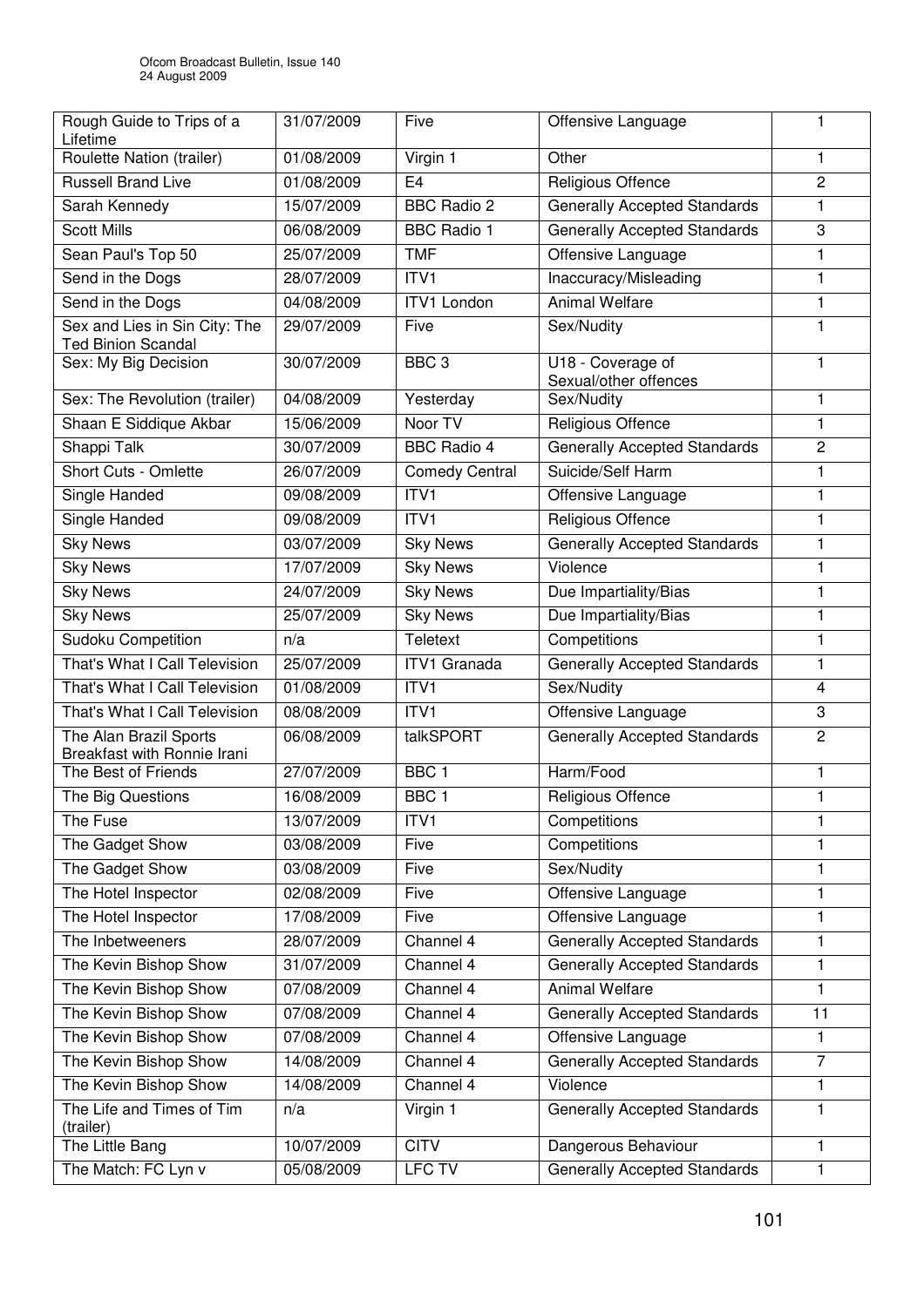| Rough Guide to Trips of a Lifetime | 31/07/2009 | Five | Offensive Language | 1 |
|---|---|---|---|---|
| Roulette Nation (trailer) | 01/08/2009 | Virgin 1 | Other | 1 |
| Russell Brand Live | 01/08/2009 | E4 | Religious Offence | 2 |
| Sarah Kennedy | 15/07/2009 | BBC Radio 2 | Generally Accepted Standards | 1 |
| Scott Mills | 06/08/2009 | BBC Radio 1 | Generally Accepted Standards | 3 |
| Sean Paul's Top 50 | 25/07/2009 | TMF | Offensive Language | 1 |
| Send in the Dogs | 28/07/2009 | ITV1 | Inaccuracy/Misleading | 1 |
| Send in the Dogs | 04/08/2009 | ITV1 London | Animal Welfare | 1 |
| Sex and Lies in Sin City: The Ted Binion Scandal | 29/07/2009 | Five | Sex/Nudity | 1 |
| Sex: My Big Decision | 30/07/2009 | BBC 3 | U18 - Coverage of Sexual/other offences | 1 |
| Sex: The Revolution (trailer) | 04/08/2009 | Yesterday | Sex/Nudity | 1 |
| Shaan E Siddique Akbar | 15/06/2009 | Noor TV | Religious Offence | 1 |
| Shappi Talk | 30/07/2009 | BBC Radio 4 | Generally Accepted Standards | 2 |
| Short Cuts - Omlette | 26/07/2009 | Comedy Central | Suicide/Self Harm | 1 |
| Single Handed | 09/08/2009 | ITV1 | Offensive Language | 1 |
| Single Handed | 09/08/2009 | ITV1 | Religious Offence | 1 |
| Sky News | 03/07/2009 | Sky News | Generally Accepted Standards | 1 |
| Sky News | 17/07/2009 | Sky News | Violence | 1 |
| Sky News | 24/07/2009 | Sky News | Due Impartiality/Bias | 1 |
| Sky News | 25/07/2009 | Sky News | Due Impartiality/Bias | 1 |
| Sudoku Competition | n/a | Teletext | Competitions | 1 |
| That's What I Call Television | 25/07/2009 | ITV1 Granada | Generally Accepted Standards | 1 |
| That's What I Call Television | 01/08/2009 | ITV1 | Sex/Nudity | 4 |
| That's What I Call Television | 08/08/2009 | ITV1 | Offensive Language | 3 |
| The Alan Brazil Sports Breakfast with Ronnie Irani | 06/08/2009 | talkSPORT | Generally Accepted Standards | 2 |
| The Best of Friends | 27/07/2009 | BBC 1 | Harm/Food | 1 |
| The Big Questions | 16/08/2009 | BBC 1 | Religious Offence | 1 |
| The Fuse | 13/07/2009 | ITV1 | Competitions | 1 |
| The Gadget Show | 03/08/2009 | Five | Competitions | 1 |
| The Gadget Show | 03/08/2009 | Five | Sex/Nudity | 1 |
| The Hotel Inspector | 02/08/2009 | Five | Offensive Language | 1 |
| The Hotel Inspector | 17/08/2009 | Five | Offensive Language | 1 |
| The Inbetweeners | 28/07/2009 | Channel 4 | Generally Accepted Standards | 1 |
| The Kevin Bishop Show | 31/07/2009 | Channel 4 | Generally Accepted Standards | 1 |
| The Kevin Bishop Show | 07/08/2009 | Channel 4 | Animal Welfare | 1 |
| The Kevin Bishop Show | 07/08/2009 | Channel 4 | Generally Accepted Standards | 11 |
| The Kevin Bishop Show | 07/08/2009 | Channel 4 | Offensive Language | 1 |
| The Kevin Bishop Show | 14/08/2009 | Channel 4 | Generally Accepted Standards | 7 |
| The Kevin Bishop Show | 14/08/2009 | Channel 4 | Violence | 1 |
| The Life and Times of Tim (trailer) | n/a | Virgin 1 | Generally Accepted Standards | 1 |
| The Little Bang | 10/07/2009 | CITV | Dangerous Behaviour | 1 |
| The Match: FC Lyn v | 05/08/2009 | LFC TV | Generally Accepted Standards | 1 |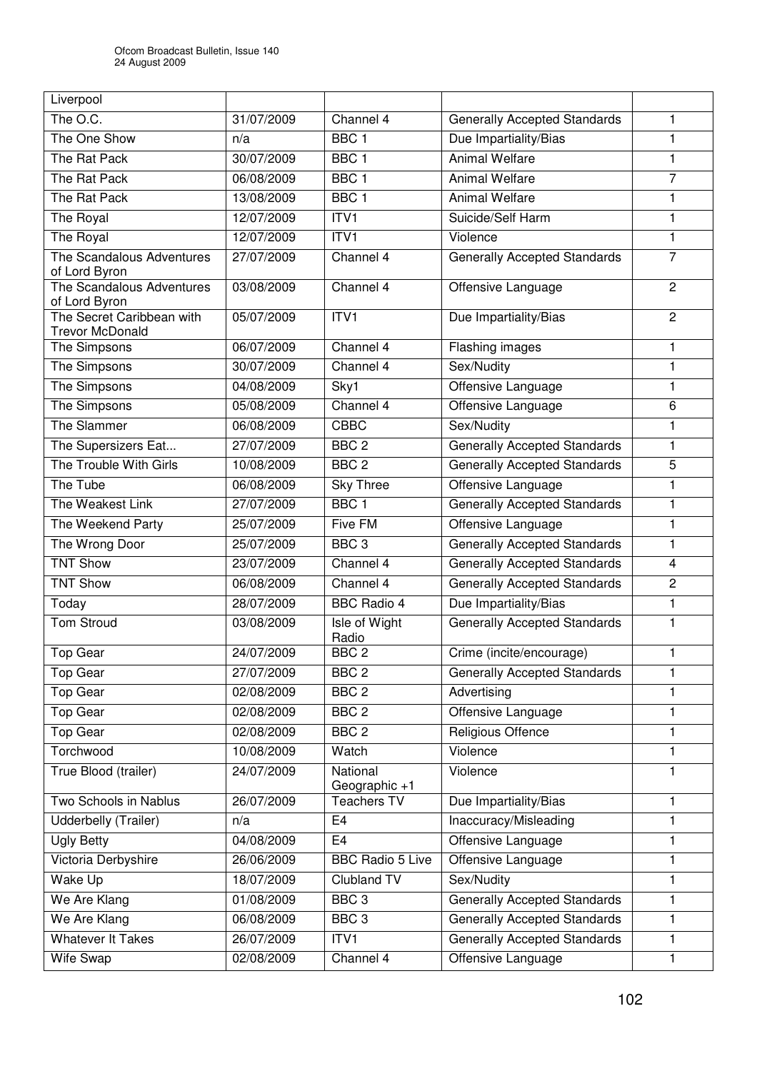| Liverpool | | | | |
|---|---|---|---|---|
| The O.C. | 31/07/2009 | Channel 4 | Generally Accepted Standards | 1 |
| The One Show | n/a | BBC 1 | Due Impartiality/Bias | 1 |
| The Rat Pack | 30/07/2009 | BBC 1 | Animal Welfare | 1 |
| The Rat Pack | 06/08/2009 | BBC 1 | Animal Welfare | 7 |
| The Rat Pack | 13/08/2009 | BBC 1 | Animal Welfare | 1 |
| The Royal | 12/07/2009 | ITV1 | Suicide/Self Harm | 1 |
| The Royal | 12/07/2009 | ITV1 | Violence | 1 |
| The Scandalous Adventures of Lord Byron | 27/07/2009 | Channel 4 | Generally Accepted Standards | 7 |
| The Scandalous Adventures of Lord Byron | 03/08/2009 | Channel 4 | Offensive Language | 2 |
| The Secret Caribbean with Trevor McDonald | 05/07/2009 | ITV1 | Due Impartiality/Bias | 2 |
| The Simpsons | 06/07/2009 | Channel 4 | Flashing images | 1 |
| The Simpsons | 30/07/2009 | Channel 4 | Sex/Nudity | 1 |
| The Simpsons | 04/08/2009 | Sky1 | Offensive Language | 1 |
| The Simpsons | 05/08/2009 | Channel 4 | Offensive Language | 6 |
| The Slammer | 06/08/2009 | CBBC | Sex/Nudity | 1 |
| The Supersizers Eat... | 27/07/2009 | BBC 2 | Generally Accepted Standards | 1 |
| The Trouble With Girls | 10/08/2009 | BBC 2 | Generally Accepted Standards | 5 |
| The Tube | 06/08/2009 | Sky Three | Offensive Language | 1 |
| The Weakest Link | 27/07/2009 | BBC 1 | Generally Accepted Standards | 1 |
| The Weekend Party | 25/07/2009 | Five FM | Offensive Language | 1 |
| The Wrong Door | 25/07/2009 | BBC 3 | Generally Accepted Standards | 1 |
| TNT Show | 23/07/2009 | Channel 4 | Generally Accepted Standards | 4 |
| TNT Show | 06/08/2009 | Channel 4 | Generally Accepted Standards | 2 |
| Today | 28/07/2009 | BBC Radio 4 | Due Impartiality/Bias | 1 |
| Tom Stroud | 03/08/2009 | Isle of Wight Radio | Generally Accepted Standards | 1 |
| Top Gear | 24/07/2009 | BBC 2 | Crime (incite/encourage) | 1 |
| Top Gear | 27/07/2009 | BBC 2 | Generally Accepted Standards | 1 |
| Top Gear | 02/08/2009 | BBC 2 | Advertising | 1 |
| Top Gear | 02/08/2009 | BBC 2 | Offensive Language | 1 |
| Top Gear | 02/08/2009 | BBC 2 | Religious Offence | 1 |
| Torchwood | 10/08/2009 | Watch | Violence | 1 |
| True Blood (trailer) | 24/07/2009 | National Geographic +1 | Violence | 1 |
| Two Schools in Nablus | 26/07/2009 | Teachers TV | Due Impartiality/Bias | 1 |
| Udderbelly (Trailer) | n/a | E4 | Inaccuracy/Misleading | 1 |
| Ugly Betty | 04/08/2009 | E4 | Offensive Language | 1 |
| Victoria Derbyshire | 26/06/2009 | BBC Radio 5 Live | Offensive Language | 1 |
| Wake Up | 18/07/2009 | Clubland TV | Sex/Nudity | 1 |
| We Are Klang | 01/08/2009 | BBC 3 | Generally Accepted Standards | 1 |
| We Are Klang | 06/08/2009 | BBC 3 | Generally Accepted Standards | 1 |
| Whatever It Takes | 26/07/2009 | ITV1 | Generally Accepted Standards | 1 |
| Wife Swap | 02/08/2009 | Channel 4 | Offensive Language | 1 |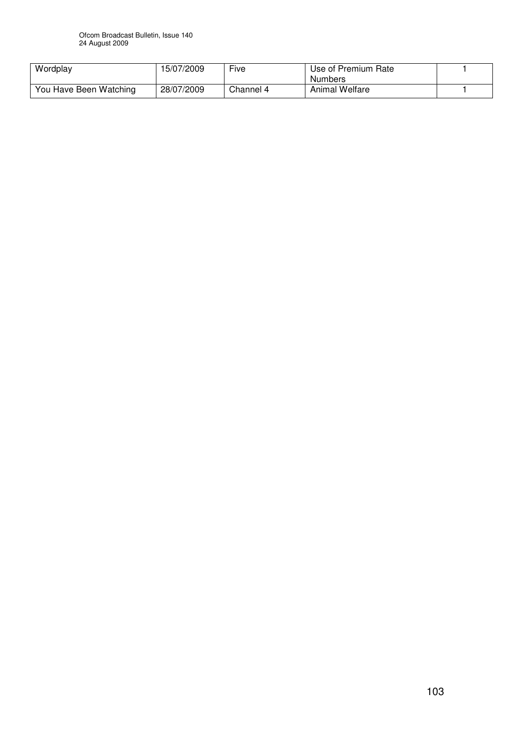| | | | | |
|---|---|---|---|---|
| Wordplay | 15/07/2009 | Five | Use of Premium Rate Numbers | 1 |
| You Have Been Watching | 28/07/2009 | Channel 4 | Animal Welfare | 1 |